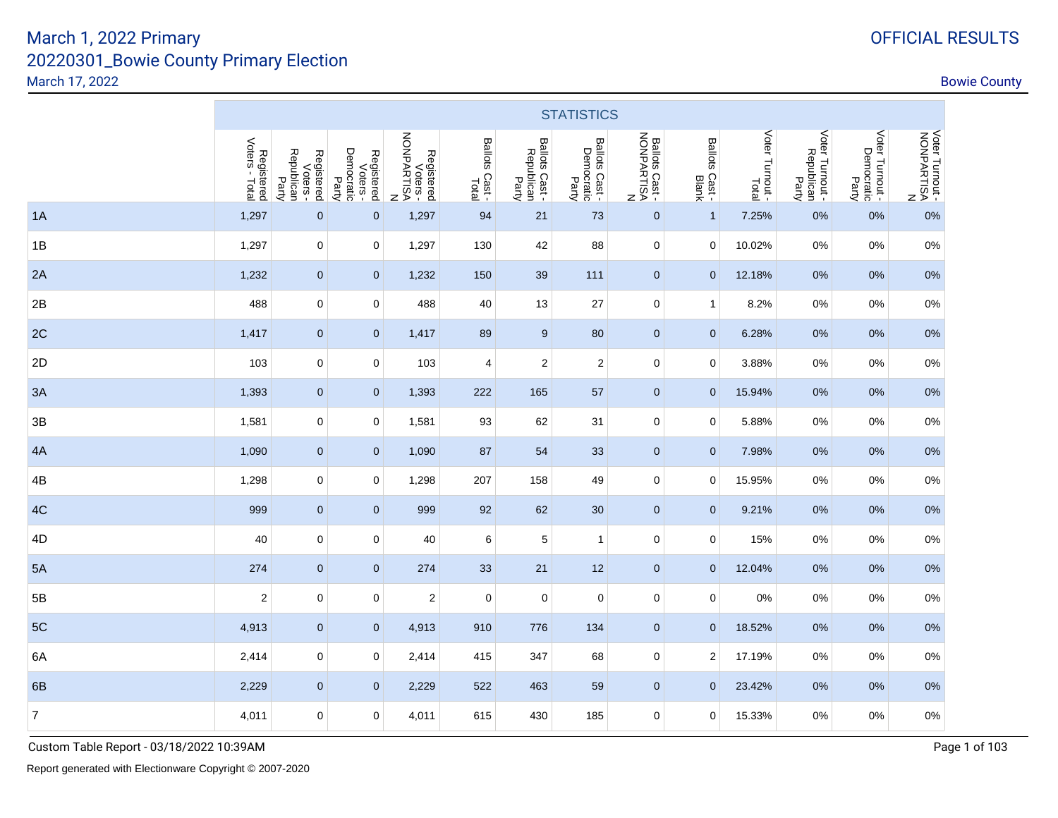# March 1, 2022 Primary
## 20220301_Bowie County Primary Election

March 17, 2022

OFFICIAL RESULTS

Bowie County

| | STATISTICS | | | | | | | | | | | | |
|---|---|---|---|---|---|---|---|---|---|---|---|---|---|
| | Registered Voters - Total | Registered Voters - Republican Party | Registered Voters - Democratic Party | Registered Voters - NONPARTISAN | Ballots Cast - Total | Ballots Cast - Republican Party | Ballots Cast - Democratic Party | Ballots Cast - NONPARTISAN | Ballots Cast - Blank | Voter Turnout - Total | Voter Turnout - Republican Party | Voter Turnout - Democratic Party | Voter Turnout - NONPARTISAN |
| 1A | 1,297 | 0 | 0 | 1,297 | 94 | 21 | 73 | 0 | 1 | 7.25% | 0% | 0% | 0% |
| 1B | 1,297 | 0 | 0 | 1,297 | 130 | 42 | 88 | 0 | 0 | 10.02% | 0% | 0% | 0% |
| 2A | 1,232 | 0 | 0 | 1,232 | 150 | 39 | 111 | 0 | 0 | 12.18% | 0% | 0% | 0% |
| 2B | 488 | 0 | 0 | 488 | 40 | 13 | 27 | 0 | 1 | 8.2% | 0% | 0% | 0% |
| 2C | 1,417 | 0 | 0 | 1,417 | 89 | 9 | 80 | 0 | 0 | 6.28% | 0% | 0% | 0% |
| 2D | 103 | 0 | 0 | 103 | 4 | 2 | 2 | 0 | 0 | 3.88% | 0% | 0% | 0% |
| 3A | 1,393 | 0 | 0 | 1,393 | 222 | 165 | 57 | 0 | 0 | 15.94% | 0% | 0% | 0% |
| 3B | 1,581 | 0 | 0 | 1,581 | 93 | 62 | 31 | 0 | 0 | 5.88% | 0% | 0% | 0% |
| 4A | 1,090 | 0 | 0 | 1,090 | 87 | 54 | 33 | 0 | 0 | 7.98% | 0% | 0% | 0% |
| 4B | 1,298 | 0 | 0 | 1,298 | 207 | 158 | 49 | 0 | 0 | 15.95% | 0% | 0% | 0% |
| 4C | 999 | 0 | 0 | 999 | 92 | 62 | 30 | 0 | 0 | 9.21% | 0% | 0% | 0% |
| 4D | 40 | 0 | 0 | 40 | 6 | 5 | 1 | 0 | 0 | 15% | 0% | 0% | 0% |
| 5A | 274 | 0 | 0 | 274 | 33 | 21 | 12 | 0 | 0 | 12.04% | 0% | 0% | 0% |
| 5B | 2 | 0 | 0 | 2 | 0 | 0 | 0 | 0 | 0 | 0% | 0% | 0% | 0% |
| 5C | 4,913 | 0 | 0 | 4,913 | 910 | 776 | 134 | 0 | 0 | 18.52% | 0% | 0% | 0% |
| 6A | 2,414 | 0 | 0 | 2,414 | 415 | 347 | 68 | 0 | 2 | 17.19% | 0% | 0% | 0% |
| 6B | 2,229 | 0 | 0 | 2,229 | 522 | 463 | 59 | 0 | 0 | 23.42% | 0% | 0% | 0% |
| 7 | 4,011 | 0 | 0 | 4,011 | 615 | 430 | 185 | 0 | 0 | 15.33% | 0% | 0% | 0% |

Custom Table Report - 03/18/2022 10:39AM

Report generated with Electionware Copyright © 2007-2020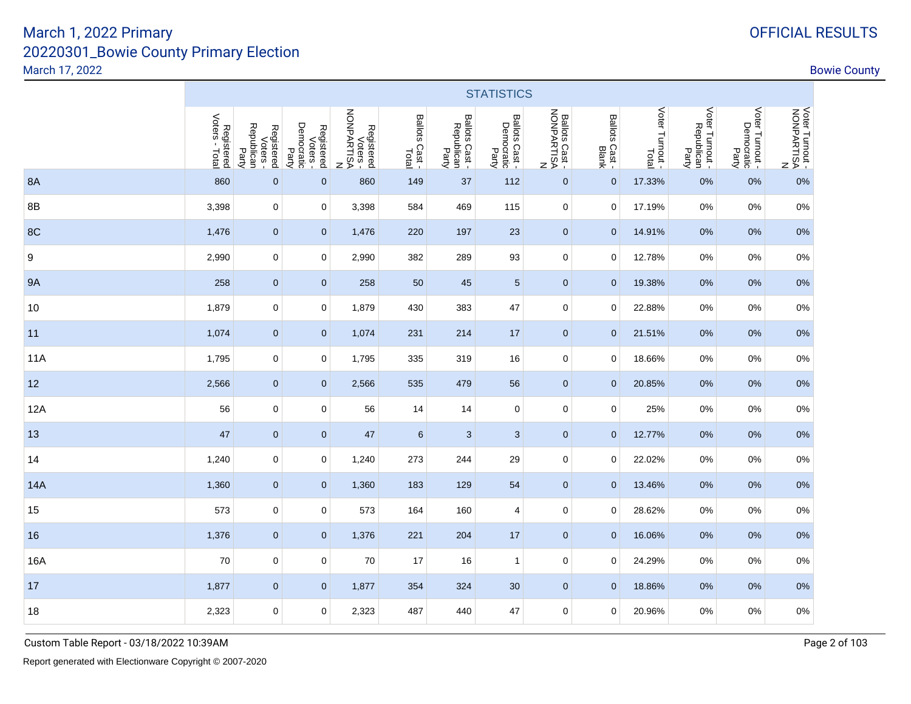# March 1, 2022 Primary

## 20220301_Bowie County Primary Election

March 17, 2022

OFFICIAL RESULTS

Bowie County

| | STATISTICS | | | | | | | | | | | | |
|---|---|---|---|---|---|---|---|---|---|---|---|---|---|
| | Registered Voters - Total | Registered Voters - Republican Party | Registered Voters - Democratic Party | Registered Voters - NONPARTISAN | Ballots Cast - Total | Ballots Cast - Republican Party | Ballots Cast - Democratic Party | Ballots Cast - NONPARTISAN | Ballots Cast - Blank | Voter Turnout - Total | Voter Turnout - Republican Party | Voter Turnout - Democratic Party | Voter Turnout - NONPARTISAN |
| 8A | 860 | 0 | 0 | 860 | 149 | 37 | 112 | 0 | 0 | 17.33% | 0% | 0% | 0% |
| 8B | 3,398 | 0 | 0 | 3,398 | 584 | 469 | 115 | 0 | 0 | 17.19% | 0% | 0% | 0% |
| 8C | 1,476 | 0 | 0 | 1,476 | 220 | 197 | 23 | 0 | 0 | 14.91% | 0% | 0% | 0% |
| 9 | 2,990 | 0 | 0 | 2,990 | 382 | 289 | 93 | 0 | 0 | 12.78% | 0% | 0% | 0% |
| 9A | 258 | 0 | 0 | 258 | 50 | 45 | 5 | 0 | 0 | 19.38% | 0% | 0% | 0% |
| 10 | 1,879 | 0 | 0 | 1,879 | 430 | 383 | 47 | 0 | 0 | 22.88% | 0% | 0% | 0% |
| 11 | 1,074 | 0 | 0 | 1,074 | 231 | 214 | 17 | 0 | 0 | 21.51% | 0% | 0% | 0% |
| 11A | 1,795 | 0 | 0 | 1,795 | 335 | 319 | 16 | 0 | 0 | 18.66% | 0% | 0% | 0% |
| 12 | 2,566 | 0 | 0 | 2,566 | 535 | 479 | 56 | 0 | 0 | 20.85% | 0% | 0% | 0% |
| 12A | 56 | 0 | 0 | 56 | 14 | 14 | 0 | 0 | 0 | 25% | 0% | 0% | 0% |
| 13 | 47 | 0 | 0 | 47 | 6 | 3 | 3 | 0 | 0 | 12.77% | 0% | 0% | 0% |
| 14 | 1,240 | 0 | 0 | 1,240 | 273 | 244 | 29 | 0 | 0 | 22.02% | 0% | 0% | 0% |
| 14A | 1,360 | 0 | 0 | 1,360 | 183 | 129 | 54 | 0 | 0 | 13.46% | 0% | 0% | 0% |
| 15 | 573 | 0 | 0 | 573 | 164 | 160 | 4 | 0 | 0 | 28.62% | 0% | 0% | 0% |
| 16 | 1,376 | 0 | 0 | 1,376 | 221 | 204 | 17 | 0 | 0 | 16.06% | 0% | 0% | 0% |
| 16A | 70 | 0 | 0 | 70 | 17 | 16 | 1 | 0 | 0 | 24.29% | 0% | 0% | 0% |
| 17 | 1,877 | 0 | 0 | 1,877 | 354 | 324 | 30 | 0 | 0 | 18.86% | 0% | 0% | 0% |
| 18 | 2,323 | 0 | 0 | 2,323 | 487 | 440 | 47 | 0 | 0 | 20.96% | 0% | 0% | 0% |

Custom Table Report - 03/18/2022 10:39AM

Report generated with Electionware Copyright © 2007-2020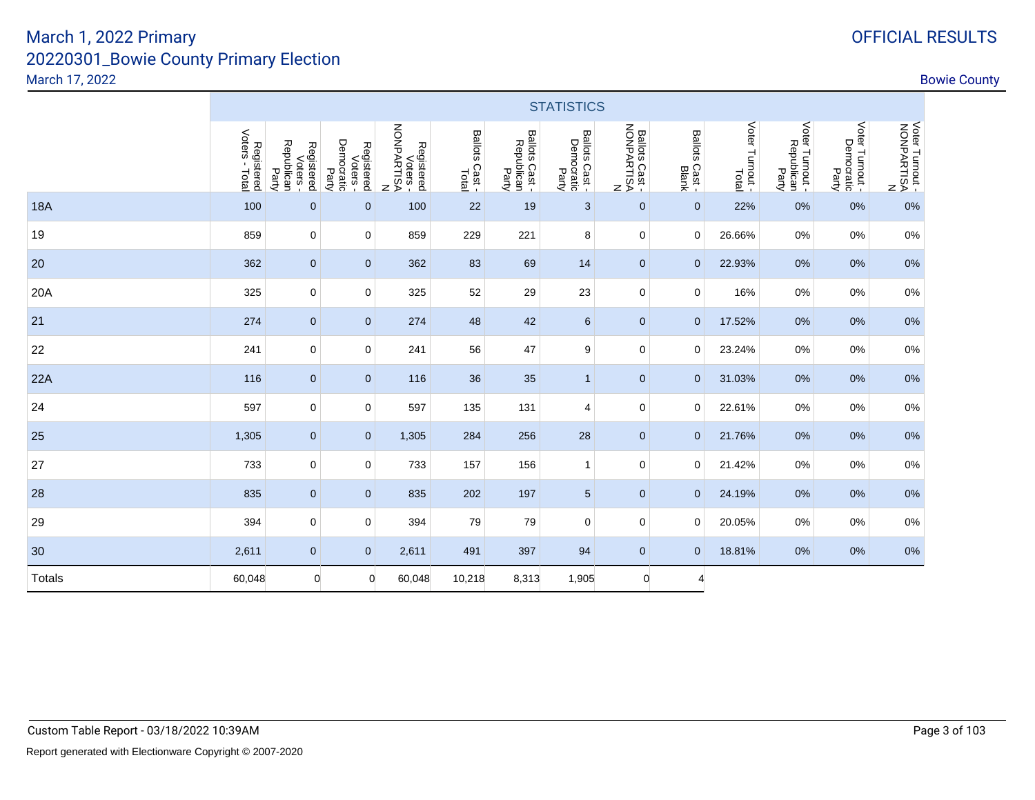# March 1, 2022 Primary

## 20220301_Bowie County Primary Election

March 17, 2022

OFFICIAL RESULTS

Bowie County

| | STATISTICS | | | | | | | | | | | | | |
|---|---|---|---|---|---|---|---|---|---|---|---|---|---|---|
| | Registered Voters - Total | Registered Voters - Republican Party | Registered Voters - Democratic Party | Registered Voters - NONPARTISAN | Ballots Cast - Total | Ballots Cast - Republican Party | Ballots Cast - Democratic Party | Ballots Cast - NONPARTISAN | Ballots Cast - Blank | Voter Turnout - Total | Voter Turnout - Republican Party | Voter Turnout - Democratic Party | Voter Turnout - NONPARTISAN |
| 18A | 100 | 0 | 0 | 100 | 22 | 19 | 3 | 0 | 0 | 22% | 0% | 0% | 0% |
| 19 | 859 | 0 | 0 | 859 | 229 | 221 | 8 | 0 | 0 | 26.66% | 0% | 0% | 0% |
| 20 | 362 | 0 | 0 | 362 | 83 | 69 | 14 | 0 | 0 | 22.93% | 0% | 0% | 0% |
| 20A | 325 | 0 | 0 | 325 | 52 | 29 | 23 | 0 | 0 | 16% | 0% | 0% | 0% |
| 21 | 274 | 0 | 0 | 274 | 48 | 42 | 6 | 0 | 0 | 17.52% | 0% | 0% | 0% |
| 22 | 241 | 0 | 0 | 241 | 56 | 47 | 9 | 0 | 0 | 23.24% | 0% | 0% | 0% |
| 22A | 116 | 0 | 0 | 116 | 36 | 35 | 1 | 0 | 0 | 31.03% | 0% | 0% | 0% |
| 24 | 597 | 0 | 0 | 597 | 135 | 131 | 4 | 0 | 0 | 22.61% | 0% | 0% | 0% |
| 25 | 1,305 | 0 | 0 | 1,305 | 284 | 256 | 28 | 0 | 0 | 21.76% | 0% | 0% | 0% |
| 27 | 733 | 0 | 0 | 733 | 157 | 156 | 1 | 0 | 0 | 21.42% | 0% | 0% | 0% |
| 28 | 835 | 0 | 0 | 835 | 202 | 197 | 5 | 0 | 0 | 24.19% | 0% | 0% | 0% |
| 29 | 394 | 0 | 0 | 394 | 79 | 79 | 0 | 0 | 0 | 20.05% | 0% | 0% | 0% |
| 30 | 2,611 | 0 | 0 | 2,611 | 491 | 397 | 94 | 0 | 0 | 18.81% | 0% | 0% | 0% |
| Totals | 60,048 | 0 | 0 | 60,048 | 10,218 | 8,313 | 1,905 | 0 | 4 | | | | |

Custom Table Report - 03/18/2022 10:39AM

Report generated with Electionware Copyright © 2007-2020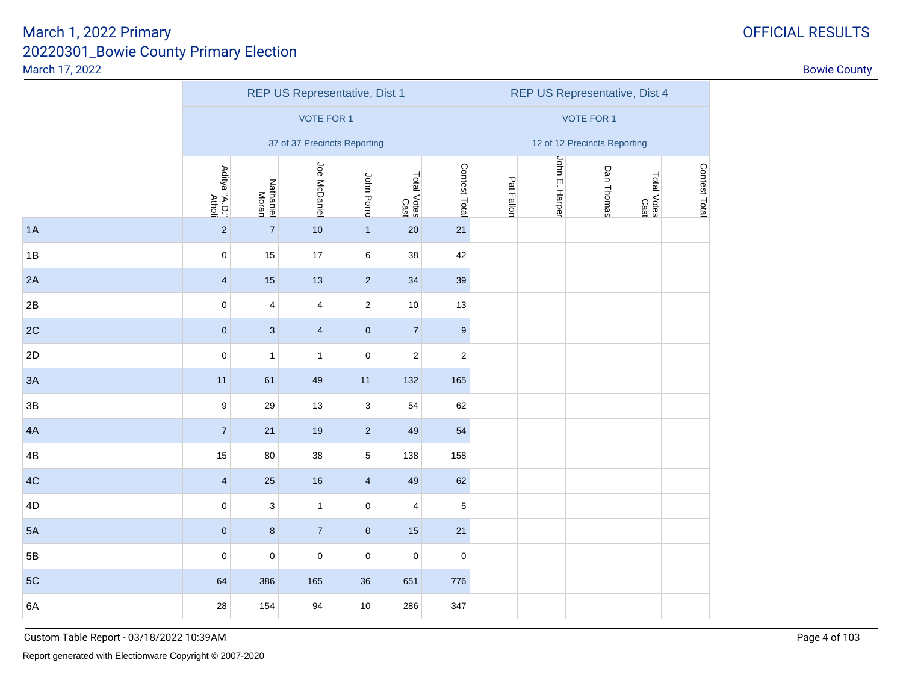# March 1, 2022 Primary

## 20220301_Bowie County Primary Election

March 17, 2022

OFFICIAL RESULTS

Bowie County

| | REP US Representative, Dist 1 | | | | | | REP US Representative, Dist 4 | | | | |
|---|---|---|---|---|---|---|---|---|---|---|---|
| | VOTE FOR 1 | | | | | | VOTE FOR 1 | | | | |
| | 37 of 37 Precincts Reporting | | | | | | 12 of 12 Precincts Reporting | | | | |
| | Aditya "A.D." Atholi | Nathaniel Moran | Joe McDaniel | John Porro | Total Votes Cast | Contest Total | Pat Fallon | John E. Harper | Dan Thomas | Total Votes Cast | Contest Total |
| 1A | 2 | 7 | 10 | 1 | 20 | 21 | | | | | |
| 1B | 0 | 15 | 17 | 6 | 38 | 42 | | | | | |
| 2A | 4 | 15 | 13 | 2 | 34 | 39 | | | | | |
| 2B | 0 | 4 | 4 | 2 | 10 | 13 | | | | | |
| 2C | 0 | 3 | 4 | 0 | 7 | 9 | | | | | |
| 2D | 0 | 1 | 1 | 0 | 2 | 2 | | | | | |
| 3A | 11 | 61 | 49 | 11 | 132 | 165 | | | | | |
| 3B | 9 | 29 | 13 | 3 | 54 | 62 | | | | | |
| 4A | 7 | 21 | 19 | 2 | 49 | 54 | | | | | |
| 4B | 15 | 80 | 38 | 5 | 138 | 158 | | | | | |
| 4C | 4 | 25 | 16 | 4 | 49 | 62 | | | | | |
| 4D | 0 | 3 | 1 | 0 | 4 | 5 | | | | | |
| 5A | 0 | 8 | 7 | 0 | 15 | 21 | | | | | |
| 5B | 0 | 0 | 0 | 0 | 0 | 0 | | | | | |
| 5C | 64 | 386 | 165 | 36 | 651 | 776 | | | | | |
| 6A | 28 | 154 | 94 | 10 | 286 | 347 | | | | | |

Custom Table Report - 03/18/2022 10:39AM

Report generated with Electionware Copyright © 2007-2020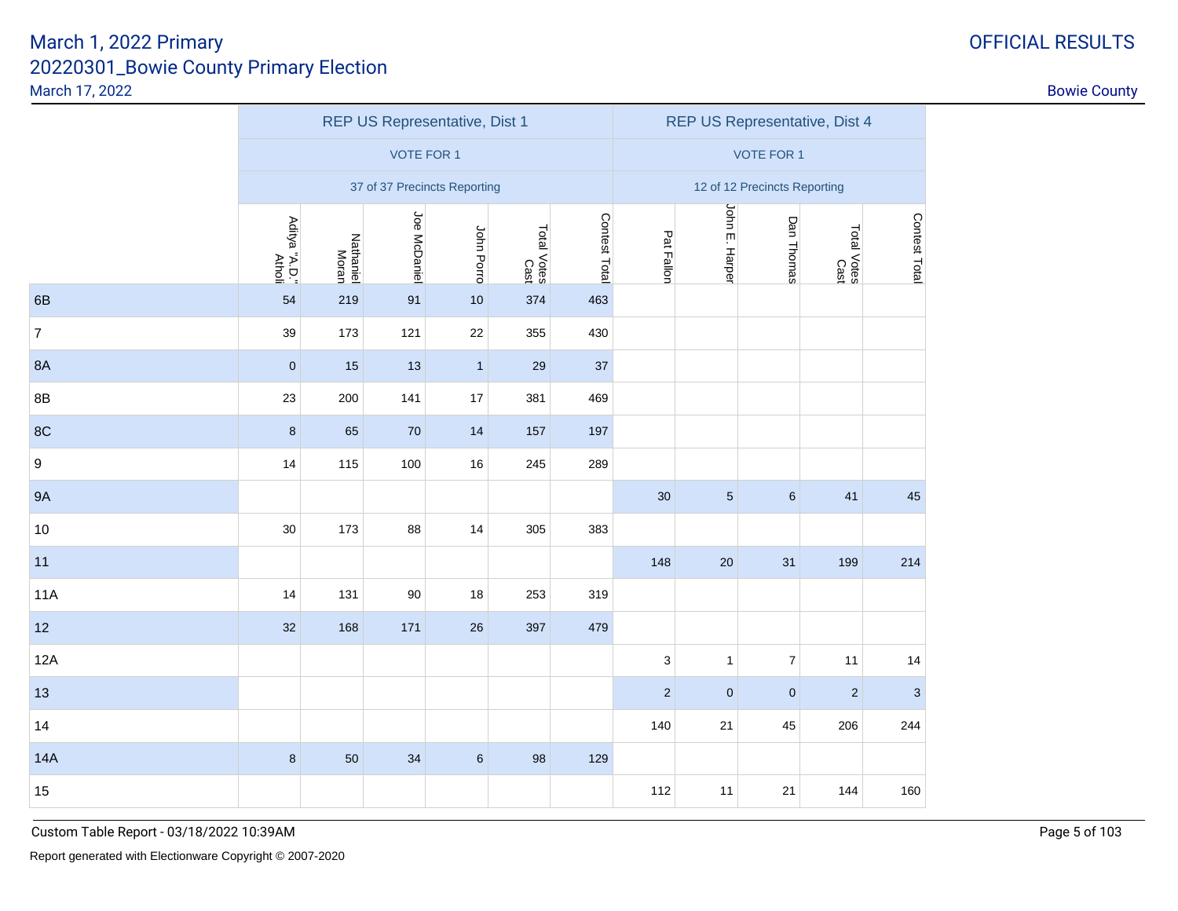# March 1, 2022 Primary

## 20220301_Bowie County Primary Election

March 17, 2022

OFFICIAL RESULTS

Bowie County

| | REP US Representative, Dist 1 | | | | | | REP US Representative, Dist 4 | | | | |
|---|---|---|---|---|---|---|---|---|---|---|---|
| | VOTE FOR 1 | | | | | | VOTE FOR 1 | | | | |
| | 37 of 37 Precincts Reporting | | | | | | 12 of 12 Precincts Reporting | | | | |
| | Aditya "A.D." Atholi | Nathaniel Moran | Joe McDaniel | John Porro | Total Votes Cast | Contest Total | Pat Fallon | John E. Harper | Dan Thomas | Total Votes Cast | Contest Total |
| 6B | 54 | 219 | 91 | 10 | 374 | 463 | | | | | |
| 7 | 39 | 173 | 121 | 22 | 355 | 430 | | | | | |
| 8A | 0 | 15 | 13 | 1 | 29 | 37 | | | | | |
| 8B | 23 | 200 | 141 | 17 | 381 | 469 | | | | | |
| 8C | 8 | 65 | 70 | 14 | 157 | 197 | | | | | |
| 9 | 14 | 115 | 100 | 16 | 245 | 289 | | | | | |
| 9A | | | | | | | 30 | 5 | 6 | 41 | 45 |
| 10 | 30 | 173 | 88 | 14 | 305 | 383 | | | | | |
| 11 | | | | | | | 148 | 20 | 31 | 199 | 214 |
| 11A | 14 | 131 | 90 | 18 | 253 | 319 | | | | | |
| 12 | 32 | 168 | 171 | 26 | 397 | 479 | | | | | |
| 12A | | | | | | | 3 | 1 | 7 | 11 | 14 |
| 13 | | | | | | | 2 | 0 | 0 | 2 | 3 |
| 14 | | | | | | | 140 | 21 | 45 | 206 | 244 |
| 14A | 8 | 50 | 34 | 6 | 98 | 129 | | | | | |
| 15 | | | | | | | 112 | 11 | 21 | 144 | 160 |

Custom Table Report - 03/18/2022 10:39AM

Report generated with Electionware Copyright © 2007-2020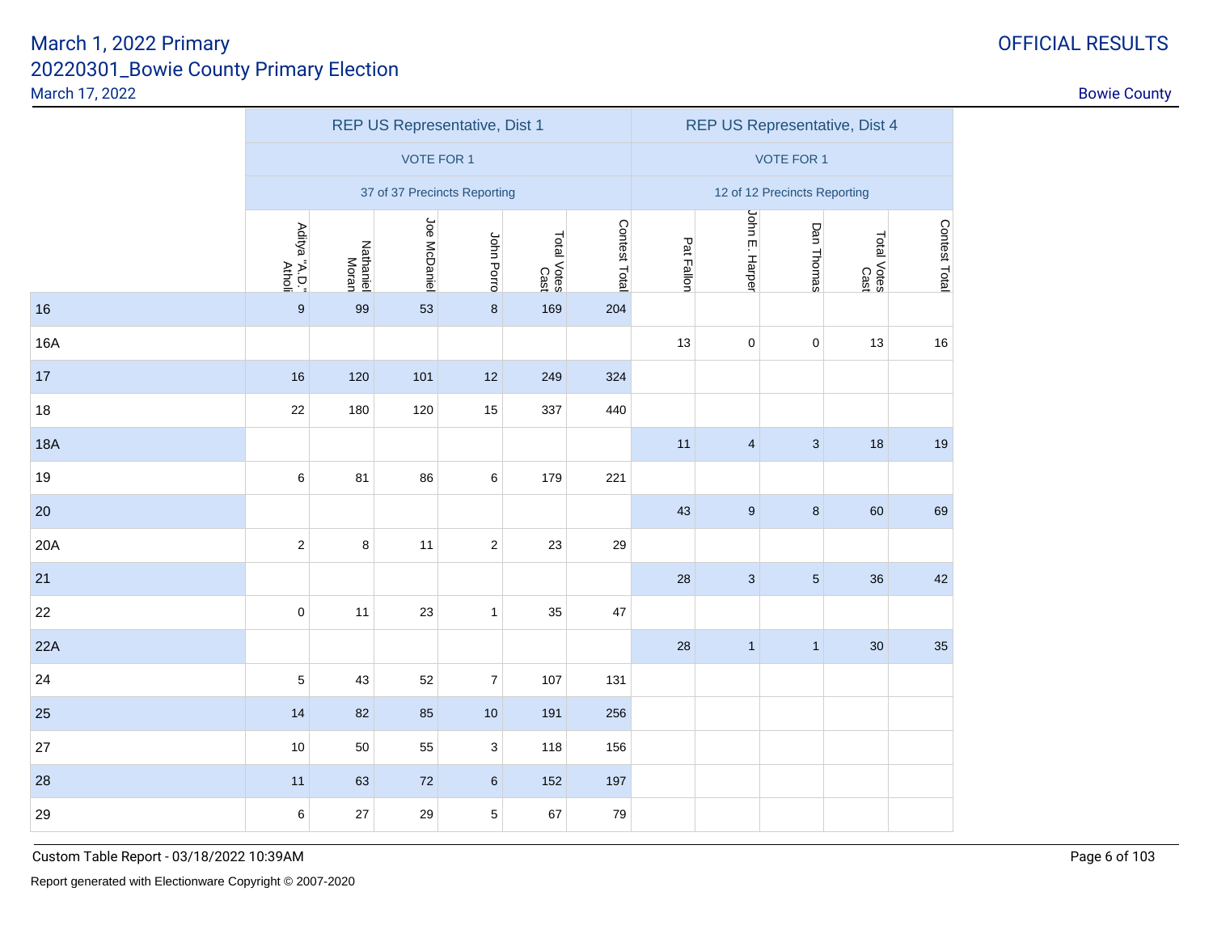# March 1, 2022 Primary

## 20220301_Bowie County Primary Election

March 17, 2022

OFFICIAL RESULTS

Bowie County

| | REP US Representative, Dist 1 | | | | | | REP US Representative, Dist 4 | | | | |
|---|---|---|---|---|---|---|---|---|---|---|---|
| | VOTE FOR 1 | | | | | | VOTE FOR 1 | | | | |
| | 37 of 37 Precincts Reporting | | | | | | 12 of 12 Precincts Reporting | | | | |
| | Aditya "A.D." Atholi | Nathaniel Moran | Joe McDaniel | John Porro | Total Votes Cast | Contest Total | Pat Fallon | John E. Harper | Dan Thomas | Total Votes Cast | Contest Total |
| 16 | 9 | 99 | 53 | 8 | 169 | 204 | | | | | |
| 16A | | | | | | | 13 | 0 | 0 | 13 | 16 |
| 17 | 16 | 120 | 101 | 12 | 249 | 324 | | | | | |
| 18 | 22 | 180 | 120 | 15 | 337 | 440 | | | | | |
| 18A | | | | | | | 11 | 4 | 3 | 18 | 19 |
| 19 | 6 | 81 | 86 | 6 | 179 | 221 | | | | | |
| 20 | | | | | | | 43 | 9 | 8 | 60 | 69 |
| 20A | 2 | 8 | 11 | 2 | 23 | 29 | | | | | |
| 21 | | | | | | | 28 | 3 | 5 | 36 | 42 |
| 22 | 0 | 11 | 23 | 1 | 35 | 47 | | | | | |
| 22A | | | | | | | 28 | 1 | 1 | 30 | 35 |
| 24 | 5 | 43 | 52 | 7 | 107 | 131 | | | | | |
| 25 | 14 | 82 | 85 | 10 | 191 | 256 | | | | | |
| 27 | 10 | 50 | 55 | 3 | 118 | 156 | | | | | |
| 28 | 11 | 63 | 72 | 6 | 152 | 197 | | | | | |
| 29 | 6 | 27 | 29 | 5 | 67 | 79 | | | | | |

Custom Table Report - 03/18/2022 10:39AM

Report generated with Electionware Copyright © 2007-2020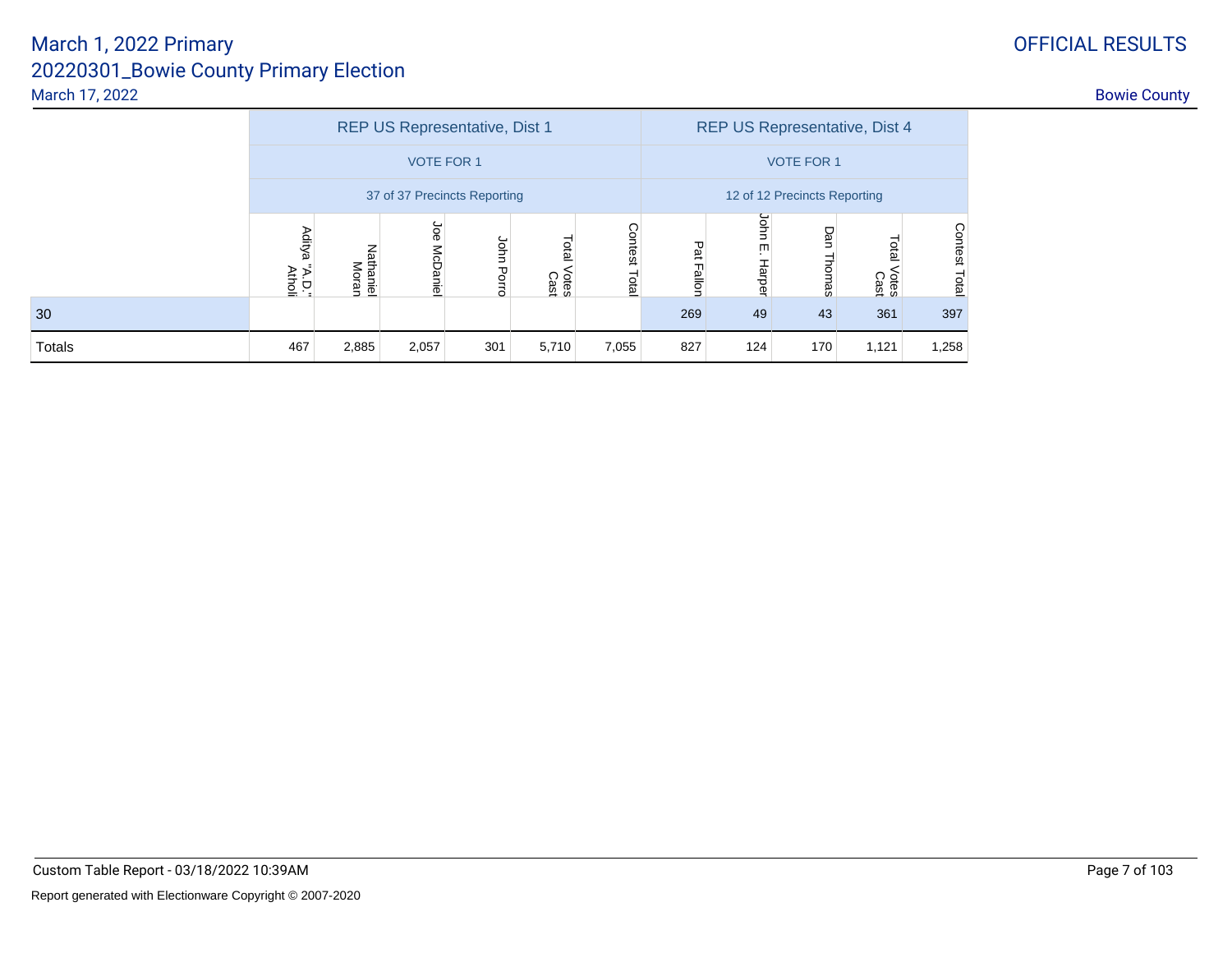# March 1, 2022 Primary

## 20220301_Bowie County Primary Election

March 17, 2022

OFFICIAL RESULTS

Bowie County

| | REP US Representative, Dist 1 | | | | | | REP US Representative, Dist 4 | | | | |
|---|---|---|---|---|---|---|---|---|---|---|---|
| | VOTE FOR 1 | | | | | | VOTE FOR 1 | | | | |
| | 37 of 37 Precincts Reporting | | | | | | 12 of 12 Precincts Reporting | | | | |
| | Aditya "A.D." Atholi | Nathaniel Moran | Joe McDaniel | John Porro | Total Votes Cast | Contest Total | Pat Fallon | John E. Harper | Dan Thomas | Total Votes Cast | Contest Total |
| 30 | | | | | | | 269 | 49 | 43 | 361 | 397 |
| Totals | 467 | 2,885 | 2,057 | 301 | 5,710 | 7,055 | 827 | 124 | 170 | 1,121 | 1,258 |

Custom Table Report - 03/18/2022 10:39AM

Report generated with Electionware Copyright © 2007-2020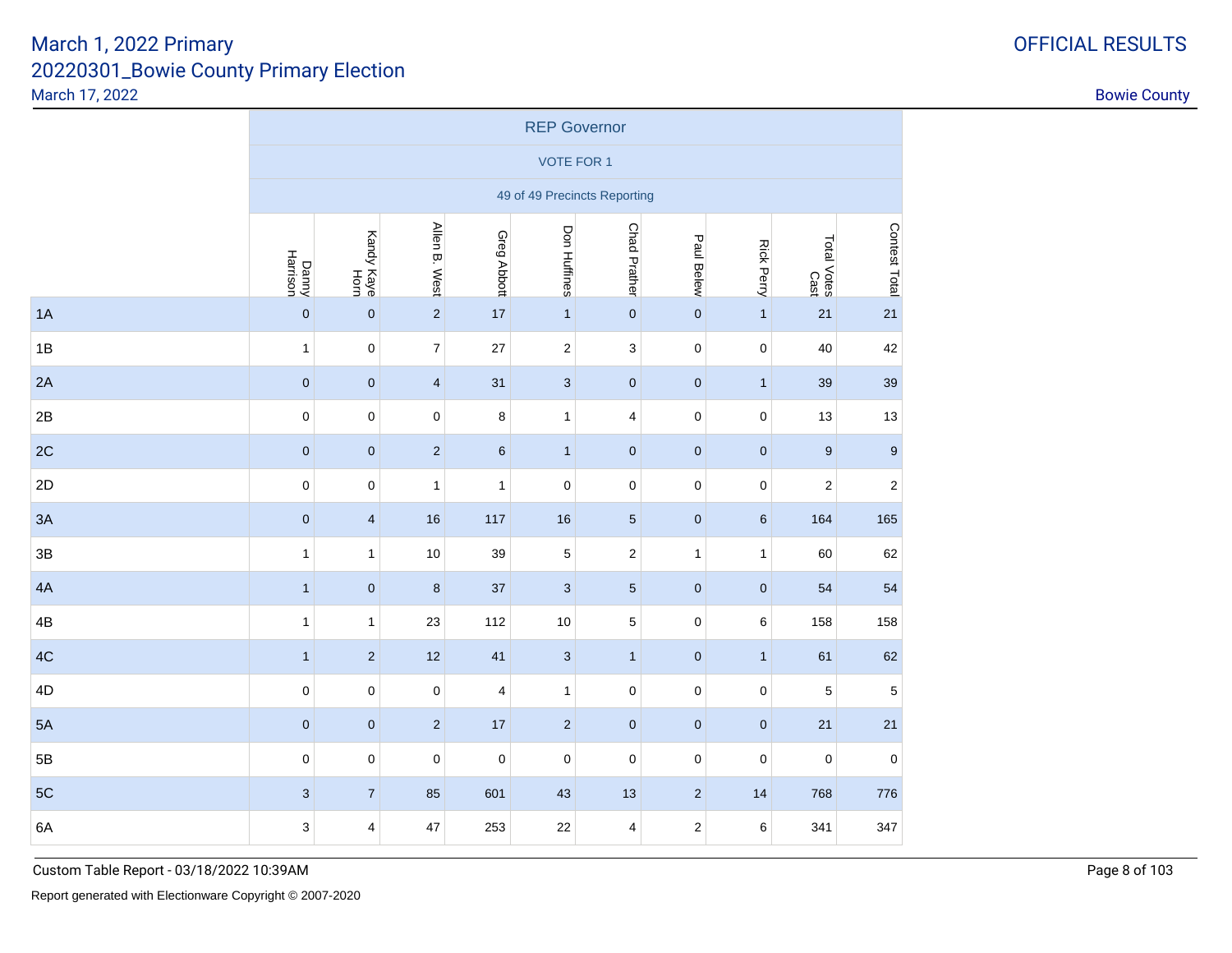# March 1, 2022 Primary

## 20220301_Bowie County Primary Election

March 17, 2022

OFFICIAL RESULTS

Bowie County

| | REP Governor | | | | | | | | | |
|---|---|---|---|---|---|---|---|---|---|---|
| | VOTE FOR 1 | | | | | | | | | |
| | 49 of 49 Precincts Reporting | | | | | | | | | |
| | Danny Harrison | Kandy Kaye Horn | Allen B. West | Greg Abbott | Don Huffines | Chad Prather | Paul Belew | Rick Perry | Total Votes Cast | Contest Total |
| 1A | 0 | 0 | 2 | 17 | 1 | 0 | 0 | 1 | 21 | 21 |
| 1B | 1 | 0 | 7 | 27 | 2 | 3 | 0 | 0 | 40 | 42 |
| 2A | 0 | 0 | 4 | 31 | 3 | 0 | 0 | 1 | 39 | 39 |
| 2B | 0 | 0 | 0 | 8 | 1 | 4 | 0 | 0 | 13 | 13 |
| 2C | 0 | 0 | 2 | 6 | 1 | 0 | 0 | 0 | 9 | 9 |
| 2D | 0 | 0 | 1 | 1 | 0 | 0 | 0 | 0 | 2 | 2 |
| 3A | 0 | 4 | 16 | 117 | 16 | 5 | 0 | 6 | 164 | 165 |
| 3B | 1 | 1 | 10 | 39 | 5 | 2 | 1 | 1 | 60 | 62 |
| 4A | 1 | 0 | 8 | 37 | 3 | 5 | 0 | 0 | 54 | 54 |
| 4B | 1 | 1 | 23 | 112 | 10 | 5 | 0 | 6 | 158 | 158 |
| 4C | 1 | 2 | 12 | 41 | 3 | 1 | 0 | 1 | 61 | 62 |
| 4D | 0 | 0 | 0 | 4 | 1 | 0 | 0 | 0 | 5 | 5 |
| 5A | 0 | 0 | 2 | 17 | 2 | 0 | 0 | 0 | 21 | 21 |
| 5B | 0 | 0 | 0 | 0 | 0 | 0 | 0 | 0 | 0 | 0 |
| 5C | 3 | 7 | 85 | 601 | 43 | 13 | 2 | 14 | 768 | 776 |
| 6A | 3 | 4 | 47 | 253 | 22 | 4 | 2 | 6 | 341 | 347 |

Custom Table Report - 03/18/2022 10:39AM

Report generated with Electionware Copyright © 2007-2020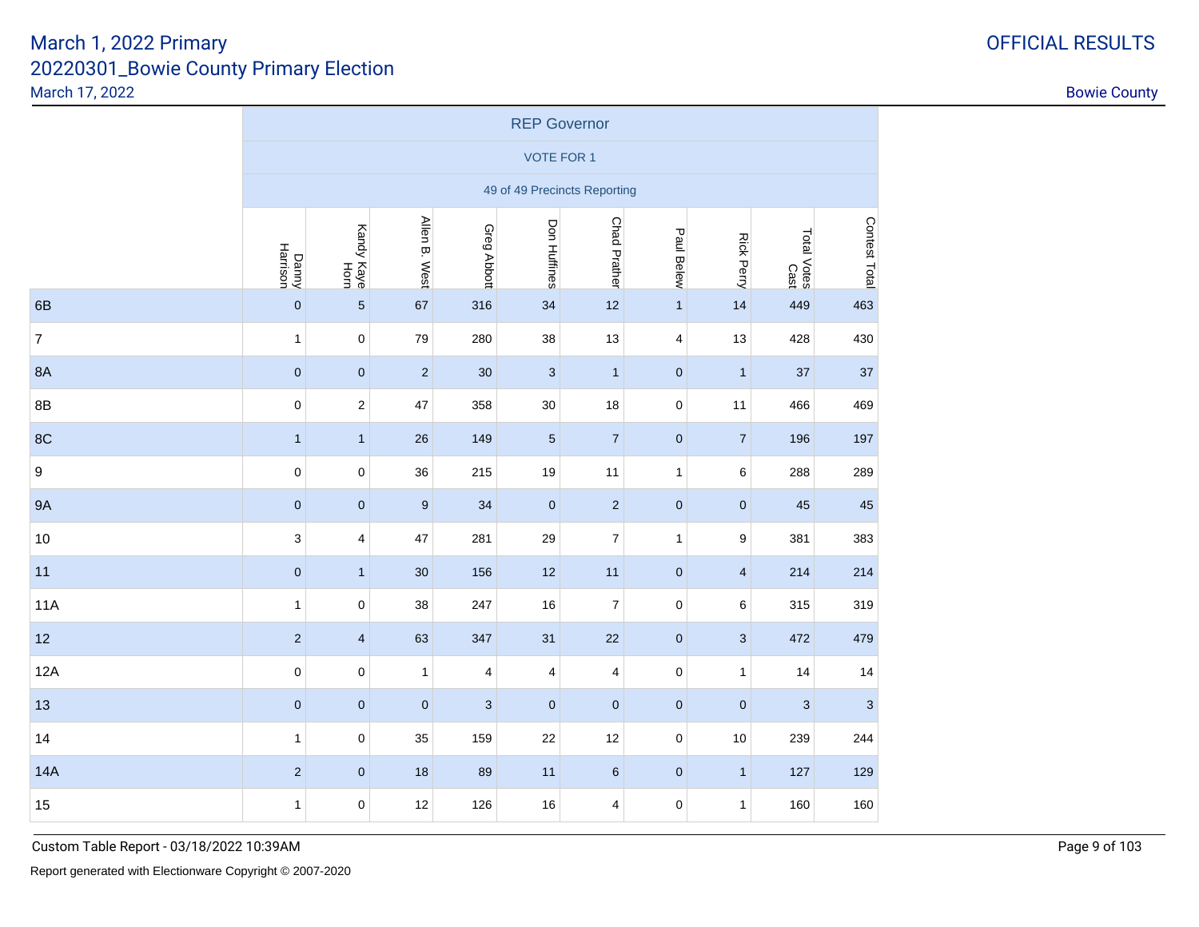March 1, 2022 Primary
20220301_Bowie County Primary Election
March 17, 2022

OFFICIAL RESULTS

Bowie County

| | REP Governor | | | | | | | | | |
|---|---|---|---|---|---|---|---|---|---|---|
| | VOTE FOR 1 | | | | | | | | | |
| | 49 of 49 Precincts Reporting | | | | | | | | | |
| | Danny Harrison | Kandy Kaye Horn | Allen B. West | Greg Abbott | Don Huffines | Chad Prather | Paul Belew | Rick Perry | Total Votes Cast | Contest Total |
| 6B | 0 | 5 | 67 | 316 | 34 | 12 | 1 | 14 | 449 | 463 |
| 7 | 1 | 0 | 79 | 280 | 38 | 13 | 4 | 13 | 428 | 430 |
| 8A | 0 | 0 | 2 | 30 | 3 | 1 | 0 | 1 | 37 | 37 |
| 8B | 0 | 2 | 47 | 358 | 30 | 18 | 0 | 11 | 466 | 469 |
| 8C | 1 | 1 | 26 | 149 | 5 | 7 | 0 | 7 | 196 | 197 |
| 9 | 0 | 0 | 36 | 215 | 19 | 11 | 1 | 6 | 288 | 289 |
| 9A | 0 | 0 | 9 | 34 | 0 | 2 | 0 | 0 | 45 | 45 |
| 10 | 3 | 4 | 47 | 281 | 29 | 7 | 1 | 9 | 381 | 383 |
| 11 | 0 | 1 | 30 | 156 | 12 | 11 | 0 | 4 | 214 | 214 |
| 11A | 1 | 0 | 38 | 247 | 16 | 7 | 0 | 6 | 315 | 319 |
| 12 | 2 | 4 | 63 | 347 | 31 | 22 | 0 | 3 | 472 | 479 |
| 12A | 0 | 0 | 1 | 4 | 4 | 4 | 0 | 1 | 14 | 14 |
| 13 | 0 | 0 | 0 | 3 | 0 | 0 | 0 | 0 | 3 | 3 |
| 14 | 1 | 0 | 35 | 159 | 22 | 12 | 0 | 10 | 239 | 244 |
| 14A | 2 | 0 | 18 | 89 | 11 | 6 | 0 | 1 | 127 | 129 |
| 15 | 1 | 0 | 12 | 126 | 16 | 4 | 0 | 1 | 160 | 160 |

Custom Table Report - 03/18/2022 10:39AM

Report generated with Electionware Copyright © 2007-2020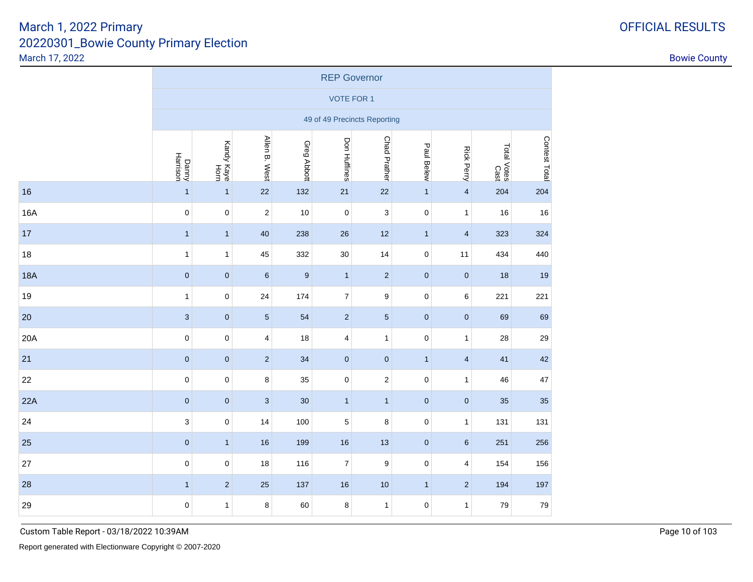# March 1, 2022 Primary

## 20220301_Bowie County Primary Election

March 17, 2022

OFFICIAL RESULTS

Bowie County

| | REP Governor | | | | | | | | | |
|---|---|---|---|---|---|---|---|---|---|---|
| | VOTE FOR 1 | | | | | | | | | |
| | 49 of 49 Precincts Reporting | | | | | | | | | |
| | Danny Harrison | Kandy Kaye Horn | Allen B. West | Greg Abbott | Don Huffines | Chad Prather | Paul Belew | Rick Perry | Total Votes Cast | Contest Total |
| 16 | 1 | 1 | 22 | 132 | 21 | 22 | 1 | 4 | 204 | 204 |
| 16A | 0 | 0 | 2 | 10 | 0 | 3 | 0 | 1 | 16 | 16 |
| 17 | 1 | 1 | 40 | 238 | 26 | 12 | 1 | 4 | 323 | 324 |
| 18 | 1 | 1 | 45 | 332 | 30 | 14 | 0 | 11 | 434 | 440 |
| 18A | 0 | 0 | 6 | 9 | 1 | 2 | 0 | 0 | 18 | 19 |
| 19 | 1 | 0 | 24 | 174 | 7 | 9 | 0 | 6 | 221 | 221 |
| 20 | 3 | 0 | 5 | 54 | 2 | 5 | 0 | 0 | 69 | 69 |
| 20A | 0 | 0 | 4 | 18 | 4 | 1 | 0 | 1 | 28 | 29 |
| 21 | 0 | 0 | 2 | 34 | 0 | 0 | 1 | 4 | 41 | 42 |
| 22 | 0 | 0 | 8 | 35 | 0 | 2 | 0 | 1 | 46 | 47 |
| 22A | 0 | 0 | 3 | 30 | 1 | 1 | 0 | 0 | 35 | 35 |
| 24 | 3 | 0 | 14 | 100 | 5 | 8 | 0 | 1 | 131 | 131 |
| 25 | 0 | 1 | 16 | 199 | 16 | 13 | 0 | 6 | 251 | 256 |
| 27 | 0 | 0 | 18 | 116 | 7 | 9 | 0 | 4 | 154 | 156 |
| 28 | 1 | 2 | 25 | 137 | 16 | 10 | 1 | 2 | 194 | 197 |
| 29 | 0 | 1 | 8 | 60 | 8 | 1 | 0 | 1 | 79 | 79 |

Custom Table Report - 03/18/2022 10:39AM

Report generated with Electionware Copyright © 2007-2020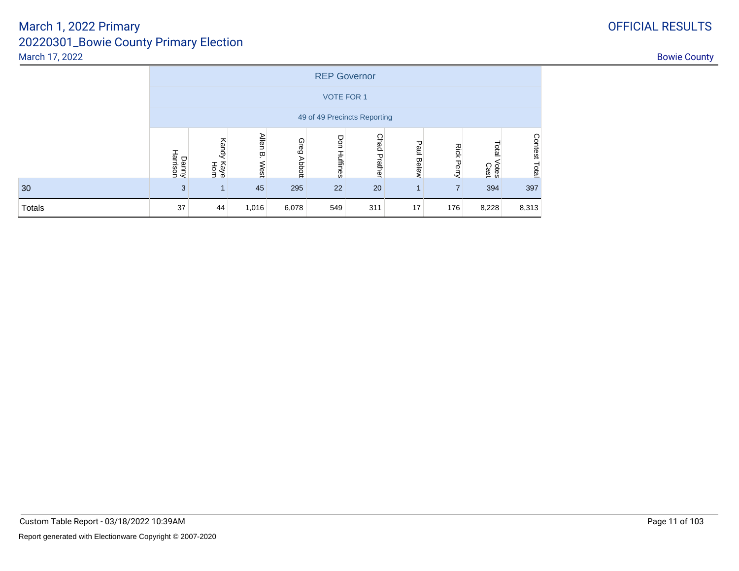## REP Governor

VOTE FOR 1

49 of 49 Precincts Reporting

| | Danny Harrison | Kandy Kaye Horn | Allen B. West | Greg Abbott | Don Huffines | Chad Prather | Paul Belew | Rick Perry | Total Votes Cast | Contest Total |
|---|---|---|---|---|---|---|---|---|---|---|
| 30 | 3 | 1 | 45 | 295 | 22 | 20 | 1 | 7 | 394 | 397 |
| Totals | 37 | 44 | 1,016 | 6,078 | 549 | 311 | 17 | 176 | 8,228 | 8,313 |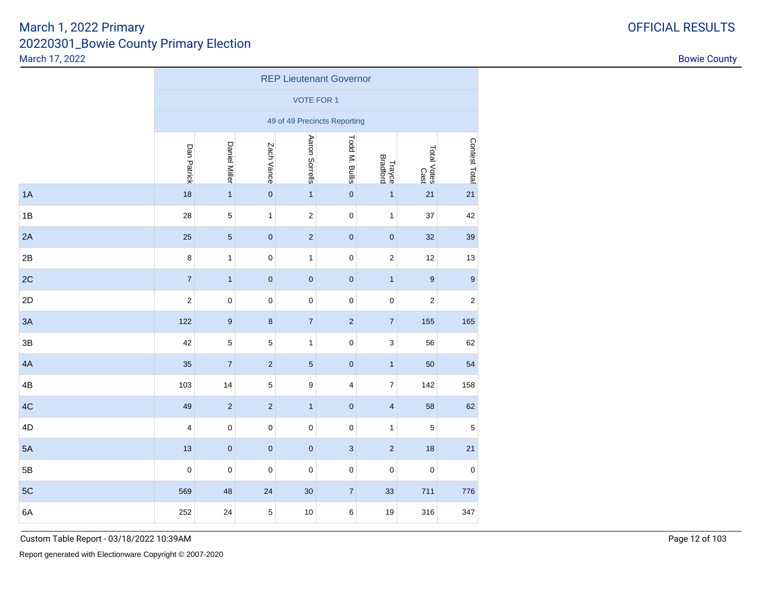# March 1, 2022 Primary
## 20220301_Bowie County Primary Election
March 17, 2022

OFFICIAL RESULTS

Bowie County

| | REP Lieutenant Governor | | | | | | | |
|---|---|---|---|---|---|---|---|---|
| | VOTE FOR 1 | | | | | | | |
| | 49 of 49 Precincts Reporting | | | | | | | |
| | Dan Patrick | Daniel Miller | Zach Vance | Aaron Sorrells | Todd M. Bullis | Trayce Bradford | Total Votes Cast | Contest Total |
| 1A | 18 | 1 | 0 | 1 | 0 | 1 | 21 | 21 |
| 1B | 28 | 5 | 1 | 2 | 0 | 1 | 37 | 42 |
| 2A | 25 | 5 | 0 | 2 | 0 | 0 | 32 | 39 |
| 2B | 8 | 1 | 0 | 1 | 0 | 2 | 12 | 13 |
| 2C | 7 | 1 | 0 | 0 | 0 | 1 | 9 | 9 |
| 2D | 2 | 0 | 0 | 0 | 0 | 0 | 2 | 2 |
| 3A | 122 | 9 | 8 | 7 | 2 | 7 | 155 | 165 |
| 3B | 42 | 5 | 5 | 1 | 0 | 3 | 56 | 62 |
| 4A | 35 | 7 | 2 | 5 | 0 | 1 | 50 | 54 |
| 4B | 103 | 14 | 5 | 9 | 4 | 7 | 142 | 158 |
| 4C | 49 | 2 | 2 | 1 | 0 | 4 | 58 | 62 |
| 4D | 4 | 0 | 0 | 0 | 0 | 1 | 5 | 5 |
| 5A | 13 | 0 | 0 | 0 | 3 | 2 | 18 | 21 |
| 5B | 0 | 0 | 0 | 0 | 0 | 0 | 0 | 0 |
| 5C | 569 | 48 | 24 | 30 | 7 | 33 | 711 | 776 |
| 6A | 252 | 24 | 5 | 10 | 6 | 19 | 316 | 347 |

Custom Table Report - 03/18/2022 10:39AM

Report generated with Electionware Copyright © 2007-2020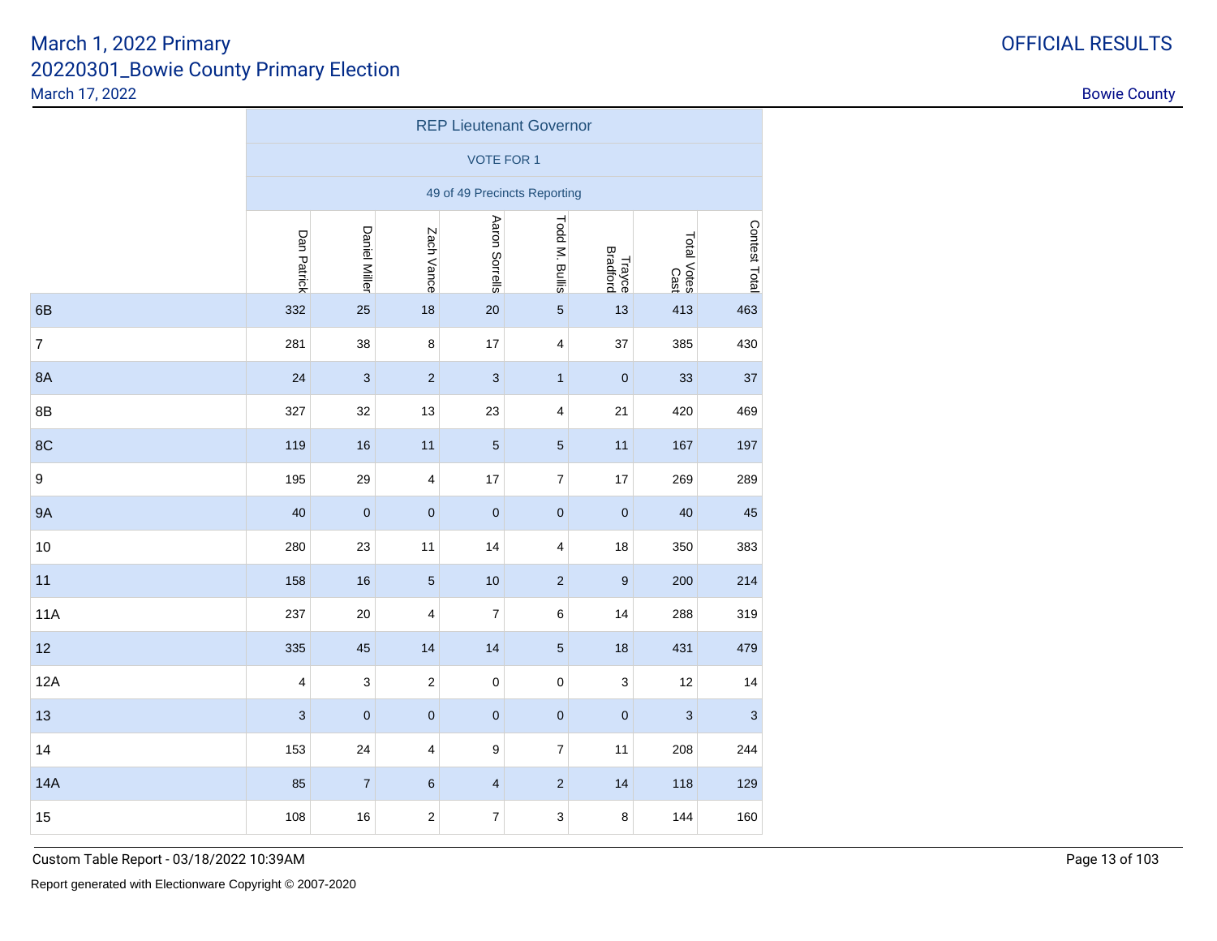# March 1, 2022 Primary

## 20220301_Bowie County Primary Election

March 17, 2022

OFFICIAL RESULTS

Bowie County

| | REP Lieutenant Governor | | | | | | | |
|---|---|---|---|---|---|---|---|---|
| | VOTE FOR 1 | | | | | | | |
| | 49 of 49 Precincts Reporting | | | | | | | |
| | Dan Patrick | Daniel Miller | Zach Vance | Aaron Sorrells | Todd M. Bullis | Trayce Bradford | Total Votes Cast | Contest Total |
| 6B | 332 | 25 | 18 | 20 | 5 | 13 | 413 | 463 |
| 7 | 281 | 38 | 8 | 17 | 4 | 37 | 385 | 430 |
| 8A | 24 | 3 | 2 | 3 | 1 | 0 | 33 | 37 |
| 8B | 327 | 32 | 13 | 23 | 4 | 21 | 420 | 469 |
| 8C | 119 | 16 | 11 | 5 | 5 | 11 | 167 | 197 |
| 9 | 195 | 29 | 4 | 17 | 7 | 17 | 269 | 289 |
| 9A | 40 | 0 | 0 | 0 | 0 | 0 | 40 | 45 |
| 10 | 280 | 23 | 11 | 14 | 4 | 18 | 350 | 383 |
| 11 | 158 | 16 | 5 | 10 | 2 | 9 | 200 | 214 |
| 11A | 237 | 20 | 4 | 7 | 6 | 14 | 288 | 319 |
| 12 | 335 | 45 | 14 | 14 | 5 | 18 | 431 | 479 |
| 12A | 4 | 3 | 2 | 0 | 0 | 3 | 12 | 14 |
| 13 | 3 | 0 | 0 | 0 | 0 | 0 | 3 | 3 |
| 14 | 153 | 24 | 4 | 9 | 7 | 11 | 208 | 244 |
| 14A | 85 | 7 | 6 | 4 | 2 | 14 | 118 | 129 |
| 15 | 108 | 16 | 2 | 7 | 3 | 8 | 144 | 160 |

Custom Table Report - 03/18/2022 10:39AM

Report generated with Electionware Copyright © 2007-2020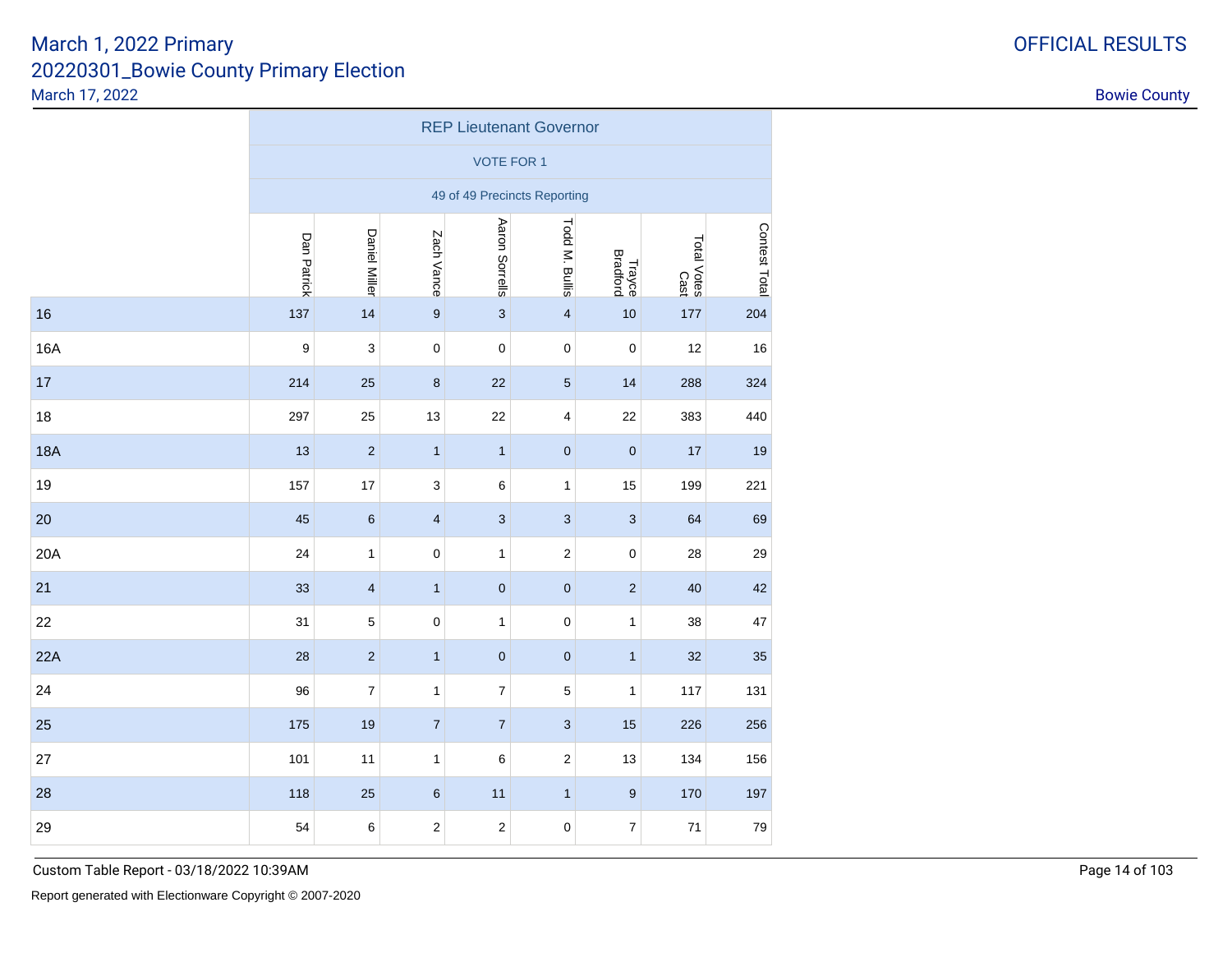March 1, 2022 Primary
20220301_Bowie County Primary Election
March 17, 2022

OFFICIAL RESULTS

Bowie County

| | REP Lieutenant Governor | | | | | | | |
|---|---|---|---|---|---|---|---|---|
| | VOTE FOR 1 | | | | | | | |
| | 49 of 49 Precincts Reporting | | | | | | | |
| | Dan Patrick | Daniel Miller | Zach Vance | Aaron Sorrells | Todd M. Bullis | Trayce Bradford | Total Votes Cast | Contest Total |
| 16 | 137 | 14 | 9 | 3 | 4 | 10 | 177 | 204 |
| 16A | 9 | 3 | 0 | 0 | 0 | 0 | 12 | 16 |
| 17 | 214 | 25 | 8 | 22 | 5 | 14 | 288 | 324 |
| 18 | 297 | 25 | 13 | 22 | 4 | 22 | 383 | 440 |
| 18A | 13 | 2 | 1 | 1 | 0 | 0 | 17 | 19 |
| 19 | 157 | 17 | 3 | 6 | 1 | 15 | 199 | 221 |
| 20 | 45 | 6 | 4 | 3 | 3 | 3 | 64 | 69 |
| 20A | 24 | 1 | 0 | 1 | 2 | 0 | 28 | 29 |
| 21 | 33 | 4 | 1 | 0 | 0 | 2 | 40 | 42 |
| 22 | 31 | 5 | 0 | 1 | 0 | 1 | 38 | 47 |
| 22A | 28 | 2 | 1 | 0 | 0 | 1 | 32 | 35 |
| 24 | 96 | 7 | 1 | 7 | 5 | 1 | 117 | 131 |
| 25 | 175 | 19 | 7 | 7 | 3 | 15 | 226 | 256 |
| 27 | 101 | 11 | 1 | 6 | 2 | 13 | 134 | 156 |
| 28 | 118 | 25 | 6 | 11 | 1 | 9 | 170 | 197 |
| 29 | 54 | 6 | 2 | 2 | 0 | 7 | 71 | 79 |

Custom Table Report - 03/18/2022 10:39AM

Report generated with Electionware Copyright © 2007-2020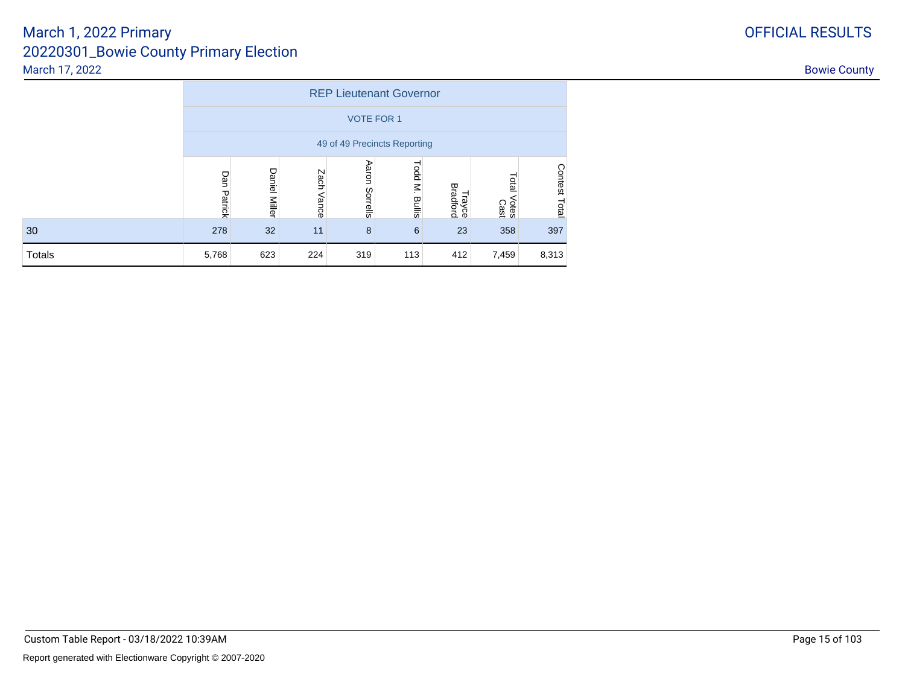# March 1, 2022 Primary
## 20220301_Bowie County Primary Election
March 17, 2022

OFFICIAL RESULTS

Bowie County

| | REP Lieutenant Governor | | | | | | | |
|---|---|---|---|---|---|---|---|---|
| | VOTE FOR 1 | | | | | | | |
| | 49 of 49 Precincts Reporting | | | | | | | |
| | Dan Patrick | Daniel Miller | Zach Vance | Aaron Sorrells | Todd M. Bullis | Trayce Bradford | Total Votes Cast | Contest Total |
| 30 | 278 | 32 | 11 | 8 | 6 | 23 | 358 | 397 |
| Totals | 5,768 | 623 | 224 | 319 | 113 | 412 | 7,459 | 8,313 |

Custom Table Report - 03/18/2022 10:39AM

Report generated with Electionware Copyright © 2007-2020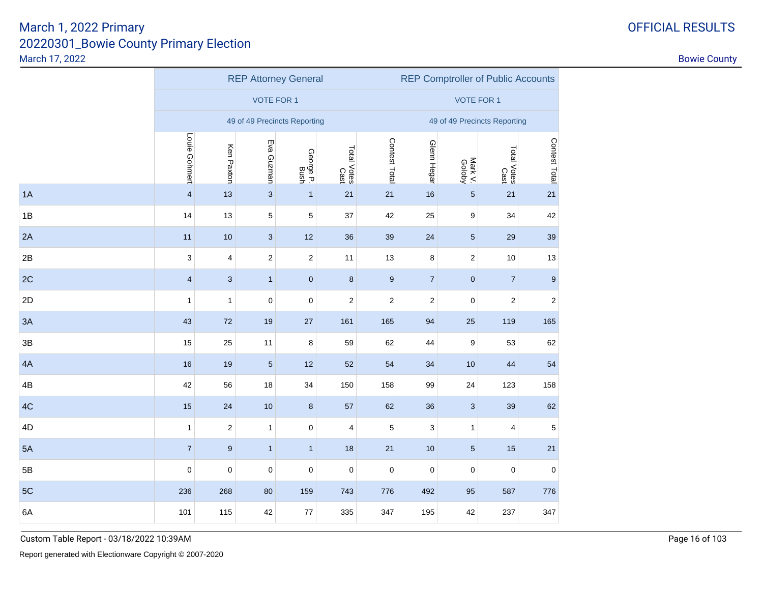# March 1, 2022 Primary

## 20220301_Bowie County Primary Election

March 17, 2022

OFFICIAL RESULTS

Bowie County

| | REP Attorney General | | | | | | REP Comptroller of Public Accounts | | | |
|---|---|---|---|---|---|---|---|---|---|---|
| | VOTE FOR 1 | | | | | | VOTE FOR 1 | | | |
| | 49 of 49 Precincts Reporting | | | | | | 49 of 49 Precincts Reporting | | | |
| | Louie Gohmert | Ken Paxton | Eva Guzman | George P. Bush | Total Votes Cast | Contest Total | Glenn Hegar | Mark V. Goloby | Total Votes Cast | Contest Total |
| 1A | 4 | 13 | 3 | 1 | 21 | 21 | 16 | 5 | 21 | 21 |
| 1B | 14 | 13 | 5 | 5 | 37 | 42 | 25 | 9 | 34 | 42 |
| 2A | 11 | 10 | 3 | 12 | 36 | 39 | 24 | 5 | 29 | 39 |
| 2B | 3 | 4 | 2 | 2 | 11 | 13 | 8 | 2 | 10 | 13 |
| 2C | 4 | 3 | 1 | 0 | 8 | 9 | 7 | 0 | 7 | 9 |
| 2D | 1 | 1 | 0 | 0 | 2 | 2 | 2 | 0 | 2 | 2 |
| 3A | 43 | 72 | 19 | 27 | 161 | 165 | 94 | 25 | 119 | 165 |
| 3B | 15 | 25 | 11 | 8 | 59 | 62 | 44 | 9 | 53 | 62 |
| 4A | 16 | 19 | 5 | 12 | 52 | 54 | 34 | 10 | 44 | 54 |
| 4B | 42 | 56 | 18 | 34 | 150 | 158 | 99 | 24 | 123 | 158 |
| 4C | 15 | 24 | 10 | 8 | 57 | 62 | 36 | 3 | 39 | 62 |
| 4D | 1 | 2 | 1 | 0 | 4 | 5 | 3 | 1 | 4 | 5 |
| 5A | 7 | 9 | 1 | 1 | 18 | 21 | 10 | 5 | 15 | 21 |
| 5B | 0 | 0 | 0 | 0 | 0 | 0 | 0 | 0 | 0 | 0 |
| 5C | 236 | 268 | 80 | 159 | 743 | 776 | 492 | 95 | 587 | 776 |
| 6A | 101 | 115 | 42 | 77 | 335 | 347 | 195 | 42 | 237 | 347 |

Custom Table Report - 03/18/2022 10:39AM

Report generated with Electionware Copyright © 2007-2020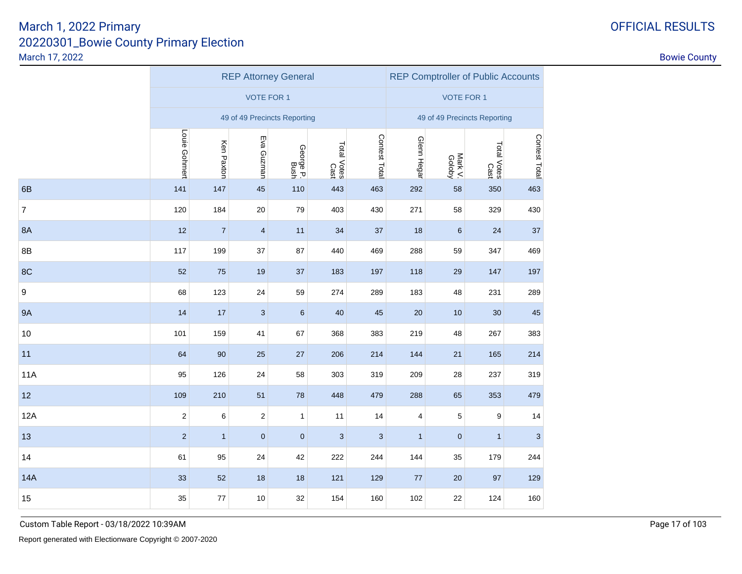# March 1, 2022 Primary

## 20220301_Bowie County Primary Election

March 17, 2022

OFFICIAL RESULTS

Bowie County

| | REP Attorney General | | | | | | REP Comptroller of Public Accounts | | | |
|---|---|---|---|---|---|---|---|---|---|---|
| | VOTE FOR 1 | | | | | | VOTE FOR 1 | | | |
| | 49 of 49 Precincts Reporting | | | | | | 49 of 49 Precincts Reporting | | | |
| | Louie Gohmert | Ken Paxton | Eva Guzman | George P. Bush | Total Votes Cast | Contest Total | Glenn Hegar | Mark V. Goloby | Total Votes Cast | Contest Total |
| 6B | 141 | 147 | 45 | 110 | 443 | 463 | 292 | 58 | 350 | 463 |
| 7 | 120 | 184 | 20 | 79 | 403 | 430 | 271 | 58 | 329 | 430 |
| 8A | 12 | 7 | 4 | 11 | 34 | 37 | 18 | 6 | 24 | 37 |
| 8B | 117 | 199 | 37 | 87 | 440 | 469 | 288 | 59 | 347 | 469 |
| 8C | 52 | 75 | 19 | 37 | 183 | 197 | 118 | 29 | 147 | 197 |
| 9 | 68 | 123 | 24 | 59 | 274 | 289 | 183 | 48 | 231 | 289 |
| 9A | 14 | 17 | 3 | 6 | 40 | 45 | 20 | 10 | 30 | 45 |
| 10 | 101 | 159 | 41 | 67 | 368 | 383 | 219 | 48 | 267 | 383 |
| 11 | 64 | 90 | 25 | 27 | 206 | 214 | 144 | 21 | 165 | 214 |
| 11A | 95 | 126 | 24 | 58 | 303 | 319 | 209 | 28 | 237 | 319 |
| 12 | 109 | 210 | 51 | 78 | 448 | 479 | 288 | 65 | 353 | 479 |
| 12A | 2 | 6 | 2 | 1 | 11 | 14 | 4 | 5 | 9 | 14 |
| 13 | 2 | 1 | 0 | 0 | 3 | 3 | 1 | 0 | 1 | 3 |
| 14 | 61 | 95 | 24 | 42 | 222 | 244 | 144 | 35 | 179 | 244 |
| 14A | 33 | 52 | 18 | 18 | 121 | 129 | 77 | 20 | 97 | 129 |
| 15 | 35 | 77 | 10 | 32 | 154 | 160 | 102 | 22 | 124 | 160 |

Custom Table Report - 03/18/2022 10:39AM

Report generated with Electionware Copyright © 2007-2020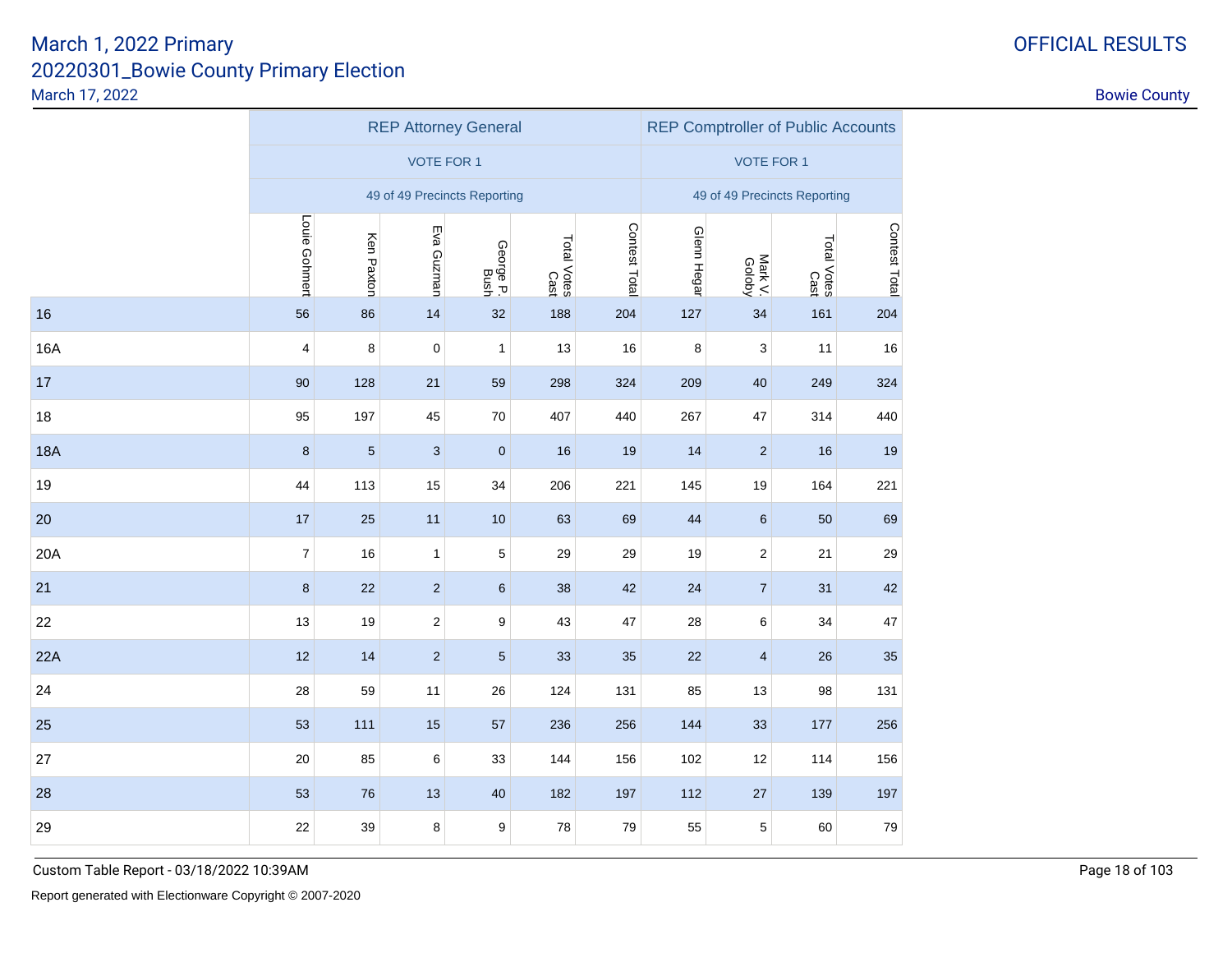|  | REP Attorney General | | | | | | REP Comptroller of Public Accounts | | | |
|---|---|---|---|---|---|---|---|---|---|---|
|  | VOTE FOR 1 | | | | | | VOTE FOR 1 | | | |
|  | 49 of 49 Precincts Reporting | | | | | | 49 of 49 Precincts Reporting | | | |
|  | Louie Gohmert | Ken Paxton | Eva Guzman | George P. Bush | Total Votes Cast | Contest Total | Glenn Hegar | Mark V. Goloby | Total Votes Cast | Contest Total |
| 16 | 56 | 86 | 14 | 32 | 188 | 204 | 127 | 34 | 161 | 204 |
| 16A | 4 | 8 | 0 | 1 | 13 | 16 | 8 | 3 | 11 | 16 |
| 17 | 90 | 128 | 21 | 59 | 298 | 324 | 209 | 40 | 249 | 324 |
| 18 | 95 | 197 | 45 | 70 | 407 | 440 | 267 | 47 | 314 | 440 |
| 18A | 8 | 5 | 3 | 0 | 16 | 19 | 14 | 2 | 16 | 19 |
| 19 | 44 | 113 | 15 | 34 | 206 | 221 | 145 | 19 | 164 | 221 |
| 20 | 17 | 25 | 11 | 10 | 63 | 69 | 44 | 6 | 50 | 69 |
| 20A | 7 | 16 | 1 | 5 | 29 | 29 | 19 | 2 | 21 | 29 |
| 21 | 8 | 22 | 2 | 6 | 38 | 42 | 24 | 7 | 31 | 42 |
| 22 | 13 | 19 | 2 | 9 | 43 | 47 | 28 | 6 | 34 | 47 |
| 22A | 12 | 14 | 2 | 5 | 33 | 35 | 22 | 4 | 26 | 35 |
| 24 | 28 | 59 | 11 | 26 | 124 | 131 | 85 | 13 | 98 | 131 |
| 25 | 53 | 111 | 15 | 57 | 236 | 256 | 144 | 33 | 177 | 256 |
| 27 | 20 | 85 | 6 | 33 | 144 | 156 | 102 | 12 | 114 | 156 |
| 28 | 53 | 76 | 13 | 40 | 182 | 197 | 112 | 27 | 139 | 197 |
| 29 | 22 | 39 | 8 | 9 | 78 | 79 | 55 | 5 | 60 | 79 |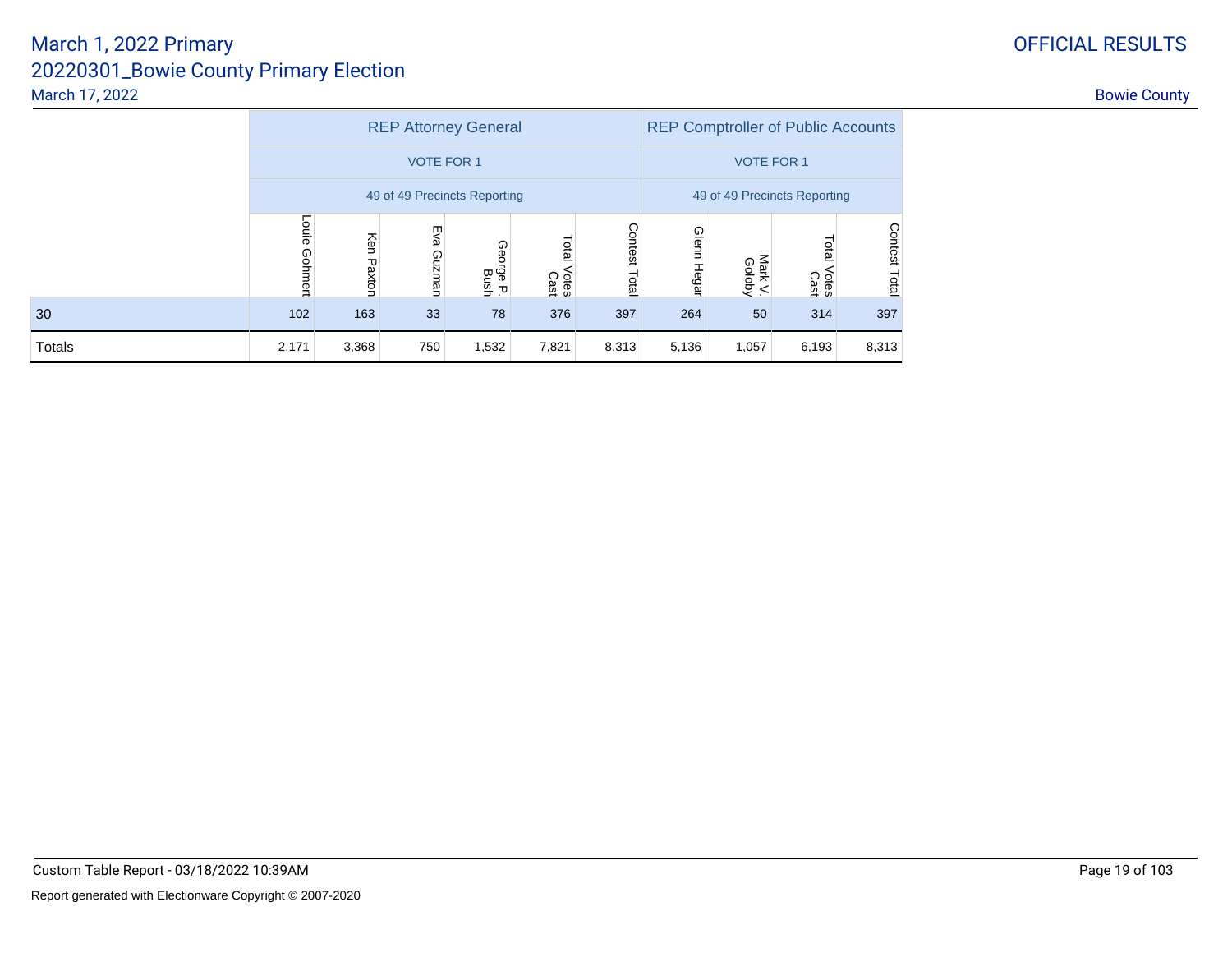# March 1, 2022 Primary
## 20220301_Bowie County Primary Election

March 17, 2022

OFFICIAL RESULTS

Bowie County

| | REP Attorney General | | | | | | REP Comptroller of Public Accounts | | | |
|---|---|---|---|---|---|---|---|---|---|---|
| | VOTE FOR 1 | | | | | | VOTE FOR 1 | | | |
| | 49 of 49 Precincts Reporting | | | | | | 49 of 49 Precincts Reporting | | | |
| | Louie Gohmert | Ken Paxton | Eva Guzman | George P. Bush | Total Votes Cast | Contest Total | Glenn Hegar | Mark V. Goloby | Total Votes Cast | Contest Total |
| 30 | 102 | 163 | 33 | 78 | 376 | 397 | 264 | 50 | 314 | 397 |
| Totals | 2,171 | 3,368 | 750 | 1,532 | 7,821 | 8,313 | 5,136 | 1,057 | 6,193 | 8,313 |

Custom Table Report - 03/18/2022 10:39AM

Report generated with Electionware Copyright © 2007-2020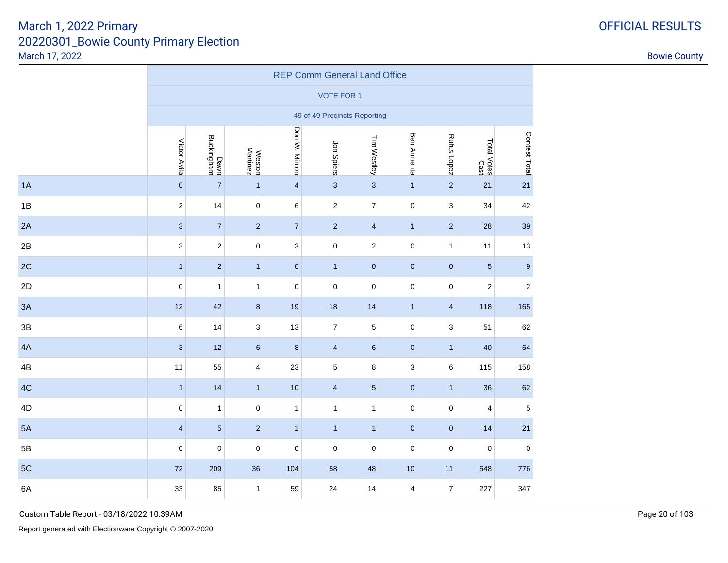# March 1, 2022 Primary
## 20220301_Bowie County Primary Election
March 17, 2022

OFFICIAL RESULTS

Bowie County

| | REP Comm General Land Office | | | | | | | | | |
|---|---|---|---|---|---|---|---|---|---|---|
| | VOTE FOR 1 | | | | | | | | | |
| | 49 of 49 Precincts Reporting | | | | | | | | | |
| | Victor Avila | Dawn Buckingham | Weston Martinez | Don W. Minton | Jon Spiers | Tim Westley | Ben Armenta | Rufus Lopez | Total Votes Cast | Contest Total |
| 1A | 0 | 7 | 1 | 4 | 3 | 3 | 1 | 2 | 21 | 21 |
| 1B | 2 | 14 | 0 | 6 | 2 | 7 | 0 | 3 | 34 | 42 |
| 2A | 3 | 7 | 2 | 7 | 2 | 4 | 1 | 2 | 28 | 39 |
| 2B | 3 | 2 | 0 | 3 | 0 | 2 | 0 | 1 | 11 | 13 |
| 2C | 1 | 2 | 1 | 0 | 1 | 0 | 0 | 0 | 5 | 9 |
| 2D | 0 | 1 | 1 | 0 | 0 | 0 | 0 | 0 | 2 | 2 |
| 3A | 12 | 42 | 8 | 19 | 18 | 14 | 1 | 4 | 118 | 165 |
| 3B | 6 | 14 | 3 | 13 | 7 | 5 | 0 | 3 | 51 | 62 |
| 4A | 3 | 12 | 6 | 8 | 4 | 6 | 0 | 1 | 40 | 54 |
| 4B | 11 | 55 | 4 | 23 | 5 | 8 | 3 | 6 | 115 | 158 |
| 4C | 1 | 14 | 1 | 10 | 4 | 5 | 0 | 1 | 36 | 62 |
| 4D | 0 | 1 | 0 | 1 | 1 | 1 | 0 | 0 | 4 | 5 |
| 5A | 4 | 5 | 2 | 1 | 1 | 1 | 0 | 0 | 14 | 21 |
| 5B | 0 | 0 | 0 | 0 | 0 | 0 | 0 | 0 | 0 | 0 |
| 5C | 72 | 209 | 36 | 104 | 58 | 48 | 10 | 11 | 548 | 776 |
| 6A | 33 | 85 | 1 | 59 | 24 | 14 | 4 | 7 | 227 | 347 |

Custom Table Report - 03/18/2022 10:39AM

Report generated with Electionware Copyright © 2007-2020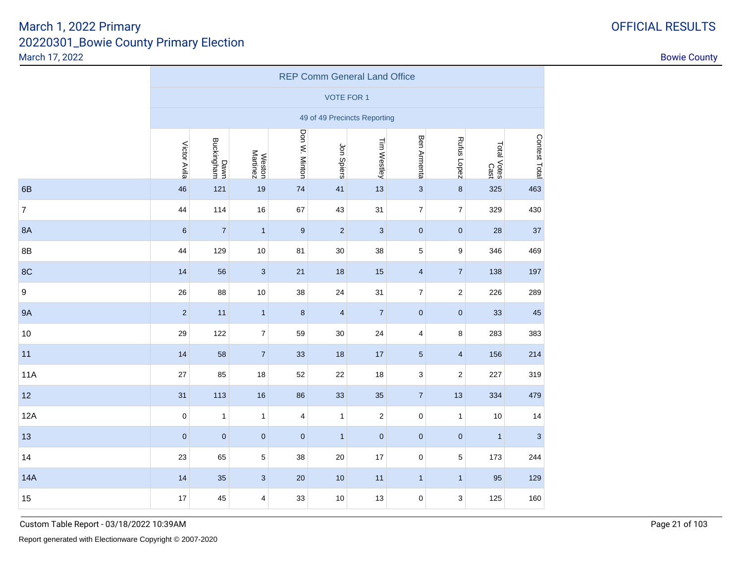March 1, 2022 Primary
20220301_Bowie County Primary Election
March 17, 2022

OFFICIAL RESULTS

Bowie County

| | REP Comm General Land Office | | | | | | | | | |
|---|---|---|---|---|---|---|---|---|---|---|
| | VOTE FOR 1 | | | | | | | | | |
| | 49 of 49 Precincts Reporting | | | | | | | | | |
| | Victor Avila | Dawn Buckingham | Weston Martinez | Don W. Minton | Jon Spiers | Tim Westley | Ben Armenta | Rufus Lopez | Total Votes Cast | Contest Total |
| 6B | 46 | 121 | 19 | 74 | 41 | 13 | 3 | 8 | 325 | 463 |
| 7 | 44 | 114 | 16 | 67 | 43 | 31 | 7 | 7 | 329 | 430 |
| 8A | 6 | 7 | 1 | 9 | 2 | 3 | 0 | 0 | 28 | 37 |
| 8B | 44 | 129 | 10 | 81 | 30 | 38 | 5 | 9 | 346 | 469 |
| 8C | 14 | 56 | 3 | 21 | 18 | 15 | 4 | 7 | 138 | 197 |
| 9 | 26 | 88 | 10 | 38 | 24 | 31 | 7 | 2 | 226 | 289 |
| 9A | 2 | 11 | 1 | 8 | 4 | 7 | 0 | 0 | 33 | 45 |
| 10 | 29 | 122 | 7 | 59 | 30 | 24 | 4 | 8 | 283 | 383 |
| 11 | 14 | 58 | 7 | 33 | 18 | 17 | 5 | 4 | 156 | 214 |
| 11A | 27 | 85 | 18 | 52 | 22 | 18 | 3 | 2 | 227 | 319 |
| 12 | 31 | 113 | 16 | 86 | 33 | 35 | 7 | 13 | 334 | 479 |
| 12A | 0 | 1 | 1 | 4 | 1 | 2 | 0 | 1 | 10 | 14 |
| 13 | 0 | 0 | 0 | 0 | 1 | 0 | 0 | 0 | 1 | 3 |
| 14 | 23 | 65 | 5 | 38 | 20 | 17 | 0 | 5 | 173 | 244 |
| 14A | 14 | 35 | 3 | 20 | 10 | 11 | 1 | 1 | 95 | 129 |
| 15 | 17 | 45 | 4 | 33 | 10 | 13 | 0 | 3 | 125 | 160 |

Custom Table Report - 03/18/2022 10:39AM

Report generated with Electionware Copyright © 2007-2020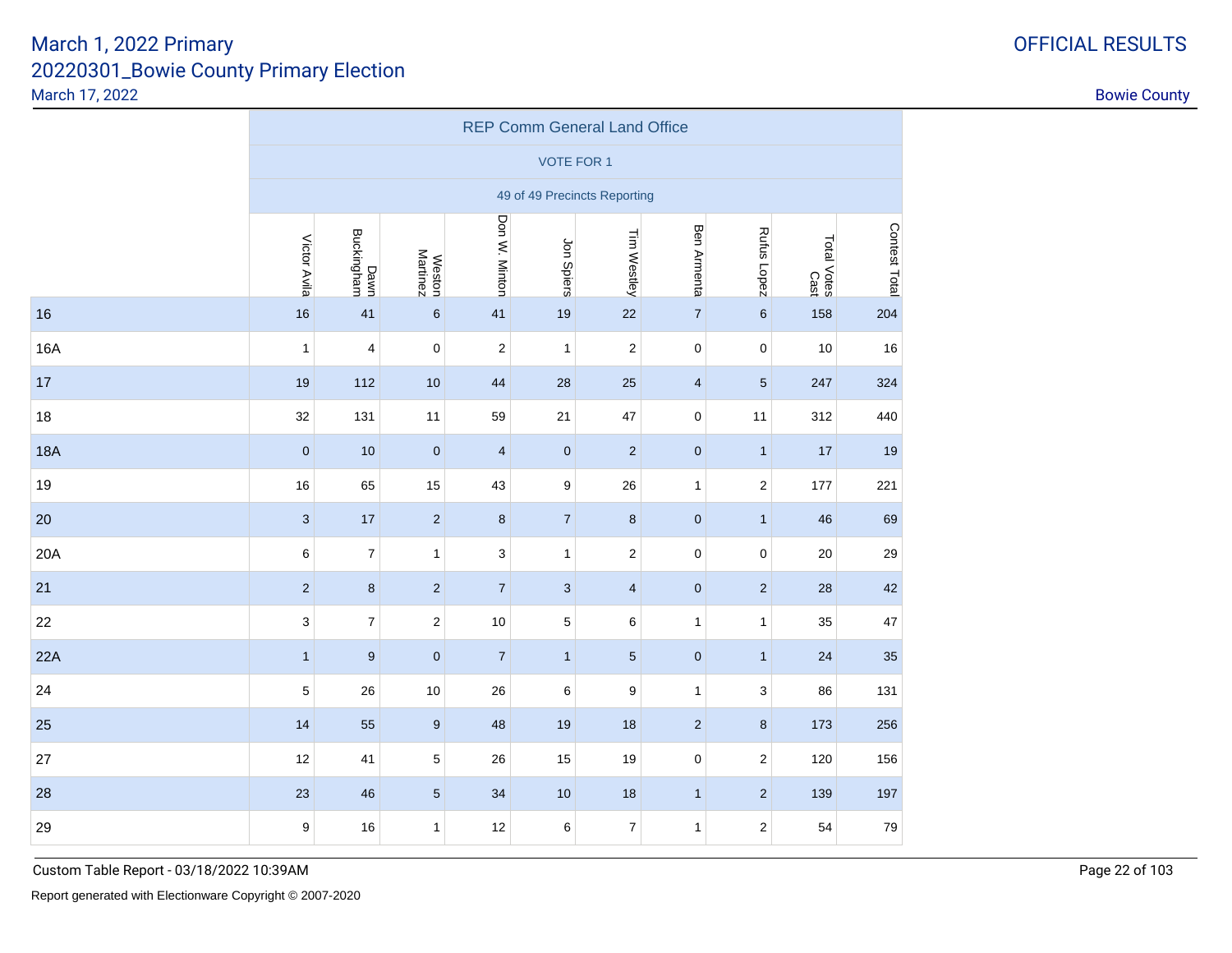March 1, 2022 Primary
20220301_Bowie County Primary Election
March 17, 2022

OFFICIAL RESULTS

Bowie County

| | REP Comm General Land Office | | | | | | | | | |
|---|---|---|---|---|---|---|---|---|---|---|
| | VOTE FOR 1 | | | | | | | | | |
| | 49 of 49 Precincts Reporting | | | | | | | | | |
| | Victor Avila | Dawn Buckingham | Weston Martinez | Don W. Minton | Jon Spiers | Tim Westley | Ben Armenta | Rufus Lopez | Total Votes Cast | Contest Total |
| 16 | 16 | 41 | 6 | 41 | 19 | 22 | 7 | 6 | 158 | 204 |
| 16A | 1 | 4 | 0 | 2 | 1 | 2 | 0 | 0 | 10 | 16 |
| 17 | 19 | 112 | 10 | 44 | 28 | 25 | 4 | 5 | 247 | 324 |
| 18 | 32 | 131 | 11 | 59 | 21 | 47 | 0 | 11 | 312 | 440 |
| 18A | 0 | 10 | 0 | 4 | 0 | 2 | 0 | 1 | 17 | 19 |
| 19 | 16 | 65 | 15 | 43 | 9 | 26 | 1 | 2 | 177 | 221 |
| 20 | 3 | 17 | 2 | 8 | 7 | 8 | 0 | 1 | 46 | 69 |
| 20A | 6 | 7 | 1 | 3 | 1 | 2 | 0 | 0 | 20 | 29 |
| 21 | 2 | 8 | 2 | 7 | 3 | 4 | 0 | 2 | 28 | 42 |
| 22 | 3 | 7 | 2 | 10 | 5 | 6 | 1 | 1 | 35 | 47 |
| 22A | 1 | 9 | 0 | 7 | 1 | 5 | 0 | 1 | 24 | 35 |
| 24 | 5 | 26 | 10 | 26 | 6 | 9 | 1 | 3 | 86 | 131 |
| 25 | 14 | 55 | 9 | 48 | 19 | 18 | 2 | 8 | 173 | 256 |
| 27 | 12 | 41 | 5 | 26 | 15 | 19 | 0 | 2 | 120 | 156 |
| 28 | 23 | 46 | 5 | 34 | 10 | 18 | 1 | 2 | 139 | 197 |
| 29 | 9 | 16 | 1 | 12 | 6 | 7 | 1 | 2 | 54 | 79 |

Custom Table Report - 03/18/2022 10:39AM

Report generated with Electionware Copyright © 2007-2020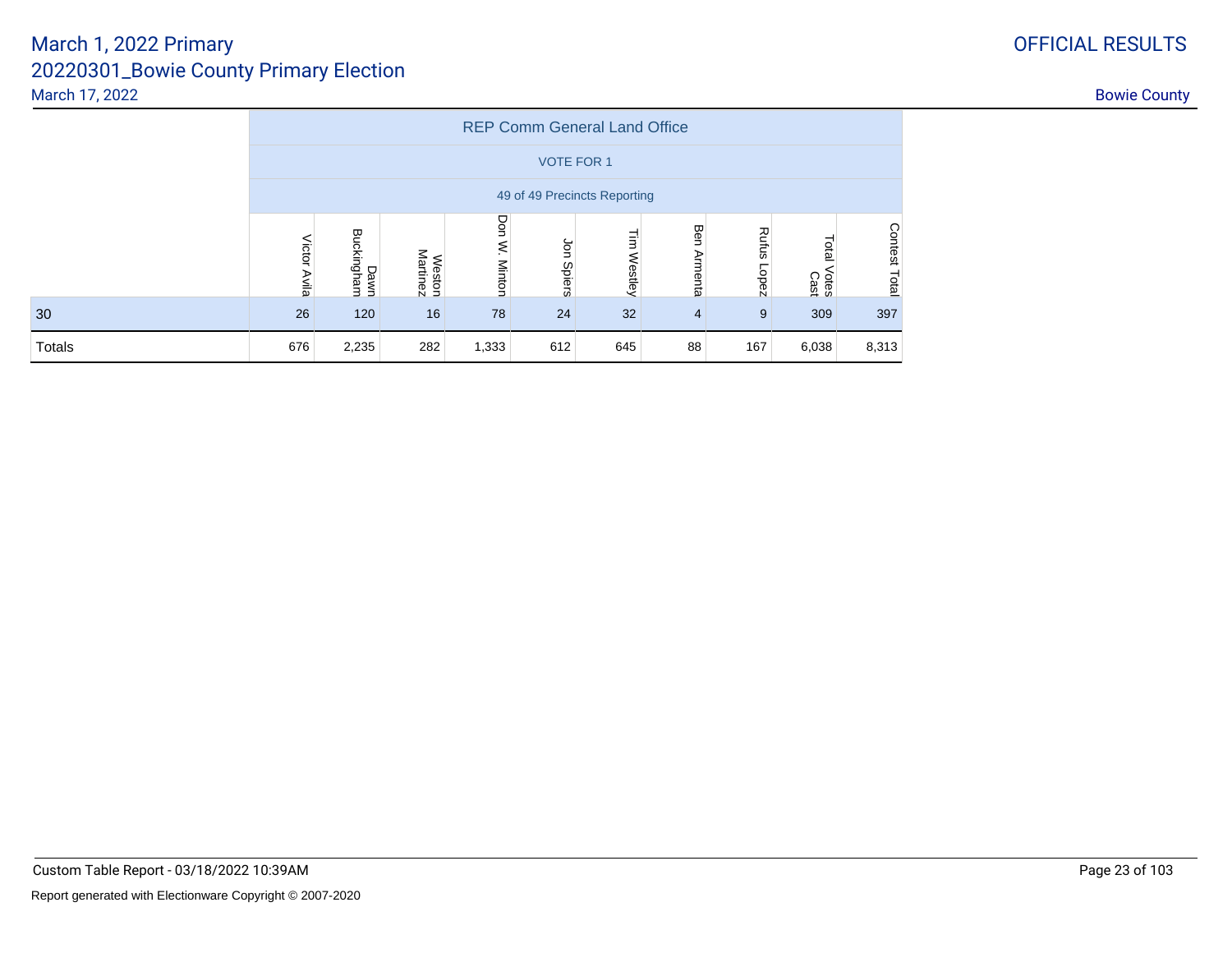# March 1, 2022 Primary

## 20220301_Bowie County Primary Election

March 17, 2022

OFFICIAL RESULTS

Bowie County

| | REP Comm General Land Office | | | | | | | | | |
|---|---|---|---|---|---|---|---|---|---|---|
| | VOTE FOR 1 | | | | | | | | | |
| | 49 of 49 Precincts Reporting | | | | | | | | | |
| | Victor Avila | Dawn Buckingham | Weston Martinez | Don W. Minton | Jon Spiers | Tim Westley | Ben Armenta | Rufus Lopez | Total Votes Cast | Contest Total |
| 30 | 26 | 120 | 16 | 78 | 24 | 32 | 4 | 9 | 309 | 397 |
| Totals | 676 | 2,235 | 282 | 1,333 | 612 | 645 | 88 | 167 | 6,038 | 8,313 |

Custom Table Report - 03/18/2022 10:39AM

Report generated with Electionware Copyright © 2007-2020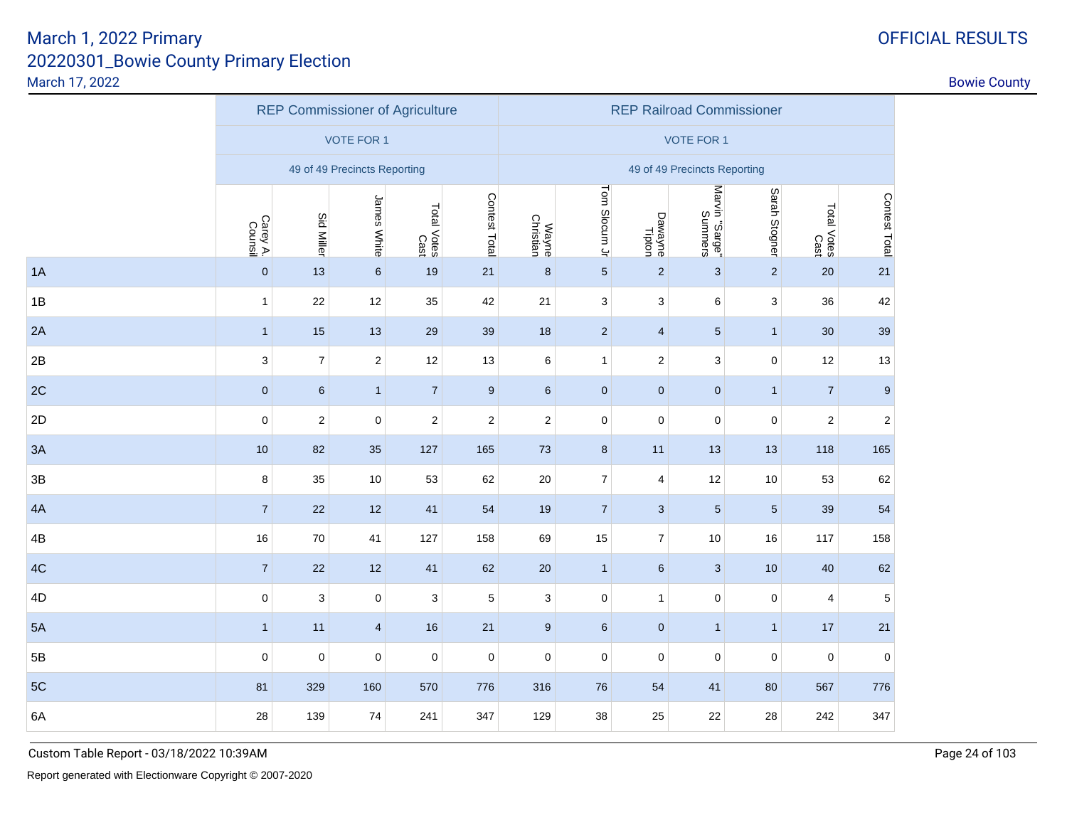# March 1, 2022 Primary
## 20220301_Bowie County Primary Election

March 17, 2022

OFFICIAL RESULTS

Bowie County

| | REP Commissioner of Agriculture | | | | | REP Railroad Commissioner | | | | | | |
|---|---|---|---|---|---|---|---|---|---|---|---|---|
| | VOTE FOR 1 | | | | | VOTE FOR 1 | | | | | | |
| | 49 of 49 Precincts Reporting | | | | | 49 of 49 Precincts Reporting | | | | | | |
| | Carey A. Counsil | Sid Miller | James White | Total Votes Cast | Contest Total | Wayne Christian | Tom Slocum Jr | Dawayne Tipton | Marvin "Sarge" Summers | Sarah Stogner | Total Votes Cast | Contest Total |
| 1A | 0 | 13 | 6 | 19 | 21 | 8 | 5 | 2 | 3 | 2 | 20 | 21 |
| 1B | 1 | 22 | 12 | 35 | 42 | 21 | 3 | 3 | 6 | 3 | 36 | 42 |
| 2A | 1 | 15 | 13 | 29 | 39 | 18 | 2 | 4 | 5 | 1 | 30 | 39 |
| 2B | 3 | 7 | 2 | 12 | 13 | 6 | 1 | 2 | 3 | 0 | 12 | 13 |
| 2C | 0 | 6 | 1 | 7 | 9 | 6 | 0 | 0 | 0 | 1 | 7 | 9 |
| 2D | 0 | 2 | 0 | 2 | 2 | 2 | 0 | 0 | 0 | 0 | 2 | 2 |
| 3A | 10 | 82 | 35 | 127 | 165 | 73 | 8 | 11 | 13 | 13 | 118 | 165 |
| 3B | 8 | 35 | 10 | 53 | 62 | 20 | 7 | 4 | 12 | 10 | 53 | 62 |
| 4A | 7 | 22 | 12 | 41 | 54 | 19 | 7 | 3 | 5 | 5 | 39 | 54 |
| 4B | 16 | 70 | 41 | 127 | 158 | 69 | 15 | 7 | 10 | 16 | 117 | 158 |
| 4C | 7 | 22 | 12 | 41 | 62 | 20 | 1 | 6 | 3 | 10 | 40 | 62 |
| 4D | 0 | 3 | 0 | 3 | 5 | 3 | 0 | 1 | 0 | 0 | 4 | 5 |
| 5A | 1 | 11 | 4 | 16 | 21 | 9 | 6 | 0 | 1 | 1 | 17 | 21 |
| 5B | 0 | 0 | 0 | 0 | 0 | 0 | 0 | 0 | 0 | 0 | 0 | 0 |
| 5C | 81 | 329 | 160 | 570 | 776 | 316 | 76 | 54 | 41 | 80 | 567 | 776 |
| 6A | 28 | 139 | 74 | 241 | 347 | 129 | 38 | 25 | 22 | 28 | 242 | 347 |

Custom Table Report - 03/18/2022 10:39AM

Report generated with Electionware Copyright © 2007-2020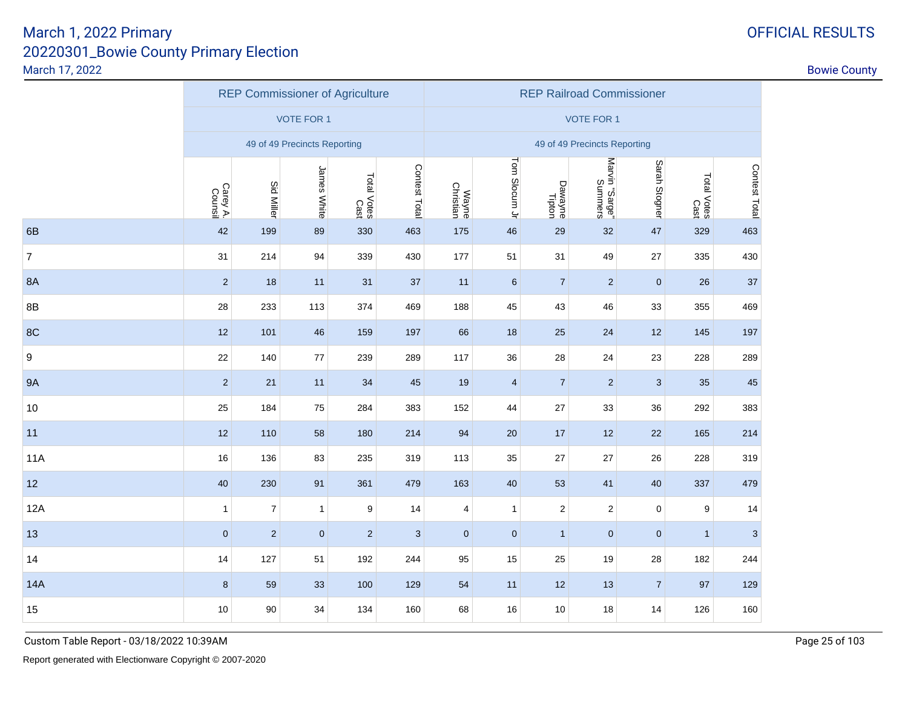# March 1, 2022 Primary
# 20220301_Bowie County Primary Election

March 17, 2022

OFFICIAL RESULTS

Bowie County

| | REP Commissioner of Agriculture | | | | | REP Railroad Commissioner | | | | | | |
|---|---|---|---|---|---|---|---|---|---|---|---|---|
| | VOTE FOR 1 | | | | | VOTE FOR 1 | | | | | | |
| | 49 of 49 Precincts Reporting | | | | | 49 of 49 Precincts Reporting | | | | | | |
| | Carey A. Counsil | Sid Miller | James White | Total Votes Cast | Contest Total | Wayne Christian | Tom Slocum Jr | Dawayne Tipton | Marvin "Sarge" Summers | Sarah Stogner | Total Votes Cast | Contest Total |
| 6B | 42 | 199 | 89 | 330 | 463 | 175 | 46 | 29 | 32 | 47 | 329 | 463 |
| 7 | 31 | 214 | 94 | 339 | 430 | 177 | 51 | 31 | 49 | 27 | 335 | 430 |
| 8A | 2 | 18 | 11 | 31 | 37 | 11 | 6 | 7 | 2 | 0 | 26 | 37 |
| 8B | 28 | 233 | 113 | 374 | 469 | 188 | 45 | 43 | 46 | 33 | 355 | 469 |
| 8C | 12 | 101 | 46 | 159 | 197 | 66 | 18 | 25 | 24 | 12 | 145 | 197 |
| 9 | 22 | 140 | 77 | 239 | 289 | 117 | 36 | 28 | 24 | 23 | 228 | 289 |
| 9A | 2 | 21 | 11 | 34 | 45 | 19 | 4 | 7 | 2 | 3 | 35 | 45 |
| 10 | 25 | 184 | 75 | 284 | 383 | 152 | 44 | 27 | 33 | 36 | 292 | 383 |
| 11 | 12 | 110 | 58 | 180 | 214 | 94 | 20 | 17 | 12 | 22 | 165 | 214 |
| 11A | 16 | 136 | 83 | 235 | 319 | 113 | 35 | 27 | 27 | 26 | 228 | 319 |
| 12 | 40 | 230 | 91 | 361 | 479 | 163 | 40 | 53 | 41 | 40 | 337 | 479 |
| 12A | 1 | 7 | 1 | 9 | 14 | 4 | 1 | 2 | 2 | 0 | 9 | 14 |
| 13 | 0 | 2 | 0 | 2 | 3 | 0 | 0 | 1 | 0 | 0 | 1 | 3 |
| 14 | 14 | 127 | 51 | 192 | 244 | 95 | 15 | 25 | 19 | 28 | 182 | 244 |
| 14A | 8 | 59 | 33 | 100 | 129 | 54 | 11 | 12 | 13 | 7 | 97 | 129 |
| 15 | 10 | 90 | 34 | 134 | 160 | 68 | 16 | 10 | 18 | 14 | 126 | 160 |

Custom Table Report - 03/18/2022 10:39AM

Report generated with Electionware Copyright © 2007-2020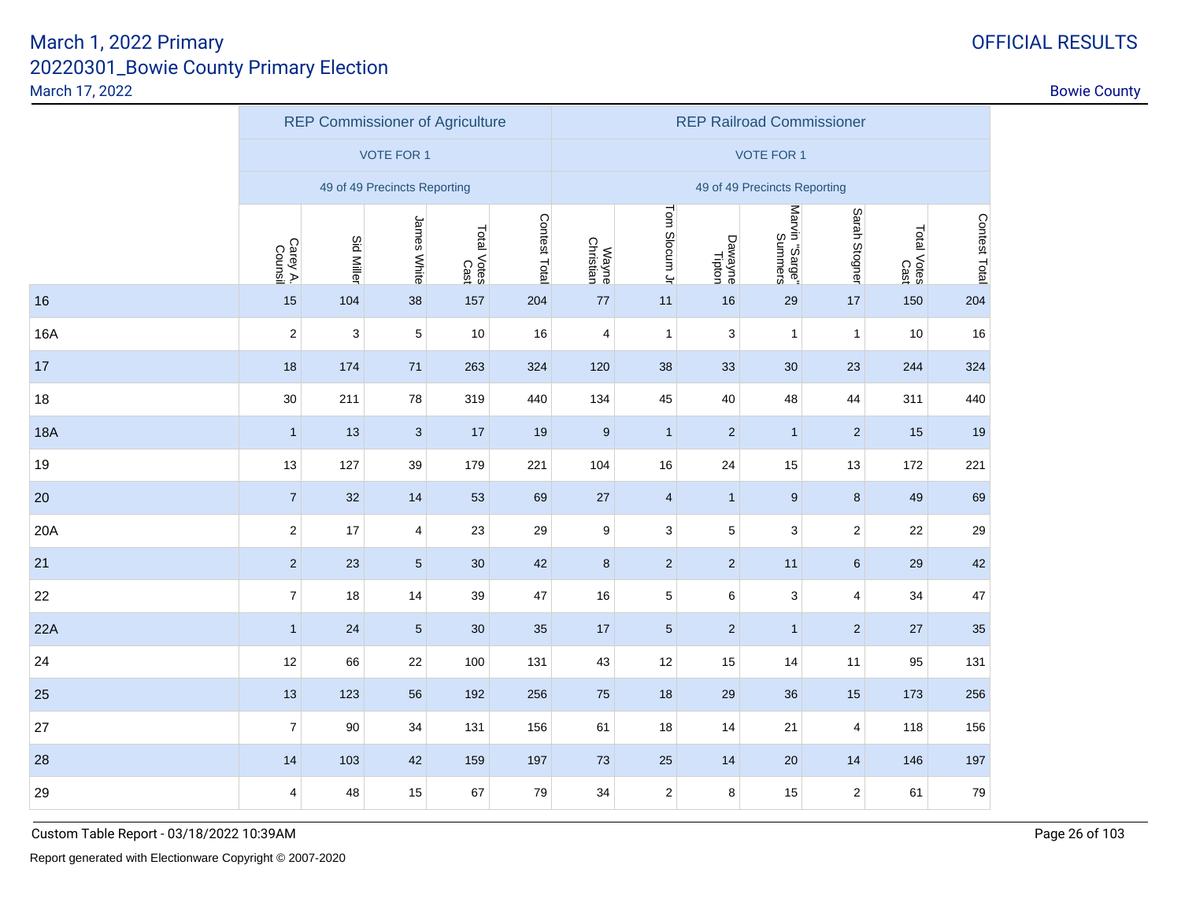# March 1, 2022 Primary

## 20220301_Bowie County Primary Election

March 17, 2022

OFFICIAL RESULTS

Bowie County

| | REP Commissioner of Agriculture | | | | | REP Railroad Commissioner | | | | | | |
|---|---|---|---|---|---|---|---|---|---|---|---|---|
| | VOTE FOR 1 | | | | | VOTE FOR 1 | | | | | | |
| | 49 of 49 Precincts Reporting | | | | | 49 of 49 Precincts Reporting | | | | | | |
| | Carey A. Counsil | Sid Miller | James White | Total Votes Cast | Contest Total | Wayne Christian | Tom Slocum Jr | Dawayne Tipton | Marvin "Sarge" Summers | Sarah Stogner | Total Votes Cast | Contest Total |
| 16 | 15 | 104 | 38 | 157 | 204 | 77 | 11 | 16 | 29 | 17 | 150 | 204 |
| 16A | 2 | 3 | 5 | 10 | 16 | 4 | 1 | 3 | 1 | 1 | 10 | 16 |
| 17 | 18 | 174 | 71 | 263 | 324 | 120 | 38 | 33 | 30 | 23 | 244 | 324 |
| 18 | 30 | 211 | 78 | 319 | 440 | 134 | 45 | 40 | 48 | 44 | 311 | 440 |
| 18A | 1 | 13 | 3 | 17 | 19 | 9 | 1 | 2 | 1 | 2 | 15 | 19 |
| 19 | 13 | 127 | 39 | 179 | 221 | 104 | 16 | 24 | 15 | 13 | 172 | 221 |
| 20 | 7 | 32 | 14 | 53 | 69 | 27 | 4 | 1 | 9 | 8 | 49 | 69 |
| 20A | 2 | 17 | 4 | 23 | 29 | 9 | 3 | 5 | 3 | 2 | 22 | 29 |
| 21 | 2 | 23 | 5 | 30 | 42 | 8 | 2 | 2 | 11 | 6 | 29 | 42 |
| 22 | 7 | 18 | 14 | 39 | 47 | 16 | 5 | 6 | 3 | 4 | 34 | 47 |
| 22A | 1 | 24 | 5 | 30 | 35 | 17 | 5 | 2 | 1 | 2 | 27 | 35 |
| 24 | 12 | 66 | 22 | 100 | 131 | 43 | 12 | 15 | 14 | 11 | 95 | 131 |
| 25 | 13 | 123 | 56 | 192 | 256 | 75 | 18 | 29 | 36 | 15 | 173 | 256 |
| 27 | 7 | 90 | 34 | 131 | 156 | 61 | 18 | 14 | 21 | 4 | 118 | 156 |
| 28 | 14 | 103 | 42 | 159 | 197 | 73 | 25 | 14 | 20 | 14 | 146 | 197 |
| 29 | 4 | 48 | 15 | 67 | 79 | 34 | 2 | 8 | 15 | 2 | 61 | 79 |

Custom Table Report - 03/18/2022 10:39AM

Report generated with Electionware Copyright © 2007-2020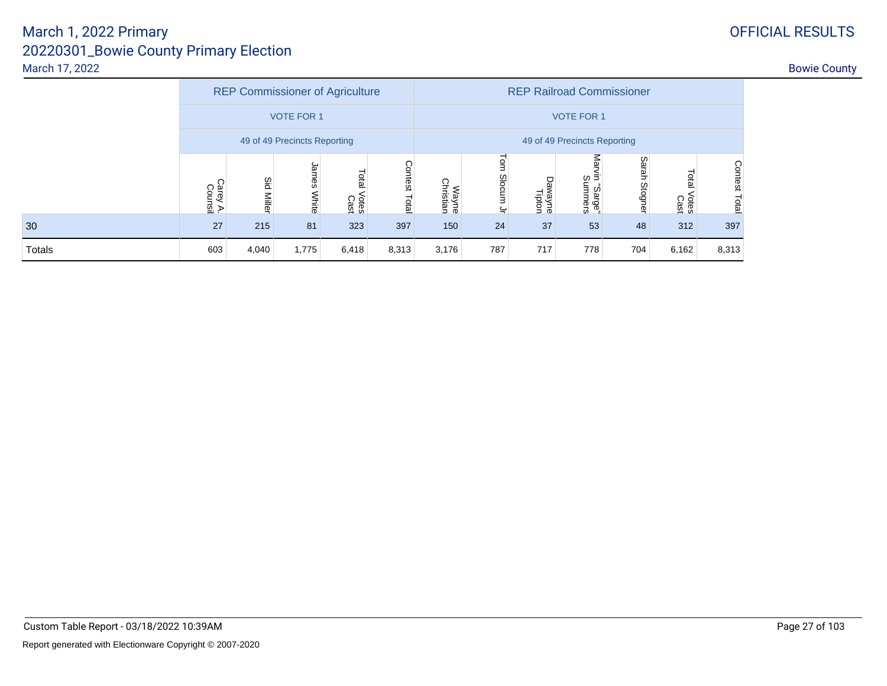# March 1, 2022 Primary

## 20220301_Bowie County Primary Election

March 17, 2022

OFFICIAL RESULTS

Bowie County

| | REP Commissioner of Agriculture | | | | | REP Railroad Commissioner | | | | | | |
|---|---|---|---|---|---|---|---|---|---|---|---|---|
| | VOTE FOR 1 | | | | | VOTE FOR 1 | | | | | | |
| | 49 of 49 Precincts Reporting | | | | | 49 of 49 Precincts Reporting | | | | | | |
| | Carey A. Counsil | Sid Miller | James White | Total Votes Cast | Contest Total | Wayne Christian | Tom Slocum Jr | Dawayne Tipton | Marvin "Sarge" Summers | Sarah Stogner | Total Votes Cast | Contest Total |
| 30 | 27 | 215 | 81 | 323 | 397 | 150 | 24 | 37 | 53 | 48 | 312 | 397 |
| Totals | 603 | 4,040 | 1,775 | 6,418 | 8,313 | 3,176 | 787 | 717 | 778 | 704 | 6,162 | 8,313 |

Custom Table Report - 03/18/2022 10:39AM

Report generated with Electionware Copyright © 2007-2020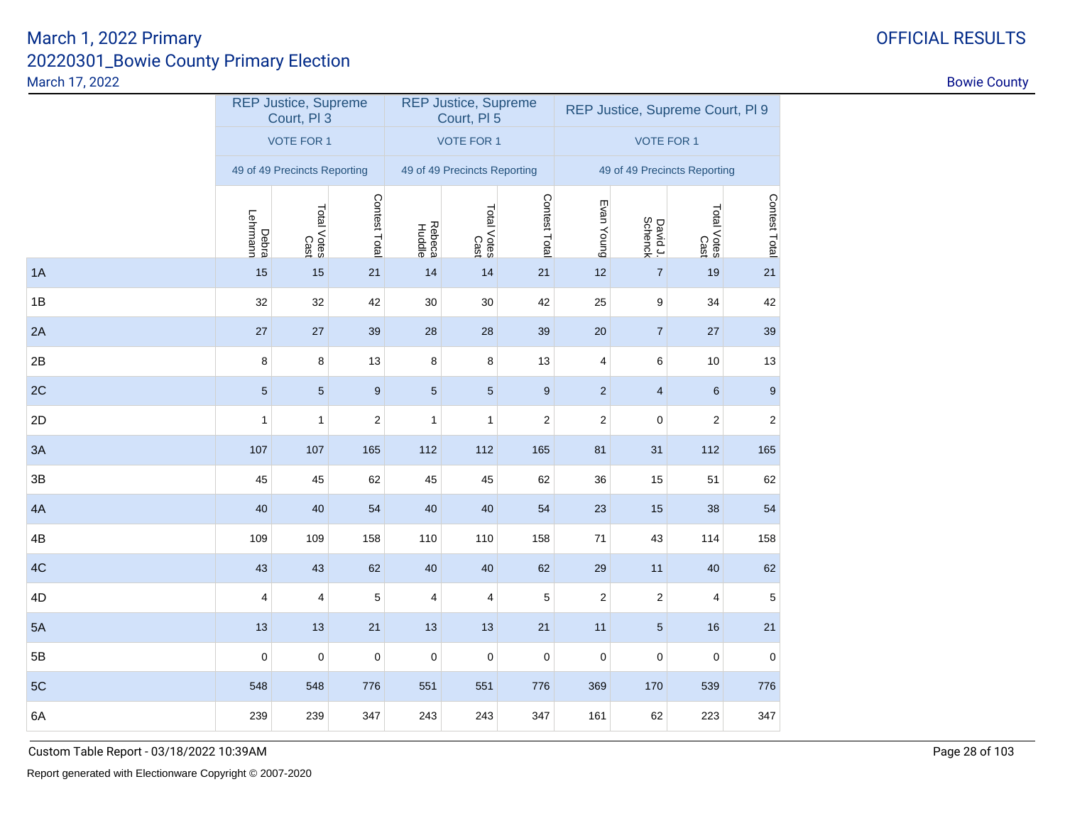# March 1, 2022 Primary
## 20220301_Bowie County Primary Election

March 17, 2022

OFFICIAL RESULTS

Bowie County

| | REP Justice, Supreme Court, Pl 3 | | | REP Justice, Supreme Court, Pl 5 | | | REP Justice, Supreme Court, Pl 9 | | | |
|---|---|---|---|---|---|---|---|---|---|---|
| | VOTE FOR 1 | | | VOTE FOR 1 | | | VOTE FOR 1 | | | |
| | 49 of 49 Precincts Reporting | | | 49 of 49 Precincts Reporting | | | 49 of 49 Precincts Reporting | | | |
| | Debra Lehrmann | Total Votes Cast | Contest Total | Rebeca Huddle | Total Votes Cast | Contest Total | Evan Young | David J. Schenck | Total Votes Cast | Contest Total |
| 1A | 15 | 15 | 21 | 14 | 14 | 21 | 12 | 7 | 19 | 21 |
| 1B | 32 | 32 | 42 | 30 | 30 | 42 | 25 | 9 | 34 | 42 |
| 2A | 27 | 27 | 39 | 28 | 28 | 39 | 20 | 7 | 27 | 39 |
| 2B | 8 | 8 | 13 | 8 | 8 | 13 | 4 | 6 | 10 | 13 |
| 2C | 5 | 5 | 9 | 5 | 5 | 9 | 2 | 4 | 6 | 9 |
| 2D | 1 | 1 | 2 | 1 | 1 | 2 | 2 | 0 | 2 | 2 |
| 3A | 107 | 107 | 165 | 112 | 112 | 165 | 81 | 31 | 112 | 165 |
| 3B | 45 | 45 | 62 | 45 | 45 | 62 | 36 | 15 | 51 | 62 |
| 4A | 40 | 40 | 54 | 40 | 40 | 54 | 23 | 15 | 38 | 54 |
| 4B | 109 | 109 | 158 | 110 | 110 | 158 | 71 | 43 | 114 | 158 |
| 4C | 43 | 43 | 62 | 40 | 40 | 62 | 29 | 11 | 40 | 62 |
| 4D | 4 | 4 | 5 | 4 | 4 | 5 | 2 | 2 | 4 | 5 |
| 5A | 13 | 13 | 21 | 13 | 13 | 21 | 11 | 5 | 16 | 21 |
| 5B | 0 | 0 | 0 | 0 | 0 | 0 | 0 | 0 | 0 | 0 |
| 5C | 548 | 548 | 776 | 551 | 551 | 776 | 369 | 170 | 539 | 776 |
| 6A | 239 | 239 | 347 | 243 | 243 | 347 | 161 | 62 | 223 | 347 |

Custom Table Report - 03/18/2022 10:39AM

Report generated with Electionware Copyright © 2007-2020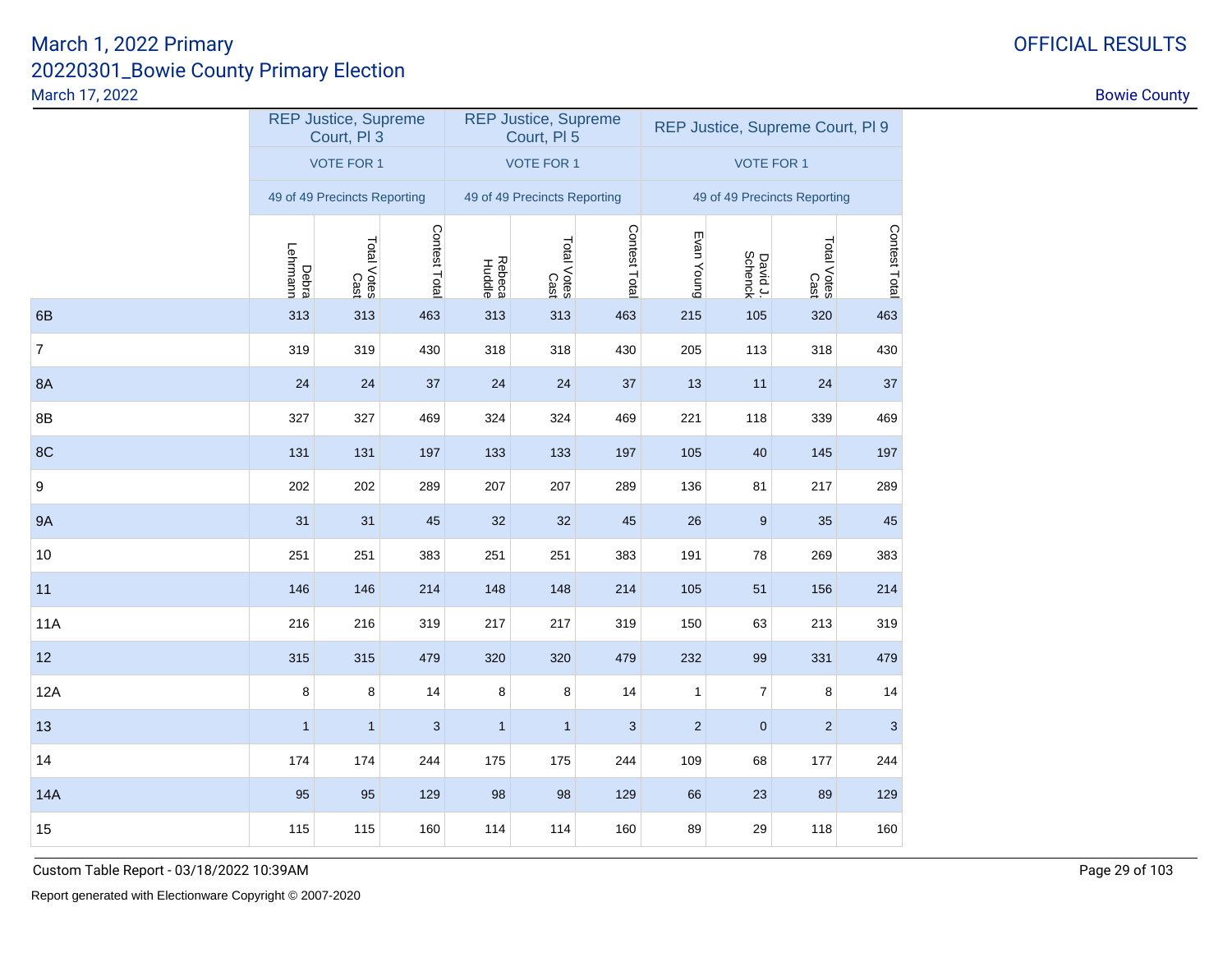March 1, 2022 Primary
20220301_Bowie County Primary Election
March 17, 2022

OFFICIAL RESULTS

Bowie County

| | REP Justice, Supreme Court, Pl 3 | | | REP Justice, Supreme Court, Pl 5 | | | REP Justice, Supreme Court, Pl 9 | | | |
|---|---|---|---|---|---|---|---|---|---|---|
| | VOTE FOR 1 | | | VOTE FOR 1 | | | VOTE FOR 1 | | | |
| | 49 of 49 Precincts Reporting | | | 49 of 49 Precincts Reporting | | | 49 of 49 Precincts Reporting | | | |
| | Debra Lehrmann | Total Votes Cast | Contest Total | Rebeca Huddle | Total Votes Cast | Contest Total | Evan Young | David J. Schenck | Total Votes Cast | Contest Total |
| 6B | 313 | 313 | 463 | 313 | 313 | 463 | 215 | 105 | 320 | 463 |
| 7 | 319 | 319 | 430 | 318 | 318 | 430 | 205 | 113 | 318 | 430 |
| 8A | 24 | 24 | 37 | 24 | 24 | 37 | 13 | 11 | 24 | 37 |
| 8B | 327 | 327 | 469 | 324 | 324 | 469 | 221 | 118 | 339 | 469 |
| 8C | 131 | 131 | 197 | 133 | 133 | 197 | 105 | 40 | 145 | 197 |
| 9 | 202 | 202 | 289 | 207 | 207 | 289 | 136 | 81 | 217 | 289 |
| 9A | 31 | 31 | 45 | 32 | 32 | 45 | 26 | 9 | 35 | 45 |
| 10 | 251 | 251 | 383 | 251 | 251 | 383 | 191 | 78 | 269 | 383 |
| 11 | 146 | 146 | 214 | 148 | 148 | 214 | 105 | 51 | 156 | 214 |
| 11A | 216 | 216 | 319 | 217 | 217 | 319 | 150 | 63 | 213 | 319 |
| 12 | 315 | 315 | 479 | 320 | 320 | 479 | 232 | 99 | 331 | 479 |
| 12A | 8 | 8 | 14 | 8 | 8 | 14 | 1 | 7 | 8 | 14 |
| 13 | 1 | 1 | 3 | 1 | 1 | 3 | 2 | 0 | 2 | 3 |
| 14 | 174 | 174 | 244 | 175 | 175 | 244 | 109 | 68 | 177 | 244 |
| 14A | 95 | 95 | 129 | 98 | 98 | 129 | 66 | 23 | 89 | 129 |
| 15 | 115 | 115 | 160 | 114 | 114 | 160 | 89 | 29 | 118 | 160 |

Custom Table Report - 03/18/2022 10:39AM

Report generated with Electionware Copyright © 2007-2020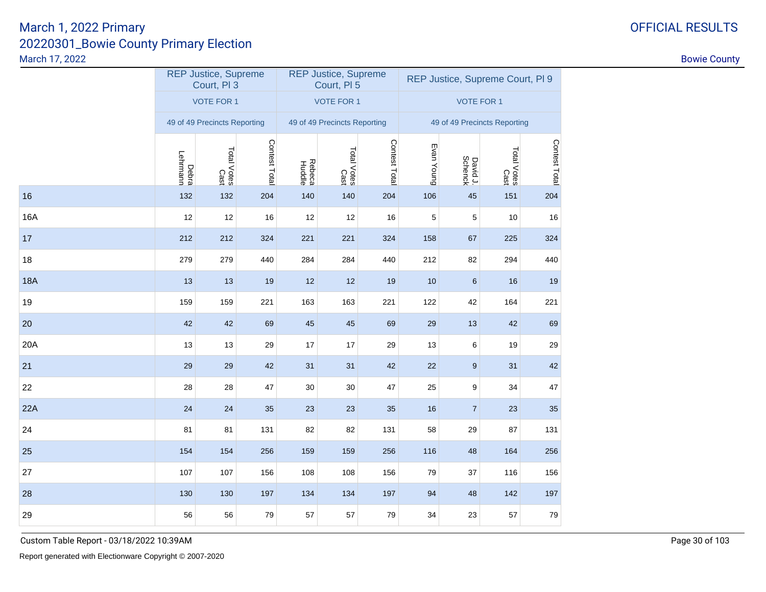# March 1, 2022 Primary

## 20220301_Bowie County Primary Election

March 17, 2022

OFFICIAL RESULTS

Bowie County

| | REP Justice, Supreme Court, Pl 3 | | | REP Justice, Supreme Court, Pl 5 | | | REP Justice, Supreme Court, Pl 9 | | | |
|---|---|---|---|---|---|---|---|---|---|---|
| | VOTE FOR 1 | | | VOTE FOR 1 | | | VOTE FOR 1 | | | |
| | 49 of 49 Precincts Reporting | | | 49 of 49 Precincts Reporting | | | 49 of 49 Precincts Reporting | | | |
| | Debra Lehrmann | Total Votes Cast | Contest Total | Rebeca Huddle | Total Votes Cast | Contest Total | Evan Young | David J. Schenck | Total Votes Cast | Contest Total |
| 16 | 132 | 132 | 204 | 140 | 140 | 204 | 106 | 45 | 151 | 204 |
| 16A | 12 | 12 | 16 | 12 | 12 | 16 | 5 | 5 | 10 | 16 |
| 17 | 212 | 212 | 324 | 221 | 221 | 324 | 158 | 67 | 225 | 324 |
| 18 | 279 | 279 | 440 | 284 | 284 | 440 | 212 | 82 | 294 | 440 |
| 18A | 13 | 13 | 19 | 12 | 12 | 19 | 10 | 6 | 16 | 19 |
| 19 | 159 | 159 | 221 | 163 | 163 | 221 | 122 | 42 | 164 | 221 |
| 20 | 42 | 42 | 69 | 45 | 45 | 69 | 29 | 13 | 42 | 69 |
| 20A | 13 | 13 | 29 | 17 | 17 | 29 | 13 | 6 | 19 | 29 |
| 21 | 29 | 29 | 42 | 31 | 31 | 42 | 22 | 9 | 31 | 42 |
| 22 | 28 | 28 | 47 | 30 | 30 | 47 | 25 | 9 | 34 | 47 |
| 22A | 24 | 24 | 35 | 23 | 23 | 35 | 16 | 7 | 23 | 35 |
| 24 | 81 | 81 | 131 | 82 | 82 | 131 | 58 | 29 | 87 | 131 |
| 25 | 154 | 154 | 256 | 159 | 159 | 256 | 116 | 48 | 164 | 256 |
| 27 | 107 | 107 | 156 | 108 | 108 | 156 | 79 | 37 | 116 | 156 |
| 28 | 130 | 130 | 197 | 134 | 134 | 197 | 94 | 48 | 142 | 197 |
| 29 | 56 | 56 | 79 | 57 | 57 | 79 | 34 | 23 | 57 | 79 |

Custom Table Report - 03/18/2022 10:39AM

Report generated with Electionware Copyright © 2007-2020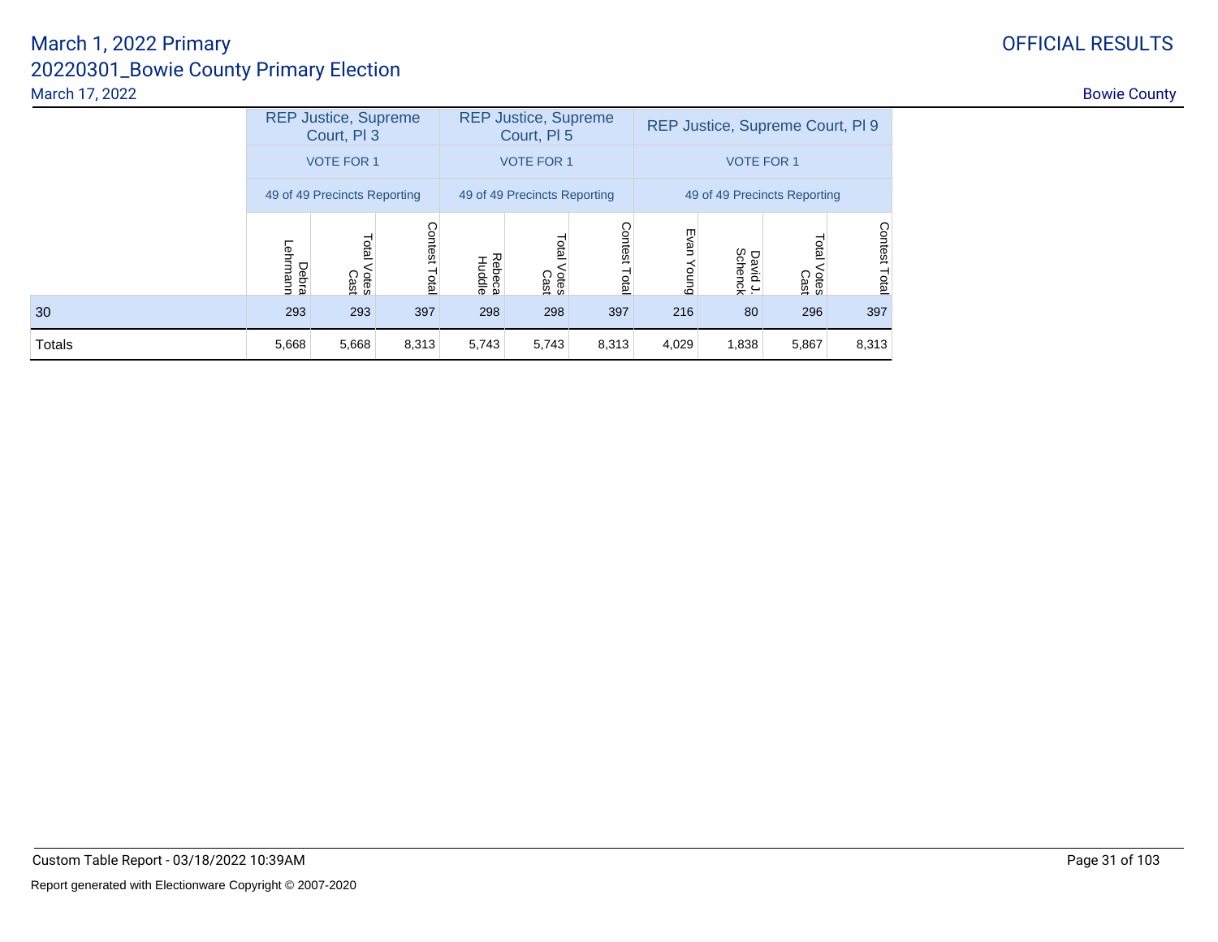# March 1, 2022 Primary

## 20220301_Bowie County Primary Election

March 17, 2022

OFFICIAL RESULTS

Bowie County

| | REP Justice, Supreme Court, Pl 3 | | | REP Justice, Supreme Court, Pl 5 | | | REP Justice, Supreme Court, Pl 9 | | | |
|---|---|---|---|---|---|---|---|---|---|---|
| | VOTE FOR 1 | | | VOTE FOR 1 | | | VOTE FOR 1 | | | |
| | 49 of 49 Precincts Reporting | | | 49 of 49 Precincts Reporting | | | 49 of 49 Precincts Reporting | | | |
| | Debra Lehrmann | Total Votes Cast | Contest Total | Rebeca Huddle | Total Votes Cast | Contest Total | Evan Young | David J. Schenck | Total Votes Cast | Contest Total |
| 30 | 293 | 293 | 397 | 298 | 298 | 397 | 216 | 80 | 296 | 397 |
| Totals | 5,668 | 5,668 | 8,313 | 5,743 | 5,743 | 8,313 | 4,029 | 1,838 | 5,867 | 8,313 |

Custom Table Report - 03/18/2022 10:39AM

Report generated with Electionware Copyright © 2007-2020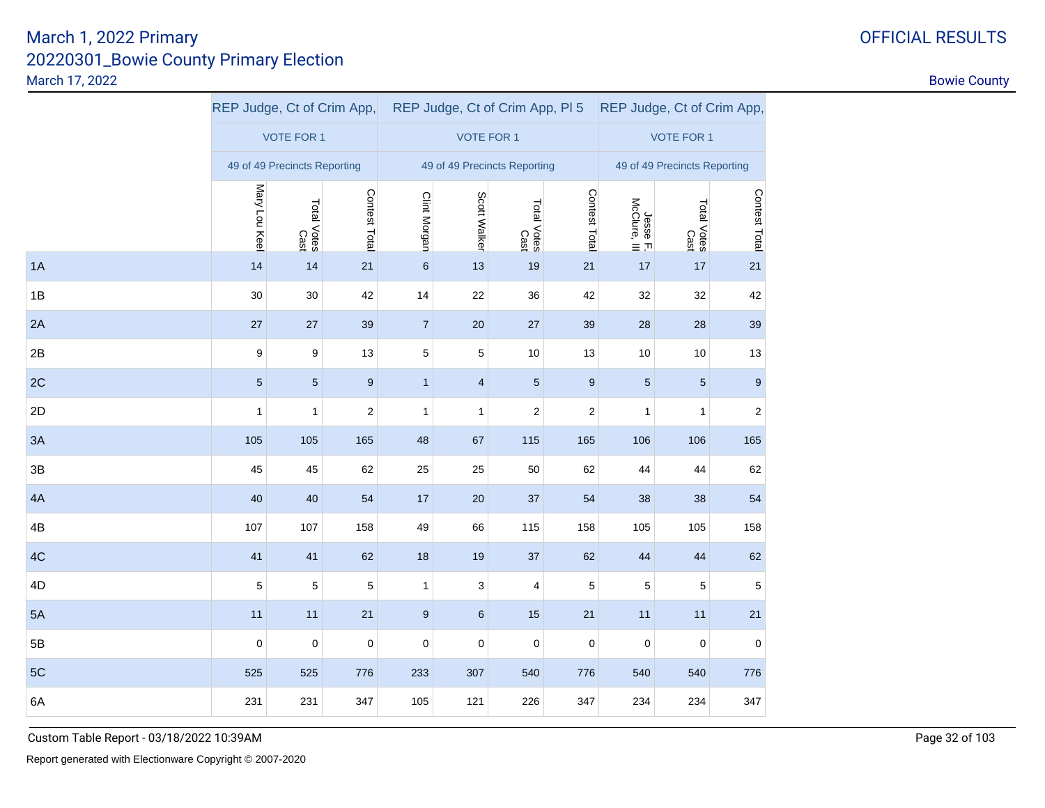# March 1, 2022 Primary
## 20220301_Bowie County Primary Election
March 17, 2022

OFFICIAL RESULTS

Bowie County

| | REP Judge, Ct of Crim App, | | | REP Judge, Ct of Crim App, Pl 5 | | | | REP Judge, Ct of Crim App, | | |
|---|---|---|---|---|---|---|---|---|---|---|
| | VOTE FOR 1 | | | VOTE FOR 1 | | | | VOTE FOR 1 | | |
| | 49 of 49 Precincts Reporting | | | 49 of 49 Precincts Reporting | | | | 49 of 49 Precincts Reporting | | |
| | Mary Lou Keel | Total Votes Cast | Contest Total | Clint Morgan | Scott Walker | Total Votes Cast | Contest Total | Jesse F. McClure, III | Total Votes Cast | Contest Total |
| 1A | 14 | 14 | 21 | 6 | 13 | 19 | 21 | 17 | 17 | 21 |
| 1B | 30 | 30 | 42 | 14 | 22 | 36 | 42 | 32 | 32 | 42 |
| 2A | 27 | 27 | 39 | 7 | 20 | 27 | 39 | 28 | 28 | 39 |
| 2B | 9 | 9 | 13 | 5 | 5 | 10 | 13 | 10 | 10 | 13 |
| 2C | 5 | 5 | 9 | 1 | 4 | 5 | 9 | 5 | 5 | 9 |
| 2D | 1 | 1 | 2 | 1 | 1 | 2 | 2 | 1 | 1 | 2 |
| 3A | 105 | 105 | 165 | 48 | 67 | 115 | 165 | 106 | 106 | 165 |
| 3B | 45 | 45 | 62 | 25 | 25 | 50 | 62 | 44 | 44 | 62 |
| 4A | 40 | 40 | 54 | 17 | 20 | 37 | 54 | 38 | 38 | 54 |
| 4B | 107 | 107 | 158 | 49 | 66 | 115 | 158 | 105 | 105 | 158 |
| 4C | 41 | 41 | 62 | 18 | 19 | 37 | 62 | 44 | 44 | 62 |
| 4D | 5 | 5 | 5 | 1 | 3 | 4 | 5 | 5 | 5 | 5 |
| 5A | 11 | 11 | 21 | 9 | 6 | 15 | 21 | 11 | 11 | 21 |
| 5B | 0 | 0 | 0 | 0 | 0 | 0 | 0 | 0 | 0 | 0 |
| 5C | 525 | 525 | 776 | 233 | 307 | 540 | 776 | 540 | 540 | 776 |
| 6A | 231 | 231 | 347 | 105 | 121 | 226 | 347 | 234 | 234 | 347 |

Custom Table Report - 03/18/2022 10:39AM

Report generated with Electionware Copyright © 2007-2020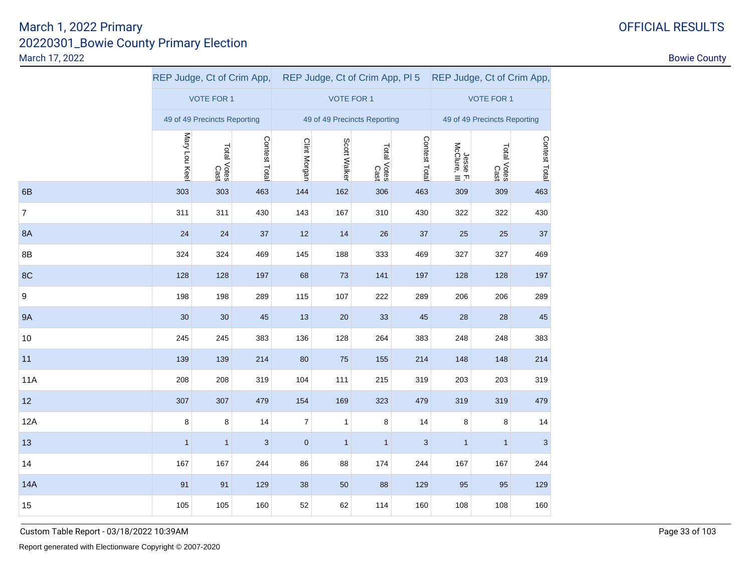# March 1, 2022 Primary

## 20220301_Bowie County Primary Election

March 17, 2022

OFFICIAL RESULTS

Bowie County

| | REP Judge, Ct of Crim App, | | | REP Judge, Ct of Crim App, Pl 5 | | | | REP Judge, Ct of Crim App, | | |
|---|---|---|---|---|---|---|---|---|---|---|
| | VOTE FOR 1 | | | VOTE FOR 1 | | | | VOTE FOR 1 | | |
| | 49 of 49 Precincts Reporting | | | 49 of 49 Precincts Reporting | | | | 49 of 49 Precincts Reporting | | |
| | Mary Lou Keel | Total Votes Cast | Contest Total | Clint Morgan | Scott Walker | Total Votes Cast | Contest Total | Jesse F. McClure, III | Total Votes Cast | Contest Total |
| 6B | 303 | 303 | 463 | 144 | 162 | 306 | 463 | 309 | 309 | 463 |
| 7 | 311 | 311 | 430 | 143 | 167 | 310 | 430 | 322 | 322 | 430 |
| 8A | 24 | 24 | 37 | 12 | 14 | 26 | 37 | 25 | 25 | 37 |
| 8B | 324 | 324 | 469 | 145 | 188 | 333 | 469 | 327 | 327 | 469 |
| 8C | 128 | 128 | 197 | 68 | 73 | 141 | 197 | 128 | 128 | 197 |
| 9 | 198 | 198 | 289 | 115 | 107 | 222 | 289 | 206 | 206 | 289 |
| 9A | 30 | 30 | 45 | 13 | 20 | 33 | 45 | 28 | 28 | 45 |
| 10 | 245 | 245 | 383 | 136 | 128 | 264 | 383 | 248 | 248 | 383 |
| 11 | 139 | 139 | 214 | 80 | 75 | 155 | 214 | 148 | 148 | 214 |
| 11A | 208 | 208 | 319 | 104 | 111 | 215 | 319 | 203 | 203 | 319 |
| 12 | 307 | 307 | 479 | 154 | 169 | 323 | 479 | 319 | 319 | 479 |
| 12A | 8 | 8 | 14 | 7 | 1 | 8 | 14 | 8 | 8 | 14 |
| 13 | 1 | 1 | 3 | 0 | 1 | 1 | 3 | 1 | 1 | 3 |
| 14 | 167 | 167 | 244 | 86 | 88 | 174 | 244 | 167 | 167 | 244 |
| 14A | 91 | 91 | 129 | 38 | 50 | 88 | 129 | 95 | 95 | 129 |
| 15 | 105 | 105 | 160 | 52 | 62 | 114 | 160 | 108 | 108 | 160 |

Custom Table Report - 03/18/2022 10:39AM

Report generated with Electionware Copyright © 2007-2020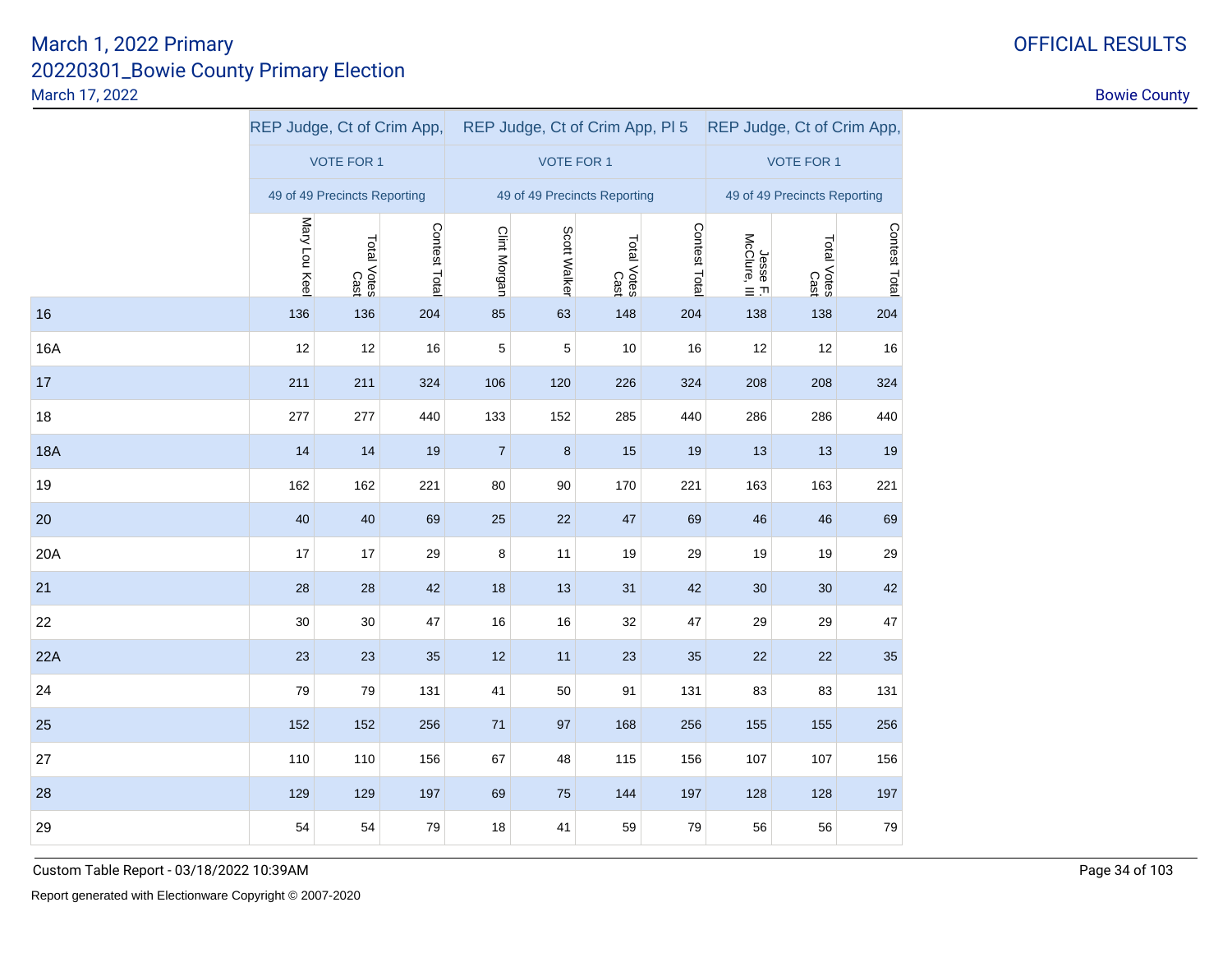March 1, 2022 Primary

20220301_Bowie County Primary Election

March 17, 2022

OFFICIAL RESULTS

Bowie County

| | REP Judge, Ct of Crim App, | | | REP Judge, Ct of Crim App, Pl 5 | | | | REP Judge, Ct of Crim App, | | |
|---|---|---|---|---|---|---|---|---|---|---|
| | VOTE FOR 1 | | | VOTE FOR 1 | | | | VOTE FOR 1 | | |
| | 49 of 49 Precincts Reporting | | | 49 of 49 Precincts Reporting | | | | 49 of 49 Precincts Reporting | | |
| | Mary Lou Keel | Total Votes Cast | Contest Total | Clint Morgan | Scott Walker | Total Votes Cast | Contest Total | Jesse F. McClure, III | Total Votes Cast | Contest Total |
| 16 | 136 | 136 | 204 | 85 | 63 | 148 | 204 | 138 | 138 | 204 |
| 16A | 12 | 12 | 16 | 5 | 5 | 10 | 16 | 12 | 12 | 16 |
| 17 | 211 | 211 | 324 | 106 | 120 | 226 | 324 | 208 | 208 | 324 |
| 18 | 277 | 277 | 440 | 133 | 152 | 285 | 440 | 286 | 286 | 440 |
| 18A | 14 | 14 | 19 | 7 | 8 | 15 | 19 | 13 | 13 | 19 |
| 19 | 162 | 162 | 221 | 80 | 90 | 170 | 221 | 163 | 163 | 221 |
| 20 | 40 | 40 | 69 | 25 | 22 | 47 | 69 | 46 | 46 | 69 |
| 20A | 17 | 17 | 29 | 8 | 11 | 19 | 29 | 19 | 19 | 29 |
| 21 | 28 | 28 | 42 | 18 | 13 | 31 | 42 | 30 | 30 | 42 |
| 22 | 30 | 30 | 47 | 16 | 16 | 32 | 47 | 29 | 29 | 47 |
| 22A | 23 | 23 | 35 | 12 | 11 | 23 | 35 | 22 | 22 | 35 |
| 24 | 79 | 79 | 131 | 41 | 50 | 91 | 131 | 83 | 83 | 131 |
| 25 | 152 | 152 | 256 | 71 | 97 | 168 | 256 | 155 | 155 | 256 |
| 27 | 110 | 110 | 156 | 67 | 48 | 115 | 156 | 107 | 107 | 156 |
| 28 | 129 | 129 | 197 | 69 | 75 | 144 | 197 | 128 | 128 | 197 |
| 29 | 54 | 54 | 79 | 18 | 41 | 59 | 79 | 56 | 56 | 79 |

Custom Table Report - 03/18/2022 10:39AM

Report generated with Electionware Copyright © 2007-2020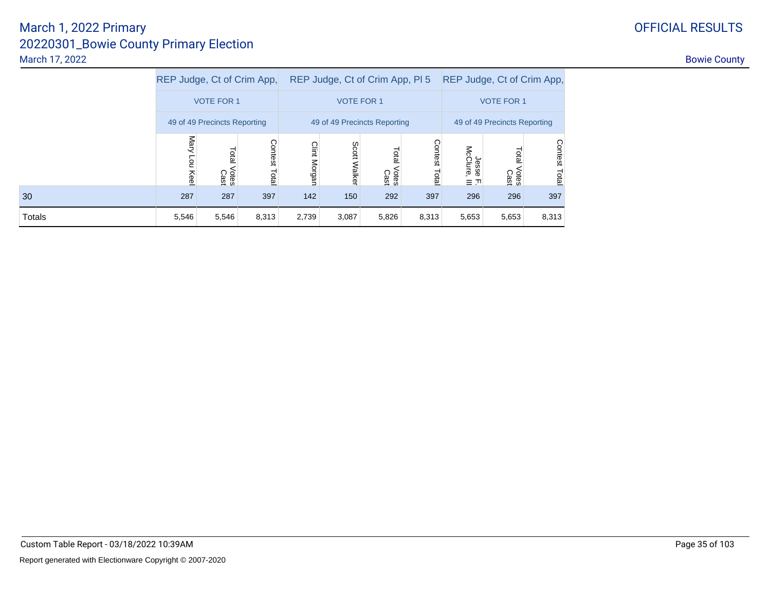# March 1, 2022 Primary

## 20220301_Bowie County Primary Election

March 17, 2022

OFFICIAL RESULTS

Bowie County

| | REP Judge, Ct of Crim App, | | | REP Judge, Ct of Crim App, Pl 5 | | | | REP Judge, Ct of Crim App, | | |
|---|---|---|---|---|---|---|---|---|---|---|
| | VOTE FOR 1 | | | VOTE FOR 1 | | | | VOTE FOR 1 | | |
| | 49 of 49 Precincts Reporting | | | 49 of 49 Precincts Reporting | | | | 49 of 49 Precincts Reporting | | |
| | Mary Lou Keel | Total Votes Cast | Contest Total | Clint Morgan | Scott Walker | Total Votes Cast | Contest Total | Jesse F. McClure, III | Total Votes Cast | Contest Total |
| 30 | 287 | 287 | 397 | 142 | 150 | 292 | 397 | 296 | 296 | 397 |
| Totals | 5,546 | 5,546 | 8,313 | 2,739 | 3,087 | 5,826 | 8,313 | 5,653 | 5,653 | 8,313 |

Custom Table Report - 03/18/2022 10:39AM

Report generated with Electionware Copyright © 2007-2020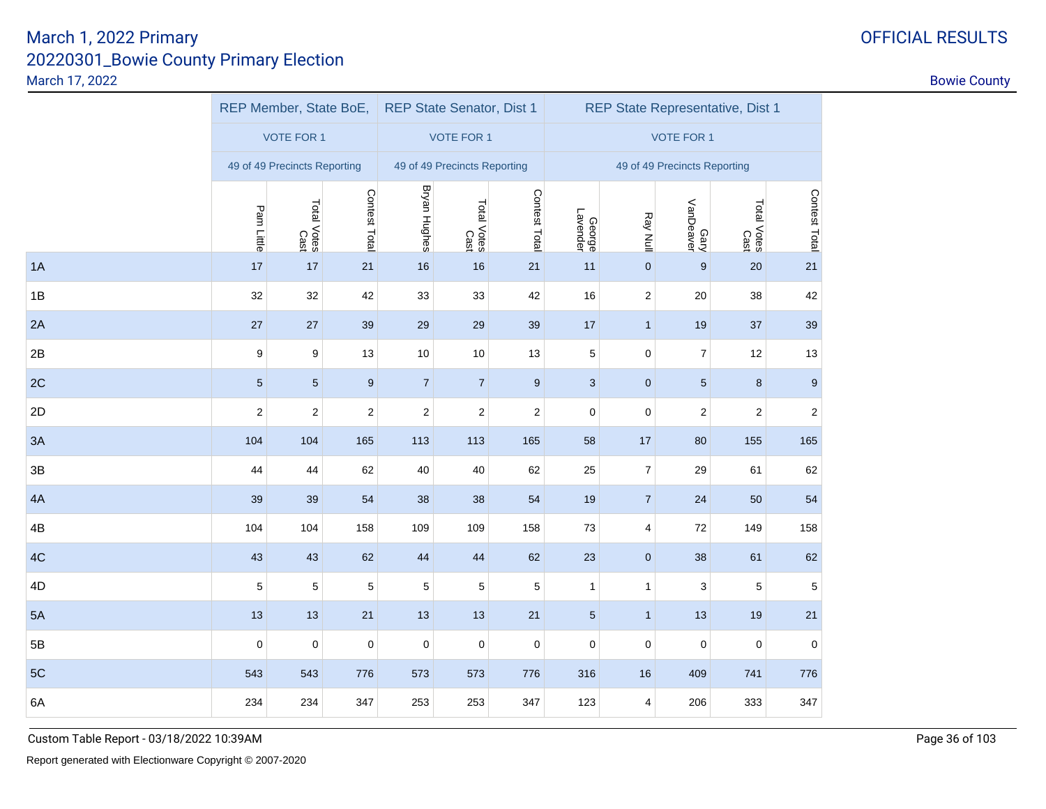March 1, 2022 Primary
20220301_Bowie County Primary Election
March 17, 2022

OFFICIAL RESULTS

Bowie County

| | REP Member, State BoE, | | | REP State Senator, Dist 1 | | | REP State Representative, Dist 1 | | | | |
|---|---|---|---|---|---|---|---|---|---|---|---|
| | VOTE FOR 1 | | | VOTE FOR 1 | | | VOTE FOR 1 | | | | |
| | 49 of 49 Precincts Reporting | | | 49 of 49 Precincts Reporting | | | 49 of 49 Precincts Reporting | | | | |
| | Pam Little | Total Votes Cast | Contest Total | Bryan Hughes | Total Votes Cast | Contest Total | George Lavender | Ray Null | Gary VanDeaver | Total Votes Cast | Contest Total |
| 1A | 17 | 17 | 21 | 16 | 16 | 21 | 11 | 0 | 9 | 20 | 21 |
| 1B | 32 | 32 | 42 | 33 | 33 | 42 | 16 | 2 | 20 | 38 | 42 |
| 2A | 27 | 27 | 39 | 29 | 29 | 39 | 17 | 1 | 19 | 37 | 39 |
| 2B | 9 | 9 | 13 | 10 | 10 | 13 | 5 | 0 | 7 | 12 | 13 |
| 2C | 5 | 5 | 9 | 7 | 7 | 9 | 3 | 0 | 5 | 8 | 9 |
| 2D | 2 | 2 | 2 | 2 | 2 | 2 | 0 | 0 | 2 | 2 | 2 |
| 3A | 104 | 104 | 165 | 113 | 113 | 165 | 58 | 17 | 80 | 155 | 165 |
| 3B | 44 | 44 | 62 | 40 | 40 | 62 | 25 | 7 | 29 | 61 | 62 |
| 4A | 39 | 39 | 54 | 38 | 38 | 54 | 19 | 7 | 24 | 50 | 54 |
| 4B | 104 | 104 | 158 | 109 | 109 | 158 | 73 | 4 | 72 | 149 | 158 |
| 4C | 43 | 43 | 62 | 44 | 44 | 62 | 23 | 0 | 38 | 61 | 62 |
| 4D | 5 | 5 | 5 | 5 | 5 | 5 | 1 | 1 | 3 | 5 | 5 |
| 5A | 13 | 13 | 21 | 13 | 13 | 21 | 5 | 1 | 13 | 19 | 21 |
| 5B | 0 | 0 | 0 | 0 | 0 | 0 | 0 | 0 | 0 | 0 | 0 |
| 5C | 543 | 543 | 776 | 573 | 573 | 776 | 316 | 16 | 409 | 741 | 776 |
| 6A | 234 | 234 | 347 | 253 | 253 | 347 | 123 | 4 | 206 | 333 | 347 |

Custom Table Report - 03/18/2022 10:39AM

Report generated with Electionware Copyright © 2007-2020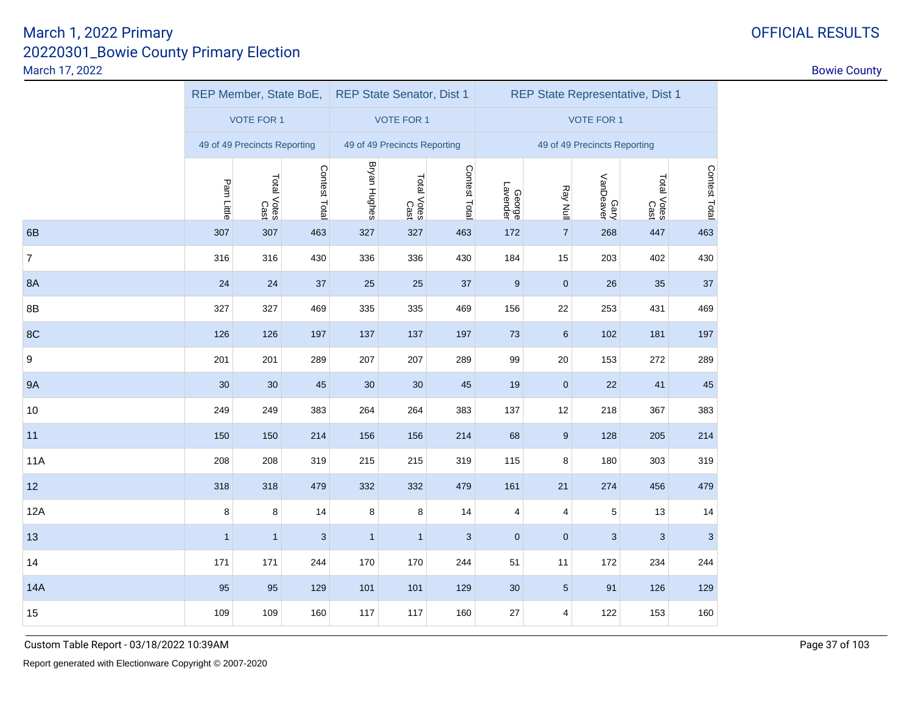# March 1, 2022 Primary

## 20220301_Bowie County Primary Election

March 17, 2022

OFFICIAL RESULTS

Bowie County

| | REP Member, State BoE, | | | REP State Senator, Dist 1 | | | REP State Representative, Dist 1 | | | | |
|---|---|---|---|---|---|---|---|---|---|---|---|
| | VOTE FOR 1 | | | VOTE FOR 1 | | | VOTE FOR 1 | | | | |
| | 49 of 49 Precincts Reporting | | | 49 of 49 Precincts Reporting | | | 49 of 49 Precincts Reporting | | | | |
| | Pam Little | Total Votes Cast | Contest Total | Bryan Hughes | Total Votes Cast | Contest Total | George Lavender | Ray Null | Gary VanDeaver | Total Votes Cast | Contest Total |
| 6B | 307 | 307 | 463 | 327 | 327 | 463 | 172 | 7 | 268 | 447 | 463 |
| 7 | 316 | 316 | 430 | 336 | 336 | 430 | 184 | 15 | 203 | 402 | 430 |
| 8A | 24 | 24 | 37 | 25 | 25 | 37 | 9 | 0 | 26 | 35 | 37 |
| 8B | 327 | 327 | 469 | 335 | 335 | 469 | 156 | 22 | 253 | 431 | 469 |
| 8C | 126 | 126 | 197 | 137 | 137 | 197 | 73 | 6 | 102 | 181 | 197 |
| 9 | 201 | 201 | 289 | 207 | 207 | 289 | 99 | 20 | 153 | 272 | 289 |
| 9A | 30 | 30 | 45 | 30 | 30 | 45 | 19 | 0 | 22 | 41 | 45 |
| 10 | 249 | 249 | 383 | 264 | 264 | 383 | 137 | 12 | 218 | 367 | 383 |
| 11 | 150 | 150 | 214 | 156 | 156 | 214 | 68 | 9 | 128 | 205 | 214 |
| 11A | 208 | 208 | 319 | 215 | 215 | 319 | 115 | 8 | 180 | 303 | 319 |
| 12 | 318 | 318 | 479 | 332 | 332 | 479 | 161 | 21 | 274 | 456 | 479 |
| 12A | 8 | 8 | 14 | 8 | 8 | 14 | 4 | 4 | 5 | 13 | 14 |
| 13 | 1 | 1 | 3 | 1 | 1 | 3 | 0 | 0 | 3 | 3 | 3 |
| 14 | 171 | 171 | 244 | 170 | 170 | 244 | 51 | 11 | 172 | 234 | 244 |
| 14A | 95 | 95 | 129 | 101 | 101 | 129 | 30 | 5 | 91 | 126 | 129 |
| 15 | 109 | 109 | 160 | 117 | 117 | 160 | 27 | 4 | 122 | 153 | 160 |

Custom Table Report - 03/18/2022 10:39AM

Report generated with Electionware Copyright © 2007-2020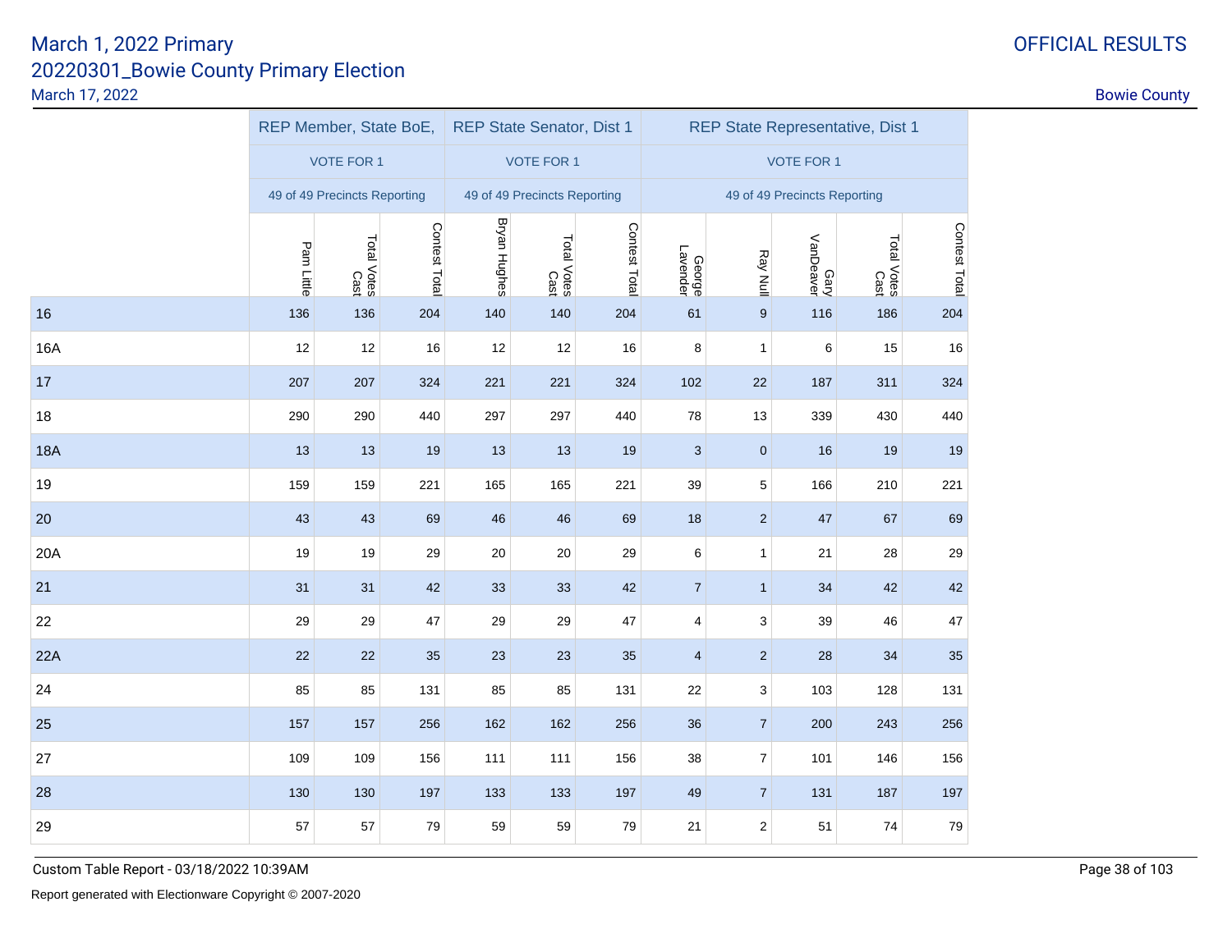# March 1, 2022 Primary

## 20220301_Bowie County Primary Election

March 17, 2022

OFFICIAL RESULTS

Bowie County

| | REP Member, State BoE, | | | REP State Senator, Dist 1 | | | REP State Representative, Dist 1 | | | | |
|---|---|---|---|---|---|---|---|---|---|---|---|
| | VOTE FOR 1 | | | VOTE FOR 1 | | | VOTE FOR 1 | | | | |
| | 49 of 49 Precincts Reporting | | | 49 of 49 Precincts Reporting | | | 49 of 49 Precincts Reporting | | | | |
| | Pam Little | Total Votes Cast | Contest Total | Bryan Hughes | Total Votes Cast | Contest Total | George Lavender | Ray Null | Gary VanDeaver | Total Votes Cast | Contest Total |
| 16 | 136 | 136 | 204 | 140 | 140 | 204 | 61 | 9 | 116 | 186 | 204 |
| 16A | 12 | 12 | 16 | 12 | 12 | 16 | 8 | 1 | 6 | 15 | 16 |
| 17 | 207 | 207 | 324 | 221 | 221 | 324 | 102 | 22 | 187 | 311 | 324 |
| 18 | 290 | 290 | 440 | 297 | 297 | 440 | 78 | 13 | 339 | 430 | 440 |
| 18A | 13 | 13 | 19 | 13 | 13 | 19 | 3 | 0 | 16 | 19 | 19 |
| 19 | 159 | 159 | 221 | 165 | 165 | 221 | 39 | 5 | 166 | 210 | 221 |
| 20 | 43 | 43 | 69 | 46 | 46 | 69 | 18 | 2 | 47 | 67 | 69 |
| 20A | 19 | 19 | 29 | 20 | 20 | 29 | 6 | 1 | 21 | 28 | 29 |
| 21 | 31 | 31 | 42 | 33 | 33 | 42 | 7 | 1 | 34 | 42 | 42 |
| 22 | 29 | 29 | 47 | 29 | 29 | 47 | 4 | 3 | 39 | 46 | 47 |
| 22A | 22 | 22 | 35 | 23 | 23 | 35 | 4 | 2 | 28 | 34 | 35 |
| 24 | 85 | 85 | 131 | 85 | 85 | 131 | 22 | 3 | 103 | 128 | 131 |
| 25 | 157 | 157 | 256 | 162 | 162 | 256 | 36 | 7 | 200 | 243 | 256 |
| 27 | 109 | 109 | 156 | 111 | 111 | 156 | 38 | 7 | 101 | 146 | 156 |
| 28 | 130 | 130 | 197 | 133 | 133 | 197 | 49 | 7 | 131 | 187 | 197 |
| 29 | 57 | 57 | 79 | 59 | 59 | 79 | 21 | 2 | 51 | 74 | 79 |

Custom Table Report - 03/18/2022 10:39AM

Report generated with Electionware Copyright © 2007-2020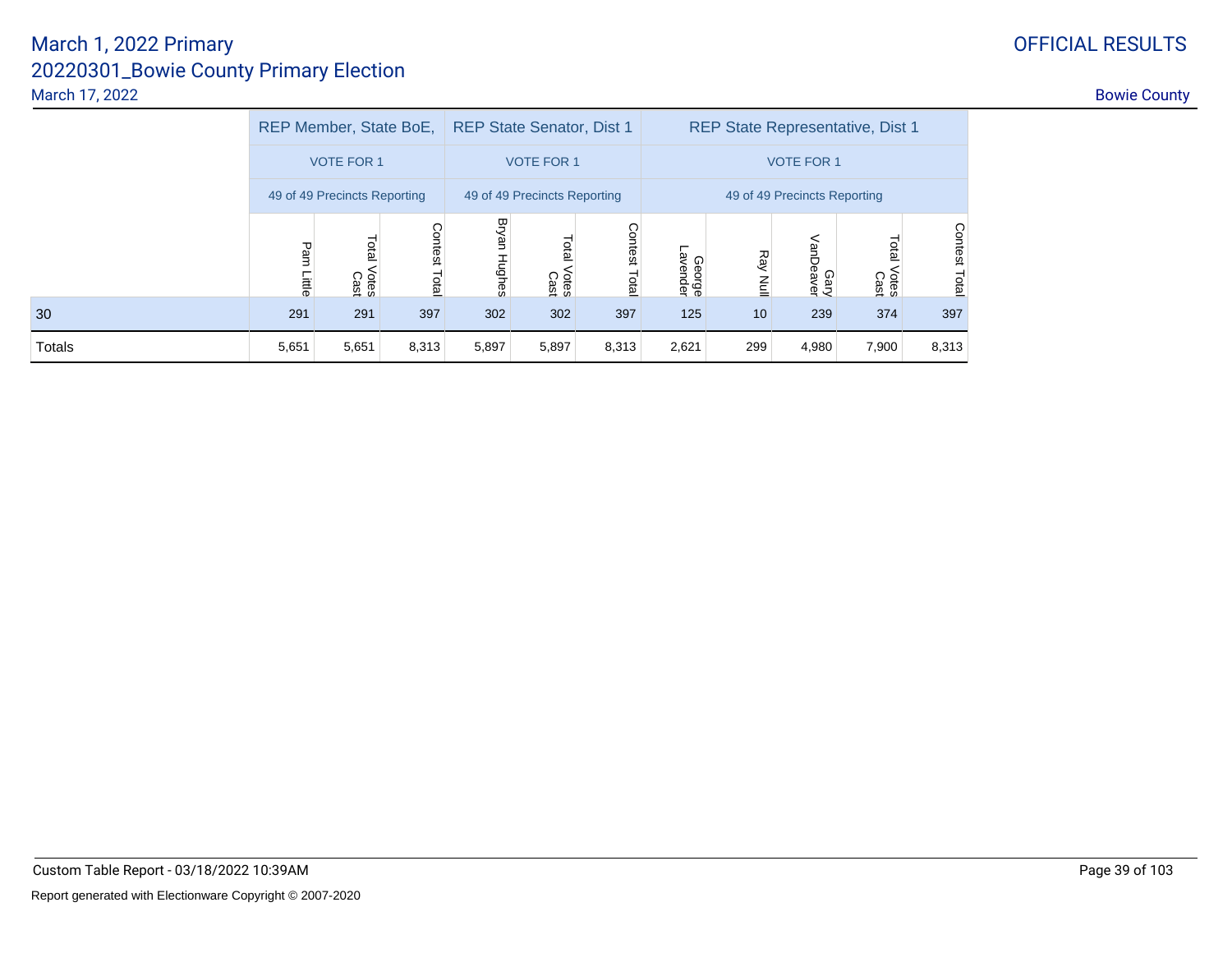March 1, 2022 Primary

20220301_Bowie County Primary Election

March 17, 2022

OFFICIAL RESULTS

Bowie County

| | REP Member, State BoE, | | | REP State Senator, Dist 1 | | | REP State Representative, Dist 1 | | | | |
|---|---|---|---|---|---|---|---|---|---|---|---|
| | VOTE FOR 1 | | | VOTE FOR 1 | | | VOTE FOR 1 | | | | |
| | 49 of 49 Precincts Reporting | | | 49 of 49 Precincts Reporting | | | 49 of 49 Precincts Reporting | | | | |
| | Pam Little | Total Votes Cast | Contest Total | Bryan Hughes | Total Votes Cast | Contest Total | George Lavender | Ray Null | Gary VanDeaver | Total Votes Cast | Contest Total |
| 30 | 291 | 291 | 397 | 302 | 302 | 397 | 125 | 10 | 239 | 374 | 397 |
| Totals | 5,651 | 5,651 | 8,313 | 5,897 | 5,897 | 8,313 | 2,621 | 299 | 4,980 | 7,900 | 8,313 |

Custom Table Report - 03/18/2022 10:39AM

Report generated with Electionware Copyright © 2007-2020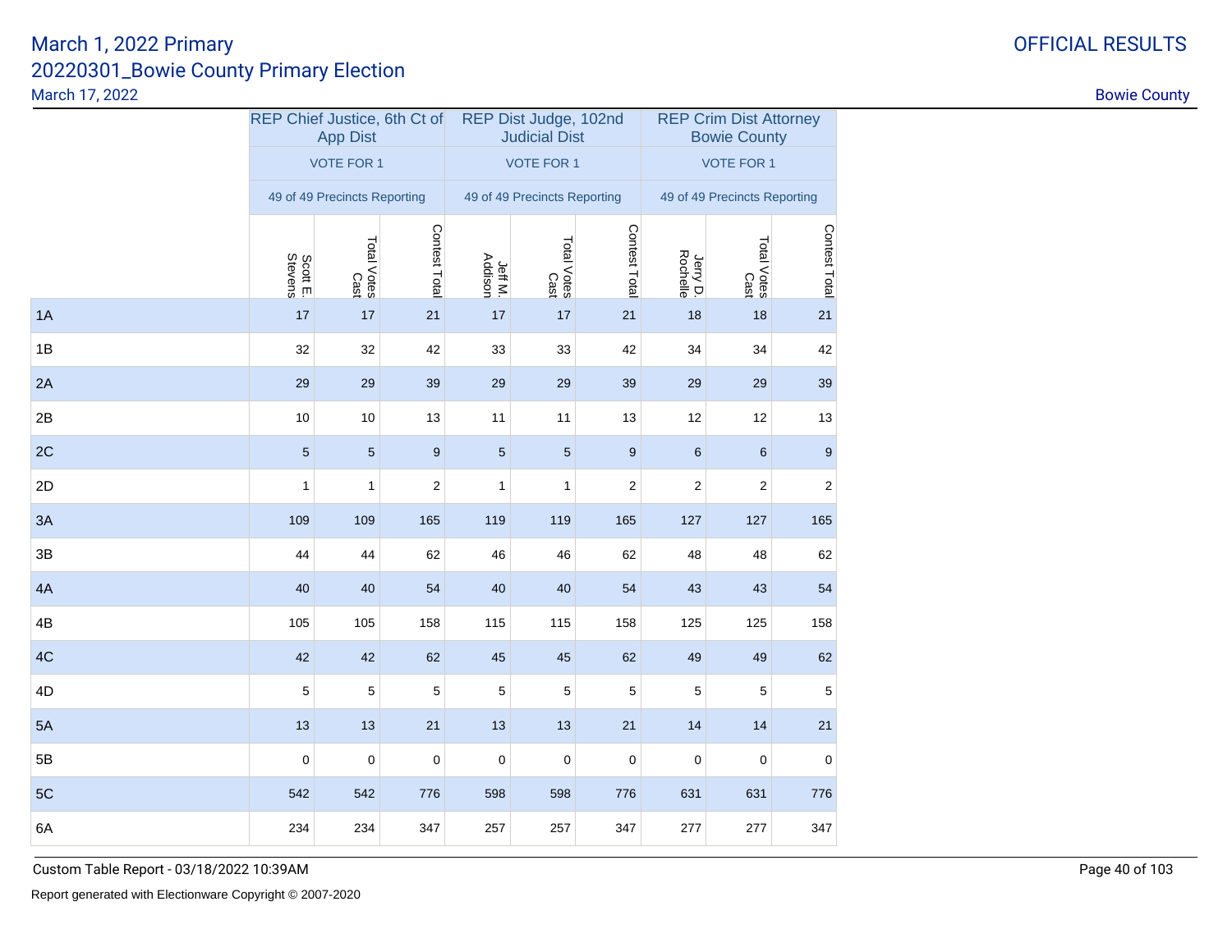March 1, 2022 Primary
20220301_Bowie County Primary Election
March 17, 2022

OFFICIAL RESULTS

Bowie County

| | REP Chief Justice, 6th Ct of App Dist | | | REP Dist Judge, 102nd Judicial Dist | | | REP Crim Dist Attorney Bowie County | | |
|---|---|---|---|---|---|---|---|---|---|
| | VOTE FOR 1 | | | VOTE FOR 1 | | | VOTE FOR 1 | | |
| | 49 of 49 Precincts Reporting | | | 49 of 49 Precincts Reporting | | | 49 of 49 Precincts Reporting | | |
| | Scott E. Stevens | Total Votes Cast | Contest Total | Jeff M. Addison | Total Votes Cast | Contest Total | Jerry D. Rochelle | Total Votes Cast | Contest Total |
| 1A | 17 | 17 | 21 | 17 | 17 | 21 | 18 | 18 | 21 |
| 1B | 32 | 32 | 42 | 33 | 33 | 42 | 34 | 34 | 42 |
| 2A | 29 | 29 | 39 | 29 | 29 | 39 | 29 | 29 | 39 |
| 2B | 10 | 10 | 13 | 11 | 11 | 13 | 12 | 12 | 13 |
| 2C | 5 | 5 | 9 | 5 | 5 | 9 | 6 | 6 | 9 |
| 2D | 1 | 1 | 2 | 1 | 1 | 2 | 2 | 2 | 2 |
| 3A | 109 | 109 | 165 | 119 | 119 | 165 | 127 | 127 | 165 |
| 3B | 44 | 44 | 62 | 46 | 46 | 62 | 48 | 48 | 62 |
| 4A | 40 | 40 | 54 | 40 | 40 | 54 | 43 | 43 | 54 |
| 4B | 105 | 105 | 158 | 115 | 115 | 158 | 125 | 125 | 158 |
| 4C | 42 | 42 | 62 | 45 | 45 | 62 | 49 | 49 | 62 |
| 4D | 5 | 5 | 5 | 5 | 5 | 5 | 5 | 5 | 5 |
| 5A | 13 | 13 | 21 | 13 | 13 | 21 | 14 | 14 | 21 |
| 5B | 0 | 0 | 0 | 0 | 0 | 0 | 0 | 0 | 0 |
| 5C | 542 | 542 | 776 | 598 | 598 | 776 | 631 | 631 | 776 |
| 6A | 234 | 234 | 347 | 257 | 257 | 347 | 277 | 277 | 347 |

Custom Table Report - 03/18/2022 10:39AM

Report generated with Electionware Copyright © 2007-2020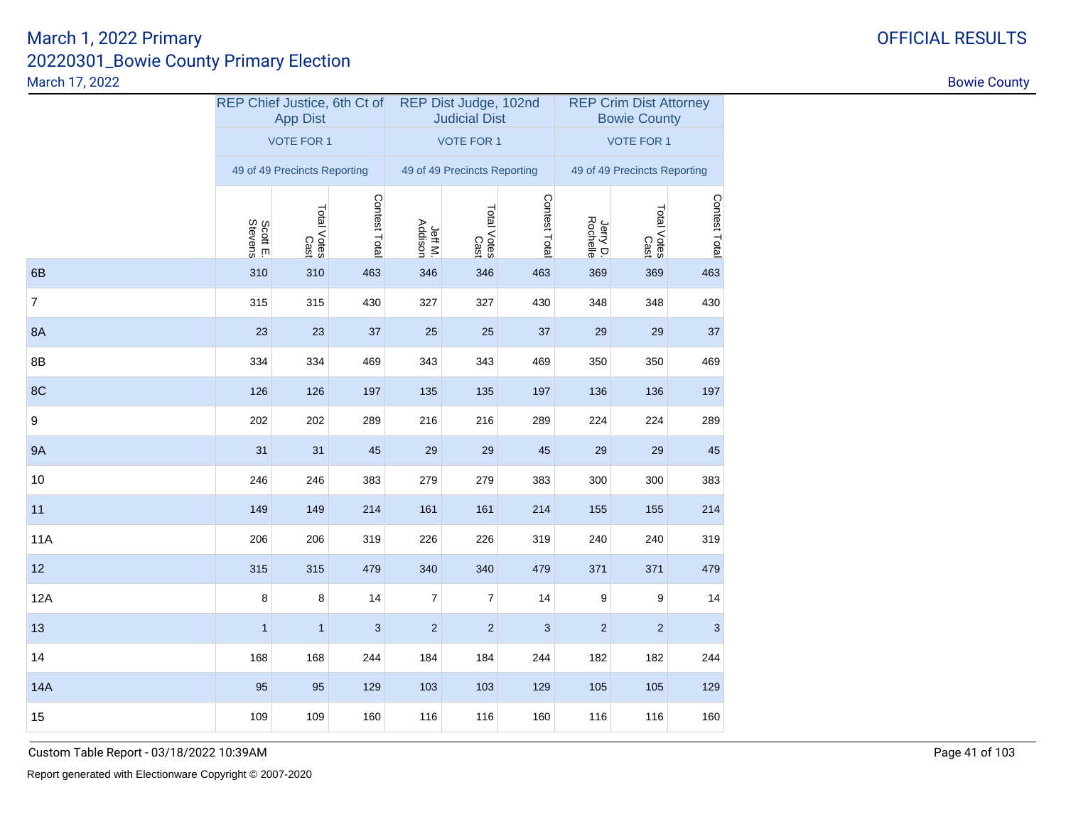# March 1, 2022 Primary
## 20220301_Bowie County Primary Election
March 17, 2022

OFFICIAL RESULTS

Bowie County

| | REP Chief Justice, 6th Ct of App Dist | | | REP Dist Judge, 102nd Judicial Dist | | | REP Crim Dist Attorney Bowie County | | |
|---|---|---|---|---|---|---|---|---|---|
| | VOTE FOR 1 | | | VOTE FOR 1 | | | VOTE FOR 1 | | |
| | 49 of 49 Precincts Reporting | | | 49 of 49 Precincts Reporting | | | 49 of 49 Precincts Reporting | | |
| | Scott E. Stevens | Total Votes Cast | Contest Total | Jeff M. Addison | Total Votes Cast | Contest Total | Jerry D. Rochelle | Total Votes Cast | Contest Total |
| 6B | 310 | 310 | 463 | 346 | 346 | 463 | 369 | 369 | 463 |
| 7 | 315 | 315 | 430 | 327 | 327 | 430 | 348 | 348 | 430 |
| 8A | 23 | 23 | 37 | 25 | 25 | 37 | 29 | 29 | 37 |
| 8B | 334 | 334 | 469 | 343 | 343 | 469 | 350 | 350 | 469 |
| 8C | 126 | 126 | 197 | 135 | 135 | 197 | 136 | 136 | 197 |
| 9 | 202 | 202 | 289 | 216 | 216 | 289 | 224 | 224 | 289 |
| 9A | 31 | 31 | 45 | 29 | 29 | 45 | 29 | 29 | 45 |
| 10 | 246 | 246 | 383 | 279 | 279 | 383 | 300 | 300 | 383 |
| 11 | 149 | 149 | 214 | 161 | 161 | 214 | 155 | 155 | 214 |
| 11A | 206 | 206 | 319 | 226 | 226 | 319 | 240 | 240 | 319 |
| 12 | 315 | 315 | 479 | 340 | 340 | 479 | 371 | 371 | 479 |
| 12A | 8 | 8 | 14 | 7 | 7 | 14 | 9 | 9 | 14 |
| 13 | 1 | 1 | 3 | 2 | 2 | 3 | 2 | 2 | 3 |
| 14 | 168 | 168 | 244 | 184 | 184 | 244 | 182 | 182 | 244 |
| 14A | 95 | 95 | 129 | 103 | 103 | 129 | 105 | 105 | 129 |
| 15 | 109 | 109 | 160 | 116 | 116 | 160 | 116 | 116 | 160 |

Custom Table Report - 03/18/2022 10:39AM

Report generated with Electionware Copyright © 2007-2020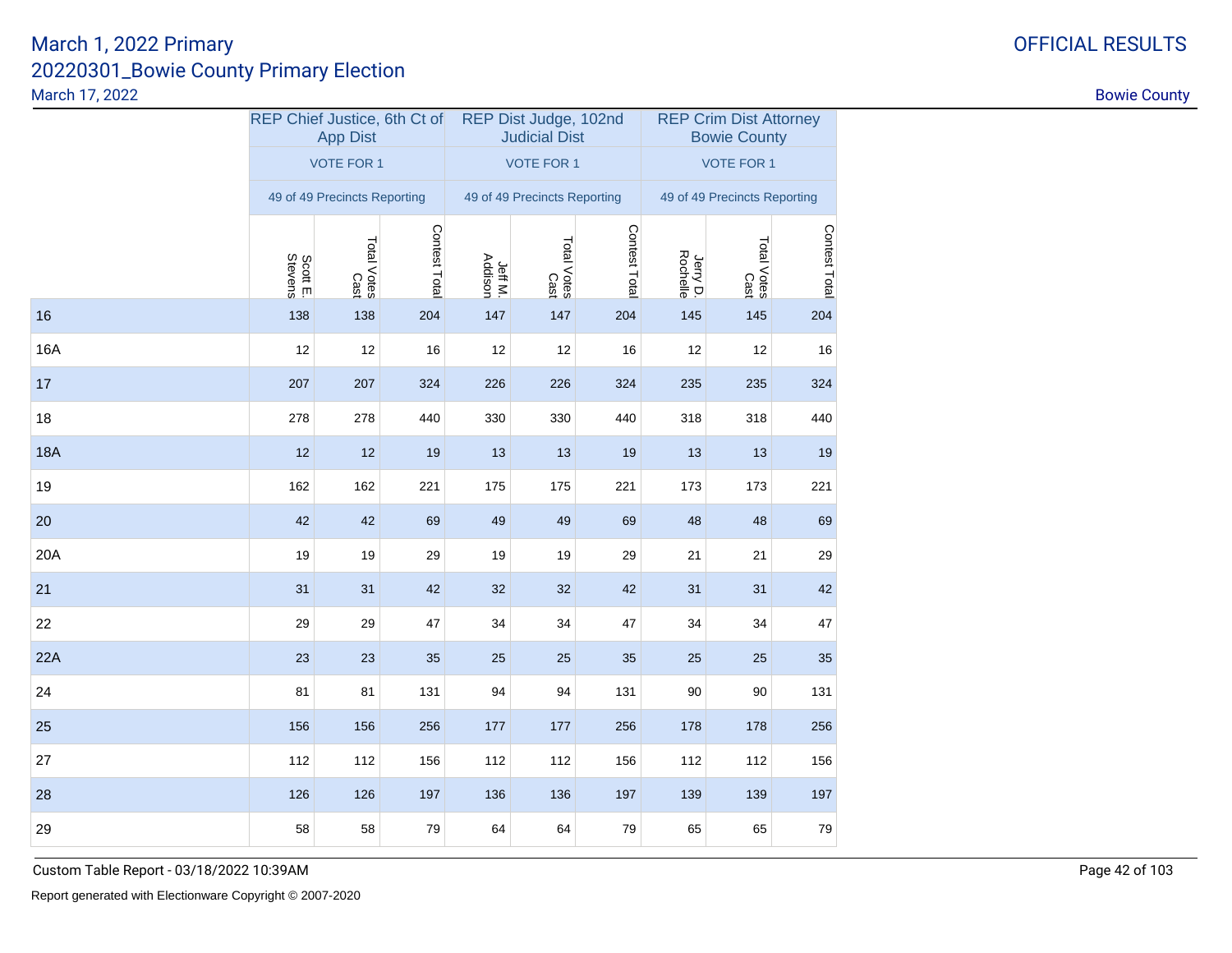March 1, 2022 Primary
20220301_Bowie County Primary Election
March 17, 2022

OFFICIAL RESULTS

Bowie County

| | REP Chief Justice, 6th Ct of App Dist | | | REP Dist Judge, 102nd Judicial Dist | | | REP Crim Dist Attorney Bowie County | | |
|---|---|---|---|---|---|---|---|---|---|
| | VOTE FOR 1 | | | VOTE FOR 1 | | | VOTE FOR 1 | | |
| | 49 of 49 Precincts Reporting | | | 49 of 49 Precincts Reporting | | | 49 of 49 Precincts Reporting | | |
| | Scott E. Stevens | Total Votes Cast | Contest Total | Jeff M. Addison | Total Votes Cast | Contest Total | Jerry D. Rochelle | Total Votes Cast | Contest Total |
| 16 | 138 | 138 | 204 | 147 | 147 | 204 | 145 | 145 | 204 |
| 16A | 12 | 12 | 16 | 12 | 12 | 16 | 12 | 12 | 16 |
| 17 | 207 | 207 | 324 | 226 | 226 | 324 | 235 | 235 | 324 |
| 18 | 278 | 278 | 440 | 330 | 330 | 440 | 318 | 318 | 440 |
| 18A | 12 | 12 | 19 | 13 | 13 | 19 | 13 | 13 | 19 |
| 19 | 162 | 162 | 221 | 175 | 175 | 221 | 173 | 173 | 221 |
| 20 | 42 | 42 | 69 | 49 | 49 | 69 | 48 | 48 | 69 |
| 20A | 19 | 19 | 29 | 19 | 19 | 29 | 21 | 21 | 29 |
| 21 | 31 | 31 | 42 | 32 | 32 | 42 | 31 | 31 | 42 |
| 22 | 29 | 29 | 47 | 34 | 34 | 47 | 34 | 34 | 47 |
| 22A | 23 | 23 | 35 | 25 | 25 | 35 | 25 | 25 | 35 |
| 24 | 81 | 81 | 131 | 94 | 94 | 131 | 90 | 90 | 131 |
| 25 | 156 | 156 | 256 | 177 | 177 | 256 | 178 | 178 | 256 |
| 27 | 112 | 112 | 156 | 112 | 112 | 156 | 112 | 112 | 156 |
| 28 | 126 | 126 | 197 | 136 | 136 | 197 | 139 | 139 | 197 |
| 29 | 58 | 58 | 79 | 64 | 64 | 79 | 65 | 65 | 79 |

Custom Table Report - 03/18/2022 10:39AM

Report generated with Electionware Copyright © 2007-2020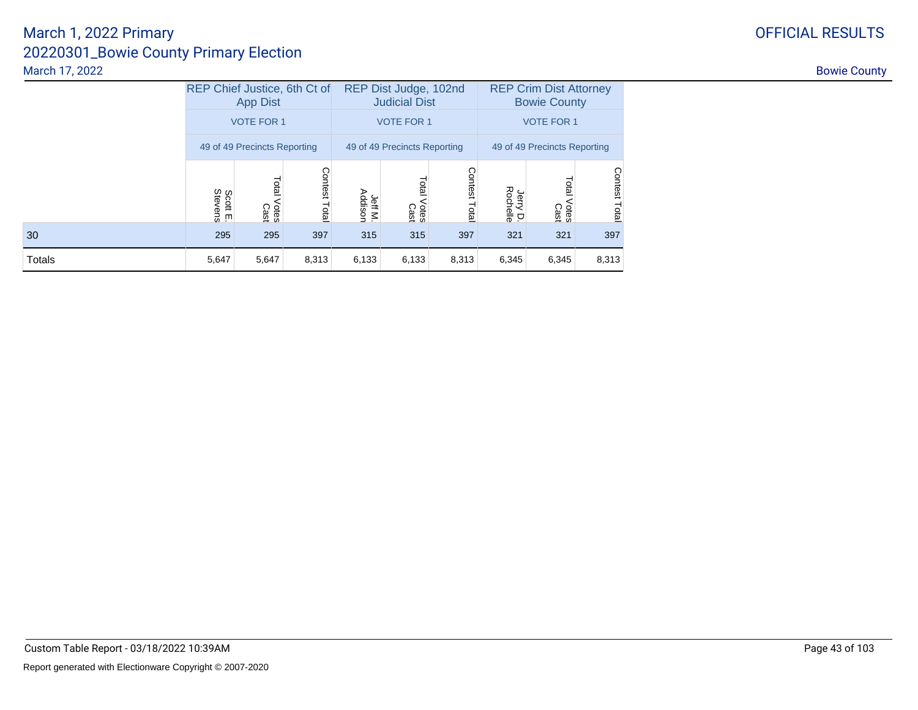# March 1, 2022 Primary

## 20220301_Bowie County Primary Election

March 17, 2022

OFFICIAL RESULTS

Bowie County

| | REP Chief Justice, 6th Ct of App Dist | | | REP Dist Judge, 102nd Judicial Dist | | | REP Crim Dist Attorney Bowie County | | |
|---|---|---|---|---|---|---|---|---|---|
| | VOTE FOR 1 | | | VOTE FOR 1 | | | VOTE FOR 1 | | |
| | 49 of 49 Precincts Reporting | | | 49 of 49 Precincts Reporting | | | 49 of 49 Precincts Reporting | | |
| | Scott E. Stevens | Total Votes Cast | Contest Total | Jeff M. Addison | Total Votes Cast | Contest Total | Jerry D. Rochelle | Total Votes Cast | Contest Total |
| 30 | 295 | 295 | 397 | 315 | 315 | 397 | 321 | 321 | 397 |
| Totals | 5,647 | 5,647 | 8,313 | 6,133 | 6,133 | 8,313 | 6,345 | 6,345 | 8,313 |

Custom Table Report - 03/18/2022 10:39AM

Report generated with Electionware Copyright © 2007-2020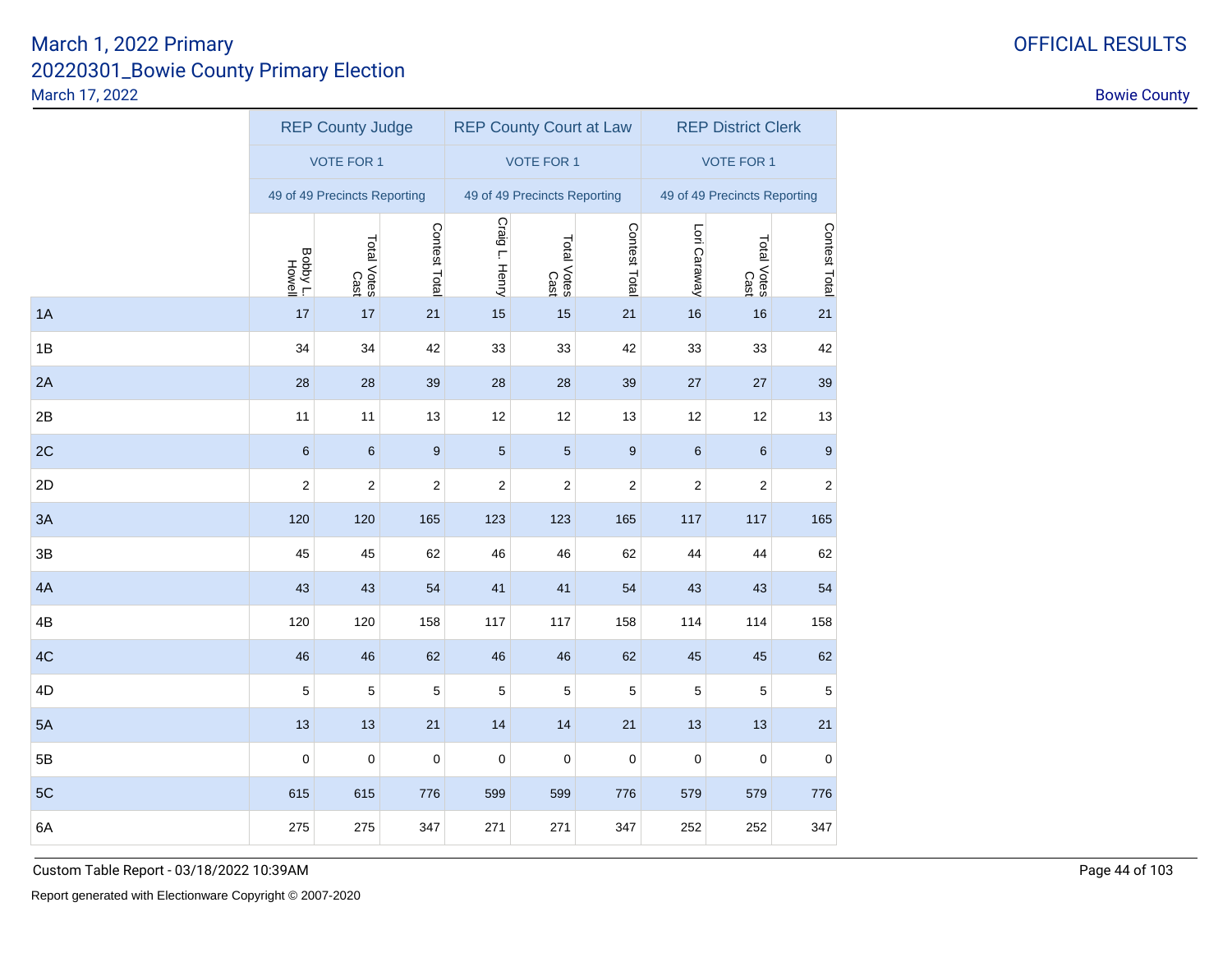March 1, 2022 Primary

20220301_Bowie County Primary Election

March 17, 2022

OFFICIAL RESULTS

Bowie County

| | REP County Judge | | | REP County Court at Law | | | REP District Clerk | | |
|---|---|---|---|---|---|---|---|---|---|
| | VOTE FOR 1 | | | VOTE FOR 1 | | | VOTE FOR 1 | | |
| | 49 of 49 Precincts Reporting | | | 49 of 49 Precincts Reporting | | | 49 of 49 Precincts Reporting | | |
| | Bobby L. Howell | Total Votes Cast | Contest Total | Craig L. Henry | Total Votes Cast | Contest Total | Lori Caraway | Total Votes Cast | Contest Total |
| 1A | 17 | 17 | 21 | 15 | 15 | 21 | 16 | 16 | 21 |
| 1B | 34 | 34 | 42 | 33 | 33 | 42 | 33 | 33 | 42 |
| 2A | 28 | 28 | 39 | 28 | 28 | 39 | 27 | 27 | 39 |
| 2B | 11 | 11 | 13 | 12 | 12 | 13 | 12 | 12 | 13 |
| 2C | 6 | 6 | 9 | 5 | 5 | 9 | 6 | 6 | 9 |
| 2D | 2 | 2 | 2 | 2 | 2 | 2 | 2 | 2 | 2 |
| 3A | 120 | 120 | 165 | 123 | 123 | 165 | 117 | 117 | 165 |
| 3B | 45 | 45 | 62 | 46 | 46 | 62 | 44 | 44 | 62 |
| 4A | 43 | 43 | 54 | 41 | 41 | 54 | 43 | 43 | 54 |
| 4B | 120 | 120 | 158 | 117 | 117 | 158 | 114 | 114 | 158 |
| 4C | 46 | 46 | 62 | 46 | 46 | 62 | 45 | 45 | 62 |
| 4D | 5 | 5 | 5 | 5 | 5 | 5 | 5 | 5 | 5 |
| 5A | 13 | 13 | 21 | 14 | 14 | 21 | 13 | 13 | 21 |
| 5B | 0 | 0 | 0 | 0 | 0 | 0 | 0 | 0 | 0 |
| 5C | 615 | 615 | 776 | 599 | 599 | 776 | 579 | 579 | 776 |
| 6A | 275 | 275 | 347 | 271 | 271 | 347 | 252 | 252 | 347 |

Custom Table Report - 03/18/2022 10:39AM

Report generated with Electionware Copyright © 2007-2020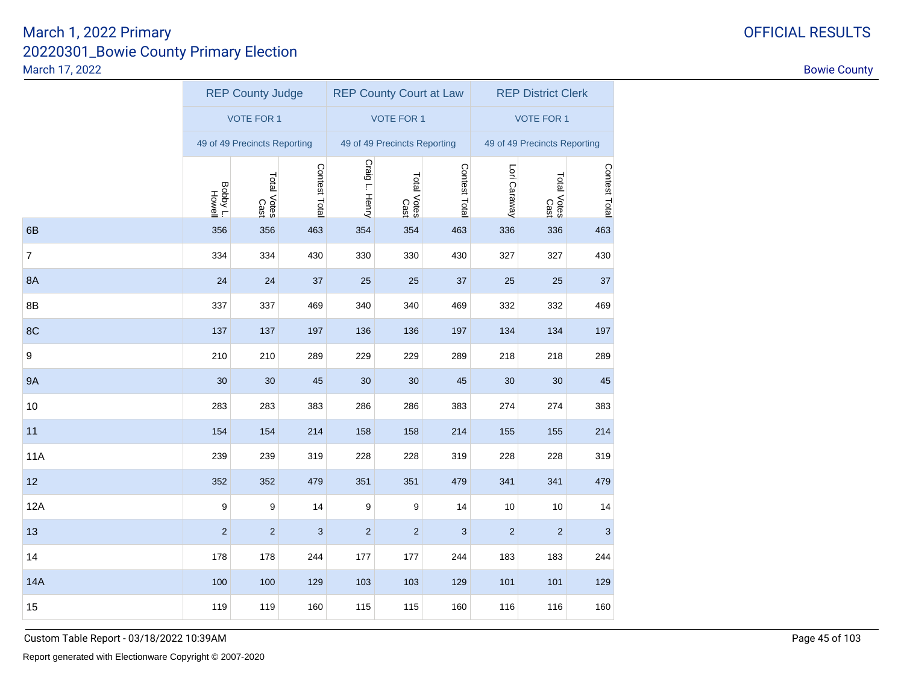March 1, 2022 Primary
20220301_Bowie County Primary Election
March 17, 2022

OFFICIAL RESULTS

Bowie County

| | REP County Judge | | | REP County Court at Law | | | REP District Clerk | | |
|---|---|---|---|---|---|---|---|---|---|
| | VOTE FOR 1 | | | VOTE FOR 1 | | | VOTE FOR 1 | | |
| | 49 of 49 Precincts Reporting | | | 49 of 49 Precincts Reporting | | | 49 of 49 Precincts Reporting | | |
| | Bobby L. Howell | Total Votes Cast | Contest Total | Craig L. Henry | Total Votes Cast | Contest Total | Lori Caraway | Total Votes Cast | Contest Total |
| 6B | 356 | 356 | 463 | 354 | 354 | 463 | 336 | 336 | 463 |
| 7 | 334 | 334 | 430 | 330 | 330 | 430 | 327 | 327 | 430 |
| 8A | 24 | 24 | 37 | 25 | 25 | 37 | 25 | 25 | 37 |
| 8B | 337 | 337 | 469 | 340 | 340 | 469 | 332 | 332 | 469 |
| 8C | 137 | 137 | 197 | 136 | 136 | 197 | 134 | 134 | 197 |
| 9 | 210 | 210 | 289 | 229 | 229 | 289 | 218 | 218 | 289 |
| 9A | 30 | 30 | 45 | 30 | 30 | 45 | 30 | 30 | 45 |
| 10 | 283 | 283 | 383 | 286 | 286 | 383 | 274 | 274 | 383 |
| 11 | 154 | 154 | 214 | 158 | 158 | 214 | 155 | 155 | 214 |
| 11A | 239 | 239 | 319 | 228 | 228 | 319 | 228 | 228 | 319 |
| 12 | 352 | 352 | 479 | 351 | 351 | 479 | 341 | 341 | 479 |
| 12A | 9 | 9 | 14 | 9 | 9 | 14 | 10 | 10 | 14 |
| 13 | 2 | 2 | 3 | 2 | 2 | 3 | 2 | 2 | 3 |
| 14 | 178 | 178 | 244 | 177 | 177 | 244 | 183 | 183 | 244 |
| 14A | 100 | 100 | 129 | 103 | 103 | 129 | 101 | 101 | 129 |
| 15 | 119 | 119 | 160 | 115 | 115 | 160 | 116 | 116 | 160 |

Custom Table Report - 03/18/2022 10:39AM

Report generated with Electionware Copyright © 2007-2020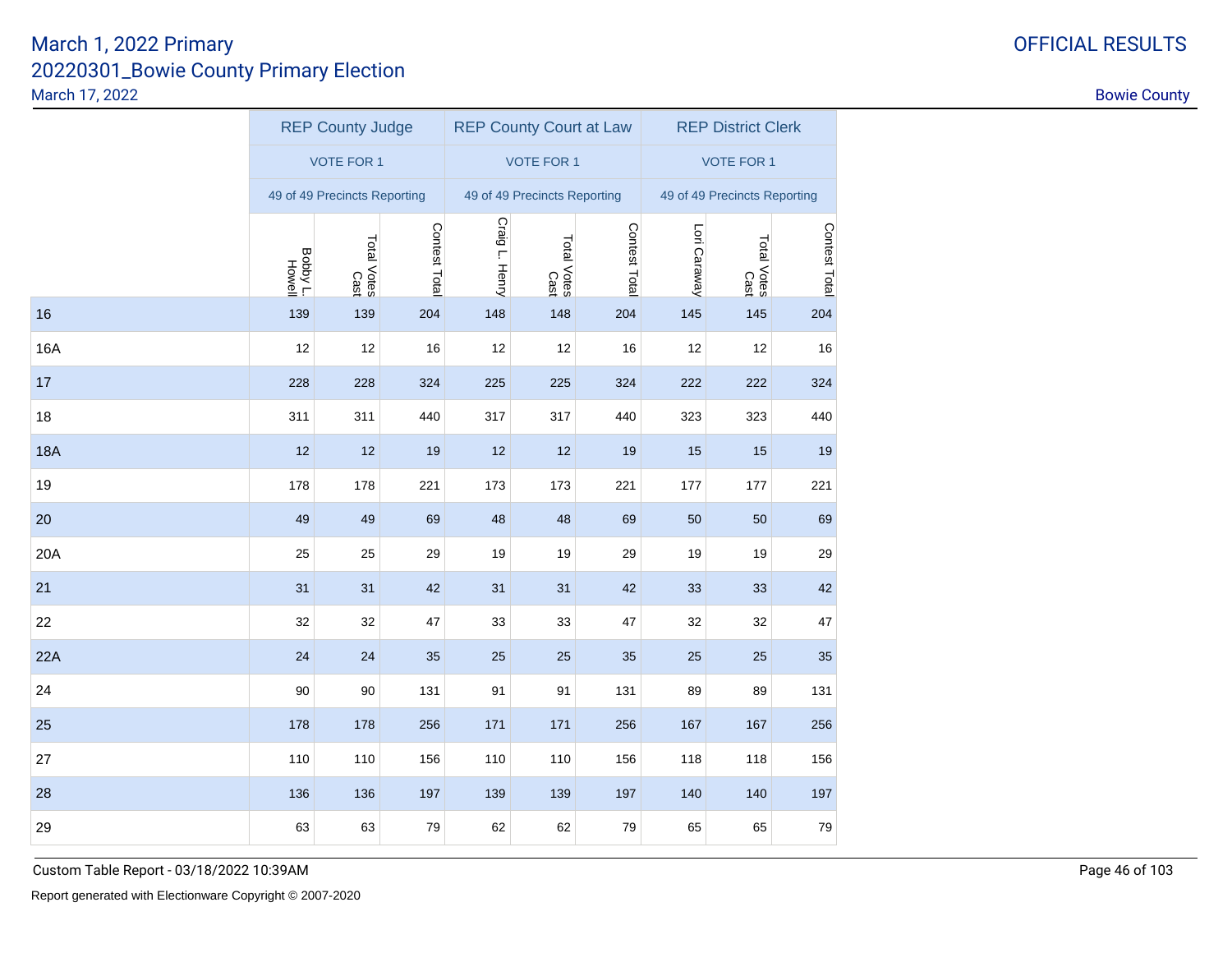March 1, 2022 Primary
20220301_Bowie County Primary Election
March 17, 2022

OFFICIAL RESULTS

Bowie County

| | REP County Judge | | | REP County Court at Law | | | REP District Clerk | | |
|---|---|---|---|---|---|---|---|---|---|
| | VOTE FOR 1 | | | VOTE FOR 1 | | | VOTE FOR 1 | | |
| | 49 of 49 Precincts Reporting | | | 49 of 49 Precincts Reporting | | | 49 of 49 Precincts Reporting | | |
| | Bobby L. Howell | Total Votes Cast | Contest Total | Craig L. Henry | Total Votes Cast | Contest Total | Lori Caraway | Total Votes Cast | Contest Total |
| 16 | 139 | 139 | 204 | 148 | 148 | 204 | 145 | 145 | 204 |
| 16A | 12 | 12 | 16 | 12 | 12 | 16 | 12 | 12 | 16 |
| 17 | 228 | 228 | 324 | 225 | 225 | 324 | 222 | 222 | 324 |
| 18 | 311 | 311 | 440 | 317 | 317 | 440 | 323 | 323 | 440 |
| 18A | 12 | 12 | 19 | 12 | 12 | 19 | 15 | 15 | 19 |
| 19 | 178 | 178 | 221 | 173 | 173 | 221 | 177 | 177 | 221 |
| 20 | 49 | 49 | 69 | 48 | 48 | 69 | 50 | 50 | 69 |
| 20A | 25 | 25 | 29 | 19 | 19 | 29 | 19 | 19 | 29 |
| 21 | 31 | 31 | 42 | 31 | 31 | 42 | 33 | 33 | 42 |
| 22 | 32 | 32 | 47 | 33 | 33 | 47 | 32 | 32 | 47 |
| 22A | 24 | 24 | 35 | 25 | 25 | 35 | 25 | 25 | 35 |
| 24 | 90 | 90 | 131 | 91 | 91 | 131 | 89 | 89 | 131 |
| 25 | 178 | 178 | 256 | 171 | 171 | 256 | 167 | 167 | 256 |
| 27 | 110 | 110 | 156 | 110 | 110 | 156 | 118 | 118 | 156 |
| 28 | 136 | 136 | 197 | 139 | 139 | 197 | 140 | 140 | 197 |
| 29 | 63 | 63 | 79 | 62 | 62 | 79 | 65 | 65 | 79 |

Custom Table Report - 03/18/2022 10:39AM

Report generated with Electionware Copyright © 2007-2020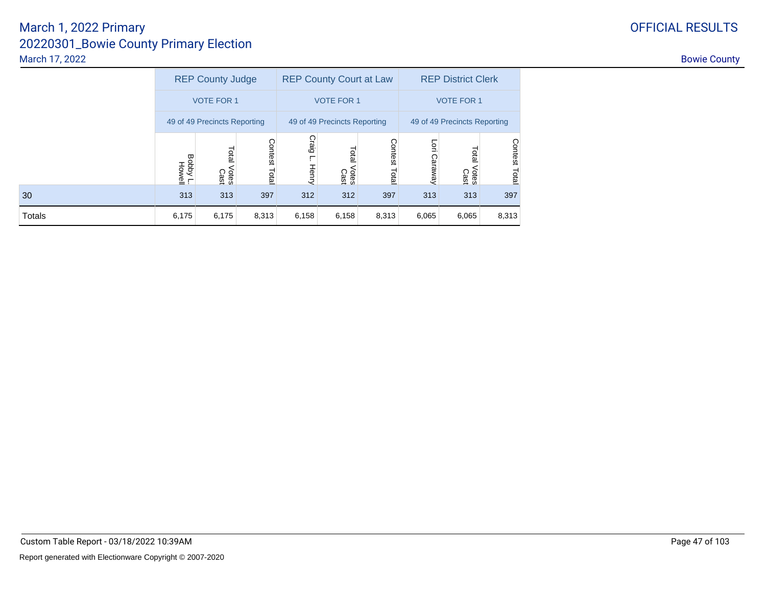# March 1, 2022 Primary

## 20220301_Bowie County Primary Election

March 17, 2022

OFFICIAL RESULTS

Bowie County

| | REP County Judge | | | REP County Court at Law | | | REP District Clerk | | |
|---|---|---|---|---|---|---|---|---|---|
| | VOTE FOR 1 | | | VOTE FOR 1 | | | VOTE FOR 1 | | |
| | 49 of 49 Precincts Reporting | | | 49 of 49 Precincts Reporting | | | 49 of 49 Precincts Reporting | | |
| | Bobby L. Howell | Total Votes Cast | Contest Total | Craig L. Henry | Total Votes Cast | Contest Total | Lori Caraway | Total Votes Cast | Contest Total |
| 30 | 313 | 313 | 397 | 312 | 312 | 397 | 313 | 313 | 397 |
| Totals | 6,175 | 6,175 | 8,313 | 6,158 | 6,158 | 8,313 | 6,065 | 6,065 | 8,313 |

Custom Table Report - 03/18/2022 10:39AM

Report generated with Electionware Copyright © 2007-2020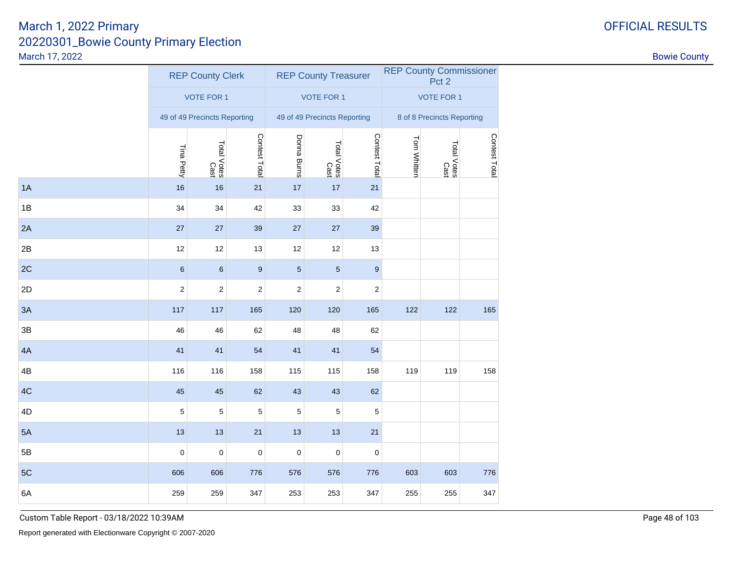# March 1, 2022 Primary
## 20220301_Bowie County Primary Election
March 17, 2022

OFFICIAL RESULTS

Bowie County

| | REP County Clerk | | | REP County Treasurer | | | REP County Commissioner Pct 2 | | |
|---|---|---|---|---|---|---|---|---|---|
| | VOTE FOR 1 | | | VOTE FOR 1 | | | VOTE FOR 1 | | |
| | 49 of 49 Precincts Reporting | | | 49 of 49 Precincts Reporting | | | 8 of 8 Precincts Reporting | | |
| | Tina Petty | Total Votes Cast | Contest Total | Donna Burns | Total Votes Cast | Contest Total | Tom Whitten | Total Votes Cast | Contest Total |
| 1A | 16 | 16 | 21 | 17 | 17 | 21 | | | |
| 1B | 34 | 34 | 42 | 33 | 33 | 42 | | | |
| 2A | 27 | 27 | 39 | 27 | 27 | 39 | | | |
| 2B | 12 | 12 | 13 | 12 | 12 | 13 | | | |
| 2C | 6 | 6 | 9 | 5 | 5 | 9 | | | |
| 2D | 2 | 2 | 2 | 2 | 2 | 2 | | | |
| 3A | 117 | 117 | 165 | 120 | 120 | 165 | 122 | 122 | 165 |
| 3B | 46 | 46 | 62 | 48 | 48 | 62 | | | |
| 4A | 41 | 41 | 54 | 41 | 41 | 54 | | | |
| 4B | 116 | 116 | 158 | 115 | 115 | 158 | 119 | 119 | 158 |
| 4C | 45 | 45 | 62 | 43 | 43 | 62 | | | |
| 4D | 5 | 5 | 5 | 5 | 5 | 5 | | | |
| 5A | 13 | 13 | 21 | 13 | 13 | 21 | | | |
| 5B | 0 | 0 | 0 | 0 | 0 | 0 | | | |
| 5C | 606 | 606 | 776 | 576 | 576 | 776 | 603 | 603 | 776 |
| 6A | 259 | 259 | 347 | 253 | 253 | 347 | 255 | 255 | 347 |

Custom Table Report - 03/18/2022 10:39AM

Report generated with Electionware Copyright © 2007-2020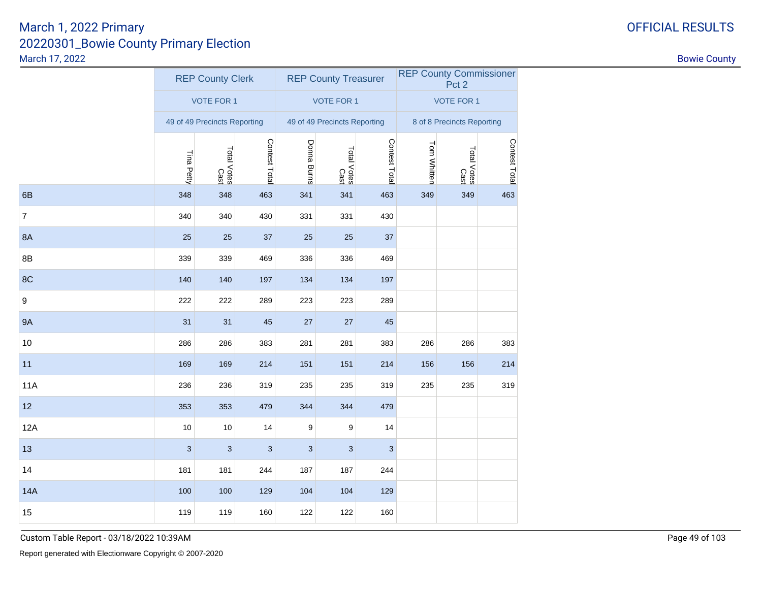# March 1, 2022 Primary

## 20220301_Bowie County Primary Election

March 17, 2022

OFFICIAL RESULTS

Bowie County

| | REP County Clerk | | | REP County Treasurer | | | REP County Commissioner Pct 2 | | |
|---|---|---|---|---|---|---|---|---|---|
| | VOTE FOR 1 | | | VOTE FOR 1 | | | VOTE FOR 1 | | |
| | 49 of 49 Precincts Reporting | | | 49 of 49 Precincts Reporting | | | 8 of 8 Precincts Reporting | | |
| | Tina Petty | Total Votes Cast | Contest Total | Donna Burns | Total Votes Cast | Contest Total | Tom Whitten | Total Votes Cast | Contest Total |
| 6B | 348 | 348 | 463 | 341 | 341 | 463 | 349 | 349 | 463 |
| 7 | 340 | 340 | 430 | 331 | 331 | 430 | | | |
| 8A | 25 | 25 | 37 | 25 | 25 | 37 | | | |
| 8B | 339 | 339 | 469 | 336 | 336 | 469 | | | |
| 8C | 140 | 140 | 197 | 134 | 134 | 197 | | | |
| 9 | 222 | 222 | 289 | 223 | 223 | 289 | | | |
| 9A | 31 | 31 | 45 | 27 | 27 | 45 | | | |
| 10 | 286 | 286 | 383 | 281 | 281 | 383 | 286 | 286 | 383 |
| 11 | 169 | 169 | 214 | 151 | 151 | 214 | 156 | 156 | 214 |
| 11A | 236 | 236 | 319 | 235 | 235 | 319 | 235 | 235 | 319 |
| 12 | 353 | 353 | 479 | 344 | 344 | 479 | | | |
| 12A | 10 | 10 | 14 | 9 | 9 | 14 | | | |
| 13 | 3 | 3 | 3 | 3 | 3 | 3 | | | |
| 14 | 181 | 181 | 244 | 187 | 187 | 244 | | | |
| 14A | 100 | 100 | 129 | 104 | 104 | 129 | | | |
| 15 | 119 | 119 | 160 | 122 | 122 | 160 | | | |

Custom Table Report - 03/18/2022 10:39AM

Report generated with Electionware Copyright © 2007-2020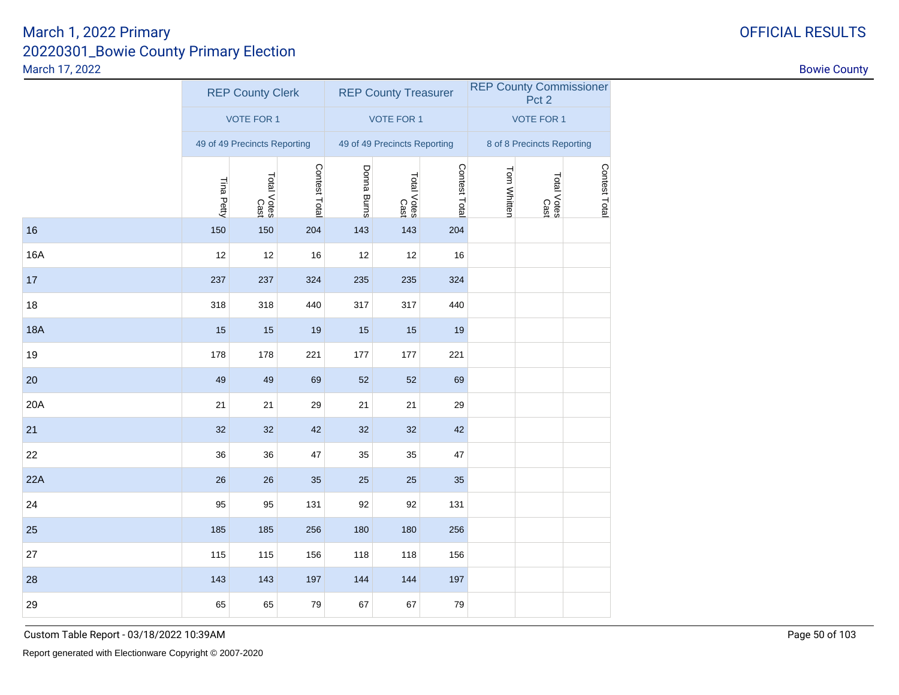March 1, 2022 Primary
20220301_Bowie County Primary Election
March 17, 2022

OFFICIAL RESULTS

Bowie County

| | REP County Clerk | | | REP County Treasurer | | | REP County Commissioner Pct 2 | | |
|---|---|---|---|---|---|---|---|---|---|
| | VOTE FOR 1 | | | VOTE FOR 1 | | | VOTE FOR 1 | | |
| | 49 of 49 Precincts Reporting | | | 49 of 49 Precincts Reporting | | | 8 of 8 Precincts Reporting | | |
| | Tina Petty | Total Votes Cast | Contest Total | Donna Burns | Total Votes Cast | Contest Total | Tom Whitten | Total Votes Cast | Contest Total |
| 16 | 150 | 150 | 204 | 143 | 143 | 204 | | | |
| 16A | 12 | 12 | 16 | 12 | 12 | 16 | | | |
| 17 | 237 | 237 | 324 | 235 | 235 | 324 | | | |
| 18 | 318 | 318 | 440 | 317 | 317 | 440 | | | |
| 18A | 15 | 15 | 19 | 15 | 15 | 19 | | | |
| 19 | 178 | 178 | 221 | 177 | 177 | 221 | | | |
| 20 | 49 | 49 | 69 | 52 | 52 | 69 | | | |
| 20A | 21 | 21 | 29 | 21 | 21 | 29 | | | |
| 21 | 32 | 32 | 42 | 32 | 32 | 42 | | | |
| 22 | 36 | 36 | 47 | 35 | 35 | 47 | | | |
| 22A | 26 | 26 | 35 | 25 | 25 | 35 | | | |
| 24 | 95 | 95 | 131 | 92 | 92 | 131 | | | |
| 25 | 185 | 185 | 256 | 180 | 180 | 256 | | | |
| 27 | 115 | 115 | 156 | 118 | 118 | 156 | | | |
| 28 | 143 | 143 | 197 | 144 | 144 | 197 | | | |
| 29 | 65 | 65 | 79 | 67 | 67 | 79 | | | |

Custom Table Report - 03/18/2022 10:39AM

Report generated with Electionware Copyright © 2007-2020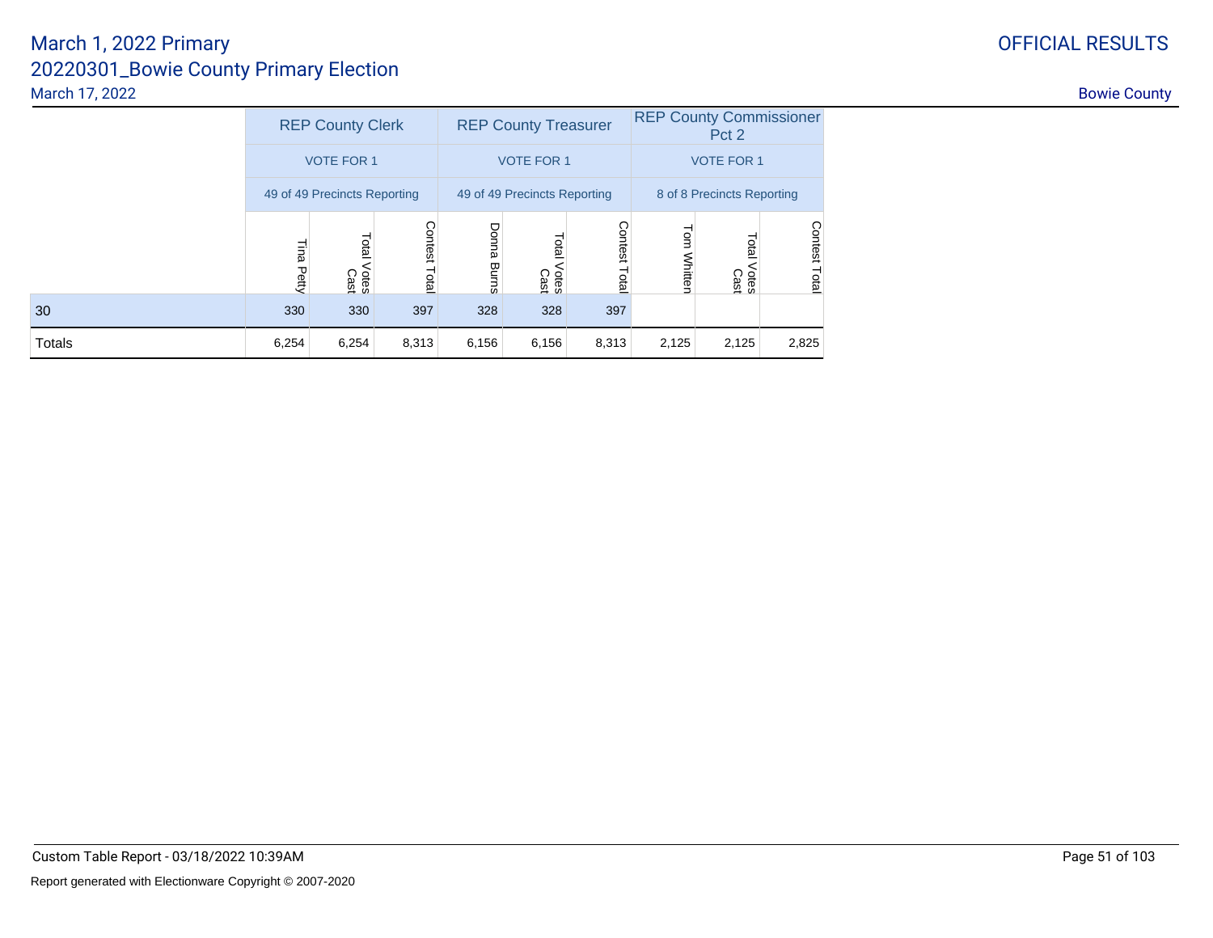# March 1, 2022 Primary
## 20220301_Bowie County Primary Election
March 17, 2022

OFFICIAL RESULTS

Bowie County

| | REP County Clerk | | | REP County Treasurer | | | REP County Commissioner Pct 2 | | |
|---|---|---|---|---|---|---|---|---|---|
| | VOTE FOR 1 | | | VOTE FOR 1 | | | VOTE FOR 1 | | |
| | 49 of 49 Precincts Reporting | | | 49 of 49 Precincts Reporting | | | 8 of 8 Precincts Reporting | | |
| | Tina Petty | Total Votes Cast | Contest Total | Donna Burns | Total Votes Cast | Contest Total | Tom Whitten | Total Votes Cast | Contest Total |
| 30 | 330 | 330 | 397 | 328 | 328 | 397 | | | |
| Totals | 6,254 | 6,254 | 8,313 | 6,156 | 6,156 | 8,313 | 2,125 | 2,125 | 2,825 |

Custom Table Report - 03/18/2022 10:39AM

Report generated with Electionware Copyright © 2007-2020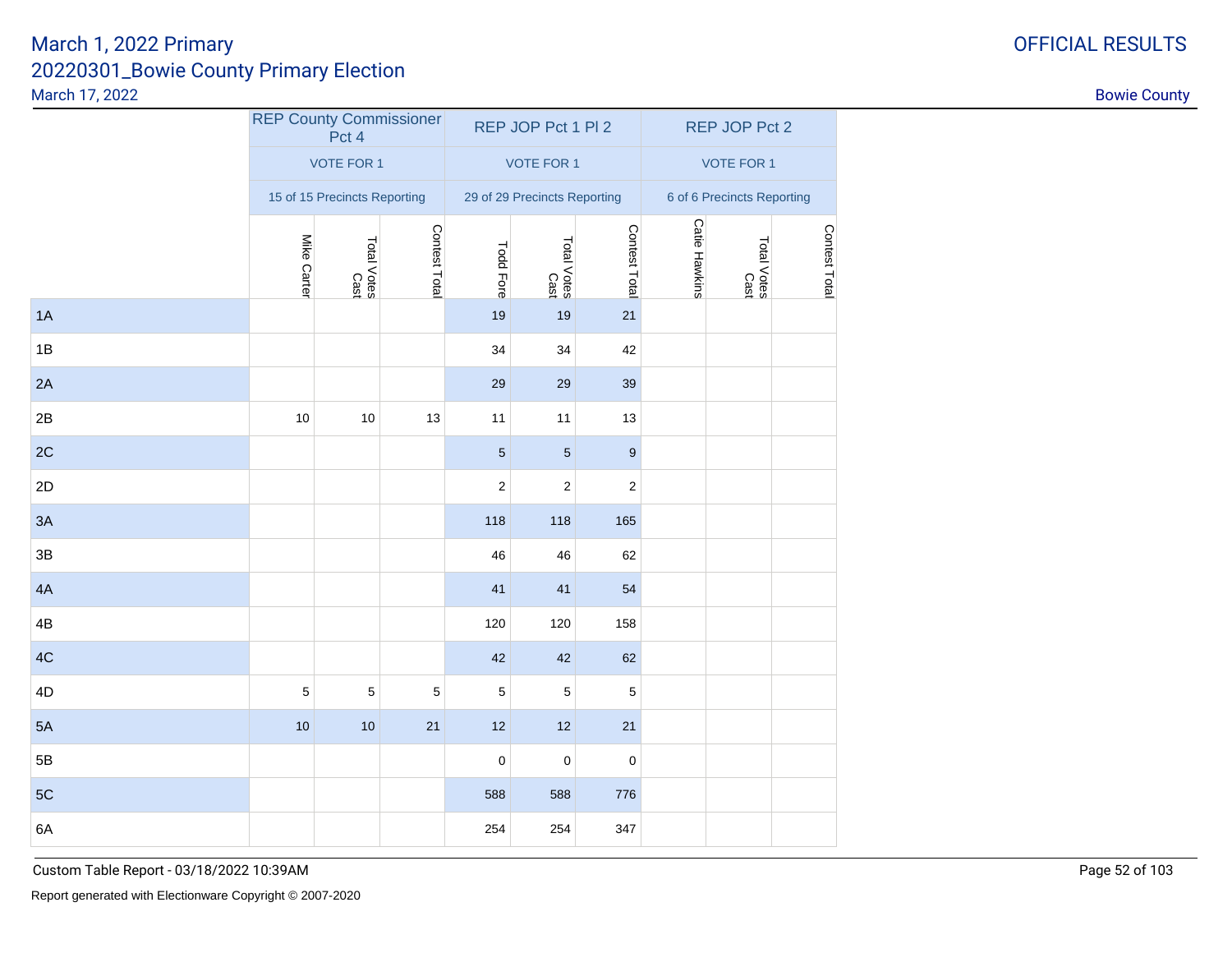# March 1, 2022 Primary
## 20220301_Bowie County Primary Election

March 17, 2022

OFFICIAL RESULTS

Bowie County

| | REP County Commissioner Pct 4 | | | REP JOP Pct 1 Pl 2 | | | REP JOP Pct 2 | | |
|---|---|---|---|---|---|---|---|---|---|
| | VOTE FOR 1 | | | VOTE FOR 1 | | | VOTE FOR 1 | | |
| | 15 of 15 Precincts Reporting | | | 29 of 29 Precincts Reporting | | | 6 of 6 Precincts Reporting | | |
| | Mike Carter | Total Votes Cast | Contest Total | Todd Fore | Total Votes Cast | Contest Total | Catie Hawkins | Total Votes Cast | Contest Total |
| 1A | | | | 19 | 19 | 21 | | | |
| 1B | | | | 34 | 34 | 42 | | | |
| 2A | | | | 29 | 29 | 39 | | | |
| 2B | 10 | 10 | 13 | 11 | 11 | 13 | | | |
| 2C | | | | 5 | 5 | 9 | | | |
| 2D | | | | 2 | 2 | 2 | | | |
| 3A | | | | 118 | 118 | 165 | | | |
| 3B | | | | 46 | 46 | 62 | | | |
| 4A | | | | 41 | 41 | 54 | | | |
| 4B | | | | 120 | 120 | 158 | | | |
| 4C | | | | 42 | 42 | 62 | | | |
| 4D | 5 | 5 | 5 | 5 | 5 | 5 | | | |
| 5A | 10 | 10 | 21 | 12 | 12 | 21 | | | |
| 5B | | | | 0 | 0 | 0 | | | |
| 5C | | | | 588 | 588 | 776 | | | |
| 6A | | | | 254 | 254 | 347 | | | |

Custom Table Report - 03/18/2022 10:39AM

Report generated with Electionware Copyright © 2007-2020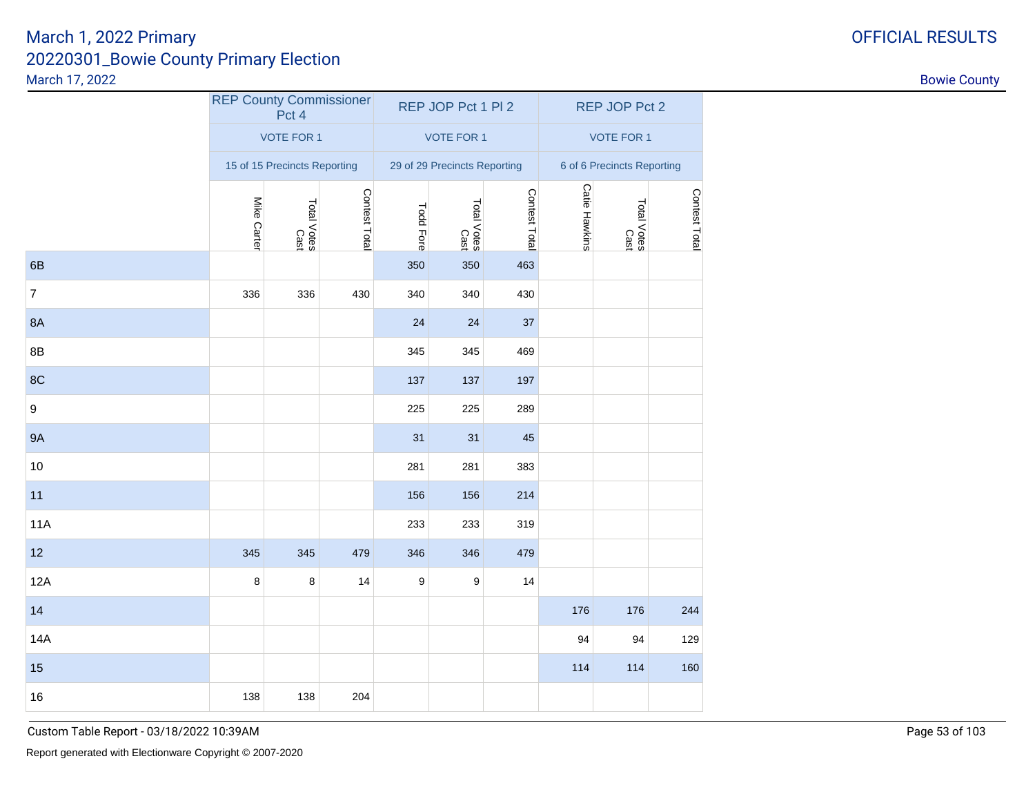# March 1, 2022 Primary
## 20220301_Bowie County Primary Election
March 17, 2022

OFFICIAL RESULTS

Bowie County

| | REP County Commissioner Pct 4 | | | REP JOP Pct 1 Pl 2 | | | REP JOP Pct 2 | | |
|---|---|---|---|---|---|---|---|---|---|
| | VOTE FOR 1 | | | VOTE FOR 1 | | | VOTE FOR 1 | | |
| | 15 of 15 Precincts Reporting | | | 29 of 29 Precincts Reporting | | | 6 of 6 Precincts Reporting | | |
| | Mike Carter | Total Votes Cast | Contest Total | Todd Fore | Total Votes Cast | Contest Total | Catie Hawkins | Total Votes Cast | Contest Total |
| 6B | | | | 350 | 350 | 463 | | | |
| 7 | 336 | 336 | 430 | 340 | 340 | 430 | | | |
| 8A | | | | 24 | 24 | 37 | | | |
| 8B | | | | 345 | 345 | 469 | | | |
| 8C | | | | 137 | 137 | 197 | | | |
| 9 | | | | 225 | 225 | 289 | | | |
| 9A | | | | 31 | 31 | 45 | | | |
| 10 | | | | 281 | 281 | 383 | | | |
| 11 | | | | 156 | 156 | 214 | | | |
| 11A | | | | 233 | 233 | 319 | | | |
| 12 | 345 | 345 | 479 | 346 | 346 | 479 | | | |
| 12A | 8 | 8 | 14 | 9 | 9 | 14 | | | |
| 14 | | | | | | | 176 | 176 | 244 |
| 14A | | | | | | | 94 | 94 | 129 |
| 15 | | | | | | | 114 | 114 | 160 |
| 16 | 138 | 138 | 204 | | | | | | |

Custom Table Report - 03/18/2022 10:39AM

Report generated with Electionware Copyright © 2007-2020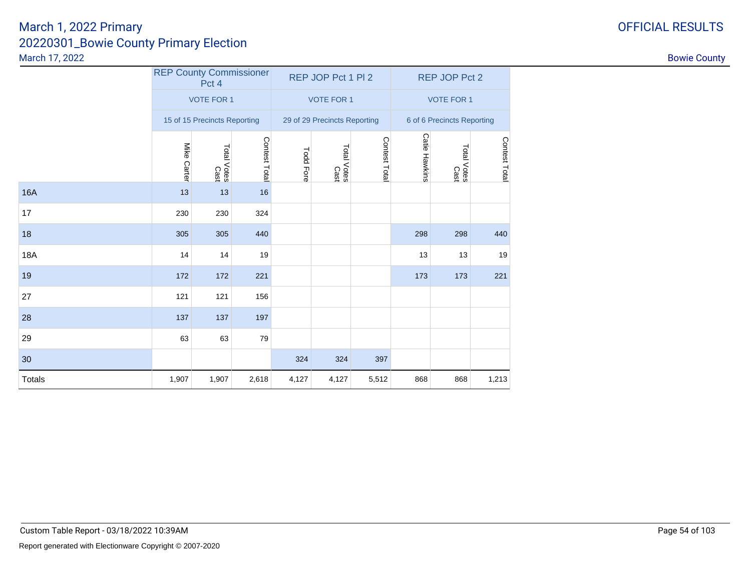# March 1, 2022 Primary

## 20220301_Bowie County Primary Election

March 17, 2022

OFFICIAL RESULTS

Bowie County

| | REP County Commissioner Pct 4 | | | REP JOP Pct 1 Pl 2 | | | REP JOP Pct 2 | | |
|---|---|---|---|---|---|---|---|---|---|
| | VOTE FOR 1 | | | VOTE FOR 1 | | | VOTE FOR 1 | | |
| | 15 of 15 Precincts Reporting | | | 29 of 29 Precincts Reporting | | | 6 of 6 Precincts Reporting | | |
| | Mike Carter | Total Votes Cast | Contest Total | Todd Fore | Total Votes Cast | Contest Total | Catie Hawkins | Total Votes Cast | Contest Total |
| 16A | 13 | 13 | 16 | | | | | | |
| 17 | 230 | 230 | 324 | | | | | | |
| 18 | 305 | 305 | 440 | | | | 298 | 298 | 440 |
| 18A | 14 | 14 | 19 | | | | 13 | 13 | 19 |
| 19 | 172 | 172 | 221 | | | | 173 | 173 | 221 |
| 27 | 121 | 121 | 156 | | | | | | |
| 28 | 137 | 137 | 197 | | | | | | |
| 29 | 63 | 63 | 79 | | | | | | |
| 30 | | | | 324 | 324 | 397 | | | |
| Totals | 1,907 | 1,907 | 2,618 | 4,127 | 4,127 | 5,512 | 868 | 868 | 1,213 |

Custom Table Report - 03/18/2022 10:39AM

Report generated with Electionware Copyright © 2007-2020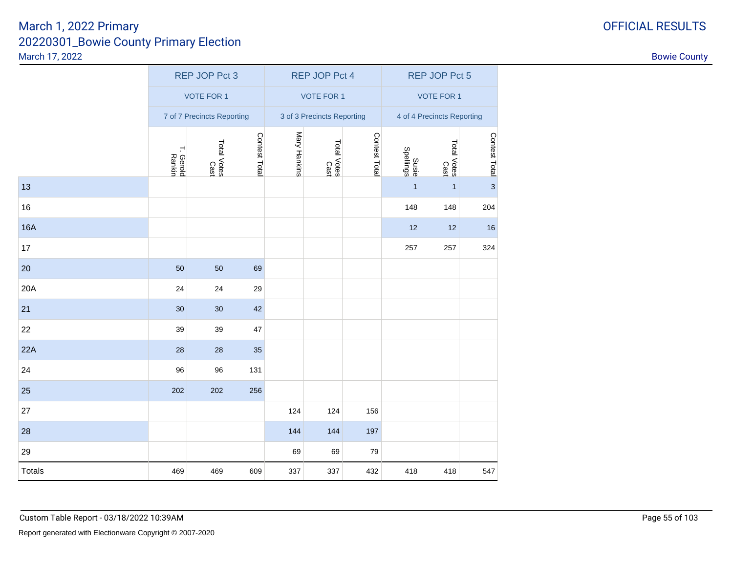March 1, 2022 Primary
20220301_Bowie County Primary Election
March 17, 2022

OFFICIAL RESULTS

Bowie County

| | REP JOP Pct 3 | | | REP JOP Pct 4 | | | REP JOP Pct 5 | | |
|---|---|---|---|---|---|---|---|---|---|
| | VOTE FOR 1 | | | VOTE FOR 1 | | | VOTE FOR 1 | | |
| | 7 of 7 Precincts Reporting | | | 3 of 3 Precincts Reporting | | | 4 of 4 Precincts Reporting | | |
| | T. Gerold Rankin | Total Votes Cast | Contest Total | Mary Hankins | Total Votes Cast | Contest Total | Susie Spellings | Total Votes Cast | Contest Total |
| 13 | | | | | | | 1 | 1 | 3 |
| 16 | | | | | | | 148 | 148 | 204 |
| 16A | | | | | | | 12 | 12 | 16 |
| 17 | | | | | | | 257 | 257 | 324 |
| 20 | 50 | 50 | 69 | | | | | | |
| 20A | 24 | 24 | 29 | | | | | | |
| 21 | 30 | 30 | 42 | | | | | | |
| 22 | 39 | 39 | 47 | | | | | | |
| 22A | 28 | 28 | 35 | | | | | | |
| 24 | 96 | 96 | 131 | | | | | | |
| 25 | 202 | 202 | 256 | | | | | | |
| 27 | | | | 124 | 124 | 156 | | | |
| 28 | | | | 144 | 144 | 197 | | | |
| 29 | | | | 69 | 69 | 79 | | | |
| Totals | 469 | 469 | 609 | 337 | 337 | 432 | 418 | 418 | 547 |

Custom Table Report - 03/18/2022 10:39AM

Report generated with Electionware Copyright © 2007-2020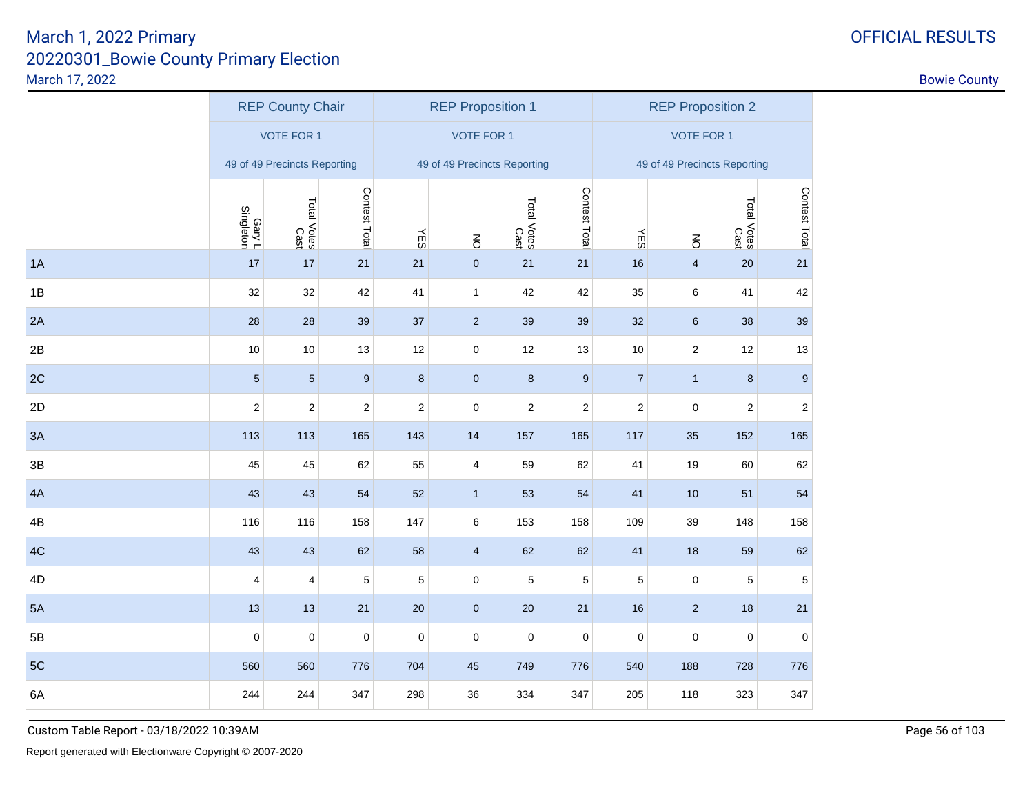March 1, 2022 Primary
20220301_Bowie County Primary Election
March 17, 2022

OFFICIAL RESULTS

Bowie County

| | REP County Chair | | | REP Proposition 1 | | | | REP Proposition 2 | | | |
|---|---|---|---|---|---|---|---|---|---|---|---|
| | VOTE FOR 1 | | | VOTE FOR 1 | | | | VOTE FOR 1 | | | |
| | 49 of 49 Precincts Reporting | | | 49 of 49 Precincts Reporting | | | | 49 of 49 Precincts Reporting | | | |
| | Gary L Singleton | Total Votes Cast | Contest Total | YES | NO | Total Votes Cast | Contest Total | YES | NO | Total Votes Cast | Contest Total |
| 1A | 17 | 17 | 21 | 21 | 0 | 21 | 21 | 16 | 4 | 20 | 21 |
| 1B | 32 | 32 | 42 | 41 | 1 | 42 | 42 | 35 | 6 | 41 | 42 |
| 2A | 28 | 28 | 39 | 37 | 2 | 39 | 39 | 32 | 6 | 38 | 39 |
| 2B | 10 | 10 | 13 | 12 | 0 | 12 | 13 | 10 | 2 | 12 | 13 |
| 2C | 5 | 5 | 9 | 8 | 0 | 8 | 9 | 7 | 1 | 8 | 9 |
| 2D | 2 | 2 | 2 | 2 | 0 | 2 | 2 | 2 | 0 | 2 | 2 |
| 3A | 113 | 113 | 165 | 143 | 14 | 157 | 165 | 117 | 35 | 152 | 165 |
| 3B | 45 | 45 | 62 | 55 | 4 | 59 | 62 | 41 | 19 | 60 | 62 |
| 4A | 43 | 43 | 54 | 52 | 1 | 53 | 54 | 41 | 10 | 51 | 54 |
| 4B | 116 | 116 | 158 | 147 | 6 | 153 | 158 | 109 | 39 | 148 | 158 |
| 4C | 43 | 43 | 62 | 58 | 4 | 62 | 62 | 41 | 18 | 59 | 62 |
| 4D | 4 | 4 | 5 | 5 | 0 | 5 | 5 | 5 | 0 | 5 | 5 |
| 5A | 13 | 13 | 21 | 20 | 0 | 20 | 21 | 16 | 2 | 18 | 21 |
| 5B | 0 | 0 | 0 | 0 | 0 | 0 | 0 | 0 | 0 | 0 | 0 |
| 5C | 560 | 560 | 776 | 704 | 45 | 749 | 776 | 540 | 188 | 728 | 776 |
| 6A | 244 | 244 | 347 | 298 | 36 | 334 | 347 | 205 | 118 | 323 | 347 |

Custom Table Report - 03/18/2022 10:39AM

Report generated with Electionware Copyright © 2007-2020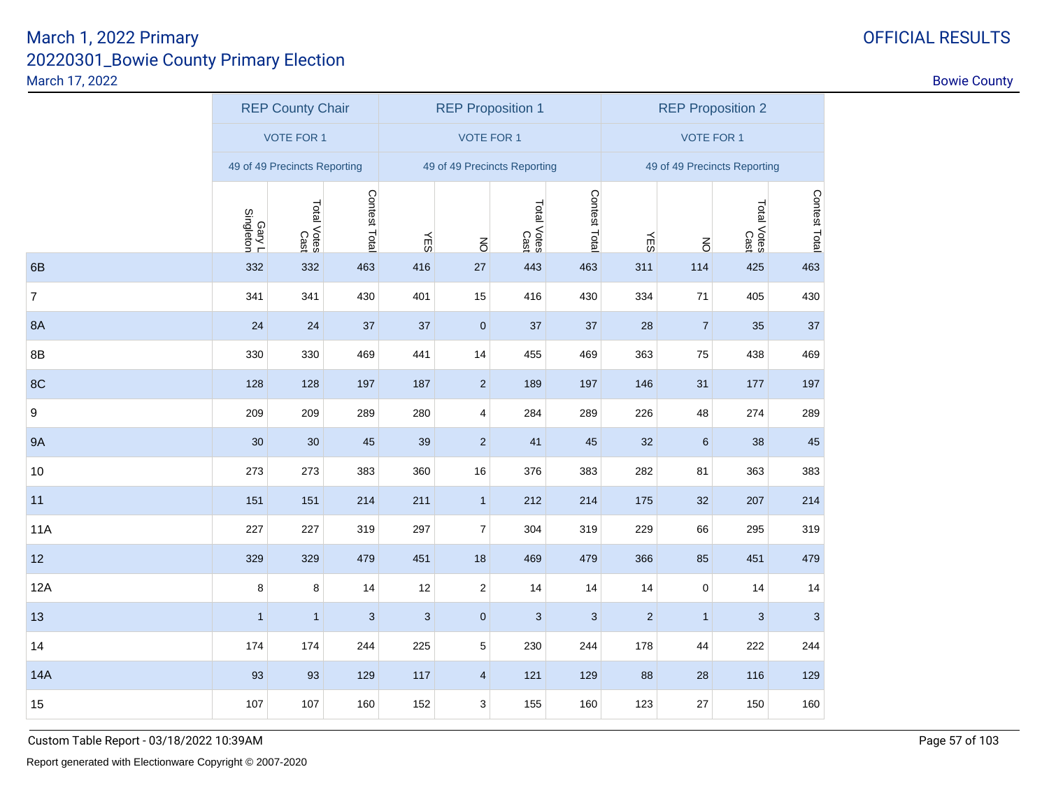March 1, 2022 Primary
20220301_Bowie County Primary Election
March 17, 2022

OFFICIAL RESULTS

Bowie County

| | REP County Chair | | | REP Proposition 1 | | | | REP Proposition 2 | | | |
|---|---|---|---|---|---|---|---|---|---|---|---|
| | VOTE FOR 1 | | | VOTE FOR 1 | | | | VOTE FOR 1 | | | |
| | 49 of 49 Precincts Reporting | | | 49 of 49 Precincts Reporting | | | | 49 of 49 Precincts Reporting | | | |
| | Gary L Singleton | Total Votes Cast | Contest Total | YES | NO | Total Votes Cast | Contest Total | YES | NO | Total Votes Cast | Contest Total |
| 6B | 332 | 332 | 463 | 416 | 27 | 443 | 463 | 311 | 114 | 425 | 463 |
| 7 | 341 | 341 | 430 | 401 | 15 | 416 | 430 | 334 | 71 | 405 | 430 |
| 8A | 24 | 24 | 37 | 37 | 0 | 37 | 37 | 28 | 7 | 35 | 37 |
| 8B | 330 | 330 | 469 | 441 | 14 | 455 | 469 | 363 | 75 | 438 | 469 |
| 8C | 128 | 128 | 197 | 187 | 2 | 189 | 197 | 146 | 31 | 177 | 197 |
| 9 | 209 | 209 | 289 | 280 | 4 | 284 | 289 | 226 | 48 | 274 | 289 |
| 9A | 30 | 30 | 45 | 39 | 2 | 41 | 45 | 32 | 6 | 38 | 45 |
| 10 | 273 | 273 | 383 | 360 | 16 | 376 | 383 | 282 | 81 | 363 | 383 |
| 11 | 151 | 151 | 214 | 211 | 1 | 212 | 214 | 175 | 32 | 207 | 214 |
| 11A | 227 | 227 | 319 | 297 | 7 | 304 | 319 | 229 | 66 | 295 | 319 |
| 12 | 329 | 329 | 479 | 451 | 18 | 469 | 479 | 366 | 85 | 451 | 479 |
| 12A | 8 | 8 | 14 | 12 | 2 | 14 | 14 | 14 | 0 | 14 | 14 |
| 13 | 1 | 1 | 3 | 3 | 0 | 3 | 3 | 2 | 1 | 3 | 3 |
| 14 | 174 | 174 | 244 | 225 | 5 | 230 | 244 | 178 | 44 | 222 | 244 |
| 14A | 93 | 93 | 129 | 117 | 4 | 121 | 129 | 88 | 28 | 116 | 129 |
| 15 | 107 | 107 | 160 | 152 | 3 | 155 | 160 | 123 | 27 | 150 | 160 |

Custom Table Report - 03/18/2022 10:39AM

Report generated with Electionware Copyright © 2007-2020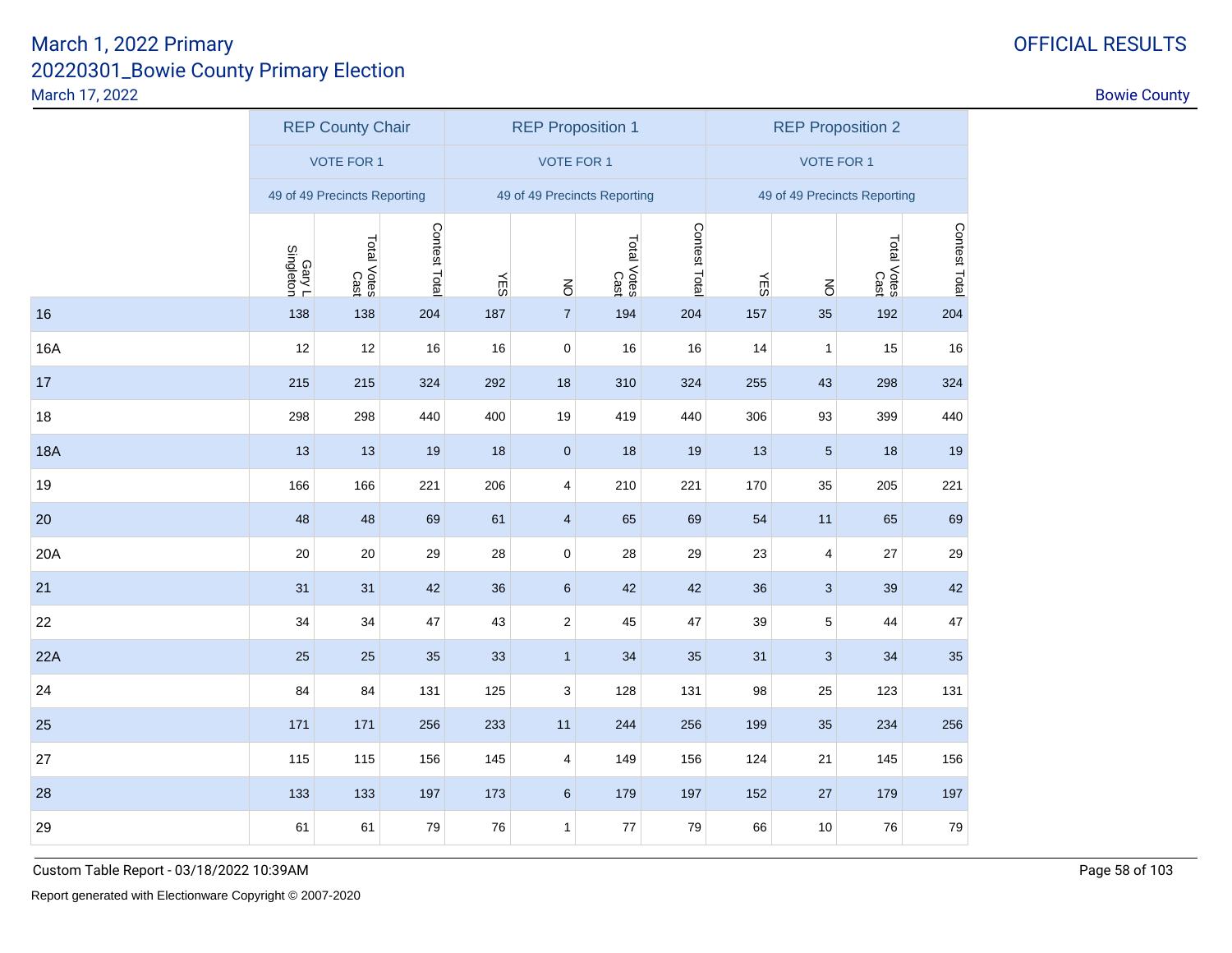March 1, 2022 Primary
20220301_Bowie County Primary Election
March 17, 2022

OFFICIAL RESULTS

Bowie County

| | REP County Chair | | | REP Proposition 1 | | | | REP Proposition 2 | | | |
|---|---|---|---|---|---|---|---|---|---|---|---|
| | VOTE FOR 1 | | | VOTE FOR 1 | | | | VOTE FOR 1 | | | |
| | 49 of 49 Precincts Reporting | | | 49 of 49 Precincts Reporting | | | | 49 of 49 Precincts Reporting | | | |
| | Gary L Singleton | Total Votes Cast | Contest Total | YES | NO | Total Votes Cast | Contest Total | YES | NO | Total Votes Cast | Contest Total |
| 16 | 138 | 138 | 204 | 187 | 7 | 194 | 204 | 157 | 35 | 192 | 204 |
| 16A | 12 | 12 | 16 | 16 | 0 | 16 | 16 | 14 | 1 | 15 | 16 |
| 17 | 215 | 215 | 324 | 292 | 18 | 310 | 324 | 255 | 43 | 298 | 324 |
| 18 | 298 | 298 | 440 | 400 | 19 | 419 | 440 | 306 | 93 | 399 | 440 |
| 18A | 13 | 13 | 19 | 18 | 0 | 18 | 19 | 13 | 5 | 18 | 19 |
| 19 | 166 | 166 | 221 | 206 | 4 | 210 | 221 | 170 | 35 | 205 | 221 |
| 20 | 48 | 48 | 69 | 61 | 4 | 65 | 69 | 54 | 11 | 65 | 69 |
| 20A | 20 | 20 | 29 | 28 | 0 | 28 | 29 | 23 | 4 | 27 | 29 |
| 21 | 31 | 31 | 42 | 36 | 6 | 42 | 42 | 36 | 3 | 39 | 42 |
| 22 | 34 | 34 | 47 | 43 | 2 | 45 | 47 | 39 | 5 | 44 | 47 |
| 22A | 25 | 25 | 35 | 33 | 1 | 34 | 35 | 31 | 3 | 34 | 35 |
| 24 | 84 | 84 | 131 | 125 | 3 | 128 | 131 | 98 | 25 | 123 | 131 |
| 25 | 171 | 171 | 256 | 233 | 11 | 244 | 256 | 199 | 35 | 234 | 256 |
| 27 | 115 | 115 | 156 | 145 | 4 | 149 | 156 | 124 | 21 | 145 | 156 |
| 28 | 133 | 133 | 197 | 173 | 6 | 179 | 197 | 152 | 27 | 179 | 197 |
| 29 | 61 | 61 | 79 | 76 | 1 | 77 | 79 | 66 | 10 | 76 | 79 |

Custom Table Report - 03/18/2022 10:39AM

Report generated with Electionware Copyright © 2007-2020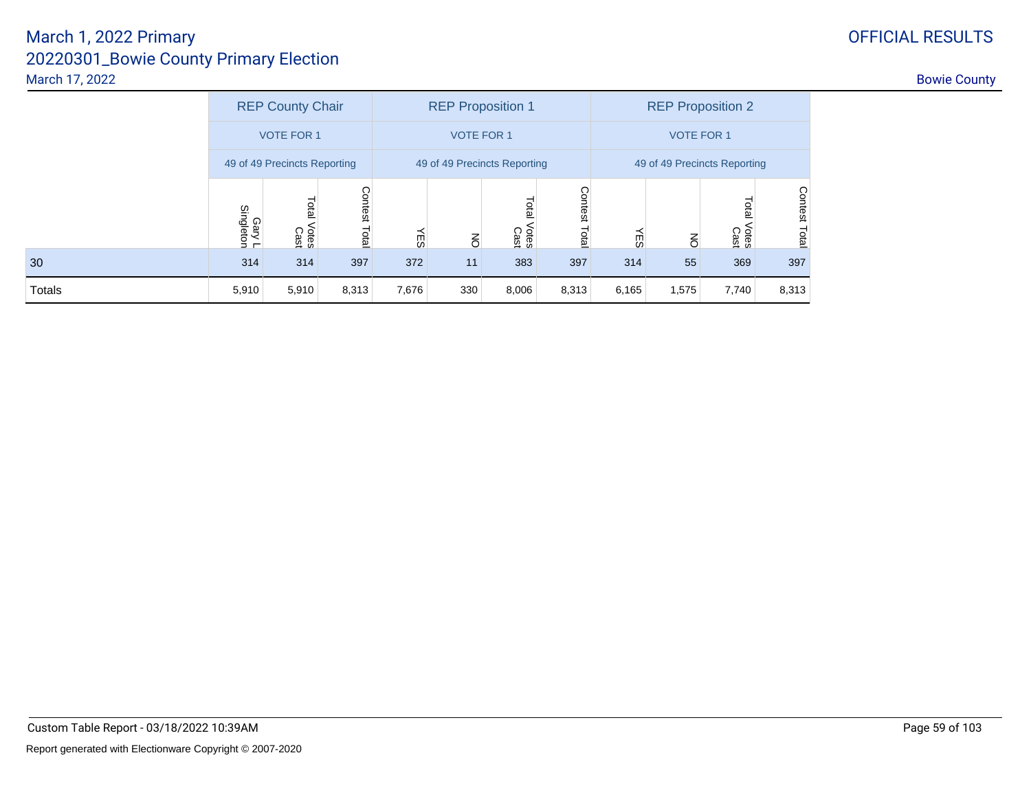# March 1, 2022 Primary
## 20220301_Bowie County Primary Election
March 17, 2022

OFFICIAL RESULTS

Bowie County

| | REP County Chair | | | REP Proposition 1 | | | | REP Proposition 2 | | | |
|---|---|---|---|---|---|---|---|---|---|---|---|
| | VOTE FOR 1 | | | VOTE FOR 1 | | | | VOTE FOR 1 | | | |
| | 49 of 49 Precincts Reporting | | | 49 of 49 Precincts Reporting | | | | 49 of 49 Precincts Reporting | | | |
| | Gary L Singleton | Total Votes Cast | Contest Total | YES | NO | Total Votes Cast | Contest Total | YES | NO | Total Votes Cast | Contest Total |
| 30 | 314 | 314 | 397 | 372 | 11 | 383 | 397 | 314 | 55 | 369 | 397 |
| Totals | 5,910 | 5,910 | 8,313 | 7,676 | 330 | 8,006 | 8,313 | 6,165 | 1,575 | 7,740 | 8,313 |

Custom Table Report - 03/18/2022 10:39AM

Report generated with Electionware Copyright © 2007-2020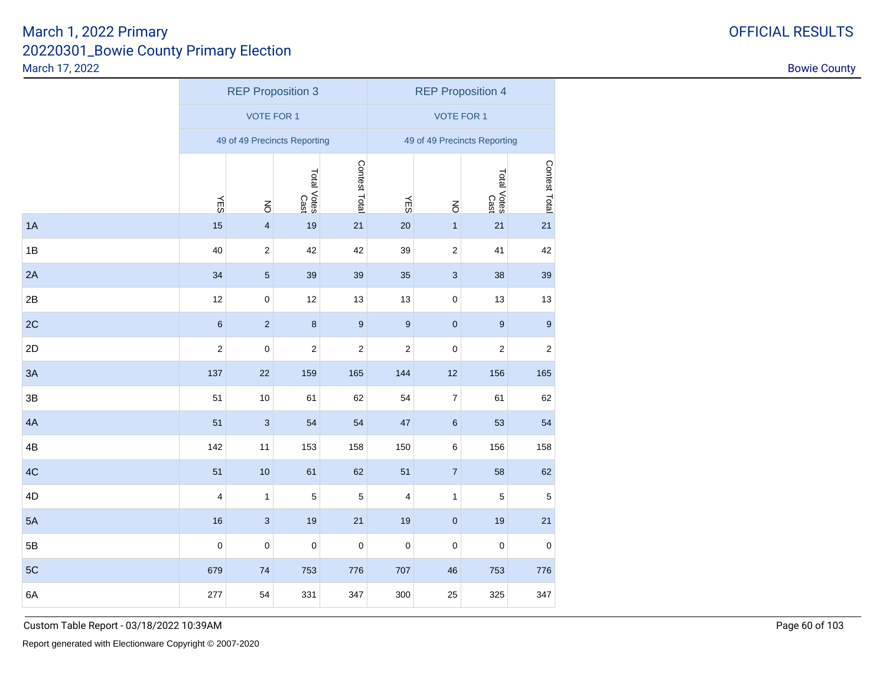# March 1, 2022 Primary
## 20220301_Bowie County Primary Election
March 17, 2022

OFFICIAL RESULTS

Bowie County

| | REP Proposition 3 | | | | REP Proposition 4 | | | |
|---|---|---|---|---|---|---|---|---|
| | VOTE FOR 1 | | | | VOTE FOR 1 | | | |
| | 49 of 49 Precincts Reporting | | | | 49 of 49 Precincts Reporting | | | |
| | YES | NO | Total Votes Cast | Contest Total | YES | NO | Total Votes Cast | Contest Total |
| 1A | 15 | 4 | 19 | 21 | 20 | 1 | 21 | 21 |
| 1B | 40 | 2 | 42 | 42 | 39 | 2 | 41 | 42 |
| 2A | 34 | 5 | 39 | 39 | 35 | 3 | 38 | 39 |
| 2B | 12 | 0 | 12 | 13 | 13 | 0 | 13 | 13 |
| 2C | 6 | 2 | 8 | 9 | 9 | 0 | 9 | 9 |
| 2D | 2 | 0 | 2 | 2 | 2 | 0 | 2 | 2 |
| 3A | 137 | 22 | 159 | 165 | 144 | 12 | 156 | 165 |
| 3B | 51 | 10 | 61 | 62 | 54 | 7 | 61 | 62 |
| 4A | 51 | 3 | 54 | 54 | 47 | 6 | 53 | 54 |
| 4B | 142 | 11 | 153 | 158 | 150 | 6 | 156 | 158 |
| 4C | 51 | 10 | 61 | 62 | 51 | 7 | 58 | 62 |
| 4D | 4 | 1 | 5 | 5 | 4 | 1 | 5 | 5 |
| 5A | 16 | 3 | 19 | 21 | 19 | 0 | 19 | 21 |
| 5B | 0 | 0 | 0 | 0 | 0 | 0 | 0 | 0 |
| 5C | 679 | 74 | 753 | 776 | 707 | 46 | 753 | 776 |
| 6A | 277 | 54 | 331 | 347 | 300 | 25 | 325 | 347 |

Custom Table Report - 03/18/2022 10:39AM

Report generated with Electionware Copyright © 2007-2020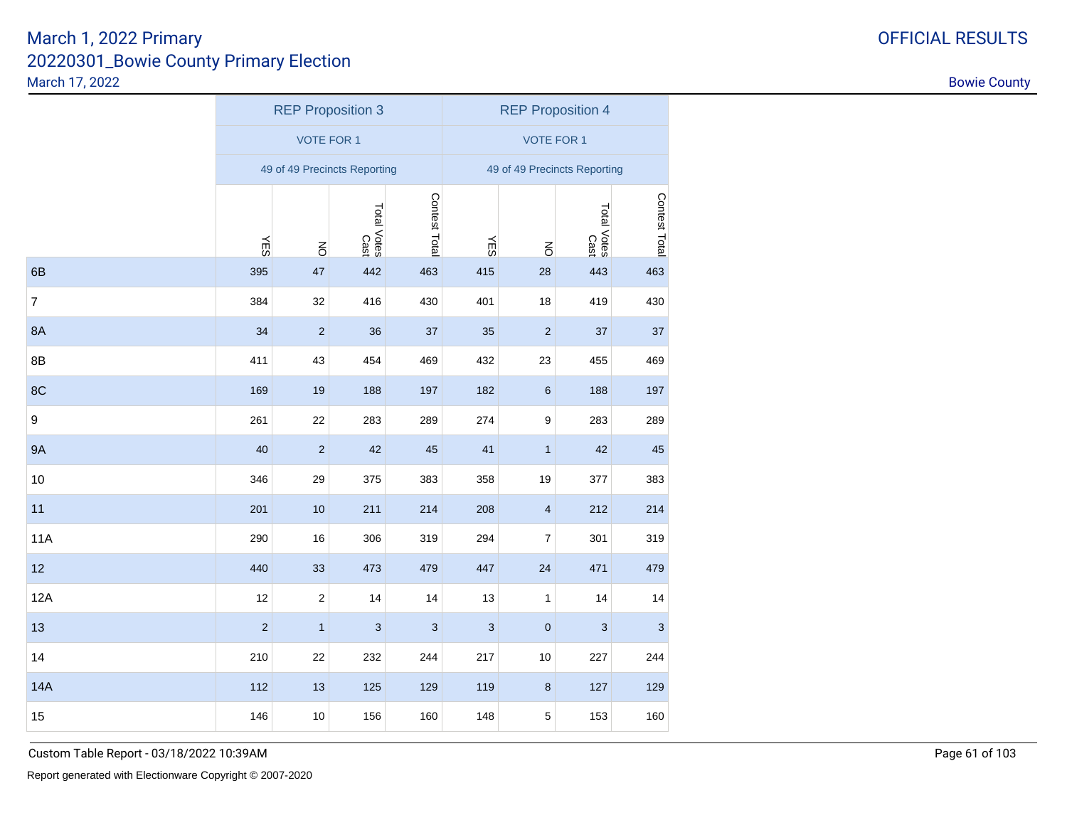March 1, 2022 Primary
20220301_Bowie County Primary Election
March 17, 2022

OFFICIAL RESULTS

Bowie County

| | REP Proposition 3 | | | | REP Proposition 4 | | | |
|---|---|---|---|---|---|---|---|---|
| | VOTE FOR 1 | | | | VOTE FOR 1 | | | |
| | 49 of 49 Precincts Reporting | | | | 49 of 49 Precincts Reporting | | | |
| | YES | NO | Total Votes Cast | Contest Total | YES | NO | Total Votes Cast | Contest Total |
| 6B | 395 | 47 | 442 | 463 | 415 | 28 | 443 | 463 |
| 7 | 384 | 32 | 416 | 430 | 401 | 18 | 419 | 430 |
| 8A | 34 | 2 | 36 | 37 | 35 | 2 | 37 | 37 |
| 8B | 411 | 43 | 454 | 469 | 432 | 23 | 455 | 469 |
| 8C | 169 | 19 | 188 | 197 | 182 | 6 | 188 | 197 |
| 9 | 261 | 22 | 283 | 289 | 274 | 9 | 283 | 289 |
| 9A | 40 | 2 | 42 | 45 | 41 | 1 | 42 | 45 |
| 10 | 346 | 29 | 375 | 383 | 358 | 19 | 377 | 383 |
| 11 | 201 | 10 | 211 | 214 | 208 | 4 | 212 | 214 |
| 11A | 290 | 16 | 306 | 319 | 294 | 7 | 301 | 319 |
| 12 | 440 | 33 | 473 | 479 | 447 | 24 | 471 | 479 |
| 12A | 12 | 2 | 14 | 14 | 13 | 1 | 14 | 14 |
| 13 | 2 | 1 | 3 | 3 | 3 | 0 | 3 | 3 |
| 14 | 210 | 22 | 232 | 244 | 217 | 10 | 227 | 244 |
| 14A | 112 | 13 | 125 | 129 | 119 | 8 | 127 | 129 |
| 15 | 146 | 10 | 156 | 160 | 148 | 5 | 153 | 160 |

Custom Table Report - 03/18/2022 10:39AM

Report generated with Electionware Copyright © 2007-2020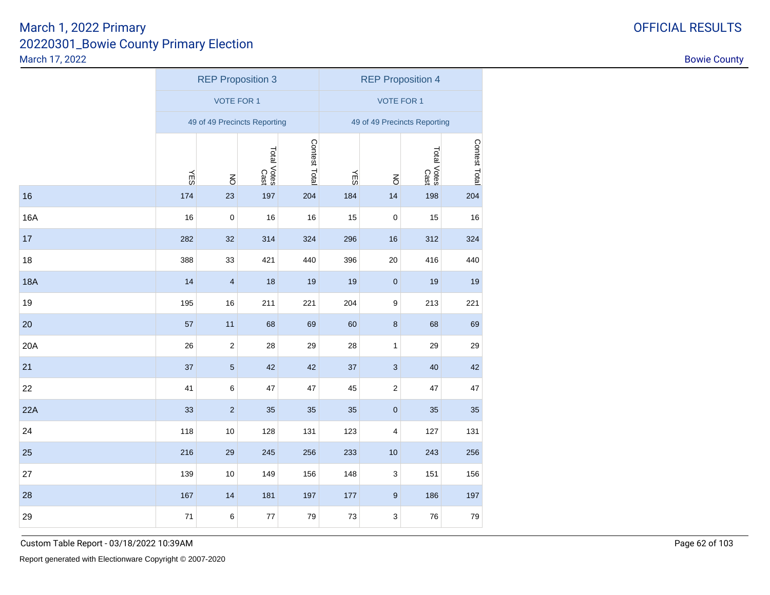March 1, 2022 Primary
20220301_Bowie County Primary Election
March 17, 2022

OFFICIAL RESULTS

Bowie County

| | REP Proposition 3 | | | | REP Proposition 4 | | | |
|---|---|---|---|---|---|---|---|---|
| | VOTE FOR 1 | | | | VOTE FOR 1 | | | |
| | 49 of 49 Precincts Reporting | | | | 49 of 49 Precincts Reporting | | | |
| | YES | NO | Total Votes Cast | Contest Total | YES | NO | Total Votes Cast | Contest Total |
| 16 | 174 | 23 | 197 | 204 | 184 | 14 | 198 | 204 |
| 16A | 16 | 0 | 16 | 16 | 15 | 0 | 15 | 16 |
| 17 | 282 | 32 | 314 | 324 | 296 | 16 | 312 | 324 |
| 18 | 388 | 33 | 421 | 440 | 396 | 20 | 416 | 440 |
| 18A | 14 | 4 | 18 | 19 | 19 | 0 | 19 | 19 |
| 19 | 195 | 16 | 211 | 221 | 204 | 9 | 213 | 221 |
| 20 | 57 | 11 | 68 | 69 | 60 | 8 | 68 | 69 |
| 20A | 26 | 2 | 28 | 29 | 28 | 1 | 29 | 29 |
| 21 | 37 | 5 | 42 | 42 | 37 | 3 | 40 | 42 |
| 22 | 41 | 6 | 47 | 47 | 45 | 2 | 47 | 47 |
| 22A | 33 | 2 | 35 | 35 | 35 | 0 | 35 | 35 |
| 24 | 118 | 10 | 128 | 131 | 123 | 4 | 127 | 131 |
| 25 | 216 | 29 | 245 | 256 | 233 | 10 | 243 | 256 |
| 27 | 139 | 10 | 149 | 156 | 148 | 3 | 151 | 156 |
| 28 | 167 | 14 | 181 | 197 | 177 | 9 | 186 | 197 |
| 29 | 71 | 6 | 77 | 79 | 73 | 3 | 76 | 79 |

Custom Table Report - 03/18/2022 10:39AM

Report generated with Electionware Copyright © 2007-2020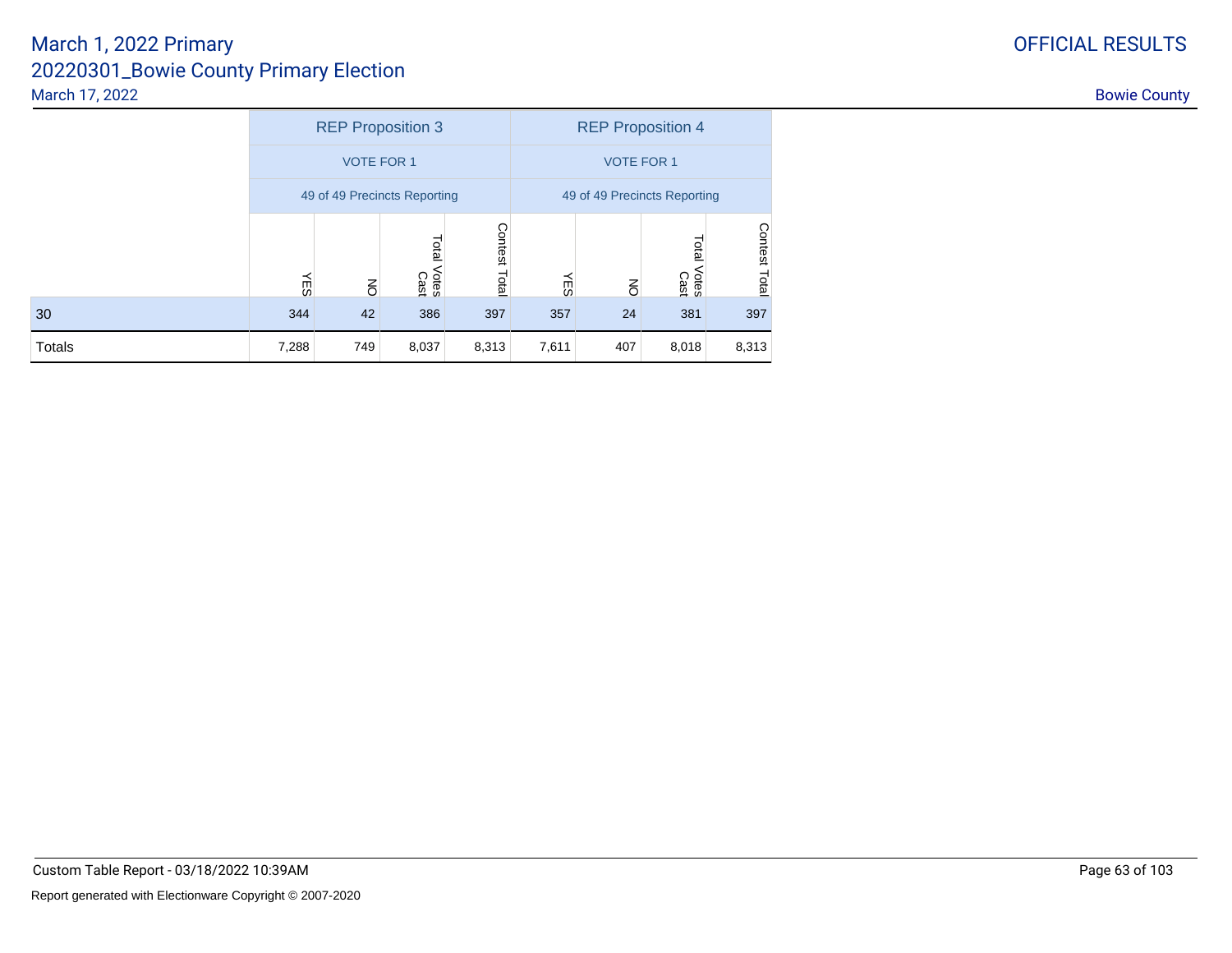# March 1, 2022 Primary
## 20220301_Bowie County Primary Election
March 17, 2022

OFFICIAL RESULTS

Bowie County

| | REP Proposition 3 | | | | REP Proposition 4 | | | |
|---|---|---|---|---|---|---|---|---|
| | VOTE FOR 1 | | | | VOTE FOR 1 | | | |
| | 49 of 49 Precincts Reporting | | | | 49 of 49 Precincts Reporting | | | |
| | YES | NO | Total Votes Cast | Contest Total | YES | NO | Total Votes Cast | Contest Total |
| 30 | 344 | 42 | 386 | 397 | 357 | 24 | 381 | 397 |
| Totals | 7,288 | 749 | 8,037 | 8,313 | 7,611 | 407 | 8,018 | 8,313 |

Custom Table Report - 03/18/2022 10:39AM

Report generated with Electionware Copyright © 2007-2020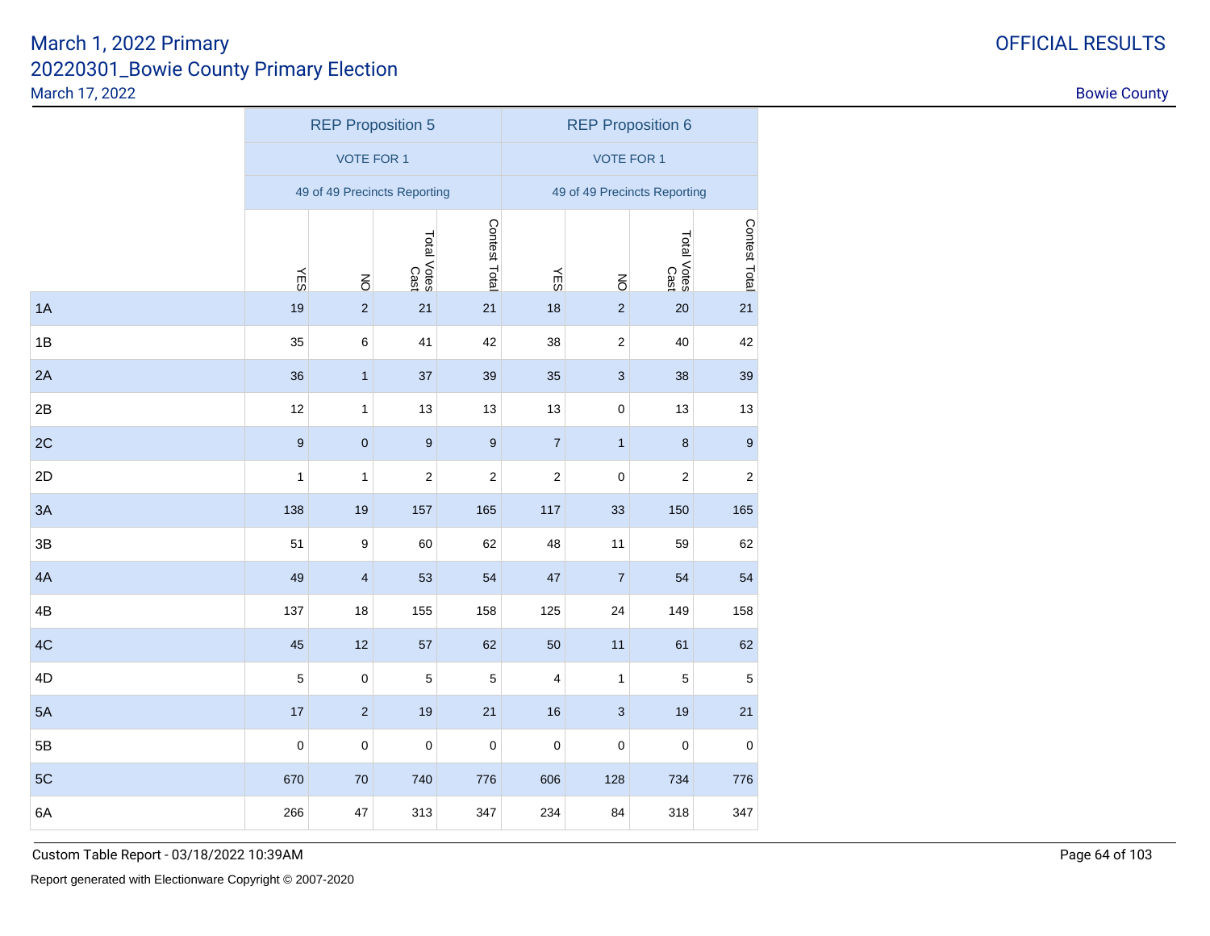# March 1, 2022 Primary
## 20220301_Bowie County Primary Election
March 17, 2022

OFFICIAL RESULTS

Bowie County

| | REP Proposition 5 | | | | REP Proposition 6 | | | |
|---|---|---|---|---|---|---|---|---|
| | VOTE FOR 1 | | | | VOTE FOR 1 | | | |
| | 49 of 49 Precincts Reporting | | | | 49 of 49 Precincts Reporting | | | |
| | YES | NO | Total Votes Cast | Contest Total | YES | NO | Total Votes Cast | Contest Total |
| 1A | 19 | 2 | 21 | 21 | 18 | 2 | 20 | 21 |
| 1B | 35 | 6 | 41 | 42 | 38 | 2 | 40 | 42 |
| 2A | 36 | 1 | 37 | 39 | 35 | 3 | 38 | 39 |
| 2B | 12 | 1 | 13 | 13 | 13 | 0 | 13 | 13 |
| 2C | 9 | 0 | 9 | 9 | 7 | 1 | 8 | 9 |
| 2D | 1 | 1 | 2 | 2 | 2 | 0 | 2 | 2 |
| 3A | 138 | 19 | 157 | 165 | 117 | 33 | 150 | 165 |
| 3B | 51 | 9 | 60 | 62 | 48 | 11 | 59 | 62 |
| 4A | 49 | 4 | 53 | 54 | 47 | 7 | 54 | 54 |
| 4B | 137 | 18 | 155 | 158 | 125 | 24 | 149 | 158 |
| 4C | 45 | 12 | 57 | 62 | 50 | 11 | 61 | 62 |
| 4D | 5 | 0 | 5 | 5 | 4 | 1 | 5 | 5 |
| 5A | 17 | 2 | 19 | 21 | 16 | 3 | 19 | 21 |
| 5B | 0 | 0 | 0 | 0 | 0 | 0 | 0 | 0 |
| 5C | 670 | 70 | 740 | 776 | 606 | 128 | 734 | 776 |
| 6A | 266 | 47 | 313 | 347 | 234 | 84 | 318 | 347 |

Custom Table Report - 03/18/2022 10:39AM

Report generated with Electionware Copyright © 2007-2020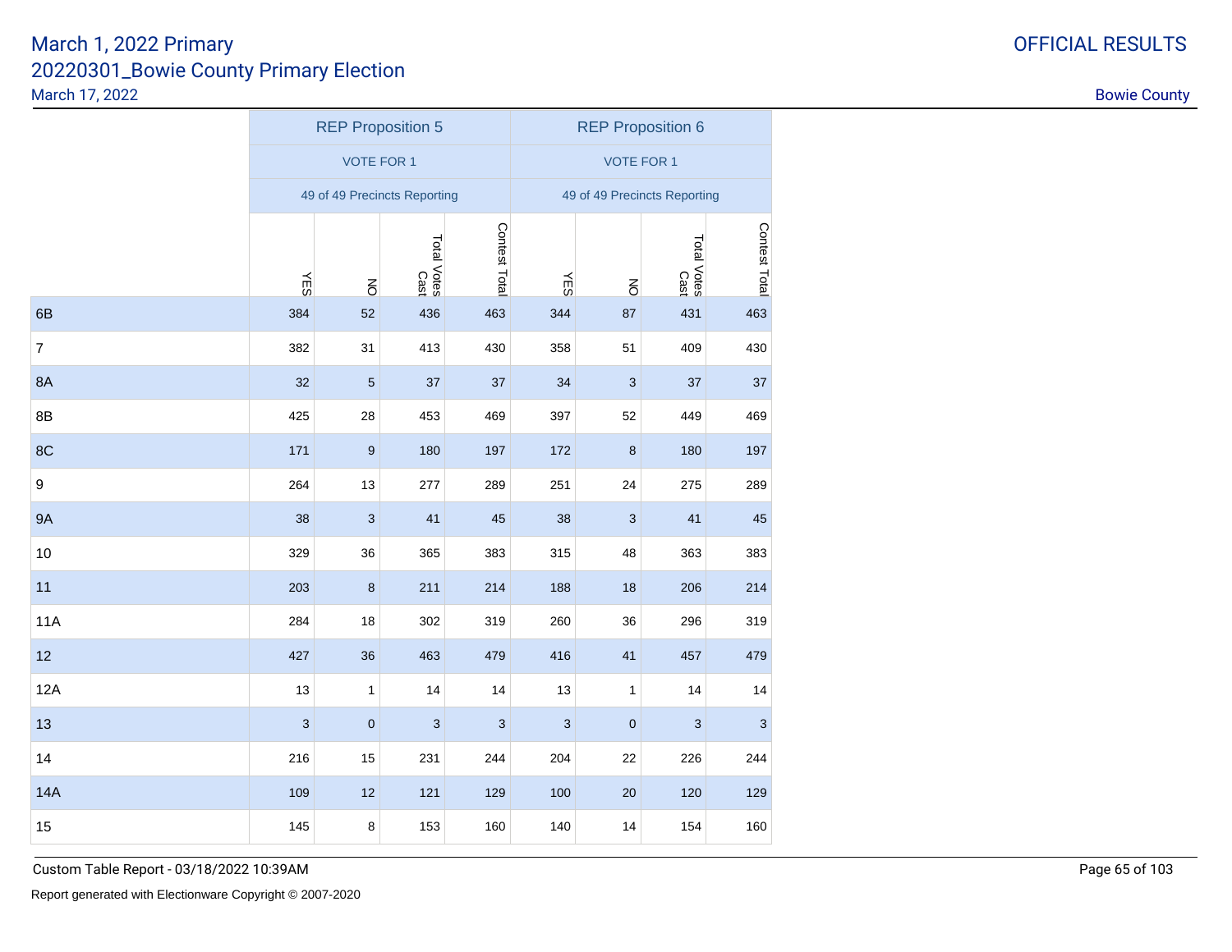# March 1, 2022 Primary
## 20220301_Bowie County Primary Election
March 17, 2022

OFFICIAL RESULTS

Bowie County

| | REP Proposition 5 | | | | REP Proposition 6 | | | |
|---|---|---|---|---|---|---|---|---|
| | VOTE FOR 1 | | | | VOTE FOR 1 | | | |
| | 49 of 49 Precincts Reporting | | | | 49 of 49 Precincts Reporting | | | |
| | YES | NO | Total Votes Cast | Contest Total | YES | NO | Total Votes Cast | Contest Total |
| 6B | 384 | 52 | 436 | 463 | 344 | 87 | 431 | 463 |
| 7 | 382 | 31 | 413 | 430 | 358 | 51 | 409 | 430 |
| 8A | 32 | 5 | 37 | 37 | 34 | 3 | 37 | 37 |
| 8B | 425 | 28 | 453 | 469 | 397 | 52 | 449 | 469 |
| 8C | 171 | 9 | 180 | 197 | 172 | 8 | 180 | 197 |
| 9 | 264 | 13 | 277 | 289 | 251 | 24 | 275 | 289 |
| 9A | 38 | 3 | 41 | 45 | 38 | 3 | 41 | 45 |
| 10 | 329 | 36 | 365 | 383 | 315 | 48 | 363 | 383 |
| 11 | 203 | 8 | 211 | 214 | 188 | 18 | 206 | 214 |
| 11A | 284 | 18 | 302 | 319 | 260 | 36 | 296 | 319 |
| 12 | 427 | 36 | 463 | 479 | 416 | 41 | 457 | 479 |
| 12A | 13 | 1 | 14 | 14 | 13 | 1 | 14 | 14 |
| 13 | 3 | 0 | 3 | 3 | 3 | 0 | 3 | 3 |
| 14 | 216 | 15 | 231 | 244 | 204 | 22 | 226 | 244 |
| 14A | 109 | 12 | 121 | 129 | 100 | 20 | 120 | 129 |
| 15 | 145 | 8 | 153 | 160 | 140 | 14 | 154 | 160 |

Custom Table Report - 03/18/2022 10:39AM

Report generated with Electionware Copyright © 2007-2020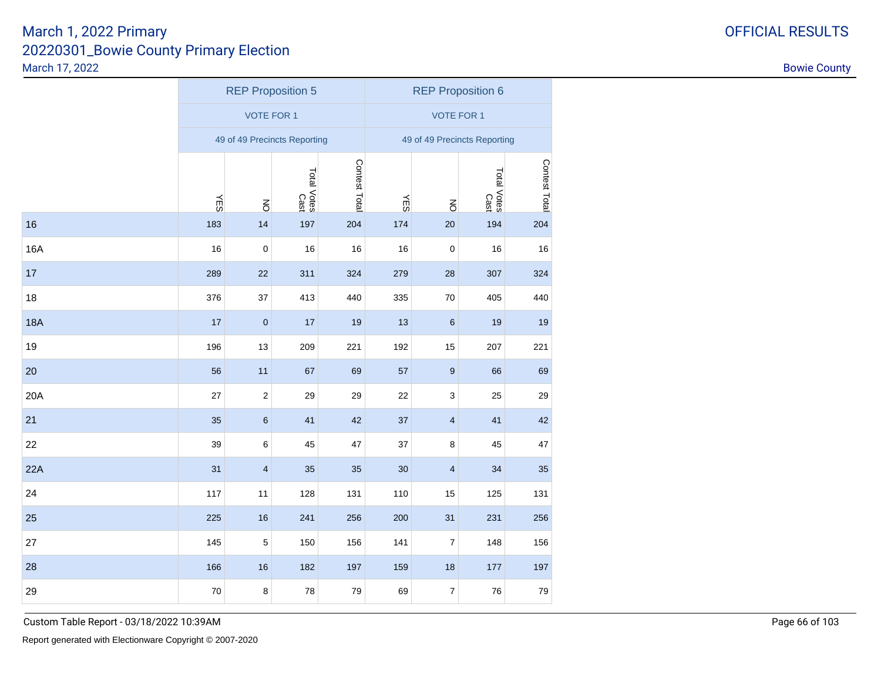March 1, 2022 Primary
20220301_Bowie County Primary Election
March 17, 2022

OFFICIAL RESULTS

Bowie County

| | REP Proposition 5 | | | | REP Proposition 6 | | | |
|---|---|---|---|---|---|---|---|---|
| | VOTE FOR 1 | | | | VOTE FOR 1 | | | |
| | 49 of 49 Precincts Reporting | | | | 49 of 49 Precincts Reporting | | | |
| | YES | NO | Total Votes Cast | Contest Total | YES | NO | Total Votes Cast | Contest Total |
| 16 | 183 | 14 | 197 | 204 | 174 | 20 | 194 | 204 |
| 16A | 16 | 0 | 16 | 16 | 16 | 0 | 16 | 16 |
| 17 | 289 | 22 | 311 | 324 | 279 | 28 | 307 | 324 |
| 18 | 376 | 37 | 413 | 440 | 335 | 70 | 405 | 440 |
| 18A | 17 | 0 | 17 | 19 | 13 | 6 | 19 | 19 |
| 19 | 196 | 13 | 209 | 221 | 192 | 15 | 207 | 221 |
| 20 | 56 | 11 | 67 | 69 | 57 | 9 | 66 | 69 |
| 20A | 27 | 2 | 29 | 29 | 22 | 3 | 25 | 29 |
| 21 | 35 | 6 | 41 | 42 | 37 | 4 | 41 | 42 |
| 22 | 39 | 6 | 45 | 47 | 37 | 8 | 45 | 47 |
| 22A | 31 | 4 | 35 | 35 | 30 | 4 | 34 | 35 |
| 24 | 117 | 11 | 128 | 131 | 110 | 15 | 125 | 131 |
| 25 | 225 | 16 | 241 | 256 | 200 | 31 | 231 | 256 |
| 27 | 145 | 5 | 150 | 156 | 141 | 7 | 148 | 156 |
| 28 | 166 | 16 | 182 | 197 | 159 | 18 | 177 | 197 |
| 29 | 70 | 8 | 78 | 79 | 69 | 7 | 76 | 79 |

Custom Table Report - 03/18/2022 10:39AM

Report generated with Electionware Copyright © 2007-2020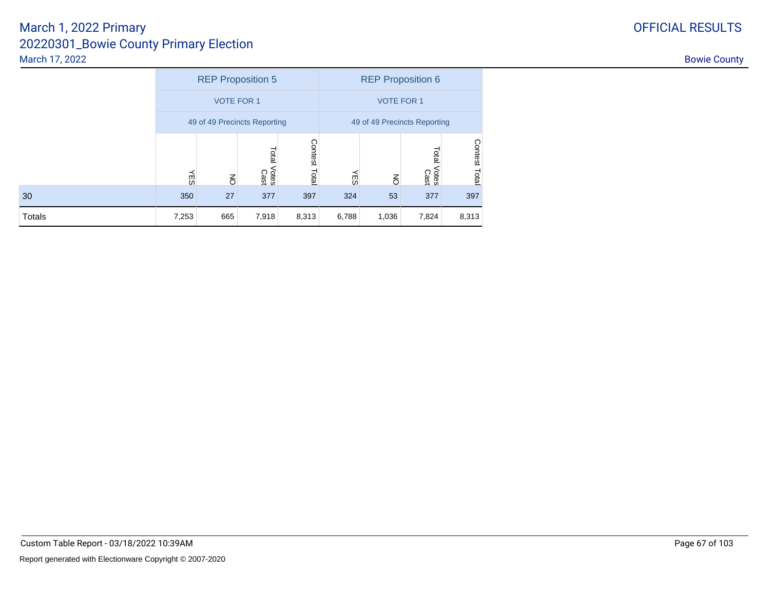| | REP Proposition 5 | | | | REP Proposition 6 | | | |
|---|---|---|---|---|---|---|---|---|
| | VOTE FOR 1 | | | | VOTE FOR 1 | | | |
| | 49 of 49 Precincts Reporting | | | | 49 of 49 Precincts Reporting | | | |
| | YES | NO | Total Votes Cast | Contest Total | YES | NO | Total Votes Cast | Contest Total |
| 30 | 350 | 27 | 377 | 397 | 324 | 53 | 377 | 397 |
| Totals | 7,253 | 665 | 7,918 | 8,313 | 6,788 | 1,036 | 7,824 | 8,313 |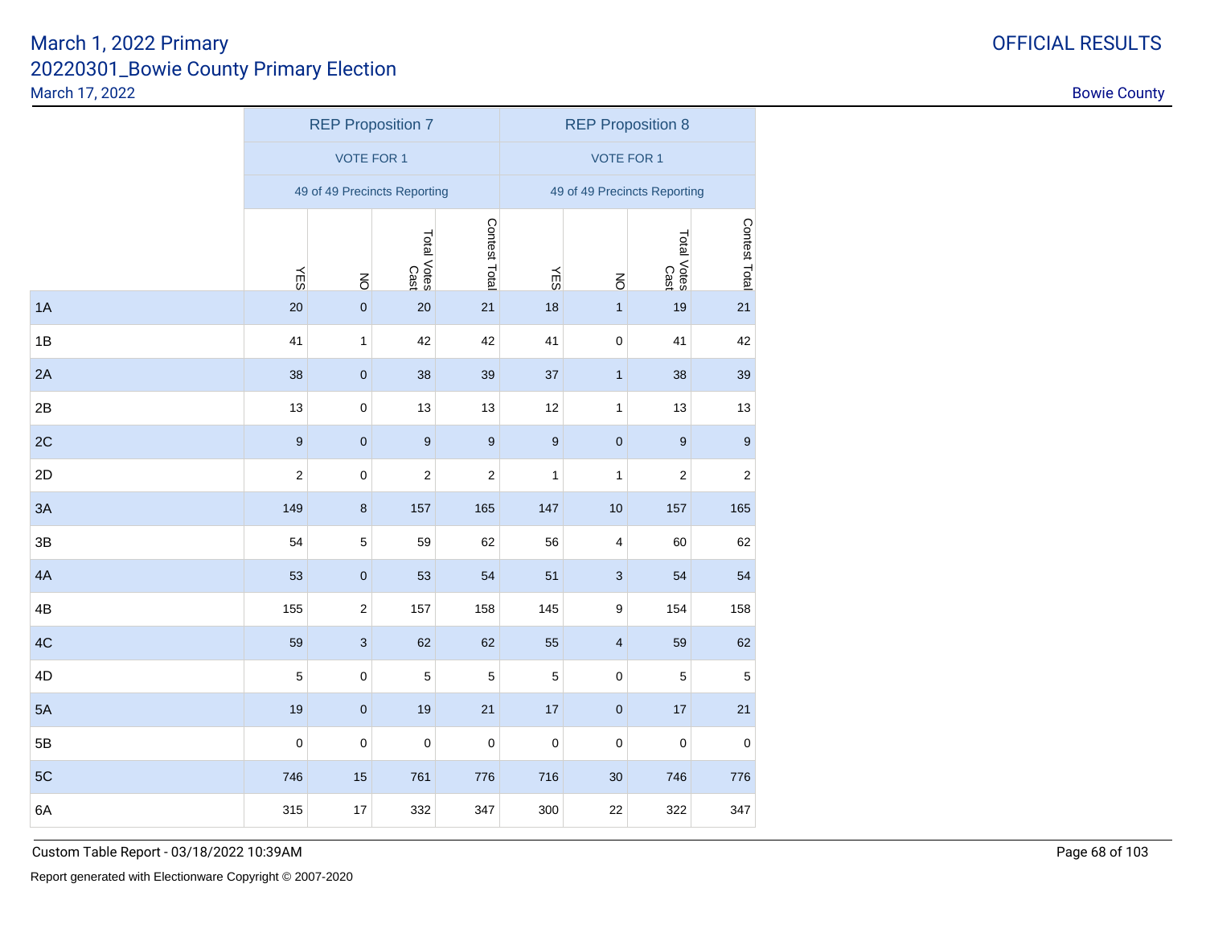March 1, 2022 Primary
20220301_Bowie County Primary Election
March 17, 2022

OFFICIAL RESULTS

Bowie County

| | REP Proposition 7 | | | | REP Proposition 8 | | | |
|---|---|---|---|---|---|---|---|---|
| | VOTE FOR 1 | | | | VOTE FOR 1 | | | |
| | 49 of 49 Precincts Reporting | | | | 49 of 49 Precincts Reporting | | | |
| | YES | NO | Total Votes Cast | Contest Total | YES | NO | Total Votes Cast | Contest Total |
| 1A | 20 | 0 | 20 | 21 | 18 | 1 | 19 | 21 |
| 1B | 41 | 1 | 42 | 42 | 41 | 0 | 41 | 42 |
| 2A | 38 | 0 | 38 | 39 | 37 | 1 | 38 | 39 |
| 2B | 13 | 0 | 13 | 13 | 12 | 1 | 13 | 13 |
| 2C | 9 | 0 | 9 | 9 | 9 | 0 | 9 | 9 |
| 2D | 2 | 0 | 2 | 2 | 1 | 1 | 2 | 2 |
| 3A | 149 | 8 | 157 | 165 | 147 | 10 | 157 | 165 |
| 3B | 54 | 5 | 59 | 62 | 56 | 4 | 60 | 62 |
| 4A | 53 | 0 | 53 | 54 | 51 | 3 | 54 | 54 |
| 4B | 155 | 2 | 157 | 158 | 145 | 9 | 154 | 158 |
| 4C | 59 | 3 | 62 | 62 | 55 | 4 | 59 | 62 |
| 4D | 5 | 0 | 5 | 5 | 5 | 0 | 5 | 5 |
| 5A | 19 | 0 | 19 | 21 | 17 | 0 | 17 | 21 |
| 5B | 0 | 0 | 0 | 0 | 0 | 0 | 0 | 0 |
| 5C | 746 | 15 | 761 | 776 | 716 | 30 | 746 | 776 |
| 6A | 315 | 17 | 332 | 347 | 300 | 22 | 322 | 347 |

Custom Table Report - 03/18/2022 10:39AM

Report generated with Electionware Copyright © 2007-2020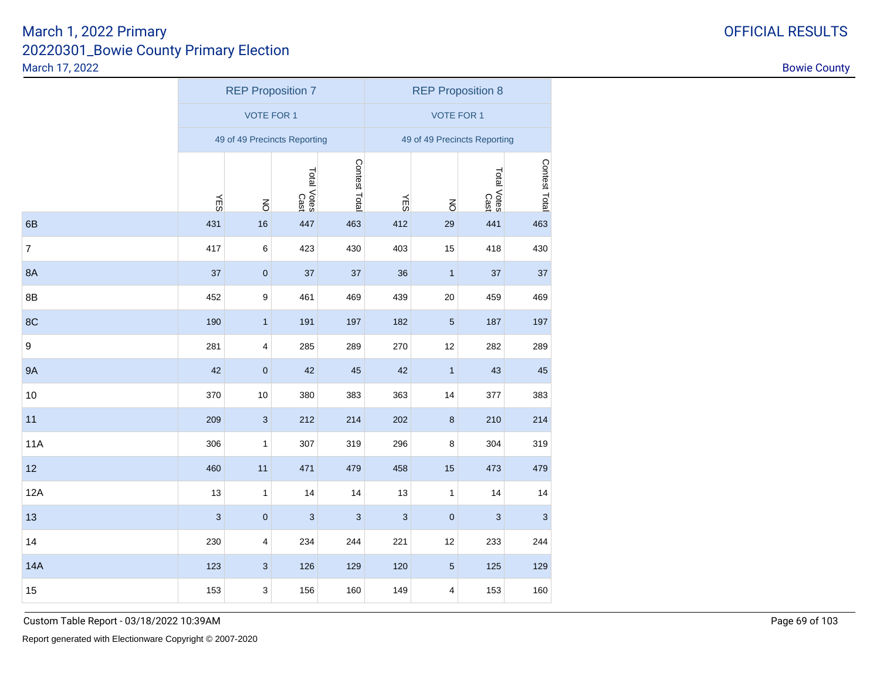March 1, 2022 Primary
20220301_Bowie County Primary Election
March 17, 2022

OFFICIAL RESULTS

Bowie County

| | REP Proposition 7 | | | | REP Proposition 8 | | | |
|---|---|---|---|---|---|---|---|---|
| | VOTE FOR 1 | | | | VOTE FOR 1 | | | |
| | 49 of 49 Precincts Reporting | | | | 49 of 49 Precincts Reporting | | | |
| | YES | NO | Total Votes Cast | Contest Total | YES | NO | Total Votes Cast | Contest Total |
| 6B | 431 | 16 | 447 | 463 | 412 | 29 | 441 | 463 |
| 7 | 417 | 6 | 423 | 430 | 403 | 15 | 418 | 430 |
| 8A | 37 | 0 | 37 | 37 | 36 | 1 | 37 | 37 |
| 8B | 452 | 9 | 461 | 469 | 439 | 20 | 459 | 469 |
| 8C | 190 | 1 | 191 | 197 | 182 | 5 | 187 | 197 |
| 9 | 281 | 4 | 285 | 289 | 270 | 12 | 282 | 289 |
| 9A | 42 | 0 | 42 | 45 | 42 | 1 | 43 | 45 |
| 10 | 370 | 10 | 380 | 383 | 363 | 14 | 377 | 383 |
| 11 | 209 | 3 | 212 | 214 | 202 | 8 | 210 | 214 |
| 11A | 306 | 1 | 307 | 319 | 296 | 8 | 304 | 319 |
| 12 | 460 | 11 | 471 | 479 | 458 | 15 | 473 | 479 |
| 12A | 13 | 1 | 14 | 14 | 13 | 1 | 14 | 14 |
| 13 | 3 | 0 | 3 | 3 | 3 | 0 | 3 | 3 |
| 14 | 230 | 4 | 234 | 244 | 221 | 12 | 233 | 244 |
| 14A | 123 | 3 | 126 | 129 | 120 | 5 | 125 | 129 |
| 15 | 153 | 3 | 156 | 160 | 149 | 4 | 153 | 160 |

Custom Table Report - 03/18/2022 10:39AM

Report generated with Electionware Copyright © 2007-2020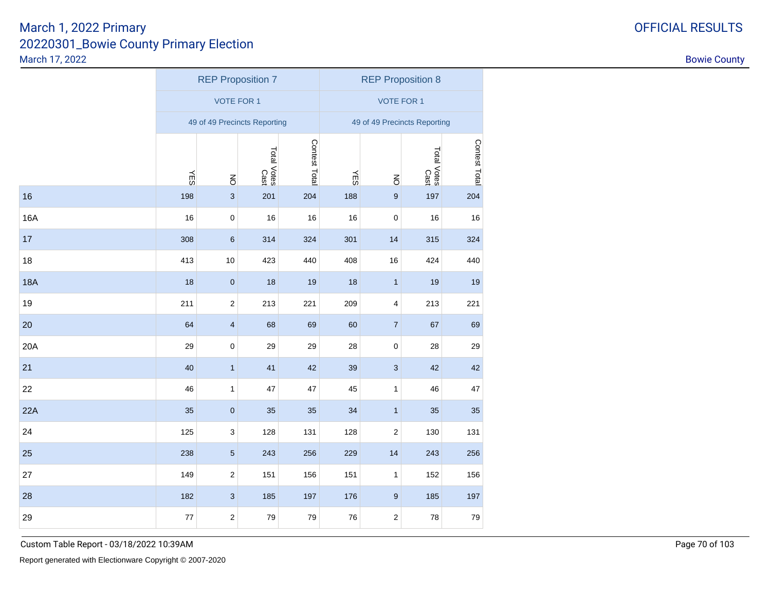March 1, 2022 Primary
20220301_Bowie County Primary Election
March 17, 2022

OFFICIAL RESULTS

Bowie County

| | REP Proposition 7 | | | | REP Proposition 8 | | | |
|---|---|---|---|---|---|---|---|---|
| | VOTE FOR 1 | | | | VOTE FOR 1 | | | |
| | 49 of 49 Precincts Reporting | | | | 49 of 49 Precincts Reporting | | | |
| | YES | NO | Total Votes Cast | Contest Total | YES | NO | Total Votes Cast | Contest Total |
| 16 | 198 | 3 | 201 | 204 | 188 | 9 | 197 | 204 |
| 16A | 16 | 0 | 16 | 16 | 16 | 0 | 16 | 16 |
| 17 | 308 | 6 | 314 | 324 | 301 | 14 | 315 | 324 |
| 18 | 413 | 10 | 423 | 440 | 408 | 16 | 424 | 440 |
| 18A | 18 | 0 | 18 | 19 | 18 | 1 | 19 | 19 |
| 19 | 211 | 2 | 213 | 221 | 209 | 4 | 213 | 221 |
| 20 | 64 | 4 | 68 | 69 | 60 | 7 | 67 | 69 |
| 20A | 29 | 0 | 29 | 29 | 28 | 0 | 28 | 29 |
| 21 | 40 | 1 | 41 | 42 | 39 | 3 | 42 | 42 |
| 22 | 46 | 1 | 47 | 47 | 45 | 1 | 46 | 47 |
| 22A | 35 | 0 | 35 | 35 | 34 | 1 | 35 | 35 |
| 24 | 125 | 3 | 128 | 131 | 128 | 2 | 130 | 131 |
| 25 | 238 | 5 | 243 | 256 | 229 | 14 | 243 | 256 |
| 27 | 149 | 2 | 151 | 156 | 151 | 1 | 152 | 156 |
| 28 | 182 | 3 | 185 | 197 | 176 | 9 | 185 | 197 |
| 29 | 77 | 2 | 79 | 79 | 76 | 2 | 78 | 79 |

Custom Table Report - 03/18/2022 10:39AM

Report generated with Electionware Copyright © 2007-2020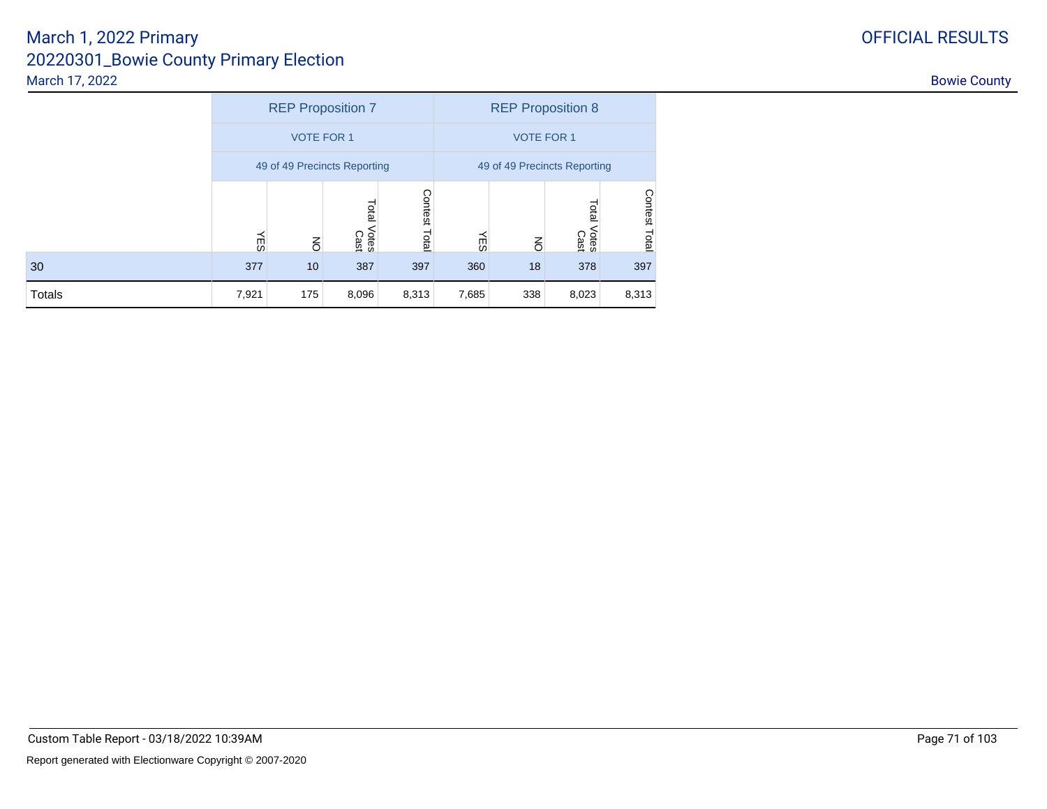| | REP Proposition 7 | | | | REP Proposition 8 | | | |
|---|---|---|---|---|---|---|---|---|
| | VOTE FOR 1 | | | | VOTE FOR 1 | | | |
| | 49 of 49 Precincts Reporting | | | | 49 of 49 Precincts Reporting | | | |
| | YES | NO | Total Votes Cast | Contest Total | YES | NO | Total Votes Cast | Contest Total |
| 30 | 377 | 10 | 387 | 397 | 360 | 18 | 378 | 397 |
| Totals | 7,921 | 175 | 8,096 | 8,313 | 7,685 | 338 | 8,023 | 8,313 |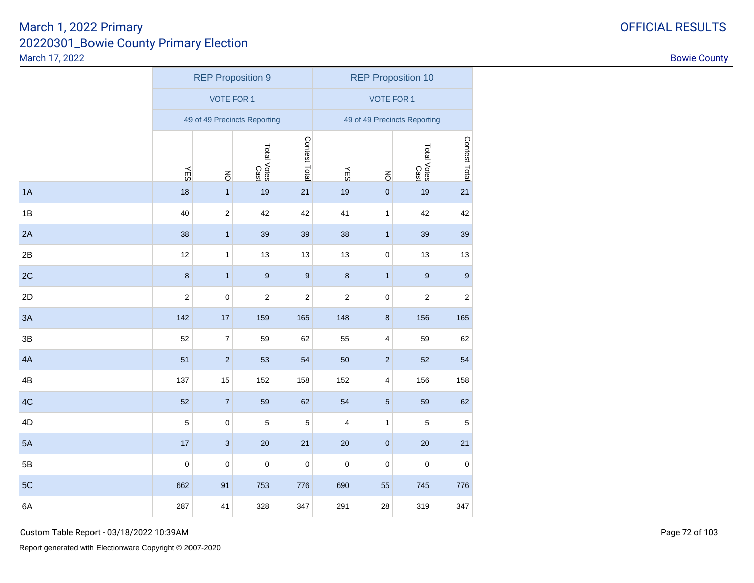# March 1, 2022 Primary
## 20220301_Bowie County Primary Election
March 17, 2022

OFFICIAL RESULTS

Bowie County

| | REP Proposition 9 | | | | REP Proposition 10 | | | |
|---|---|---|---|---|---|---|---|---|
| | VOTE FOR 1 | | | | VOTE FOR 1 | | | |
| | 49 of 49 Precincts Reporting | | | | 49 of 49 Precincts Reporting | | | |
| | YES | NO | Total Votes Cast | Contest Total | YES | NO | Total Votes Cast | Contest Total |
| 1A | 18 | 1 | 19 | 21 | 19 | 0 | 19 | 21 |
| 1B | 40 | 2 | 42 | 42 | 41 | 1 | 42 | 42 |
| 2A | 38 | 1 | 39 | 39 | 38 | 1 | 39 | 39 |
| 2B | 12 | 1 | 13 | 13 | 13 | 0 | 13 | 13 |
| 2C | 8 | 1 | 9 | 9 | 8 | 1 | 9 | 9 |
| 2D | 2 | 0 | 2 | 2 | 2 | 0 | 2 | 2 |
| 3A | 142 | 17 | 159 | 165 | 148 | 8 | 156 | 165 |
| 3B | 52 | 7 | 59 | 62 | 55 | 4 | 59 | 62 |
| 4A | 51 | 2 | 53 | 54 | 50 | 2 | 52 | 54 |
| 4B | 137 | 15 | 152 | 158 | 152 | 4 | 156 | 158 |
| 4C | 52 | 7 | 59 | 62 | 54 | 5 | 59 | 62 |
| 4D | 5 | 0 | 5 | 5 | 4 | 1 | 5 | 5 |
| 5A | 17 | 3 | 20 | 21 | 20 | 0 | 20 | 21 |
| 5B | 0 | 0 | 0 | 0 | 0 | 0 | 0 | 0 |
| 5C | 662 | 91 | 753 | 776 | 690 | 55 | 745 | 776 |
| 6A | 287 | 41 | 328 | 347 | 291 | 28 | 319 | 347 |

Custom Table Report - 03/18/2022 10:39AM

Report generated with Electionware Copyright © 2007-2020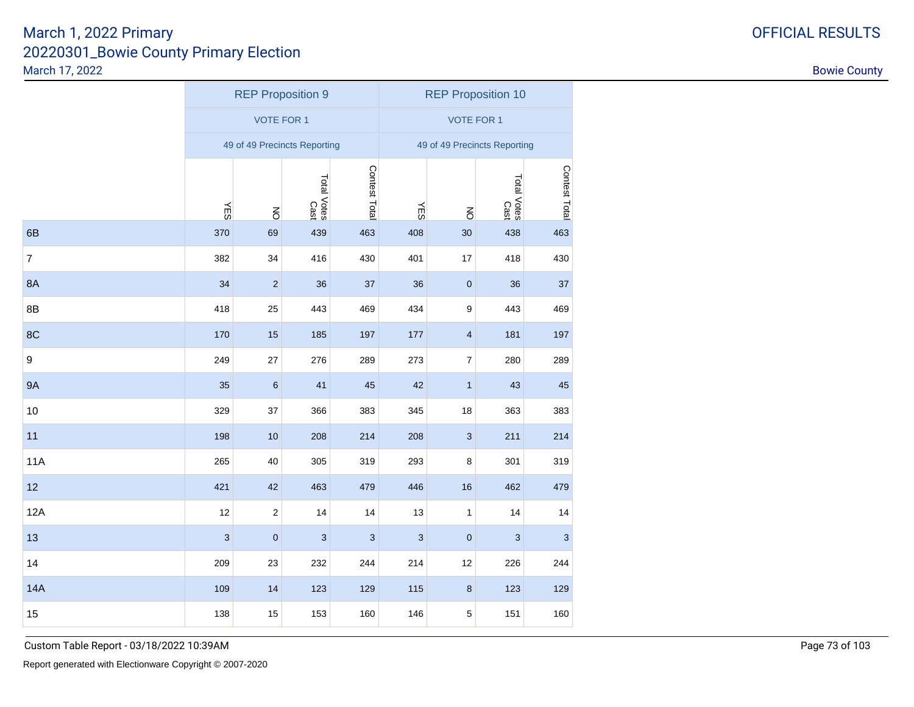# March 1, 2022 Primary

## 20220301_Bowie County Primary Election

March 17, 2022

OFFICIAL RESULTS

Bowie County

| | REP Proposition 9 | | | | REP Proposition 10 | | | |
|---|---|---|---|---|---|---|---|---|
| | VOTE FOR 1 | | | | VOTE FOR 1 | | | |
| | 49 of 49 Precincts Reporting | | | | 49 of 49 Precincts Reporting | | | |
| | YES | NO | Total Votes Cast | Contest Total | YES | NO | Total Votes Cast | Contest Total |
| 6B | 370 | 69 | 439 | 463 | 408 | 30 | 438 | 463 |
| 7 | 382 | 34 | 416 | 430 | 401 | 17 | 418 | 430 |
| 8A | 34 | 2 | 36 | 37 | 36 | 0 | 36 | 37 |
| 8B | 418 | 25 | 443 | 469 | 434 | 9 | 443 | 469 |
| 8C | 170 | 15 | 185 | 197 | 177 | 4 | 181 | 197 |
| 9 | 249 | 27 | 276 | 289 | 273 | 7 | 280 | 289 |
| 9A | 35 | 6 | 41 | 45 | 42 | 1 | 43 | 45 |
| 10 | 329 | 37 | 366 | 383 | 345 | 18 | 363 | 383 |
| 11 | 198 | 10 | 208 | 214 | 208 | 3 | 211 | 214 |
| 11A | 265 | 40 | 305 | 319 | 293 | 8 | 301 | 319 |
| 12 | 421 | 42 | 463 | 479 | 446 | 16 | 462 | 479 |
| 12A | 12 | 2 | 14 | 14 | 13 | 1 | 14 | 14 |
| 13 | 3 | 0 | 3 | 3 | 3 | 0 | 3 | 3 |
| 14 | 209 | 23 | 232 | 244 | 214 | 12 | 226 | 244 |
| 14A | 109 | 14 | 123 | 129 | 115 | 8 | 123 | 129 |
| 15 | 138 | 15 | 153 | 160 | 146 | 5 | 151 | 160 |

Custom Table Report - 03/18/2022 10:39AM

Report generated with Electionware Copyright © 2007-2020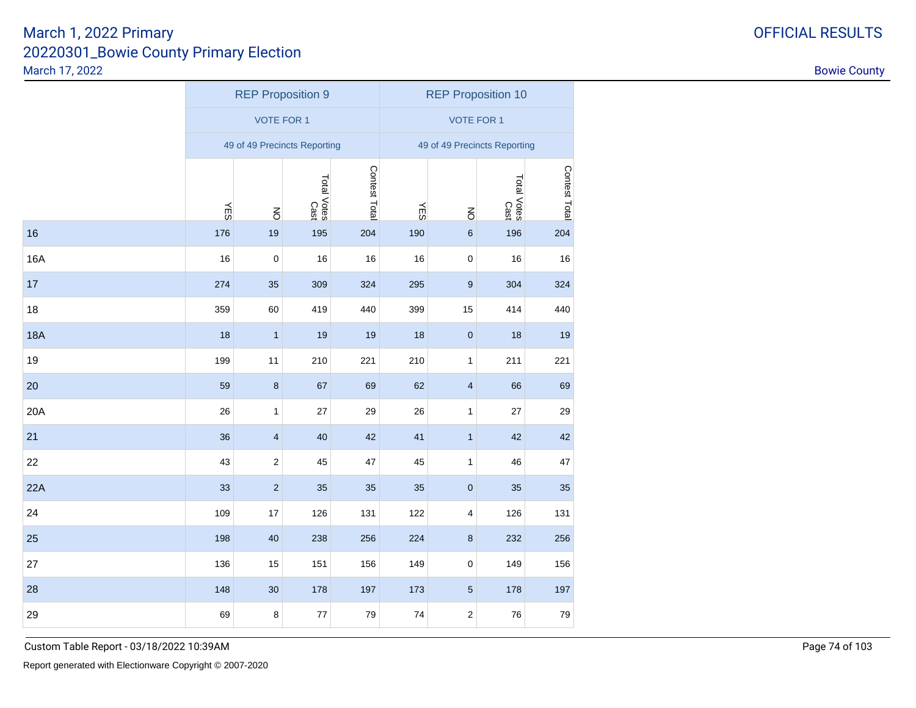# March 1, 2022 Primary
## 20220301_Bowie County Primary Election
March 17, 2022

OFFICIAL RESULTS

Bowie County

| | REP Proposition 9 | | | | REP Proposition 10 | | | |
|---|---|---|---|---|---|---|---|---|
| | VOTE FOR 1 | | | | VOTE FOR 1 | | | |
| | 49 of 49 Precincts Reporting | | | | 49 of 49 Precincts Reporting | | | |
| | YES | NO | Total Votes Cast | Contest Total | YES | NO | Total Votes Cast | Contest Total |
| 16 | 176 | 19 | 195 | 204 | 190 | 6 | 196 | 204 |
| 16A | 16 | 0 | 16 | 16 | 16 | 0 | 16 | 16 |
| 17 | 274 | 35 | 309 | 324 | 295 | 9 | 304 | 324 |
| 18 | 359 | 60 | 419 | 440 | 399 | 15 | 414 | 440 |
| 18A | 18 | 1 | 19 | 19 | 18 | 0 | 18 | 19 |
| 19 | 199 | 11 | 210 | 221 | 210 | 1 | 211 | 221 |
| 20 | 59 | 8 | 67 | 69 | 62 | 4 | 66 | 69 |
| 20A | 26 | 1 | 27 | 29 | 26 | 1 | 27 | 29 |
| 21 | 36 | 4 | 40 | 42 | 41 | 1 | 42 | 42 |
| 22 | 43 | 2 | 45 | 47 | 45 | 1 | 46 | 47 |
| 22A | 33 | 2 | 35 | 35 | 35 | 0 | 35 | 35 |
| 24 | 109 | 17 | 126 | 131 | 122 | 4 | 126 | 131 |
| 25 | 198 | 40 | 238 | 256 | 224 | 8 | 232 | 256 |
| 27 | 136 | 15 | 151 | 156 | 149 | 0 | 149 | 156 |
| 28 | 148 | 30 | 178 | 197 | 173 | 5 | 178 | 197 |
| 29 | 69 | 8 | 77 | 79 | 74 | 2 | 76 | 79 |

Custom Table Report - 03/18/2022 10:39AM

Report generated with Electionware Copyright © 2007-2020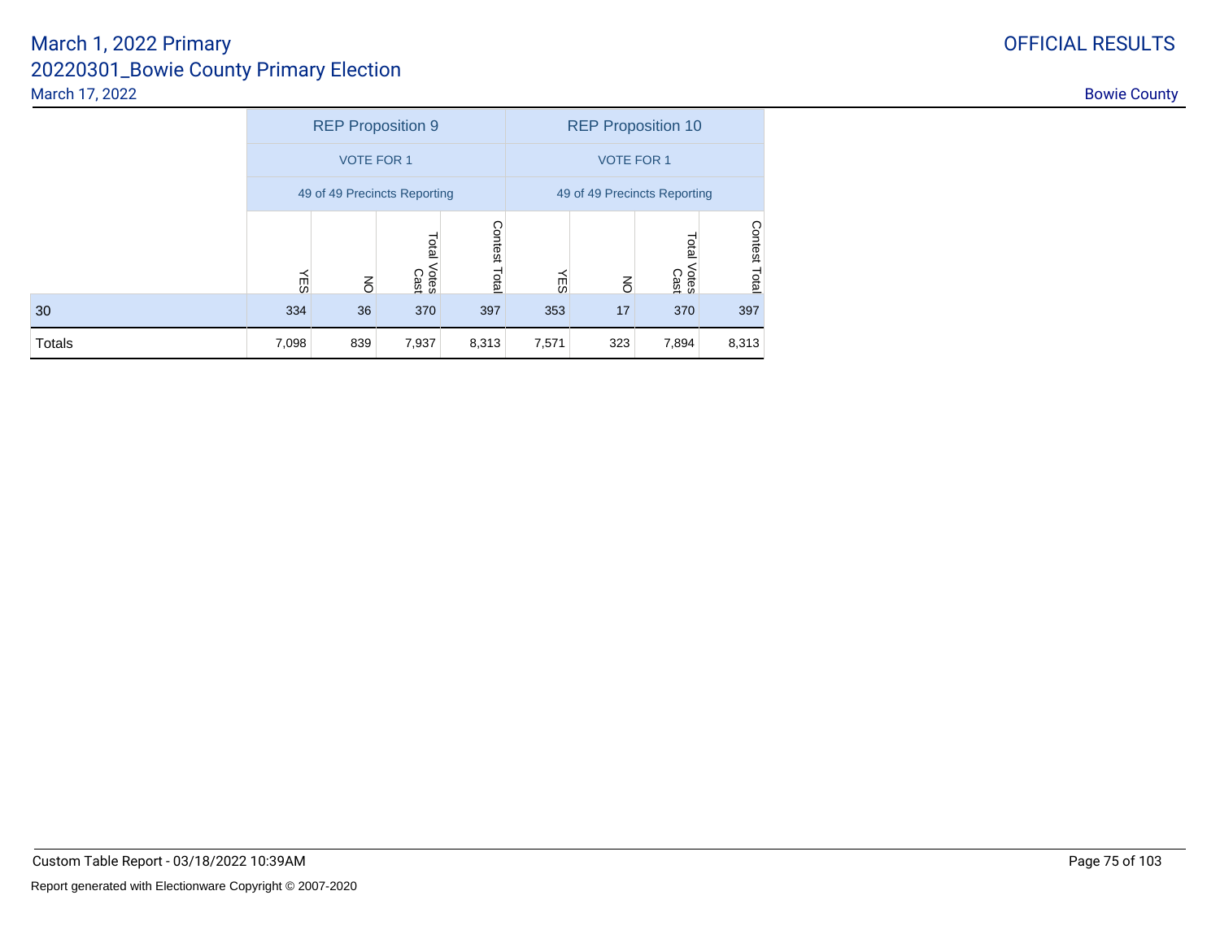March 1, 2022 Primary
20220301_Bowie County Primary Election
March 17, 2022

OFFICIAL RESULTS

Bowie County

| | REP Proposition 9 | | | | REP Proposition 10 | | | |
|---|---|---|---|---|---|---|---|---|
| | VOTE FOR 1 | | | | VOTE FOR 1 | | | |
| | 49 of 49 Precincts Reporting | | | | 49 of 49 Precincts Reporting | | | |
| | YES | NO | Total Votes Cast | Contest Total | YES | NO | Total Votes Cast | Contest Total |
| 30 | 334 | 36 | 370 | 397 | 353 | 17 | 370 | 397 |
| Totals | 7,098 | 839 | 7,937 | 8,313 | 7,571 | 323 | 7,894 | 8,313 |

Custom Table Report - 03/18/2022 10:39AM

Report generated with Electionware Copyright © 2007-2020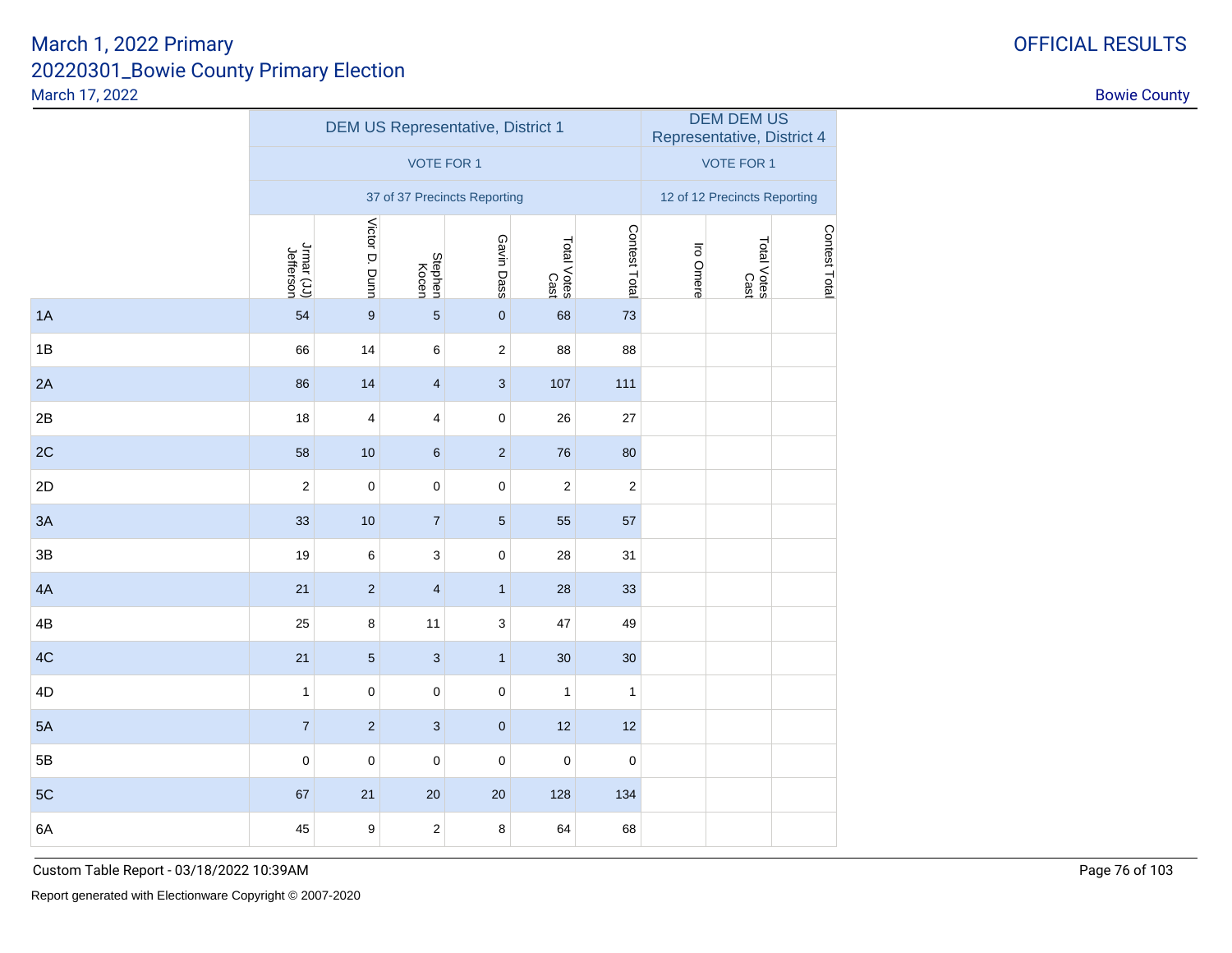March 1, 2022 Primary
20220301_Bowie County Primary Election
March 17, 2022

OFFICIAL RESULTS

Bowie County

| | DEM US Representative, District 1 | | | | | | DEM DEM US Representative, District 4 | | |
|---|---|---|---|---|---|---|---|---|---|
| | VOTE FOR 1 | | | | | | VOTE FOR 1 | | |
| | 37 of 37 Precincts Reporting | | | | | | 12 of 12 Precincts Reporting | | |
| | Jrmar (JJ) Jefferson | Victor D. Dunn | Stephen Kocen | Gavin Dass | Total Votes Cast | Contest Total | Iro Omere | Total Votes Cast | Contest Total |
| 1A | 54 | 9 | 5 | 0 | 68 | 73 | | | |
| 1B | 66 | 14 | 6 | 2 | 88 | 88 | | | |
| 2A | 86 | 14 | 4 | 3 | 107 | 111 | | | |
| 2B | 18 | 4 | 4 | 0 | 26 | 27 | | | |
| 2C | 58 | 10 | 6 | 2 | 76 | 80 | | | |
| 2D | 2 | 0 | 0 | 0 | 2 | 2 | | | |
| 3A | 33 | 10 | 7 | 5 | 55 | 57 | | | |
| 3B | 19 | 6 | 3 | 0 | 28 | 31 | | | |
| 4A | 21 | 2 | 4 | 1 | 28 | 33 | | | |
| 4B | 25 | 8 | 11 | 3 | 47 | 49 | | | |
| 4C | 21 | 5 | 3 | 1 | 30 | 30 | | | |
| 4D | 1 | 0 | 0 | 0 | 1 | 1 | | | |
| 5A | 7 | 2 | 3 | 0 | 12 | 12 | | | |
| 5B | 0 | 0 | 0 | 0 | 0 | 0 | | | |
| 5C | 67 | 21 | 20 | 20 | 128 | 134 | | | |
| 6A | 45 | 9 | 2 | 8 | 64 | 68 | | | |

Custom Table Report - 03/18/2022 10:39AM

Report generated with Electionware Copyright © 2007-2020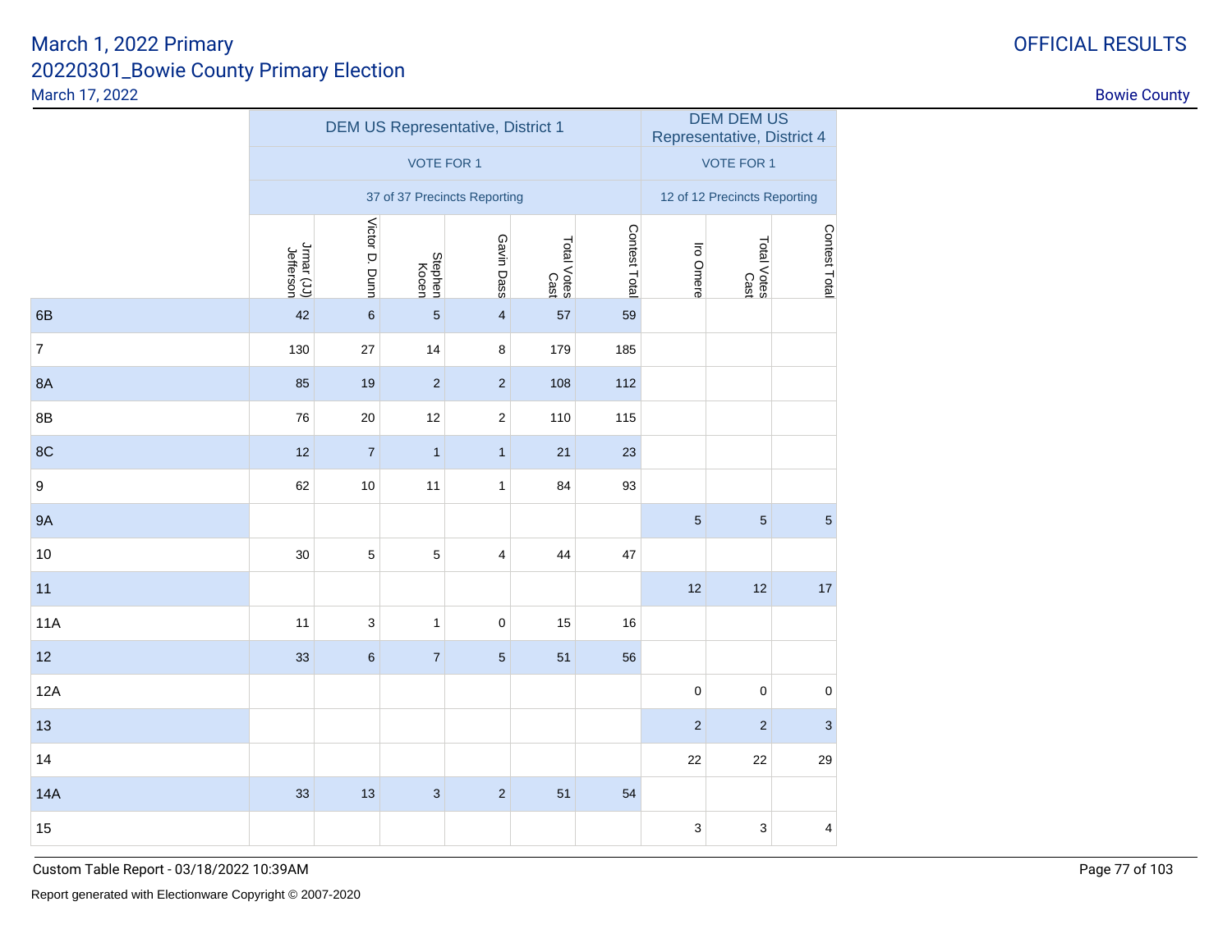# March 1, 2022 Primary

## 20220301_Bowie County Primary Election

March 17, 2022

OFFICIAL RESULTS

Bowie County

| | DEM US Representative, District 1 | | | | | | DEM DEM US Representative, District 4 | | |
|---|---|---|---|---|---|---|---|---|---|
| | VOTE FOR 1 | | | | | | VOTE FOR 1 | | |
| | 37 of 37 Precincts Reporting | | | | | | 12 of 12 Precincts Reporting | | |
| | Jrmar (JJ) Jefferson | Victor D. Dunn | Stephen Kocen | Gavin Dass | Total Votes Cast | Contest Total | Iro Omere | Total Votes Cast | Contest Total |
| 6B | 42 | 6 | 5 | 4 | 57 | 59 | | | |
| 7 | 130 | 27 | 14 | 8 | 179 | 185 | | | |
| 8A | 85 | 19 | 2 | 2 | 108 | 112 | | | |
| 8B | 76 | 20 | 12 | 2 | 110 | 115 | | | |
| 8C | 12 | 7 | 1 | 1 | 21 | 23 | | | |
| 9 | 62 | 10 | 11 | 1 | 84 | 93 | | | |
| 9A | | | | | | | 5 | 5 | 5 |
| 10 | 30 | 5 | 5 | 4 | 44 | 47 | | | |
| 11 | | | | | | | 12 | 12 | 17 |
| 11A | 11 | 3 | 1 | 0 | 15 | 16 | | | |
| 12 | 33 | 6 | 7 | 5 | 51 | 56 | | | |
| 12A | | | | | | | 0 | 0 | 0 |
| 13 | | | | | | | 2 | 2 | 3 |
| 14 | | | | | | | 22 | 22 | 29 |
| 14A | 33 | 13 | 3 | 2 | 51 | 54 | | | |
| 15 | | | | | | | 3 | 3 | 4 |

Custom Table Report - 03/18/2022 10:39AM

Report generated with Electionware Copyright © 2007-2020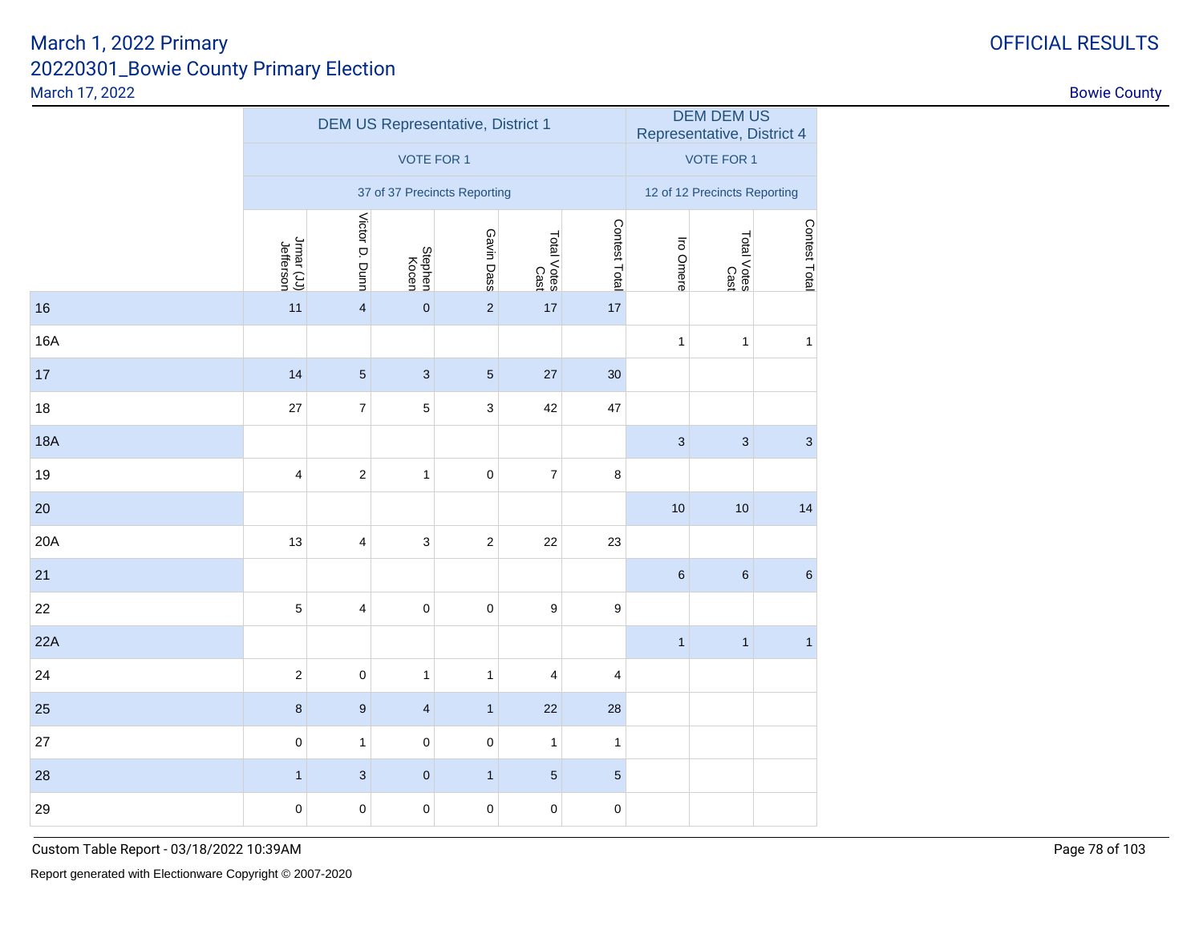# March 1, 2022 Primary
## 20220301_Bowie County Primary Election
March 17, 2022

OFFICIAL RESULTS

Bowie County

| | DEM US Representative, District 1 | | | | | | DEM DEM US Representative, District 4 | | |
|---|---|---|---|---|---|---|---|---|---|
| | VOTE FOR 1 | | | | | | VOTE FOR 1 | | |
| | 37 of 37 Precincts Reporting | | | | | | 12 of 12 Precincts Reporting | | |
| | Jrmar (JJ) Jefferson | Victor D. Dunn | Stephen Kocen | Gavin Dass | Total Votes Cast | Contest Total | Iro Omere | Total Votes Cast | Contest Total |
| 16 | 11 | 4 | 0 | 2 | 17 | 17 | | | |
| 16A | | | | | | | 1 | 1 | 1 |
| 17 | 14 | 5 | 3 | 5 | 27 | 30 | | | |
| 18 | 27 | 7 | 5 | 3 | 42 | 47 | | | |
| 18A | | | | | | | 3 | 3 | 3 |
| 19 | 4 | 2 | 1 | 0 | 7 | 8 | | | |
| 20 | | | | | | | 10 | 10 | 14 |
| 20A | 13 | 4 | 3 | 2 | 22 | 23 | | | |
| 21 | | | | | | | 6 | 6 | 6 |
| 22 | 5 | 4 | 0 | 0 | 9 | 9 | | | |
| 22A | | | | | | | 1 | 1 | 1 |
| 24 | 2 | 0 | 1 | 1 | 4 | 4 | | | |
| 25 | 8 | 9 | 4 | 1 | 22 | 28 | | | |
| 27 | 0 | 1 | 0 | 0 | 1 | 1 | | | |
| 28 | 1 | 3 | 0 | 1 | 5 | 5 | | | |
| 29 | 0 | 0 | 0 | 0 | 0 | 0 | | | |

Custom Table Report - 03/18/2022 10:39AM

Report generated with Electionware Copyright © 2007-2020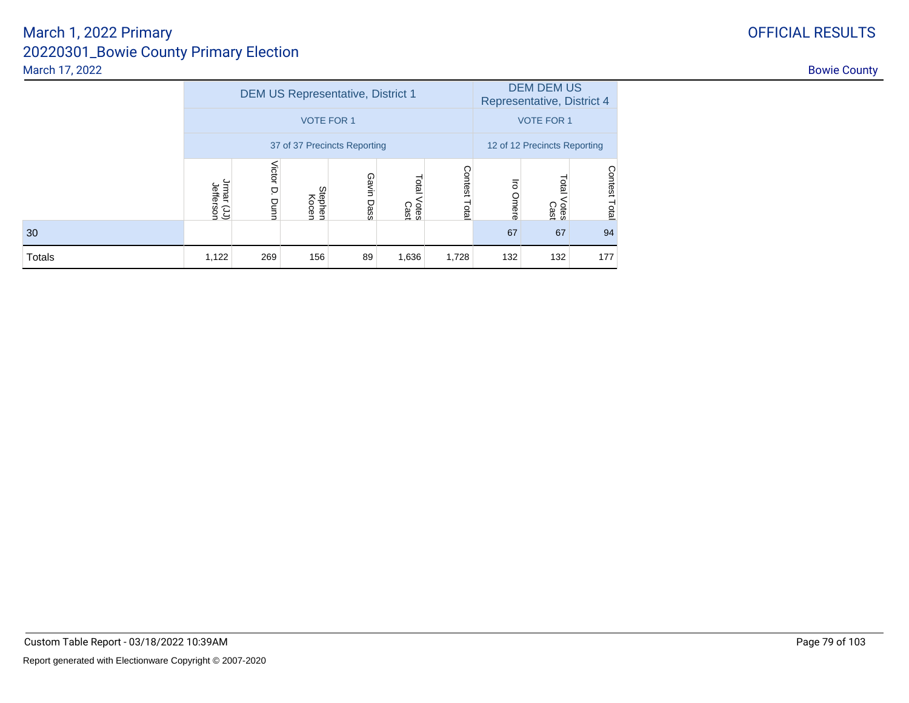March 1, 2022 Primary

20220301_Bowie County Primary Election

March 17, 2022

OFFICIAL RESULTS

Bowie County

| | DEM US Representative, District 1 | | | | | | DEM DEM US Representative, District 4 | | |
|---|---|---|---|---|---|---|---|---|---|
| | VOTE FOR 1 | | | | | | VOTE FOR 1 | | |
| | 37 of 37 Precincts Reporting | | | | | | 12 of 12 Precincts Reporting | | |
| | Jrmar (JJ) Jefferson | Victor D. Dunn | Stephen Kocen | Gavin Dass | Total Votes Cast | Contest Total | Iro Omere | Total Votes Cast | Contest Total |
| 30 | | | | | | | 67 | 67 | 94 |
| Totals | 1,122 | 269 | 156 | 89 | 1,636 | 1,728 | 132 | 132 | 177 |

Custom Table Report - 03/18/2022 10:39AM

Report generated with Electionware Copyright © 2007-2020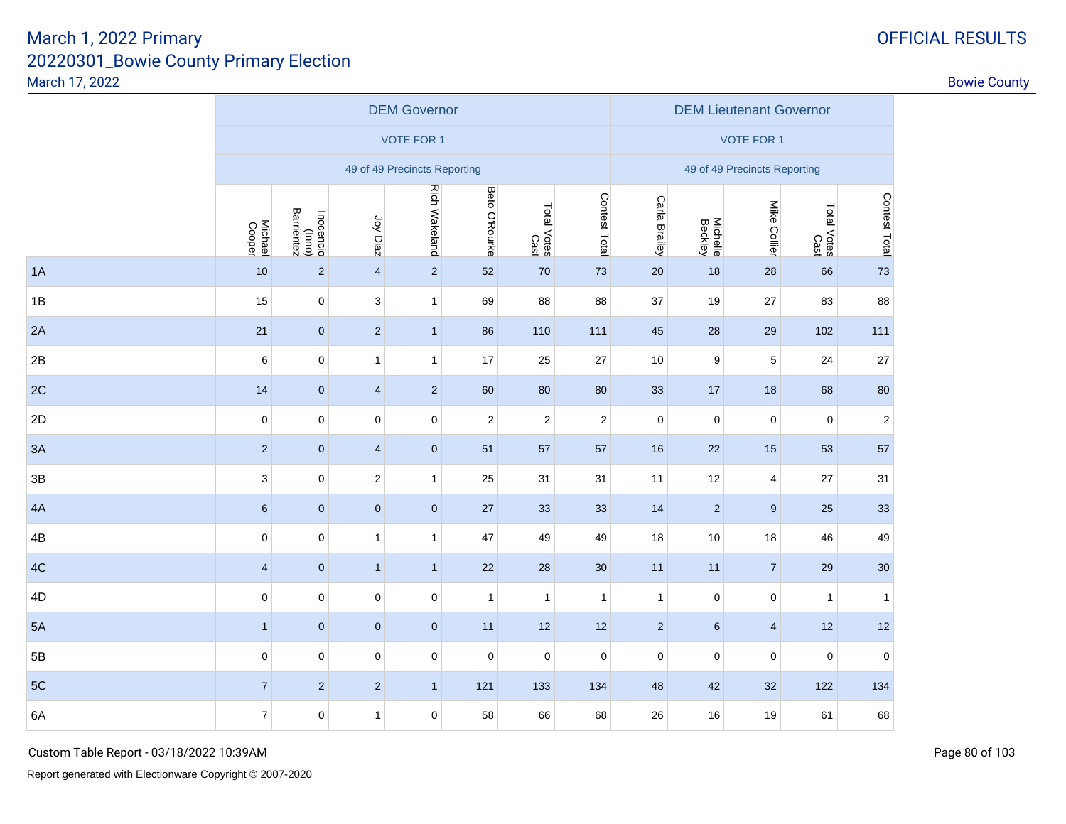# March 1, 2022 Primary
## 20220301_Bowie County Primary Election
March 17, 2022

OFFICIAL RESULTS

Bowie County

| | DEM Governor | | | | | | | DEM Lieutenant Governor | | | | |
|---|---|---|---|---|---|---|---|---|---|---|---|---|
| | VOTE FOR 1 | | | | | | | VOTE FOR 1 | | | | |
| | 49 of 49 Precincts Reporting | | | | | | | 49 of 49 Precincts Reporting | | | | |
| | Michael Cooper | Inocencio (Inno) Barrientez | Joy Diaz | Rich Wakeland | Beto O'Rourke | Total Votes Cast | Contest Total | Carla Brailey | Michelle Beckley | Mike Collier | Total Votes Cast | Contest Total |
| 1A | 10 | 2 | 4 | 2 | 52 | 70 | 73 | 20 | 18 | 28 | 66 | 73 |
| 1B | 15 | 0 | 3 | 1 | 69 | 88 | 88 | 37 | 19 | 27 | 83 | 88 |
| 2A | 21 | 0 | 2 | 1 | 86 | 110 | 111 | 45 | 28 | 29 | 102 | 111 |
| 2B | 6 | 0 | 1 | 1 | 17 | 25 | 27 | 10 | 9 | 5 | 24 | 27 |
| 2C | 14 | 0 | 4 | 2 | 60 | 80 | 80 | 33 | 17 | 18 | 68 | 80 |
| 2D | 0 | 0 | 0 | 0 | 2 | 2 | 2 | 0 | 0 | 0 | 0 | 2 |
| 3A | 2 | 0 | 4 | 0 | 51 | 57 | 57 | 16 | 22 | 15 | 53 | 57 |
| 3B | 3 | 0 | 2 | 1 | 25 | 31 | 31 | 11 | 12 | 4 | 27 | 31 |
| 4A | 6 | 0 | 0 | 0 | 27 | 33 | 33 | 14 | 2 | 9 | 25 | 33 |
| 4B | 0 | 0 | 1 | 1 | 47 | 49 | 49 | 18 | 10 | 18 | 46 | 49 |
| 4C | 4 | 0 | 1 | 1 | 22 | 28 | 30 | 11 | 11 | 7 | 29 | 30 |
| 4D | 0 | 0 | 0 | 0 | 1 | 1 | 1 | 1 | 0 | 0 | 1 | 1 |
| 5A | 1 | 0 | 0 | 0 | 11 | 12 | 12 | 2 | 6 | 4 | 12 | 12 |
| 5B | 0 | 0 | 0 | 0 | 0 | 0 | 0 | 0 | 0 | 0 | 0 | 0 |
| 5C | 7 | 2 | 2 | 1 | 121 | 133 | 134 | 48 | 42 | 32 | 122 | 134 |
| 6A | 7 | 0 | 1 | 0 | 58 | 66 | 68 | 26 | 16 | 19 | 61 | 68 |

Custom Table Report - 03/18/2022 10:39AM

Report generated with Electionware Copyright © 2007-2020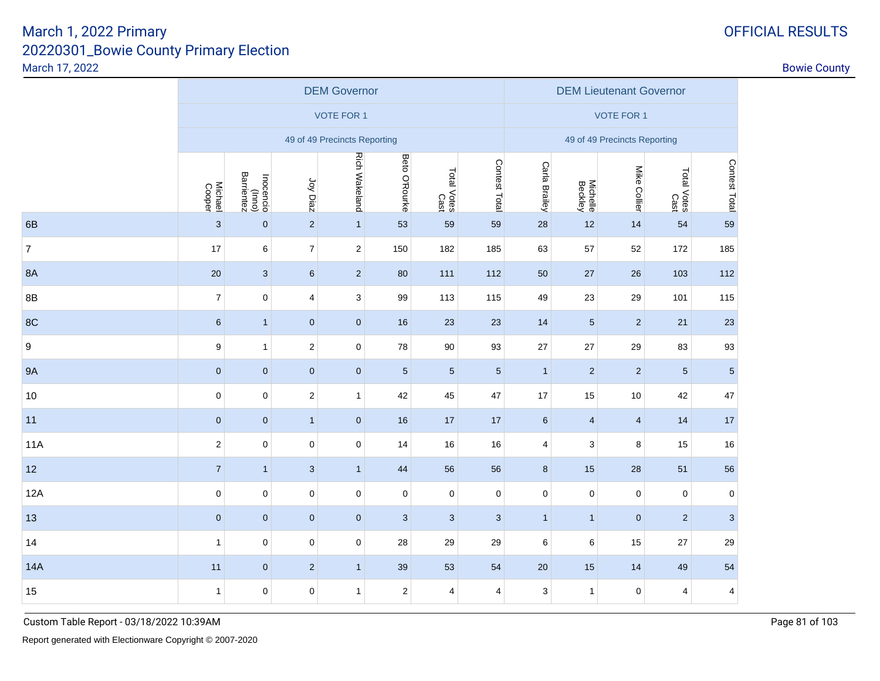March 1, 2022 Primary
20220301_Bowie County Primary Election
March 17, 2022

OFFICIAL RESULTS
Bowie County

| | DEM Governor | | | | | | | DEM Lieutenant Governor | | | | |
|---|---|---|---|---|---|---|---|---|---|---|---|---|
| | VOTE FOR 1 | | | | | | | VOTE FOR 1 | | | | |
| | 49 of 49 Precincts Reporting | | | | | | | 49 of 49 Precincts Reporting | | | | |
| | Michael Cooper | Inocencio (Inno) Barrientez | Joy Diaz | Rich Wakeland | Beto O'Rourke | Total Votes Cast | Contest Total | Carla Brailey | Michelle Beckley | Mike Collier | Total Votes Cast | Contest Total |
| 6B | 3 | 0 | 2 | 1 | 53 | 59 | 59 | 28 | 12 | 14 | 54 | 59 |
| 7 | 17 | 6 | 7 | 2 | 150 | 182 | 185 | 63 | 57 | 52 | 172 | 185 |
| 8A | 20 | 3 | 6 | 2 | 80 | 111 | 112 | 50 | 27 | 26 | 103 | 112 |
| 8B | 7 | 0 | 4 | 3 | 99 | 113 | 115 | 49 | 23 | 29 | 101 | 115 |
| 8C | 6 | 1 | 0 | 0 | 16 | 23 | 23 | 14 | 5 | 2 | 21 | 23 |
| 9 | 9 | 1 | 2 | 0 | 78 | 90 | 93 | 27 | 27 | 29 | 83 | 93 |
| 9A | 0 | 0 | 0 | 0 | 5 | 5 | 5 | 1 | 2 | 2 | 5 | 5 |
| 10 | 0 | 0 | 2 | 1 | 42 | 45 | 47 | 17 | 15 | 10 | 42 | 47 |
| 11 | 0 | 0 | 1 | 0 | 16 | 17 | 17 | 6 | 4 | 4 | 14 | 17 |
| 11A | 2 | 0 | 0 | 0 | 14 | 16 | 16 | 4 | 3 | 8 | 15 | 16 |
| 12 | 7 | 1 | 3 | 1 | 44 | 56 | 56 | 8 | 15 | 28 | 51 | 56 |
| 12A | 0 | 0 | 0 | 0 | 0 | 0 | 0 | 0 | 0 | 0 | 0 | 0 |
| 13 | 0 | 0 | 0 | 0 | 3 | 3 | 3 | 1 | 1 | 0 | 2 | 3 |
| 14 | 1 | 0 | 0 | 0 | 28 | 29 | 29 | 6 | 6 | 15 | 27 | 29 |
| 14A | 11 | 0 | 2 | 1 | 39 | 53 | 54 | 20 | 15 | 14 | 49 | 54 |
| 15 | 1 | 0 | 0 | 1 | 2 | 4 | 4 | 3 | 1 | 0 | 4 | 4 |

Custom Table Report - 03/18/2022 10:39AM

Report generated with Electionware Copyright © 2007-2020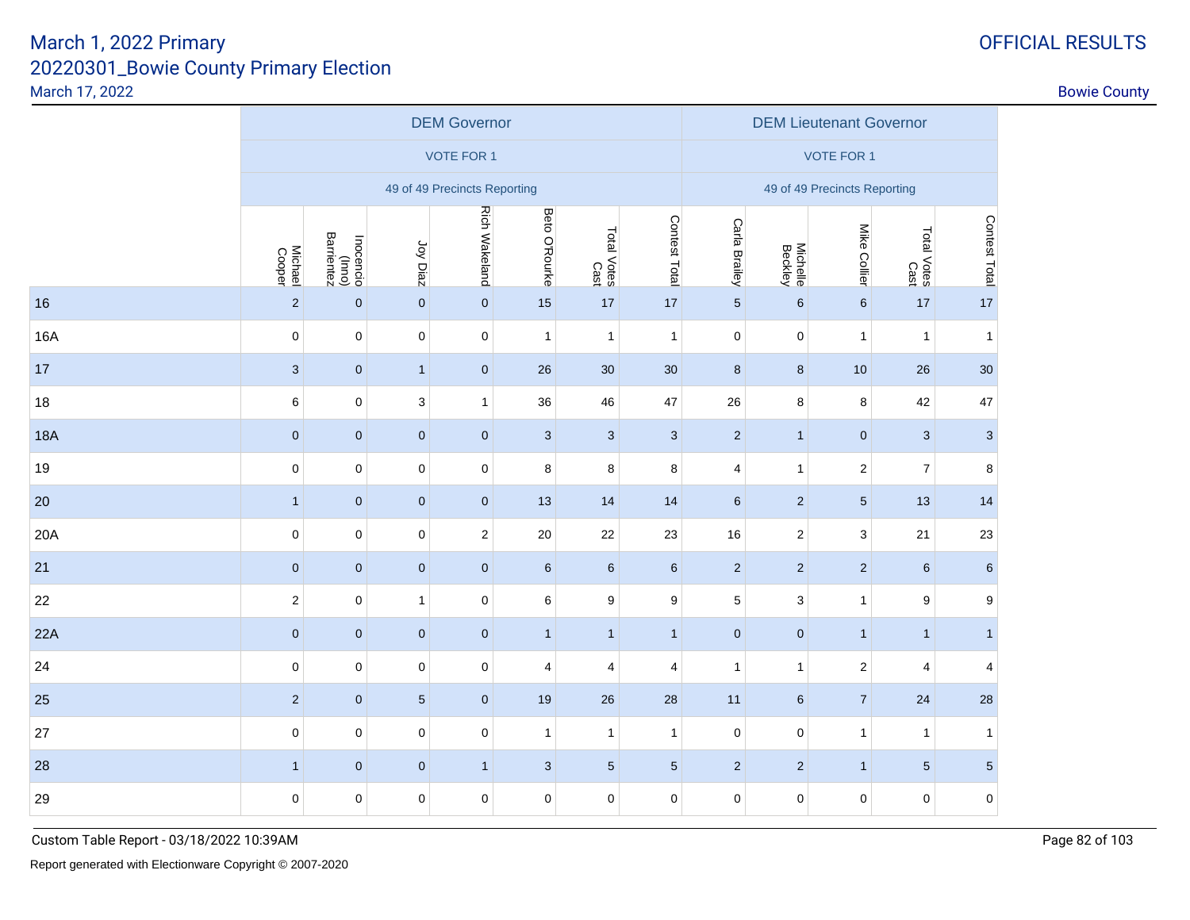# March 1, 2022 Primary

## 20220301_Bowie County Primary Election

March 17, 2022

OFFICIAL RESULTS

Bowie County

| | DEM Governor | | | | | | | DEM Lieutenant Governor | | | | |
|---|---|---|---|---|---|---|---|---|---|---|---|---|
| | VOTE FOR 1 | | | | | | | VOTE FOR 1 | | | | |
| | 49 of 49 Precincts Reporting | | | | | | | 49 of 49 Precincts Reporting | | | | |
| | Michael Cooper | Inocencio (Inno) Barrientez | Joy Diaz | Rich Wakeland | Beto O'Rourke | Total Votes Cast | Contest Total | Carla Brailey | Michelle Beckley | Mike Collier | Total Votes Cast | Contest Total |
| 16 | 2 | 0 | 0 | 0 | 15 | 17 | 17 | 5 | 6 | 6 | 17 | 17 |
| 16A | 0 | 0 | 0 | 0 | 1 | 1 | 1 | 0 | 0 | 1 | 1 | 1 |
| 17 | 3 | 0 | 1 | 0 | 26 | 30 | 30 | 8 | 8 | 10 | 26 | 30 |
| 18 | 6 | 0 | 3 | 1 | 36 | 46 | 47 | 26 | 8 | 8 | 42 | 47 |
| 18A | 0 | 0 | 0 | 0 | 3 | 3 | 3 | 2 | 1 | 0 | 3 | 3 |
| 19 | 0 | 0 | 0 | 0 | 8 | 8 | 8 | 4 | 1 | 2 | 7 | 8 |
| 20 | 1 | 0 | 0 | 0 | 13 | 14 | 14 | 6 | 2 | 5 | 13 | 14 |
| 20A | 0 | 0 | 0 | 2 | 20 | 22 | 23 | 16 | 2 | 3 | 21 | 23 |
| 21 | 0 | 0 | 0 | 0 | 6 | 6 | 6 | 2 | 2 | 2 | 6 | 6 |
| 22 | 2 | 0 | 1 | 0 | 6 | 9 | 9 | 5 | 3 | 1 | 9 | 9 |
| 22A | 0 | 0 | 0 | 0 | 1 | 1 | 1 | 0 | 0 | 1 | 1 | 1 |
| 24 | 0 | 0 | 0 | 0 | 4 | 4 | 4 | 1 | 1 | 2 | 4 | 4 |
| 25 | 2 | 0 | 5 | 0 | 19 | 26 | 28 | 11 | 6 | 7 | 24 | 28 |
| 27 | 0 | 0 | 0 | 0 | 1 | 1 | 1 | 0 | 0 | 1 | 1 | 1 |
| 28 | 1 | 0 | 0 | 1 | 3 | 5 | 5 | 2 | 2 | 1 | 5 | 5 |
| 29 | 0 | 0 | 0 | 0 | 0 | 0 | 0 | 0 | 0 | 0 | 0 | 0 |

Custom Table Report - 03/18/2022 10:39AM

Report generated with Electionware Copyright © 2007-2020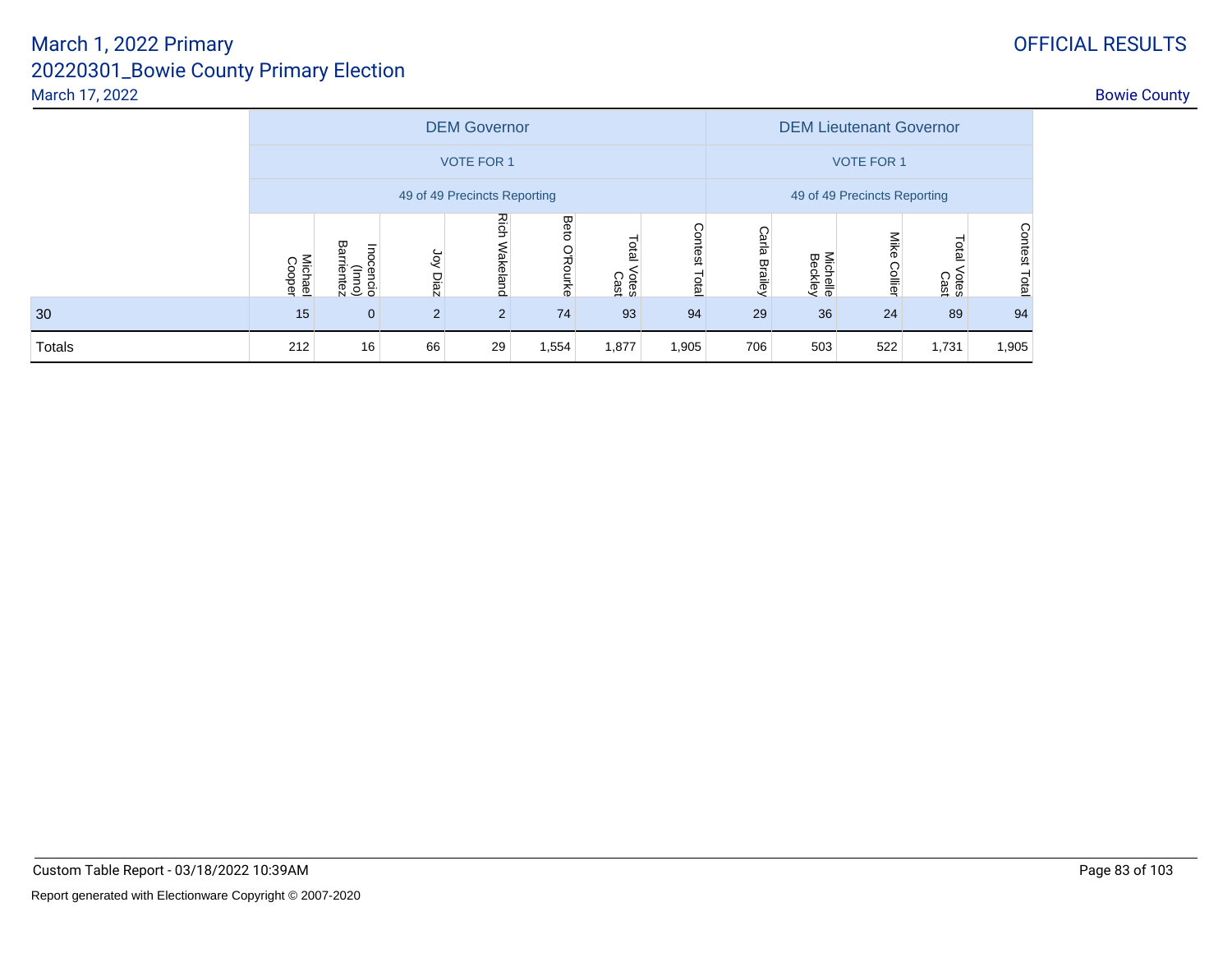# March 1, 2022 Primary

## 20220301_Bowie County Primary Election

March 17, 2022

OFFICIAL RESULTS

Bowie County

| | DEM Governor | | | | | | | DEM Lieutenant Governor | | | | |
|---|---|---|---|---|---|---|---|---|---|---|---|---|
| | VOTE FOR 1 | | | | | | | VOTE FOR 1 | | | | |
| | 49 of 49 Precincts Reporting | | | | | | | 49 of 49 Precincts Reporting | | | | |
| | Michael Cooper | Inocencio (Inno) Barrientez | Joy Diaz | Rich Wakeland | Beto O'Rourke | Total Votes Cast | Contest Total | Carla Brailey | Michelle Beckley | Mike Collier | Total Votes Cast | Contest Total |
| 30 | 15 | 0 | 2 | 2 | 74 | 93 | 94 | 29 | 36 | 24 | 89 | 94 |
| Totals | 212 | 16 | 66 | 29 | 1,554 | 1,877 | 1,905 | 706 | 503 | 522 | 1,731 | 1,905 |

Custom Table Report - 03/18/2022 10:39AM

Report generated with Electionware Copyright © 2007-2020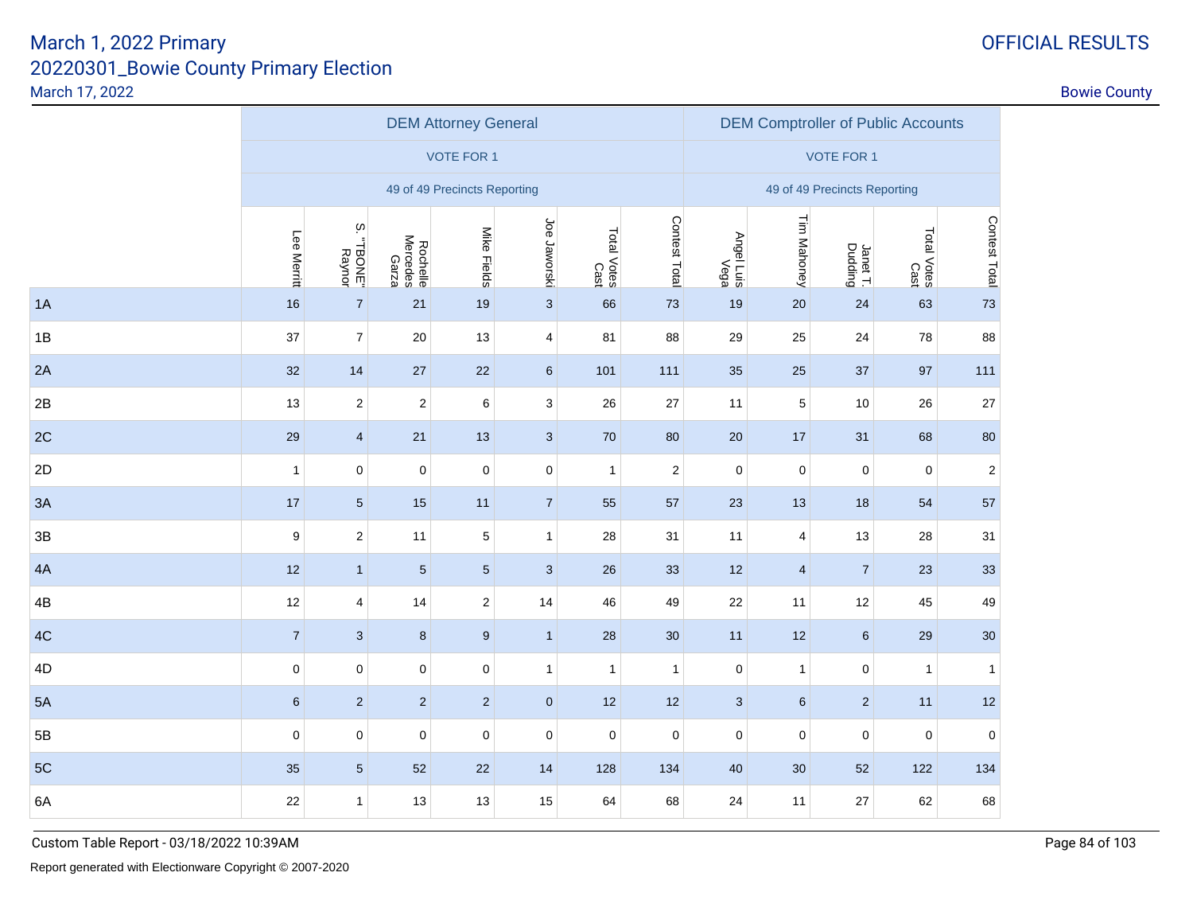March 1, 2022 Primary
20220301_Bowie County Primary Election
March 17, 2022

OFFICIAL RESULTS
Bowie County

| | DEM Attorney General | | | | | | | DEM Comptroller of Public Accounts | | | | |
|---|---|---|---|---|---|---|---|---|---|---|---|---|
| | VOTE FOR 1 | | | | | | | VOTE FOR 1 | | | | |
| | 49 of 49 Precincts Reporting | | | | | | | 49 of 49 Precincts Reporting | | | | |
| | Lee Merritt | S. "TBONE" Raynor | Rochelle Mercedes Garza | Mike Fields | Joe Jaworski | Total Votes Cast | Contest Total | Angel Luis Vega | Tim Mahoney | Janet T. Dudding | Total Votes Cast | Contest Total |
| 1A | 16 | 7 | 21 | 19 | 3 | 66 | 73 | 19 | 20 | 24 | 63 | 73 |
| 1B | 37 | 7 | 20 | 13 | 4 | 81 | 88 | 29 | 25 | 24 | 78 | 88 |
| 2A | 32 | 14 | 27 | 22 | 6 | 101 | 111 | 35 | 25 | 37 | 97 | 111 |
| 2B | 13 | 2 | 2 | 6 | 3 | 26 | 27 | 11 | 5 | 10 | 26 | 27 |
| 2C | 29 | 4 | 21 | 13 | 3 | 70 | 80 | 20 | 17 | 31 | 68 | 80 |
| 2D | 1 | 0 | 0 | 0 | 0 | 1 | 2 | 0 | 0 | 0 | 0 | 2 |
| 3A | 17 | 5 | 15 | 11 | 7 | 55 | 57 | 23 | 13 | 18 | 54 | 57 |
| 3B | 9 | 2 | 11 | 5 | 1 | 28 | 31 | 11 | 4 | 13 | 28 | 31 |
| 4A | 12 | 1 | 5 | 5 | 3 | 26 | 33 | 12 | 4 | 7 | 23 | 33 |
| 4B | 12 | 4 | 14 | 2 | 14 | 46 | 49 | 22 | 11 | 12 | 45 | 49 |
| 4C | 7 | 3 | 8 | 9 | 1 | 28 | 30 | 11 | 12 | 6 | 29 | 30 |
| 4D | 0 | 0 | 0 | 0 | 1 | 1 | 1 | 0 | 1 | 0 | 1 | 1 |
| 5A | 6 | 2 | 2 | 2 | 0 | 12 | 12 | 3 | 6 | 2 | 11 | 12 |
| 5B | 0 | 0 | 0 | 0 | 0 | 0 | 0 | 0 | 0 | 0 | 0 | 0 |
| 5C | 35 | 5 | 52 | 22 | 14 | 128 | 134 | 40 | 30 | 52 | 122 | 134 |
| 6A | 22 | 1 | 13 | 13 | 15 | 64 | 68 | 24 | 11 | 27 | 62 | 68 |

Custom Table Report - 03/18/2022 10:39AM

Report generated with Electionware Copyright © 2007-2020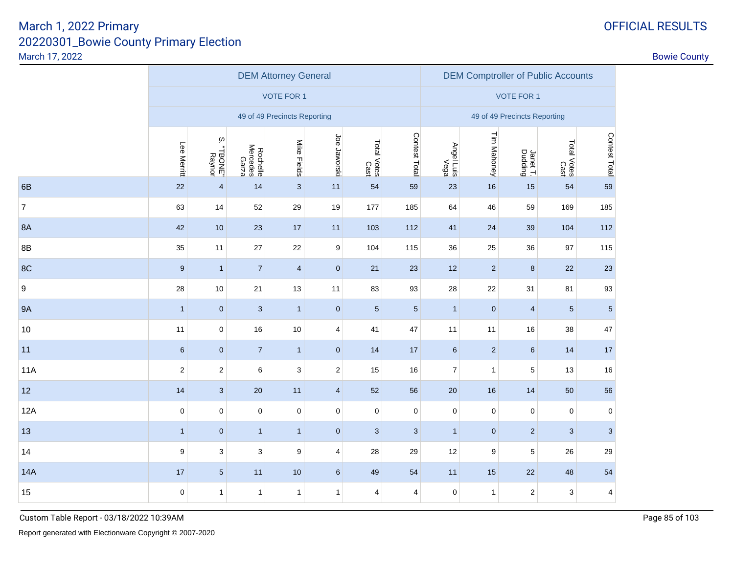# March 1, 2022 Primary
## 20220301_Bowie County Primary Election
March 17, 2022

OFFICIAL RESULTS

Bowie County

| | DEM Attorney General | | | | | | | DEM Comptroller of Public Accounts | | | | |
|---|---|---|---|---|---|---|---|---|---|---|---|---|
| | VOTE FOR 1 | | | | | | | VOTE FOR 1 | | | | |
| | 49 of 49 Precincts Reporting | | | | | | | 49 of 49 Precincts Reporting | | | | |
| | Lee Merritt | S. "TBONE" Raynor | Rochelle Mercedes Garza | Mike Fields | Joe Jaworski | Total Votes Cast | Contest Total | Angel Luis Vega | Tim Mahoney | Janet T. Dudding | Total Votes Cast | Contest Total |
| 6B | 22 | 4 | 14 | 3 | 11 | 54 | 59 | 23 | 16 | 15 | 54 | 59 |
| 7 | 63 | 14 | 52 | 29 | 19 | 177 | 185 | 64 | 46 | 59 | 169 | 185 |
| 8A | 42 | 10 | 23 | 17 | 11 | 103 | 112 | 41 | 24 | 39 | 104 | 112 |
| 8B | 35 | 11 | 27 | 22 | 9 | 104 | 115 | 36 | 25 | 36 | 97 | 115 |
| 8C | 9 | 1 | 7 | 4 | 0 | 21 | 23 | 12 | 2 | 8 | 22 | 23 |
| 9 | 28 | 10 | 21 | 13 | 11 | 83 | 93 | 28 | 22 | 31 | 81 | 93 |
| 9A | 1 | 0 | 3 | 1 | 0 | 5 | 5 | 1 | 0 | 4 | 5 | 5 |
| 10 | 11 | 0 | 16 | 10 | 4 | 41 | 47 | 11 | 11 | 16 | 38 | 47 |
| 11 | 6 | 0 | 7 | 1 | 0 | 14 | 17 | 6 | 2 | 6 | 14 | 17 |
| 11A | 2 | 2 | 6 | 3 | 2 | 15 | 16 | 7 | 1 | 5 | 13 | 16 |
| 12 | 14 | 3 | 20 | 11 | 4 | 52 | 56 | 20 | 16 | 14 | 50 | 56 |
| 12A | 0 | 0 | 0 | 0 | 0 | 0 | 0 | 0 | 0 | 0 | 0 | 0 |
| 13 | 1 | 0 | 1 | 1 | 0 | 3 | 3 | 1 | 0 | 2 | 3 | 3 |
| 14 | 9 | 3 | 3 | 9 | 4 | 28 | 29 | 12 | 9 | 5 | 26 | 29 |
| 14A | 17 | 5 | 11 | 10 | 6 | 49 | 54 | 11 | 15 | 22 | 48 | 54 |
| 15 | 0 | 1 | 1 | 1 | 1 | 4 | 4 | 0 | 1 | 2 | 3 | 4 |

Custom Table Report - 03/18/2022 10:39AM

Report generated with Electionware Copyright © 2007-2020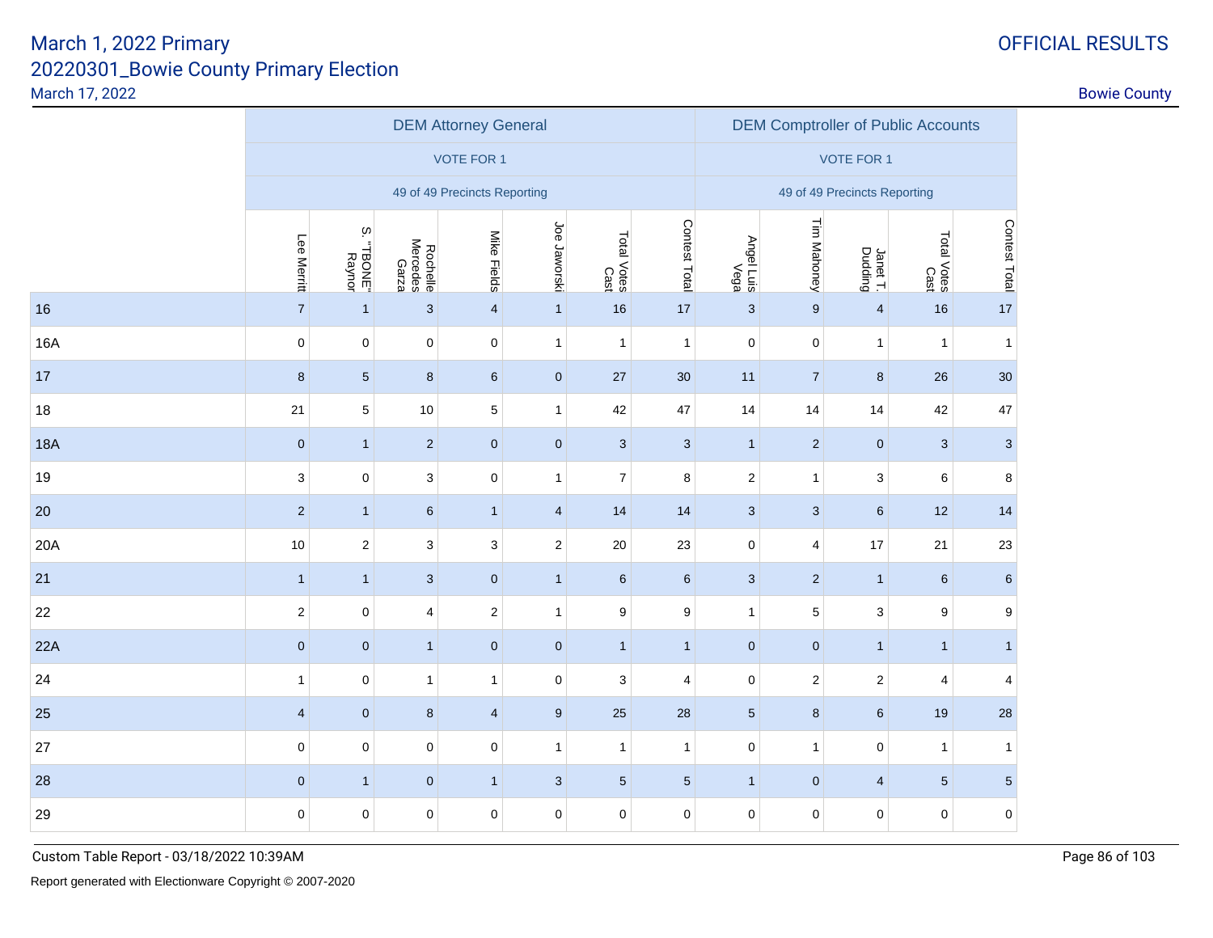# March 1, 2022 Primary

## 20220301_Bowie County Primary Election

March 17, 2022

OFFICIAL RESULTS

Bowie County

| | DEM Attorney General | | | | | | | DEM Comptroller of Public Accounts | | | | |
|---|---|---|---|---|---|---|---|---|---|---|---|---|
| | VOTE FOR 1 | | | | | | | VOTE FOR 1 | | | | |
| | 49 of 49 Precincts Reporting | | | | | | | 49 of 49 Precincts Reporting | | | | |
| | Lee Merritt | S. "TBONE" Raynor | Rochelle Mercedes Garza | Mike Fields | Joe Jaworski | Total Votes Cast | Contest Total | Angel Luis Vega | Tim Mahoney | Janet T. Dudding | Total Votes Cast | Contest Total |
| 16 | 7 | 1 | 3 | 4 | 1 | 16 | 17 | 3 | 9 | 4 | 16 | 17 |
| 16A | 0 | 0 | 0 | 0 | 1 | 1 | 1 | 0 | 0 | 1 | 1 | 1 |
| 17 | 8 | 5 | 8 | 6 | 0 | 27 | 30 | 11 | 7 | 8 | 26 | 30 |
| 18 | 21 | 5 | 10 | 5 | 1 | 42 | 47 | 14 | 14 | 14 | 42 | 47 |
| 18A | 0 | 1 | 2 | 0 | 0 | 3 | 3 | 1 | 2 | 0 | 3 | 3 |
| 19 | 3 | 0 | 3 | 0 | 1 | 7 | 8 | 2 | 1 | 3 | 6 | 8 |
| 20 | 2 | 1 | 6 | 1 | 4 | 14 | 14 | 3 | 3 | 6 | 12 | 14 |
| 20A | 10 | 2 | 3 | 3 | 2 | 20 | 23 | 0 | 4 | 17 | 21 | 23 |
| 21 | 1 | 1 | 3 | 0 | 1 | 6 | 6 | 3 | 2 | 1 | 6 | 6 |
| 22 | 2 | 0 | 4 | 2 | 1 | 9 | 9 | 1 | 5 | 3 | 9 | 9 |
| 22A | 0 | 0 | 1 | 0 | 0 | 1 | 1 | 0 | 0 | 1 | 1 | 1 |
| 24 | 1 | 0 | 1 | 1 | 0 | 3 | 4 | 0 | 2 | 2 | 4 | 4 |
| 25 | 4 | 0 | 8 | 4 | 9 | 25 | 28 | 5 | 8 | 6 | 19 | 28 |
| 27 | 0 | 0 | 0 | 0 | 1 | 1 | 1 | 0 | 1 | 0 | 1 | 1 |
| 28 | 0 | 1 | 0 | 1 | 3 | 5 | 5 | 1 | 0 | 4 | 5 | 5 |
| 29 | 0 | 0 | 0 | 0 | 0 | 0 | 0 | 0 | 0 | 0 | 0 | 0 |

Custom Table Report - 03/18/2022 10:39AM

Report generated with Electionware Copyright © 2007-2020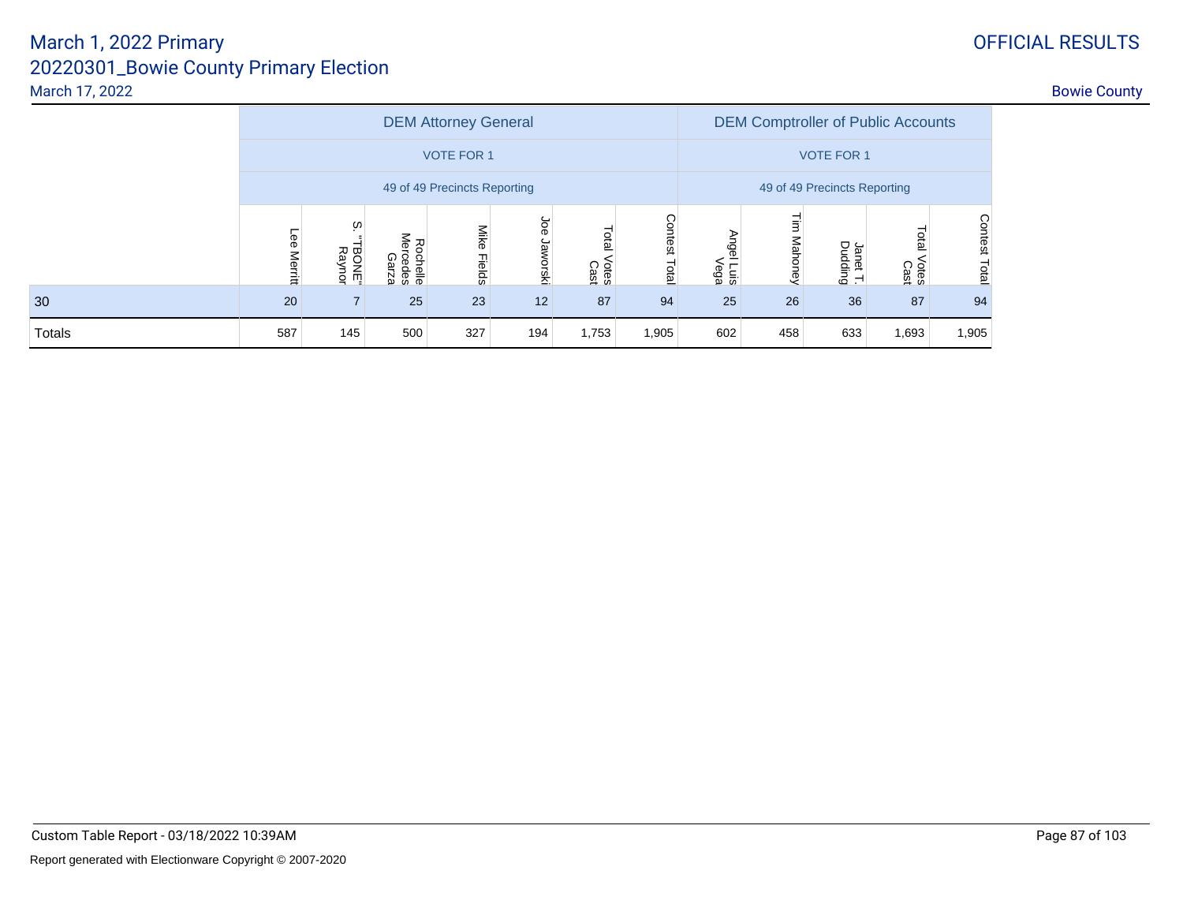# March 1, 2022 Primary

## 20220301_Bowie County Primary Election

March 17, 2022

OFFICIAL RESULTS

Bowie County

| | DEM Attorney General | | | | | | | DEM Comptroller of Public Accounts | | | | |
|---|---|---|---|---|---|---|---|---|---|---|---|---|
| | VOTE FOR 1 | | | | | | | VOTE FOR 1 | | | | |
| | 49 of 49 Precincts Reporting | | | | | | | 49 of 49 Precincts Reporting | | | | |
| | Lee Merritt | S. "TBONE" Raynor | Rochelle Mercedes Garza | Mike Fields | Joe Jaworski | Total Votes Cast | Contest Total | Angel Luis Vega | Tim Mahoney | Janet T. Dudding | Total Votes Cast | Contest Total |
| 30 | 20 | 7 | 25 | 23 | 12 | 87 | 94 | 25 | 26 | 36 | 87 | 94 |
| Totals | 587 | 145 | 500 | 327 | 194 | 1,753 | 1,905 | 602 | 458 | 633 | 1,693 | 1,905 |

Custom Table Report - 03/18/2022 10:39AM

Report generated with Electionware Copyright © 2007-2020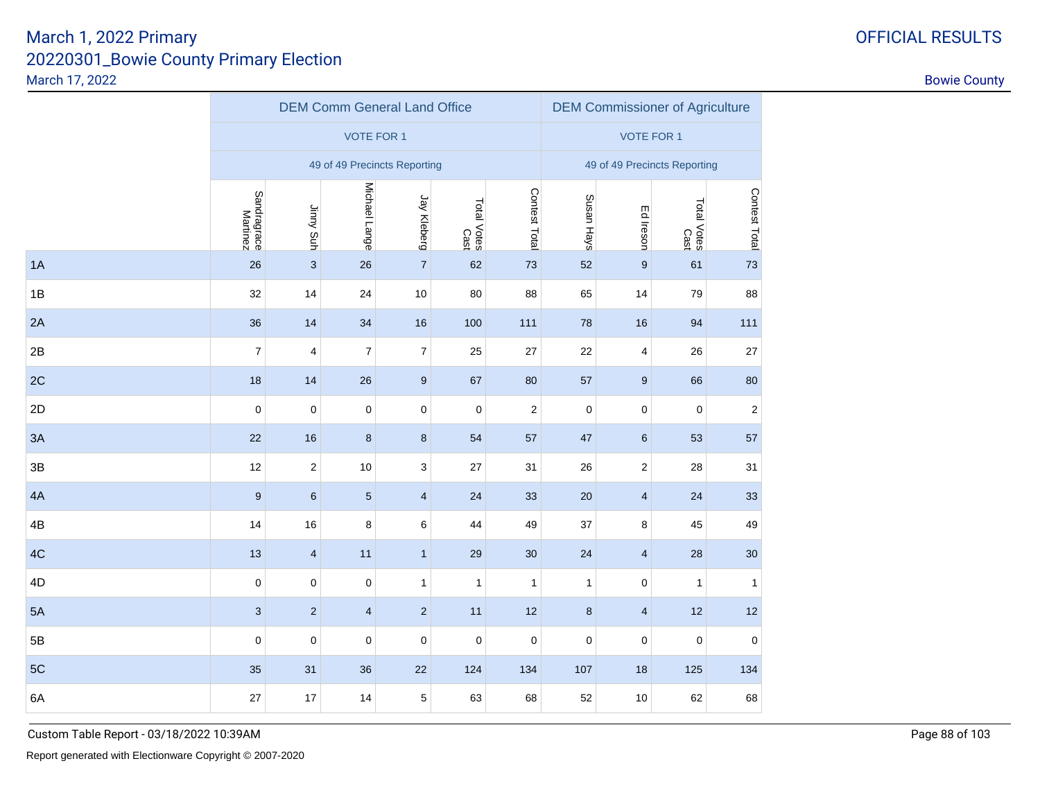# March 1, 2022 Primary

## 20220301_Bowie County Primary Election

March 17, 2022

OFFICIAL RESULTS

Bowie County

| | DEM Comm General Land Office | | | | | | DEM Commissioner of Agriculture | | | |
|---|---|---|---|---|---|---|---|---|---|---|
| | VOTE FOR 1 | | | | | | VOTE FOR 1 | | | |
| | 49 of 49 Precincts Reporting | | | | | | 49 of 49 Precincts Reporting | | | |
| | Sandragrace Martinez | Jinny Suh | Michael Lange | Jay Kleberg | Total Votes Cast | Contest Total | Susan Hays | Ed Ireson | Total Votes Cast | Contest Total |
| 1A | 26 | 3 | 26 | 7 | 62 | 73 | 52 | 9 | 61 | 73 |
| 1B | 32 | 14 | 24 | 10 | 80 | 88 | 65 | 14 | 79 | 88 |
| 2A | 36 | 14 | 34 | 16 | 100 | 111 | 78 | 16 | 94 | 111 |
| 2B | 7 | 4 | 7 | 7 | 25 | 27 | 22 | 4 | 26 | 27 |
| 2C | 18 | 14 | 26 | 9 | 67 | 80 | 57 | 9 | 66 | 80 |
| 2D | 0 | 0 | 0 | 0 | 0 | 2 | 0 | 0 | 0 | 2 |
| 3A | 22 | 16 | 8 | 8 | 54 | 57 | 47 | 6 | 53 | 57 |
| 3B | 12 | 2 | 10 | 3 | 27 | 31 | 26 | 2 | 28 | 31 |
| 4A | 9 | 6 | 5 | 4 | 24 | 33 | 20 | 4 | 24 | 33 |
| 4B | 14 | 16 | 8 | 6 | 44 | 49 | 37 | 8 | 45 | 49 |
| 4C | 13 | 4 | 11 | 1 | 29 | 30 | 24 | 4 | 28 | 30 |
| 4D | 0 | 0 | 0 | 1 | 1 | 1 | 1 | 0 | 1 | 1 |
| 5A | 3 | 2 | 4 | 2 | 11 | 12 | 8 | 4 | 12 | 12 |
| 5B | 0 | 0 | 0 | 0 | 0 | 0 | 0 | 0 | 0 | 0 |
| 5C | 35 | 31 | 36 | 22 | 124 | 134 | 107 | 18 | 125 | 134 |
| 6A | 27 | 17 | 14 | 5 | 63 | 68 | 52 | 10 | 62 | 68 |

Custom Table Report - 03/18/2022 10:39AM

Report generated with Electionware Copyright © 2007-2020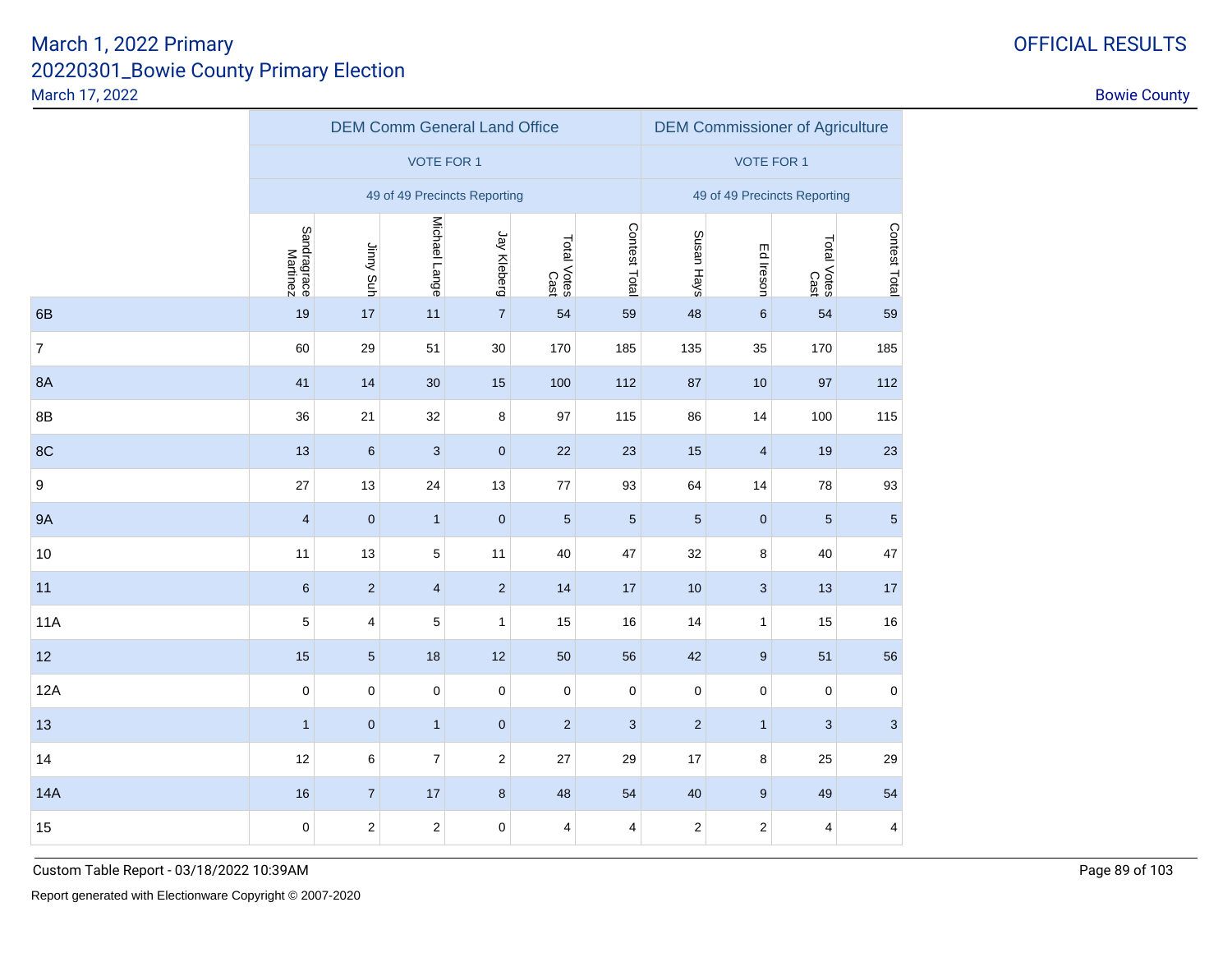March 1, 2022 Primary
20220301_Bowie County Primary Election
March 17, 2022

OFFICIAL RESULTS

Bowie County

| | DEM Comm General Land Office | | | | | | DEM Commissioner of Agriculture | | | |
|---|---|---|---|---|---|---|---|---|---|---|
| | VOTE FOR 1 | | | | | | VOTE FOR 1 | | | |
| | 49 of 49 Precincts Reporting | | | | | | 49 of 49 Precincts Reporting | | | |
| | Sandragrace Martinez | Jinny Suh | Michael Lange | Jay Kleberg | Total Votes Cast | Contest Total | Susan Hays | Ed Ireson | Total Votes Cast | Contest Total |
| 6B | 19 | 17 | 11 | 7 | 54 | 59 | 48 | 6 | 54 | 59 |
| 7 | 60 | 29 | 51 | 30 | 170 | 185 | 135 | 35 | 170 | 185 |
| 8A | 41 | 14 | 30 | 15 | 100 | 112 | 87 | 10 | 97 | 112 |
| 8B | 36 | 21 | 32 | 8 | 97 | 115 | 86 | 14 | 100 | 115 |
| 8C | 13 | 6 | 3 | 0 | 22 | 23 | 15 | 4 | 19 | 23 |
| 9 | 27 | 13 | 24 | 13 | 77 | 93 | 64 | 14 | 78 | 93 |
| 9A | 4 | 0 | 1 | 0 | 5 | 5 | 5 | 0 | 5 | 5 |
| 10 | 11 | 13 | 5 | 11 | 40 | 47 | 32 | 8 | 40 | 47 |
| 11 | 6 | 2 | 4 | 2 | 14 | 17 | 10 | 3 | 13 | 17 |
| 11A | 5 | 4 | 5 | 1 | 15 | 16 | 14 | 1 | 15 | 16 |
| 12 | 15 | 5 | 18 | 12 | 50 | 56 | 42 | 9 | 51 | 56 |
| 12A | 0 | 0 | 0 | 0 | 0 | 0 | 0 | 0 | 0 | 0 |
| 13 | 1 | 0 | 1 | 0 | 2 | 3 | 2 | 1 | 3 | 3 |
| 14 | 12 | 6 | 7 | 2 | 27 | 29 | 17 | 8 | 25 | 29 |
| 14A | 16 | 7 | 17 | 8 | 48 | 54 | 40 | 9 | 49 | 54 |
| 15 | 0 | 2 | 2 | 0 | 4 | 4 | 2 | 2 | 4 | 4 |

Custom Table Report - 03/18/2022 10:39AM

Report generated with Electionware Copyright © 2007-2020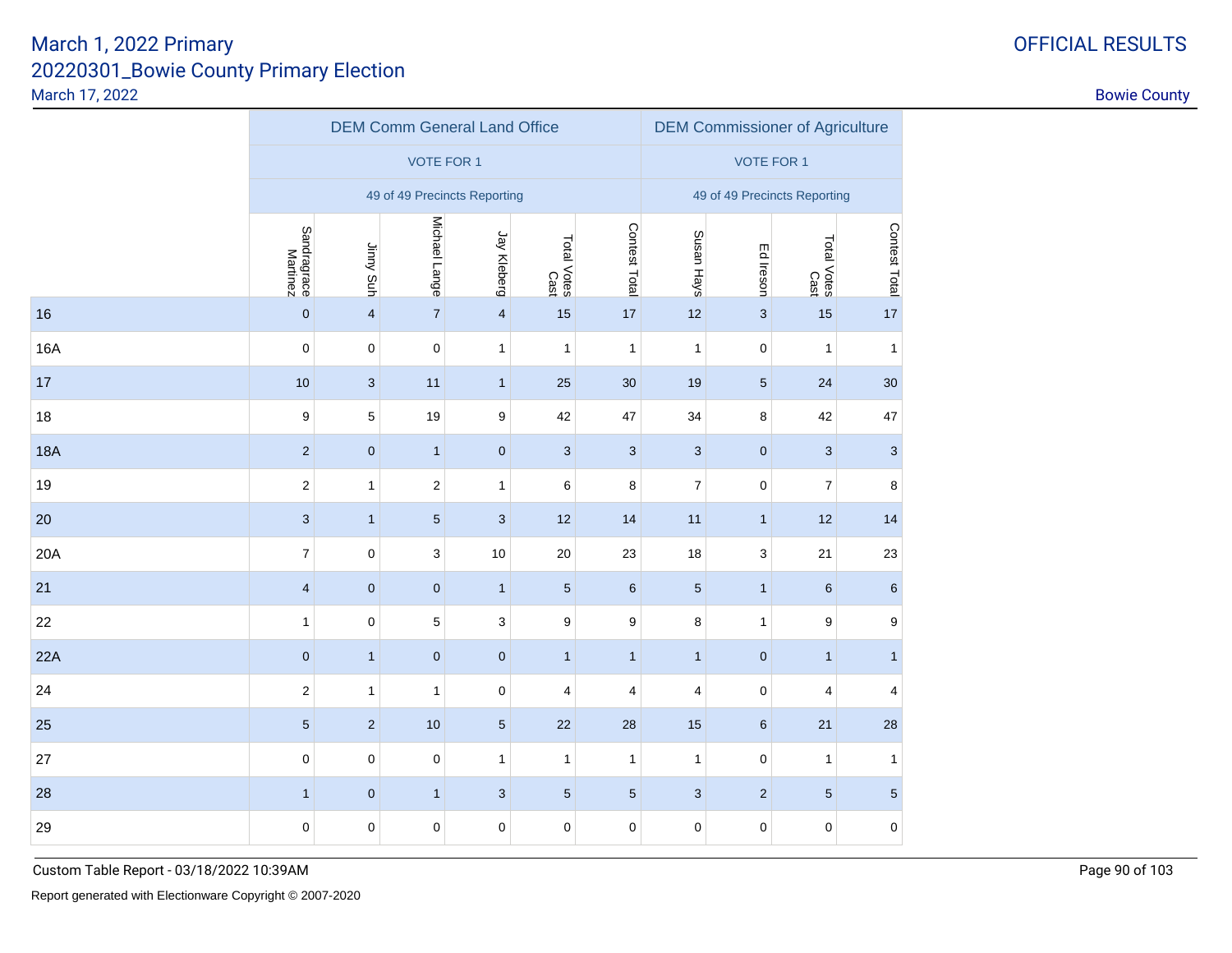# March 1, 2022 Primary
## 20220301_Bowie County Primary Election

March 17, 2022

OFFICIAL RESULTS

Bowie County

| | DEM Comm General Land Office | | | | | | DEM Commissioner of Agriculture | | | |
|---|---|---|---|---|---|---|---|---|---|---|
| | VOTE FOR 1 | | | | | | VOTE FOR 1 | | | |
| | 49 of 49 Precincts Reporting | | | | | | 49 of 49 Precincts Reporting | | | |
| | Sandragrace Martinez | Jinny Suh | Michael Lange | Jay Kleberg | Total Votes Cast | Contest Total | Susan Hays | Ed Ireson | Total Votes Cast | Contest Total |
| 16 | 0 | 4 | 7 | 4 | 15 | 17 | 12 | 3 | 15 | 17 |
| 16A | 0 | 0 | 0 | 1 | 1 | 1 | 1 | 0 | 1 | 1 |
| 17 | 10 | 3 | 11 | 1 | 25 | 30 | 19 | 5 | 24 | 30 |
| 18 | 9 | 5 | 19 | 9 | 42 | 47 | 34 | 8 | 42 | 47 |
| 18A | 2 | 0 | 1 | 0 | 3 | 3 | 3 | 0 | 3 | 3 |
| 19 | 2 | 1 | 2 | 1 | 6 | 8 | 7 | 0 | 7 | 8 |
| 20 | 3 | 1 | 5 | 3 | 12 | 14 | 11 | 1 | 12 | 14 |
| 20A | 7 | 0 | 3 | 10 | 20 | 23 | 18 | 3 | 21 | 23 |
| 21 | 4 | 0 | 0 | 1 | 5 | 6 | 5 | 1 | 6 | 6 |
| 22 | 1 | 0 | 5 | 3 | 9 | 9 | 8 | 1 | 9 | 9 |
| 22A | 0 | 1 | 0 | 0 | 1 | 1 | 1 | 0 | 1 | 1 |
| 24 | 2 | 1 | 1 | 0 | 4 | 4 | 4 | 0 | 4 | 4 |
| 25 | 5 | 2 | 10 | 5 | 22 | 28 | 15 | 6 | 21 | 28 |
| 27 | 0 | 0 | 0 | 1 | 1 | 1 | 1 | 0 | 1 | 1 |
| 28 | 1 | 0 | 1 | 3 | 5 | 5 | 3 | 2 | 5 | 5 |
| 29 | 0 | 0 | 0 | 0 | 0 | 0 | 0 | 0 | 0 | 0 |

Custom Table Report - 03/18/2022 10:39AM

Report generated with Electionware Copyright © 2007-2020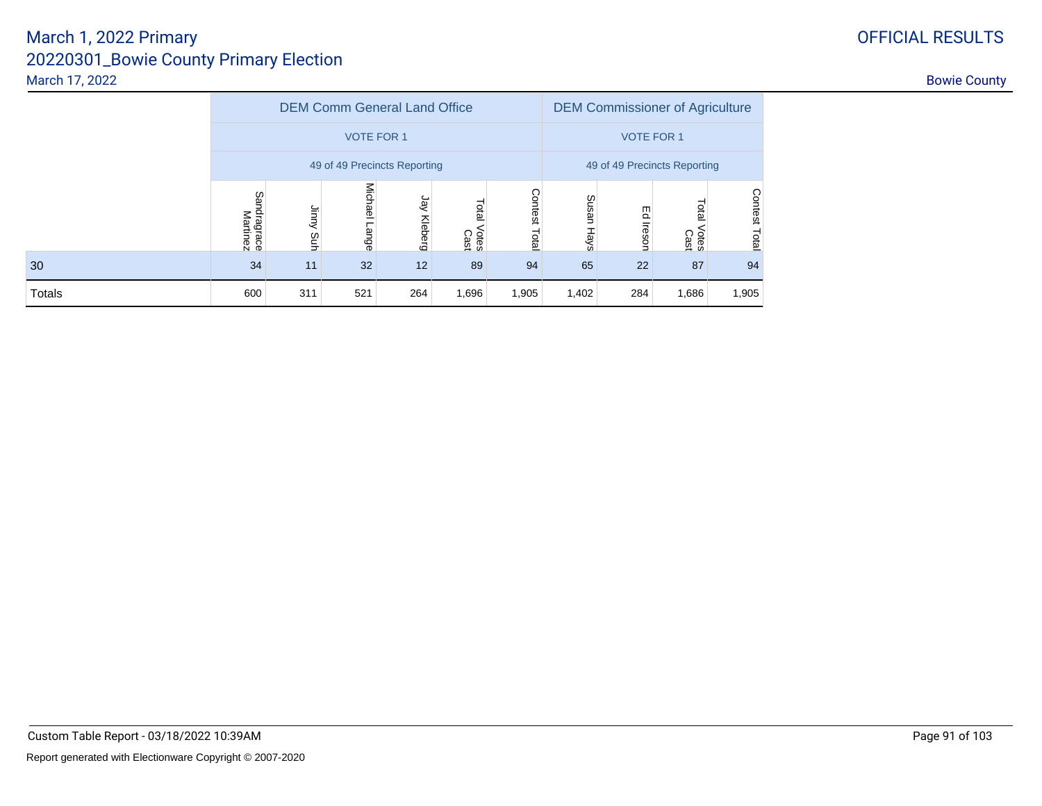# March 1, 2022 Primary

## 20220301_Bowie County Primary Election

March 17, 2022

OFFICIAL RESULTS

Bowie County

| | DEM Comm General Land Office | | | | | | DEM Commissioner of Agriculture | | | |
|---|---|---|---|---|---|---|---|---|---|---|
| | VOTE FOR 1 | | | | | | VOTE FOR 1 | | | |
| | 49 of 49 Precincts Reporting | | | | | | 49 of 49 Precincts Reporting | | | |
| | Sandragrace Martinez | Jinny Suh | Michael Lange | Jay Kleberg | Total Votes Cast | Contest Total | Susan Hays | Ed Ireson | Total Votes Cast | Contest Total |
| 30 | 34 | 11 | 32 | 12 | 89 | 94 | 65 | 22 | 87 | 94 |
| Totals | 600 | 311 | 521 | 264 | 1,696 | 1,905 | 1,402 | 284 | 1,686 | 1,905 |

Custom Table Report - 03/18/2022 10:39AM

Report generated with Electionware Copyright © 2007-2020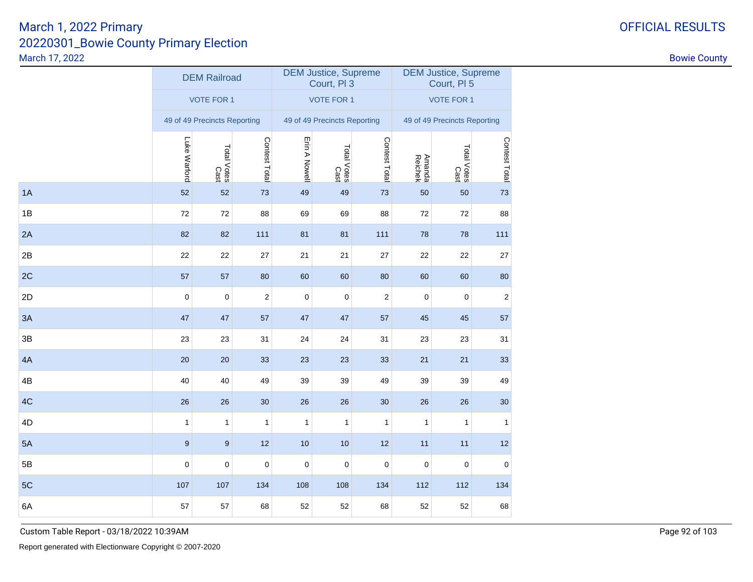# March 1, 2022 Primary

## 20220301_Bowie County Primary Election

March 17, 2022

OFFICIAL RESULTS

Bowie County

| | DEM Railroad | | | DEM Justice, Supreme Court, Pl 3 | | | DEM Justice, Supreme Court, Pl 5 | | |
|---|---|---|---|---|---|---|---|---|---|
| | VOTE FOR 1 | | | VOTE FOR 1 | | | VOTE FOR 1 | | |
| | 49 of 49 Precincts Reporting | | | 49 of 49 Precincts Reporting | | | 49 of 49 Precincts Reporting | | |
| | Luke Warford | Total Votes Cast | Contest Total | Erin A Nowell | Total Votes Cast | Contest Total | Amanda Reichek | Total Votes Cast | Contest Total |
| 1A | 52 | 52 | 73 | 49 | 49 | 73 | 50 | 50 | 73 |
| 1B | 72 | 72 | 88 | 69 | 69 | 88 | 72 | 72 | 88 |
| 2A | 82 | 82 | 111 | 81 | 81 | 111 | 78 | 78 | 111 |
| 2B | 22 | 22 | 27 | 21 | 21 | 27 | 22 | 22 | 27 |
| 2C | 57 | 57 | 80 | 60 | 60 | 80 | 60 | 60 | 80 |
| 2D | 0 | 0 | 2 | 0 | 0 | 2 | 0 | 0 | 2 |
| 3A | 47 | 47 | 57 | 47 | 47 | 57 | 45 | 45 | 57 |
| 3B | 23 | 23 | 31 | 24 | 24 | 31 | 23 | 23 | 31 |
| 4A | 20 | 20 | 33 | 23 | 23 | 33 | 21 | 21 | 33 |
| 4B | 40 | 40 | 49 | 39 | 39 | 49 | 39 | 39 | 49 |
| 4C | 26 | 26 | 30 | 26 | 26 | 30 | 26 | 26 | 30 |
| 4D | 1 | 1 | 1 | 1 | 1 | 1 | 1 | 1 | 1 |
| 5A | 9 | 9 | 12 | 10 | 10 | 12 | 11 | 11 | 12 |
| 5B | 0 | 0 | 0 | 0 | 0 | 0 | 0 | 0 | 0 |
| 5C | 107 | 107 | 134 | 108 | 108 | 134 | 112 | 112 | 134 |
| 6A | 57 | 57 | 68 | 52 | 52 | 68 | 52 | 52 | 68 |

Custom Table Report - 03/18/2022 10:39AM

Report generated with Electionware Copyright © 2007-2020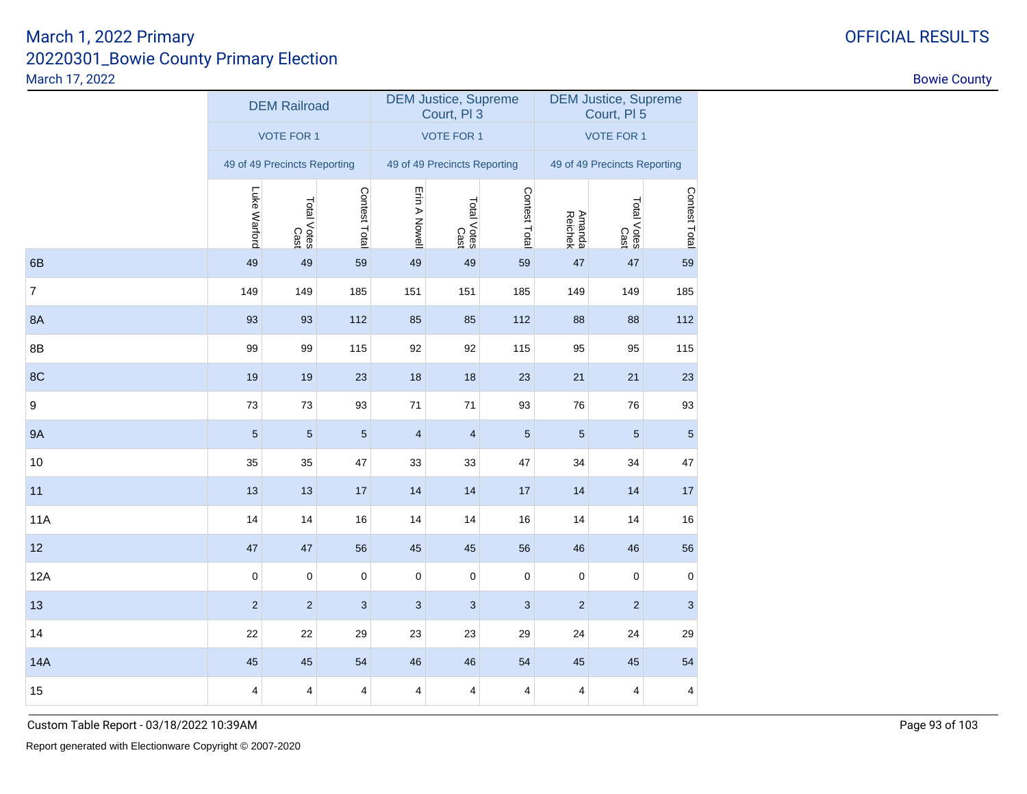# March 1, 2022 Primary
## 20220301_Bowie County Primary Election
March 17, 2022

OFFICIAL RESULTS

Bowie County

| | DEM Railroad | | | DEM Justice, Supreme Court, Pl 3 | | | DEM Justice, Supreme Court, Pl 5 | | |
|---|---|---|---|---|---|---|---|---|---|
| | VOTE FOR 1 | | | VOTE FOR 1 | | | VOTE FOR 1 | | |
| | 49 of 49 Precincts Reporting | | | 49 of 49 Precincts Reporting | | | 49 of 49 Precincts Reporting | | |
| | Luke Warford | Total Votes Cast | Contest Total | Erin A Nowell | Total Votes Cast | Contest Total | Amanda Reichek | Total Votes Cast | Contest Total |
| 6B | 49 | 49 | 59 | 49 | 49 | 59 | 47 | 47 | 59 |
| 7 | 149 | 149 | 185 | 151 | 151 | 185 | 149 | 149 | 185 |
| 8A | 93 | 93 | 112 | 85 | 85 | 112 | 88 | 88 | 112 |
| 8B | 99 | 99 | 115 | 92 | 92 | 115 | 95 | 95 | 115 |
| 8C | 19 | 19 | 23 | 18 | 18 | 23 | 21 | 21 | 23 |
| 9 | 73 | 73 | 93 | 71 | 71 | 93 | 76 | 76 | 93 |
| 9A | 5 | 5 | 5 | 4 | 4 | 5 | 5 | 5 | 5 |
| 10 | 35 | 35 | 47 | 33 | 33 | 47 | 34 | 34 | 47 |
| 11 | 13 | 13 | 17 | 14 | 14 | 17 | 14 | 14 | 17 |
| 11A | 14 | 14 | 16 | 14 | 14 | 16 | 14 | 14 | 16 |
| 12 | 47 | 47 | 56 | 45 | 45 | 56 | 46 | 46 | 56 |
| 12A | 0 | 0 | 0 | 0 | 0 | 0 | 0 | 0 | 0 |
| 13 | 2 | 2 | 3 | 3 | 3 | 3 | 2 | 2 | 3 |
| 14 | 22 | 22 | 29 | 23 | 23 | 29 | 24 | 24 | 29 |
| 14A | 45 | 45 | 54 | 46 | 46 | 54 | 45 | 45 | 54 |
| 15 | 4 | 4 | 4 | 4 | 4 | 4 | 4 | 4 | 4 |

Custom Table Report - 03/18/2022 10:39AM

Report generated with Electionware Copyright © 2007-2020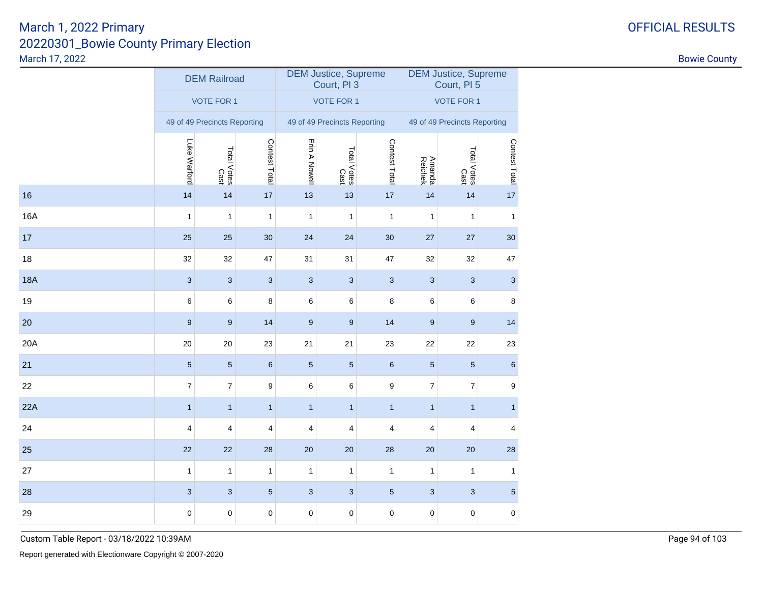| | DEM Railroad | | | DEM Justice, Supreme Court, Pl 3 | | | DEM Justice, Supreme Court, Pl 5 | | |
|---|---|---|---|---|---|---|---|---|---|
| | VOTE FOR 1 | | | VOTE FOR 1 | | | VOTE FOR 1 | | |
| | 49 of 49 Precincts Reporting | | | 49 of 49 Precincts Reporting | | | 49 of 49 Precincts Reporting | | |
| | Luke Warford | Total Votes Cast | Contest Total | Erin A Nowell | Total Votes Cast | Contest Total | Amanda Reichek | Total Votes Cast | Contest Total |
| 16 | 14 | 14 | 17 | 13 | 13 | 17 | 14 | 14 | 17 |
| 16A | 1 | 1 | 1 | 1 | 1 | 1 | 1 | 1 | 1 |
| 17 | 25 | 25 | 30 | 24 | 24 | 30 | 27 | 27 | 30 |
| 18 | 32 | 32 | 47 | 31 | 31 | 47 | 32 | 32 | 47 |
| 18A | 3 | 3 | 3 | 3 | 3 | 3 | 3 | 3 | 3 |
| 19 | 6 | 6 | 8 | 6 | 6 | 8 | 6 | 6 | 8 |
| 20 | 9 | 9 | 14 | 9 | 9 | 14 | 9 | 9 | 14 |
| 20A | 20 | 20 | 23 | 21 | 21 | 23 | 22 | 22 | 23 |
| 21 | 5 | 5 | 6 | 5 | 5 | 6 | 5 | 5 | 6 |
| 22 | 7 | 7 | 9 | 6 | 6 | 9 | 7 | 7 | 9 |
| 22A | 1 | 1 | 1 | 1 | 1 | 1 | 1 | 1 | 1 |
| 24 | 4 | 4 | 4 | 4 | 4 | 4 | 4 | 4 | 4 |
| 25 | 22 | 22 | 28 | 20 | 20 | 28 | 20 | 20 | 28 |
| 27 | 1 | 1 | 1 | 1 | 1 | 1 | 1 | 1 | 1 |
| 28 | 3 | 3 | 5 | 3 | 3 | 5 | 3 | 3 | 5 |
| 29 | 0 | 0 | 0 | 0 | 0 | 0 | 0 | 0 | 0 |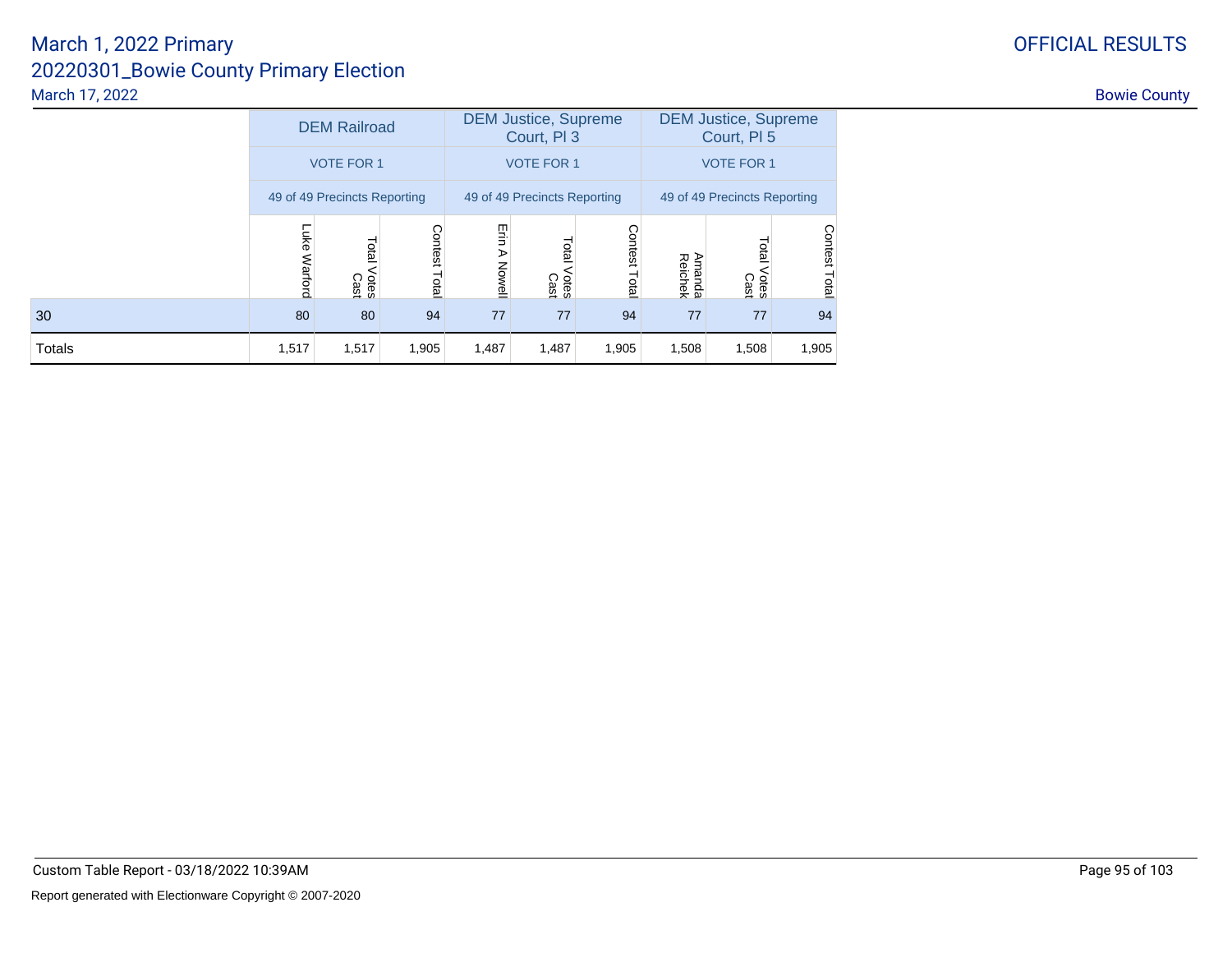# March 1, 2022 Primary

# 20220301_Bowie County Primary Election

March 17, 2022

OFFICIAL RESULTS

Bowie County

| | DEM Railroad | | | DEM Justice, Supreme Court, Pl 3 | | | DEM Justice, Supreme Court, Pl 5 | | |
|---|---|---|---|---|---|---|---|---|---|
| | VOTE FOR 1 | | | VOTE FOR 1 | | | VOTE FOR 1 | | |
| | 49 of 49 Precincts Reporting | | | 49 of 49 Precincts Reporting | | | 49 of 49 Precincts Reporting | | |
| | Luke Warford | Total Votes Cast | Contest Total | Erin A Nowell | Total Votes Cast | Contest Total | Amanda Reichek | Total Votes Cast | Contest Total |
| 30 | 80 | 80 | 94 | 77 | 77 | 94 | 77 | 77 | 94 |
| Totals | 1,517 | 1,517 | 1,905 | 1,487 | 1,487 | 1,905 | 1,508 | 1,508 | 1,905 |

Custom Table Report - 03/18/2022 10:39AM

Report generated with Electionware Copyright © 2007-2020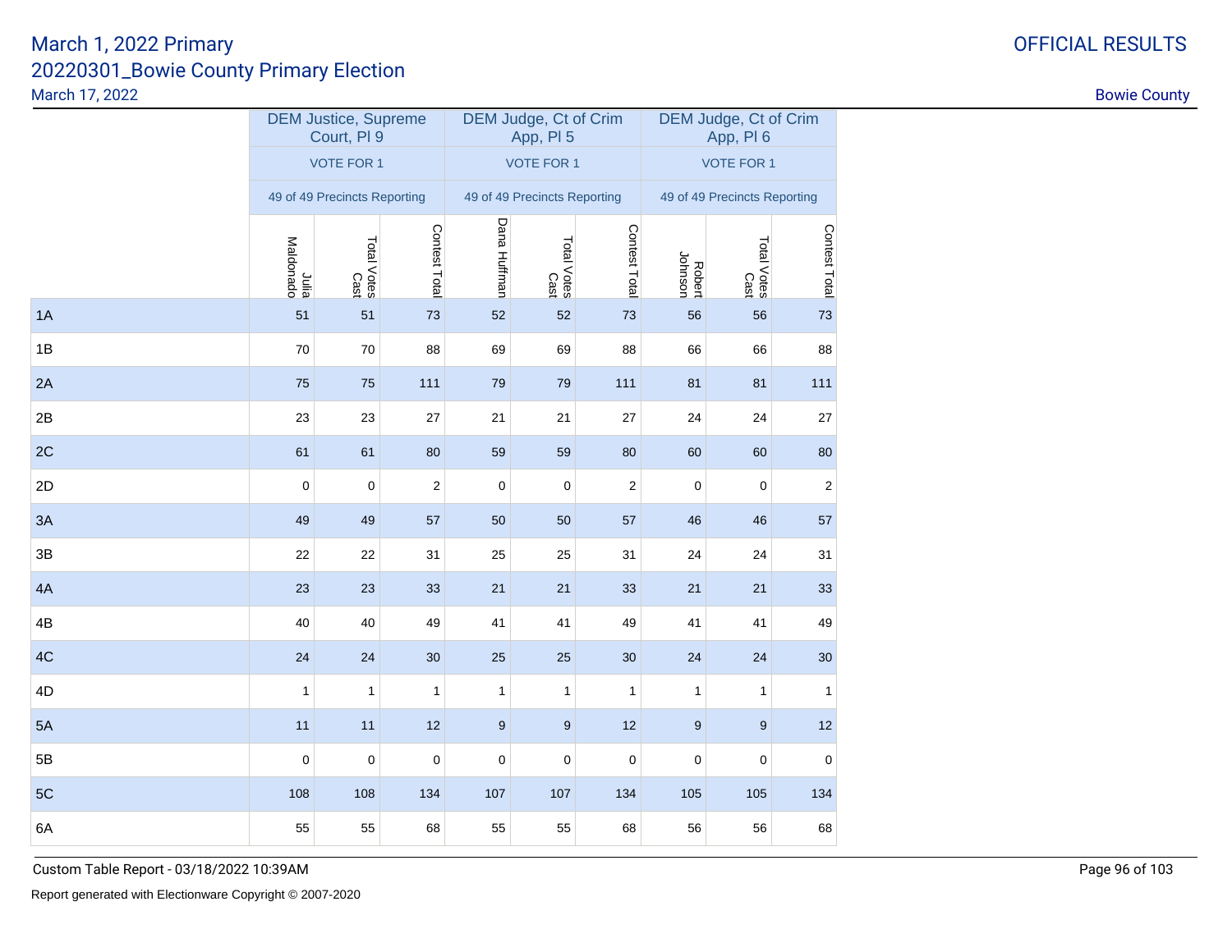March 1, 2022 Primary
20220301_Bowie County Primary Election
March 17, 2022

OFFICIAL RESULTS

Bowie County

| | DEM Justice, Supreme Court, Pl 9 | | | DEM Judge, Ct of Crim App, Pl 5 | | | DEM Judge, Ct of Crim App, Pl 6 | | |
|---|---|---|---|---|---|---|---|---|---|
| | VOTE FOR 1 | | | VOTE FOR 1 | | | VOTE FOR 1 | | |
| | 49 of 49 Precincts Reporting | | | 49 of 49 Precincts Reporting | | | 49 of 49 Precincts Reporting | | |
| | Julia Maldonado | Total Votes Cast | Contest Total | Dana Huffman | Total Votes Cast | Contest Total | Robert Johnson | Total Votes Cast | Contest Total |
| 1A | 51 | 51 | 73 | 52 | 52 | 73 | 56 | 56 | 73 |
| 1B | 70 | 70 | 88 | 69 | 69 | 88 | 66 | 66 | 88 |
| 2A | 75 | 75 | 111 | 79 | 79 | 111 | 81 | 81 | 111 |
| 2B | 23 | 23 | 27 | 21 | 21 | 27 | 24 | 24 | 27 |
| 2C | 61 | 61 | 80 | 59 | 59 | 80 | 60 | 60 | 80 |
| 2D | 0 | 0 | 2 | 0 | 0 | 2 | 0 | 0 | 2 |
| 3A | 49 | 49 | 57 | 50 | 50 | 57 | 46 | 46 | 57 |
| 3B | 22 | 22 | 31 | 25 | 25 | 31 | 24 | 24 | 31 |
| 4A | 23 | 23 | 33 | 21 | 21 | 33 | 21 | 21 | 33 |
| 4B | 40 | 40 | 49 | 41 | 41 | 49 | 41 | 41 | 49 |
| 4C | 24 | 24 | 30 | 25 | 25 | 30 | 24 | 24 | 30 |
| 4D | 1 | 1 | 1 | 1 | 1 | 1 | 1 | 1 | 1 |
| 5A | 11 | 11 | 12 | 9 | 9 | 12 | 9 | 9 | 12 |
| 5B | 0 | 0 | 0 | 0 | 0 | 0 | 0 | 0 | 0 |
| 5C | 108 | 108 | 134 | 107 | 107 | 134 | 105 | 105 | 134 |
| 6A | 55 | 55 | 68 | 55 | 55 | 68 | 56 | 56 | 68 |

Custom Table Report - 03/18/2022 10:39AM

Report generated with Electionware Copyright © 2007-2020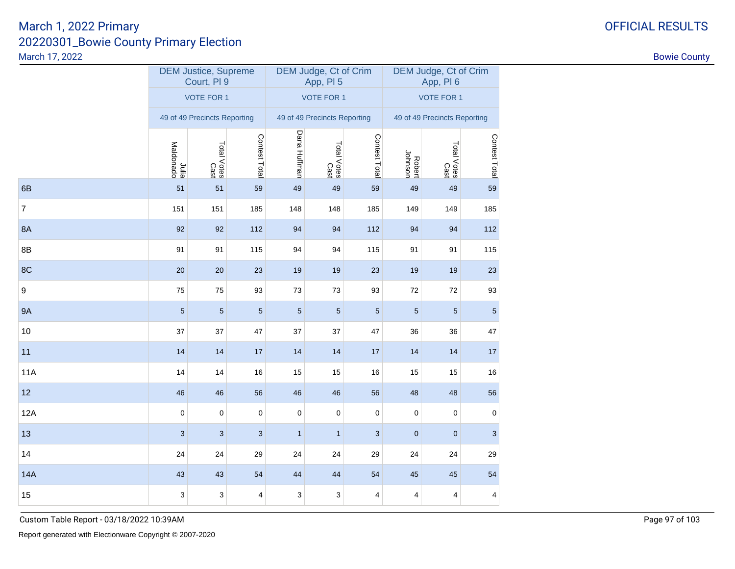March 1, 2022 Primary
20220301_Bowie County Primary Election
March 17, 2022

OFFICIAL RESULTS

Bowie County

| | DEM Justice, Supreme Court, Pl 9 | | | DEM Judge, Ct of Crim App, Pl 5 | | | DEM Judge, Ct of Crim App, Pl 6 | | |
|---|---|---|---|---|---|---|---|---|---|
| | VOTE FOR 1 | | | VOTE FOR 1 | | | VOTE FOR 1 | | |
| | 49 of 49 Precincts Reporting | | | 49 of 49 Precincts Reporting | | | 49 of 49 Precincts Reporting | | |
| | Julia Maldonado | Total Votes Cast | Contest Total | Dana Huffman | Total Votes Cast | Contest Total | Robert Johnson | Total Votes Cast | Contest Total |
| 6B | 51 | 51 | 59 | 49 | 49 | 59 | 49 | 49 | 59 |
| 7 | 151 | 151 | 185 | 148 | 148 | 185 | 149 | 149 | 185 |
| 8A | 92 | 92 | 112 | 94 | 94 | 112 | 94 | 94 | 112 |
| 8B | 91 | 91 | 115 | 94 | 94 | 115 | 91 | 91 | 115 |
| 8C | 20 | 20 | 23 | 19 | 19 | 23 | 19 | 19 | 23 |
| 9 | 75 | 75 | 93 | 73 | 73 | 93 | 72 | 72 | 93 |
| 9A | 5 | 5 | 5 | 5 | 5 | 5 | 5 | 5 | 5 |
| 10 | 37 | 37 | 47 | 37 | 37 | 47 | 36 | 36 | 47 |
| 11 | 14 | 14 | 17 | 14 | 14 | 17 | 14 | 14 | 17 |
| 11A | 14 | 14 | 16 | 15 | 15 | 16 | 15 | 15 | 16 |
| 12 | 46 | 46 | 56 | 46 | 46 | 56 | 48 | 48 | 56 |
| 12A | 0 | 0 | 0 | 0 | 0 | 0 | 0 | 0 | 0 |
| 13 | 3 | 3 | 3 | 1 | 1 | 3 | 0 | 0 | 3 |
| 14 | 24 | 24 | 29 | 24 | 24 | 29 | 24 | 24 | 29 |
| 14A | 43 | 43 | 54 | 44 | 44 | 54 | 45 | 45 | 54 |
| 15 | 3 | 3 | 4 | 3 | 3 | 4 | 4 | 4 | 4 |

Custom Table Report - 03/18/2022 10:39AM

Report generated with Electionware Copyright © 2007-2020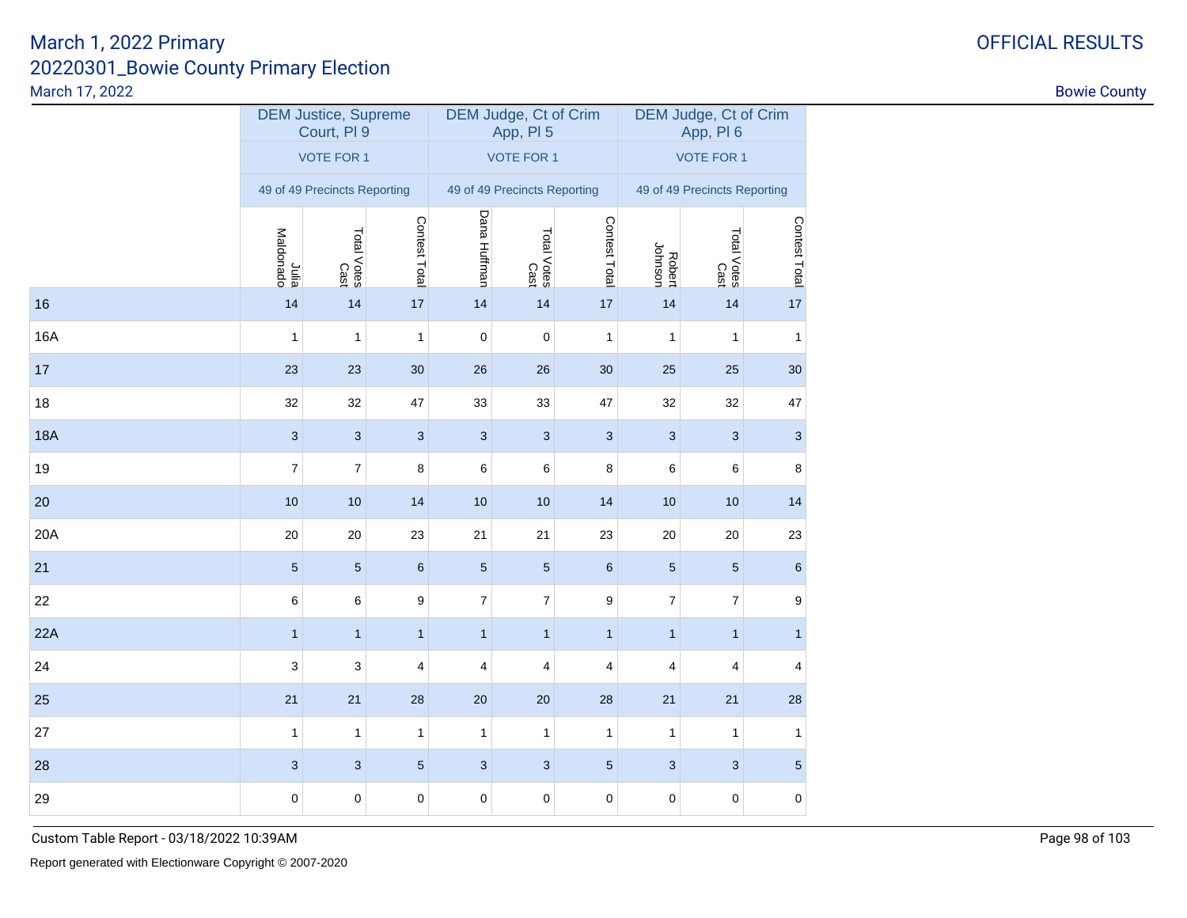| | DEM Justice, Supreme Court, Pl 9 | | | DEM Judge, Ct of Crim App, Pl 5 | | | DEM Judge, Ct of Crim App, Pl 6 | | |
|---|---|---|---|---|---|---|---|---|---|
| | VOTE FOR 1 | | | VOTE FOR 1 | | | VOTE FOR 1 | | |
| | 49 of 49 Precincts Reporting | | | 49 of 49 Precincts Reporting | | | 49 of 49 Precincts Reporting | | |
| | Julia Maldonado | Total Votes Cast | Contest Total | Dana Huffman | Total Votes Cast | Contest Total | Robert Johnson | Total Votes Cast | Contest Total |
| 16 | 14 | 14 | 17 | 14 | 14 | 17 | 14 | 14 | 17 |
| 16A | 1 | 1 | 1 | 0 | 0 | 1 | 1 | 1 | 1 |
| 17 | 23 | 23 | 30 | 26 | 26 | 30 | 25 | 25 | 30 |
| 18 | 32 | 32 | 47 | 33 | 33 | 47 | 32 | 32 | 47 |
| 18A | 3 | 3 | 3 | 3 | 3 | 3 | 3 | 3 | 3 |
| 19 | 7 | 7 | 8 | 6 | 6 | 8 | 6 | 6 | 8 |
| 20 | 10 | 10 | 14 | 10 | 10 | 14 | 10 | 10 | 14 |
| 20A | 20 | 20 | 23 | 21 | 21 | 23 | 20 | 20 | 23 |
| 21 | 5 | 5 | 6 | 5 | 5 | 6 | 5 | 5 | 6 |
| 22 | 6 | 6 | 9 | 7 | 7 | 9 | 7 | 7 | 9 |
| 22A | 1 | 1 | 1 | 1 | 1 | 1 | 1 | 1 | 1 |
| 24 | 3 | 3 | 4 | 4 | 4 | 4 | 4 | 4 | 4 |
| 25 | 21 | 21 | 28 | 20 | 20 | 28 | 21 | 21 | 28 |
| 27 | 1 | 1 | 1 | 1 | 1 | 1 | 1 | 1 | 1 |
| 28 | 3 | 3 | 5 | 3 | 3 | 5 | 3 | 3 | 5 |
| 29 | 0 | 0 | 0 | 0 | 0 | 0 | 0 | 0 | 0 |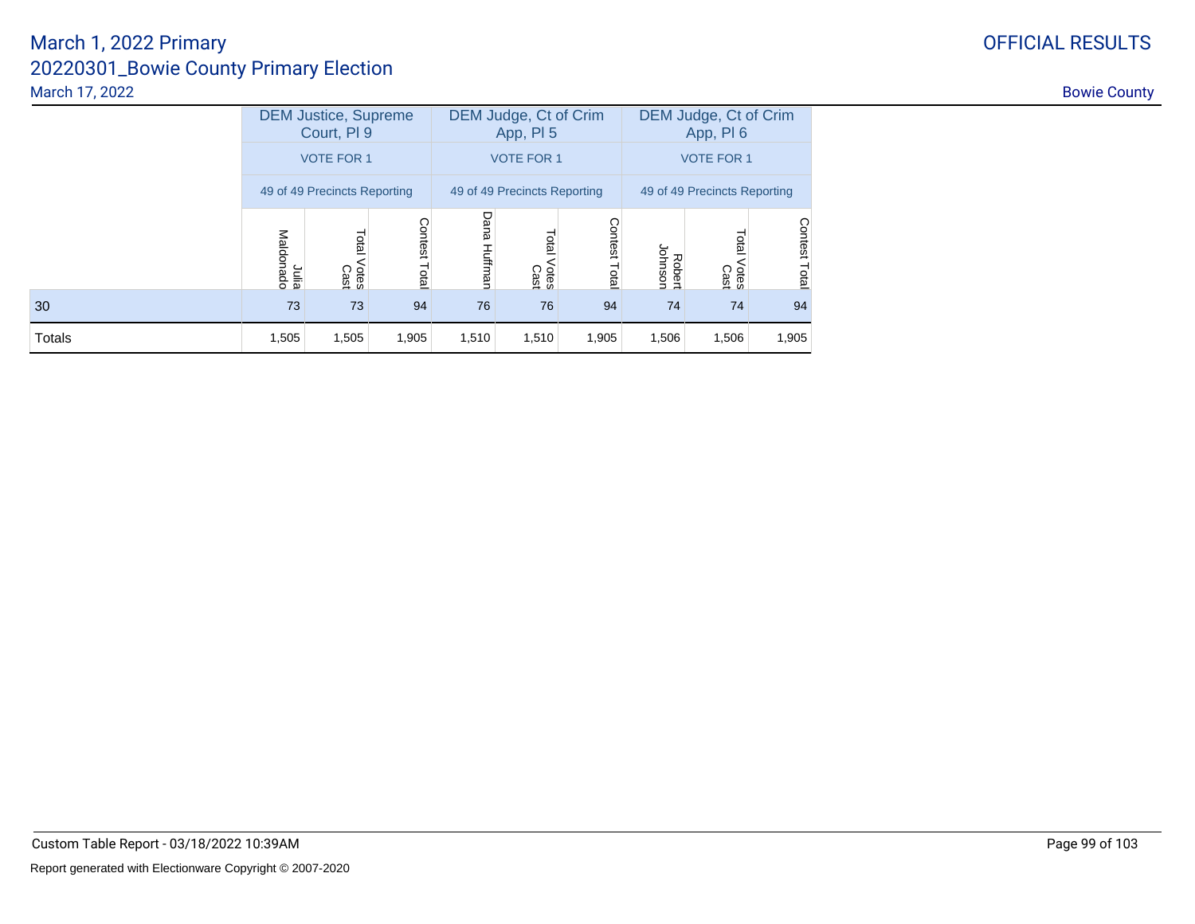# March 1, 2022 Primary

## 20220301_Bowie County Primary Election

March 17, 2022

OFFICIAL RESULTS

Bowie County

| | DEM Justice, Supreme Court, Pl 9 | | | DEM Judge, Ct of Crim App, Pl 5 | | | DEM Judge, Ct of Crim App, Pl 6 | | |
|---|---|---|---|---|---|---|---|---|---|
| | VOTE FOR 1 | | | VOTE FOR 1 | | | VOTE FOR 1 | | |
| | 49 of 49 Precincts Reporting | | | 49 of 49 Precincts Reporting | | | 49 of 49 Precincts Reporting | | |
| | Julia Maldonado | Total Votes Cast | Contest Total | Dana Huffman | Total Votes Cast | Contest Total | Robert Johnson | Total Votes Cast | Contest Total |
| 30 | 73 | 73 | 94 | 76 | 76 | 94 | 74 | 74 | 94 |
| Totals | 1,505 | 1,505 | 1,905 | 1,510 | 1,510 | 1,905 | 1,506 | 1,506 | 1,905 |

Custom Table Report - 03/18/2022 10:39AM

Report generated with Electionware Copyright © 2007-2020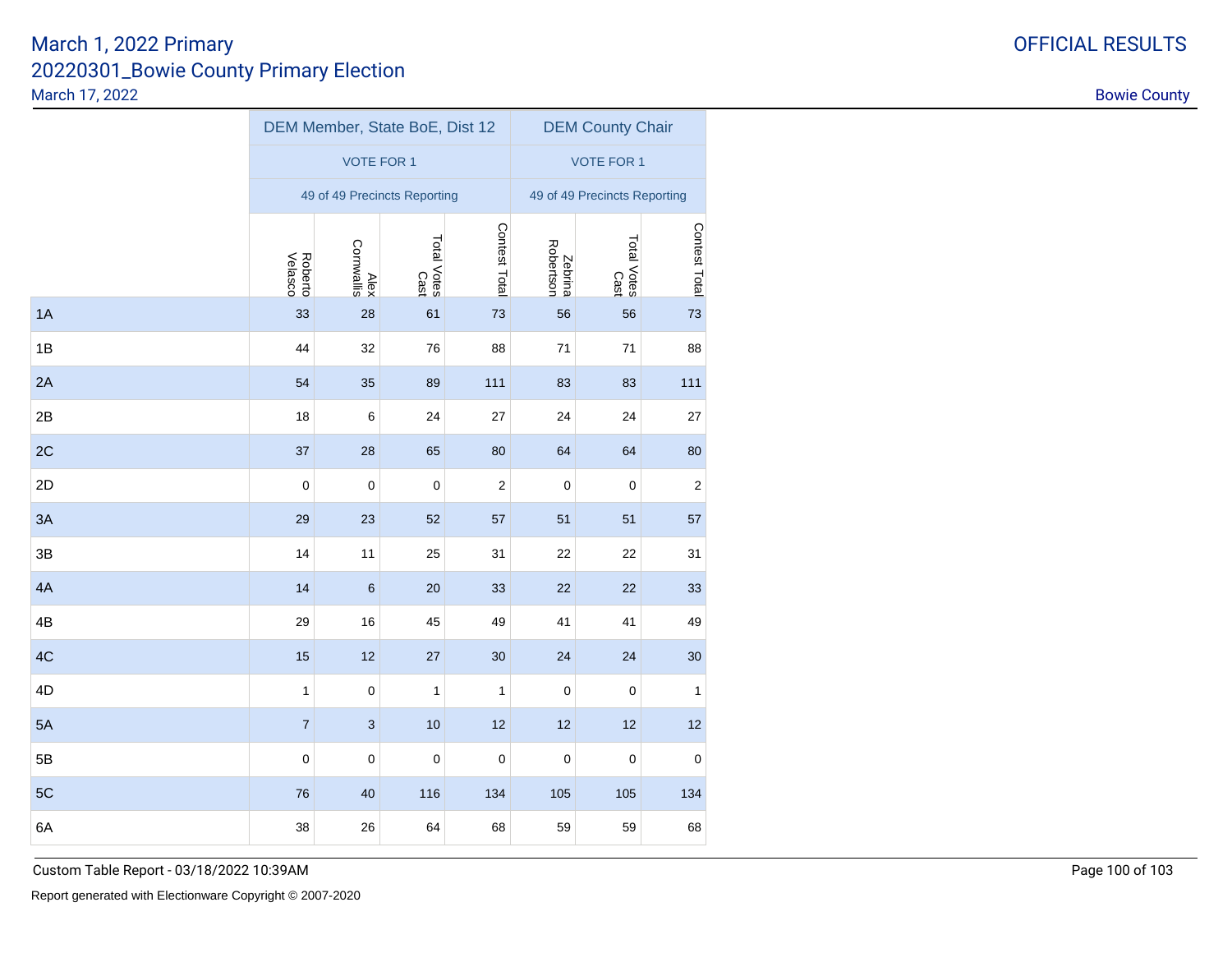# March 1, 2022 Primary
## 20220301_Bowie County Primary Election
March 17, 2022

OFFICIAL RESULTS

Bowie County

| | DEM Member, State BoE, Dist 12 | | | | DEM County Chair | | |
|---|---|---|---|---|---|---|---|
| | VOTE FOR 1 | | | | VOTE FOR 1 | | |
| | 49 of 49 Precincts Reporting | | | | 49 of 49 Precincts Reporting | | |
| | Roberto Velasco | Alex Cornwallis | Total Votes Cast | Contest Total | Zebrina Robertson | Total Votes Cast | Contest Total |
| 1A | 33 | 28 | 61 | 73 | 56 | 56 | 73 |
| 1B | 44 | 32 | 76 | 88 | 71 | 71 | 88 |
| 2A | 54 | 35 | 89 | 111 | 83 | 83 | 111 |
| 2B | 18 | 6 | 24 | 27 | 24 | 24 | 27 |
| 2C | 37 | 28 | 65 | 80 | 64 | 64 | 80 |
| 2D | 0 | 0 | 0 | 2 | 0 | 0 | 2 |
| 3A | 29 | 23 | 52 | 57 | 51 | 51 | 57 |
| 3B | 14 | 11 | 25 | 31 | 22 | 22 | 31 |
| 4A | 14 | 6 | 20 | 33 | 22 | 22 | 33 |
| 4B | 29 | 16 | 45 | 49 | 41 | 41 | 49 |
| 4C | 15 | 12 | 27 | 30 | 24 | 24 | 30 |
| 4D | 1 | 0 | 1 | 1 | 0 | 0 | 1 |
| 5A | 7 | 3 | 10 | 12 | 12 | 12 | 12 |
| 5B | 0 | 0 | 0 | 0 | 0 | 0 | 0 |
| 5C | 76 | 40 | 116 | 134 | 105 | 105 | 134 |
| 6A | 38 | 26 | 64 | 68 | 59 | 59 | 68 |

Custom Table Report - 03/18/2022 10:39AM

Report generated with Electionware Copyright © 2007-2020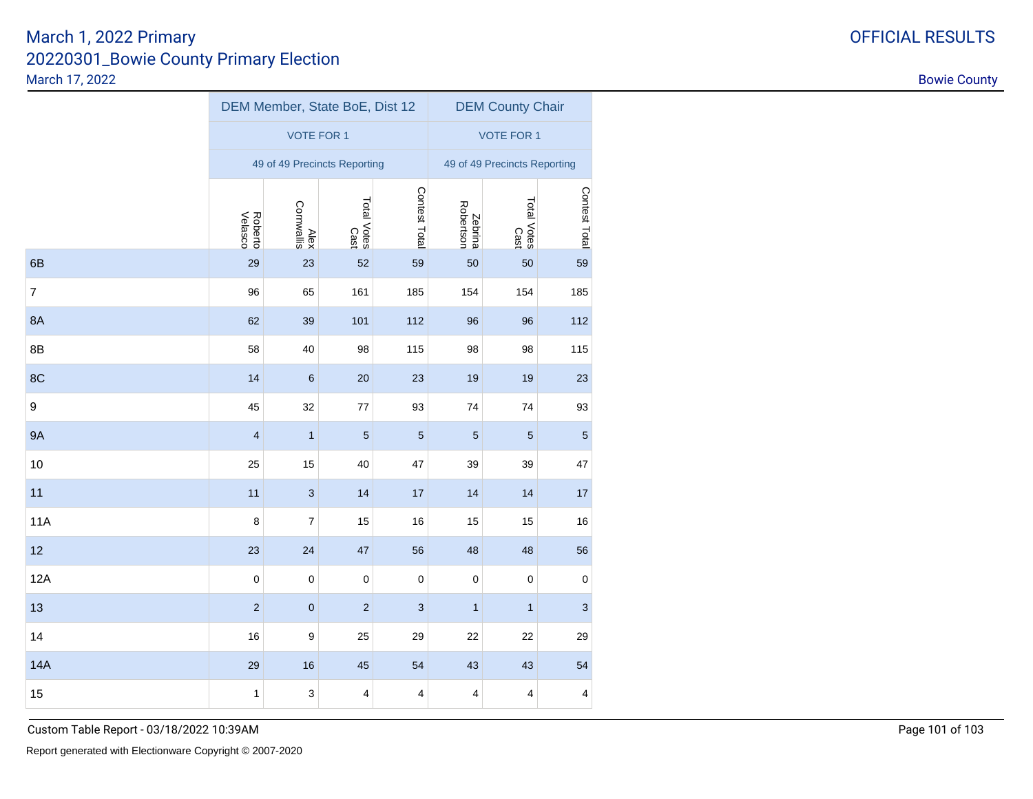# March 1, 2022 Primary
## 20220301_Bowie County Primary Election
March 17, 2022

OFFICIAL RESULTS

Bowie County

| | DEM Member, State BoE, Dist 12 | | | | DEM County Chair | | |
|---|---|---|---|---|---|---|---|
| | VOTE FOR 1 | | | | VOTE FOR 1 | | |
| | 49 of 49 Precincts Reporting | | | | 49 of 49 Precincts Reporting | | |
| | Roberto Velasco | Alex Cornwallis | Total Votes Cast | Contest Total | Zebrina Robertson | Total Votes Cast | Contest Total |
| 6B | 29 | 23 | 52 | 59 | 50 | 50 | 59 |
| 7 | 96 | 65 | 161 | 185 | 154 | 154 | 185 |
| 8A | 62 | 39 | 101 | 112 | 96 | 96 | 112 |
| 8B | 58 | 40 | 98 | 115 | 98 | 98 | 115 |
| 8C | 14 | 6 | 20 | 23 | 19 | 19 | 23 |
| 9 | 45 | 32 | 77 | 93 | 74 | 74 | 93 |
| 9A | 4 | 1 | 5 | 5 | 5 | 5 | 5 |
| 10 | 25 | 15 | 40 | 47 | 39 | 39 | 47 |
| 11 | 11 | 3 | 14 | 17 | 14 | 14 | 17 |
| 11A | 8 | 7 | 15 | 16 | 15 | 15 | 16 |
| 12 | 23 | 24 | 47 | 56 | 48 | 48 | 56 |
| 12A | 0 | 0 | 0 | 0 | 0 | 0 | 0 |
| 13 | 2 | 0 | 2 | 3 | 1 | 1 | 3 |
| 14 | 16 | 9 | 25 | 29 | 22 | 22 | 29 |
| 14A | 29 | 16 | 45 | 54 | 43 | 43 | 54 |
| 15 | 1 | 3 | 4 | 4 | 4 | 4 | 4 |

Custom Table Report - 03/18/2022 10:39AM

Report generated with Electionware Copyright © 2007-2020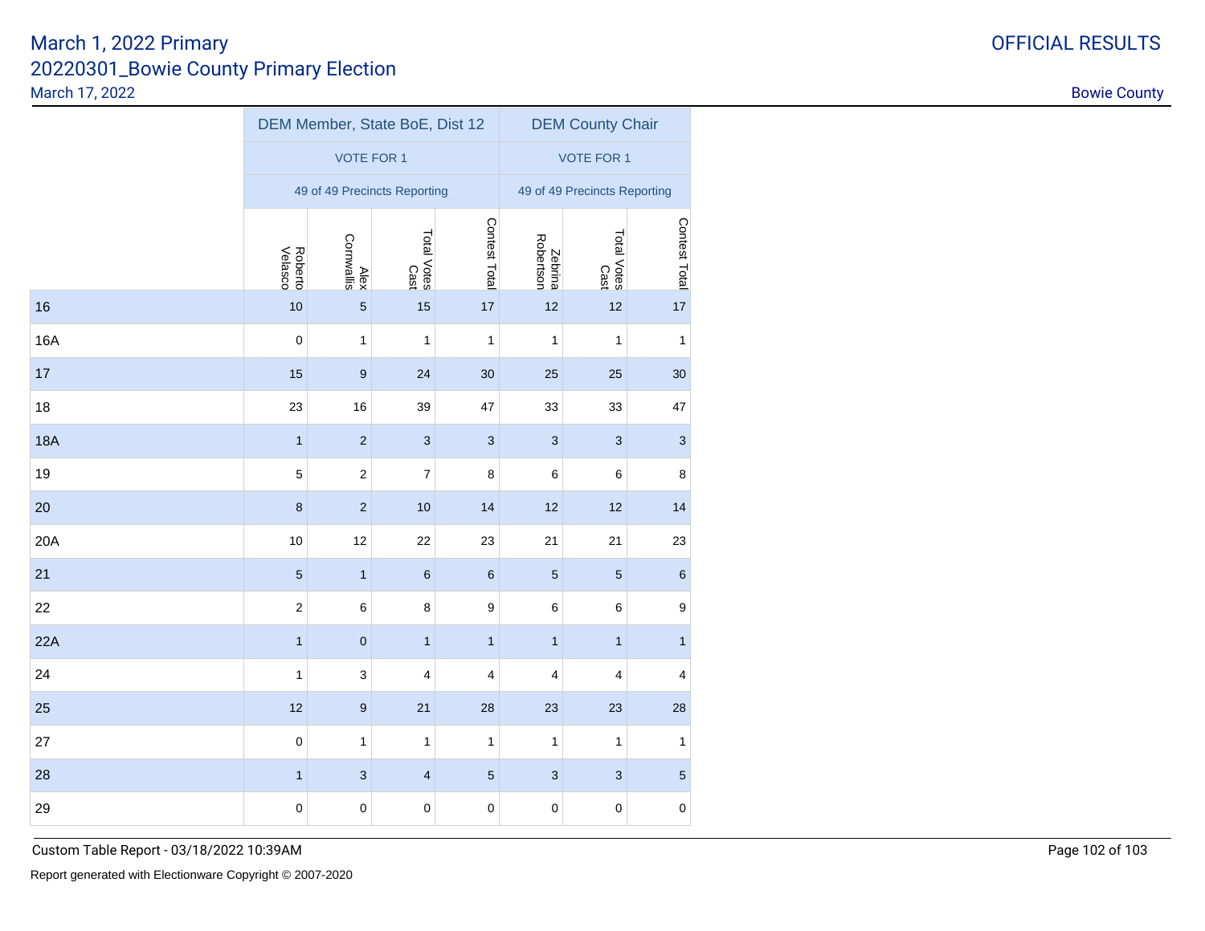# March 1, 2022 Primary
## 20220301_Bowie County Primary Election
March 17, 2022

**OFFICIAL RESULTS**

Bowie County

| | DEM Member, State BoE, Dist 12 | | | | DEM County Chair | | |
|---|---|---|---|---|---|---|---|
| | VOTE FOR 1 | | | | VOTE FOR 1 | | |
| | 49 of 49 Precincts Reporting | | | | 49 of 49 Precincts Reporting | | |
| | Roberto Velasco | Alex Cornwallis | Total Votes Cast | Contest Total | Zebrina Robertson | Total Votes Cast | Contest Total |
| 16 | 10 | 5 | 15 | 17 | 12 | 12 | 17 |
| 16A | 0 | 1 | 1 | 1 | 1 | 1 | 1 |
| 17 | 15 | 9 | 24 | 30 | 25 | 25 | 30 |
| 18 | 23 | 16 | 39 | 47 | 33 | 33 | 47 |
| 18A | 1 | 2 | 3 | 3 | 3 | 3 | 3 |
| 19 | 5 | 2 | 7 | 8 | 6 | 6 | 8 |
| 20 | 8 | 2 | 10 | 14 | 12 | 12 | 14 |
| 20A | 10 | 12 | 22 | 23 | 21 | 21 | 23 |
| 21 | 5 | 1 | 6 | 6 | 5 | 5 | 6 |
| 22 | 2 | 6 | 8 | 9 | 6 | 6 | 9 |
| 22A | 1 | 0 | 1 | 1 | 1 | 1 | 1 |
| 24 | 1 | 3 | 4 | 4 | 4 | 4 | 4 |
| 25 | 12 | 9 | 21 | 28 | 23 | 23 | 28 |
| 27 | 0 | 1 | 1 | 1 | 1 | 1 | 1 |
| 28 | 1 | 3 | 4 | 5 | 3 | 3 | 5 |
| 29 | 0 | 0 | 0 | 0 | 0 | 0 | 0 |

Custom Table Report - 03/18/2022 10:39AM

Report generated with Electionware Copyright © 2007-2020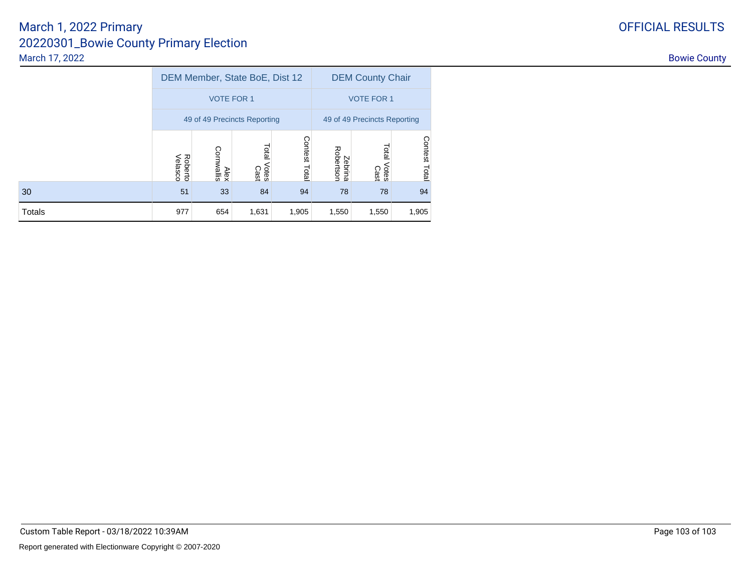March 1, 2022 Primary
20220301_Bowie County Primary Election
March 17, 2022

OFFICIAL RESULTS

Bowie County

| | DEM Member, State BoE, Dist 12 | | | | DEM County Chair | | |
|---|---|---|---|---|---|---|---|
| | VOTE FOR 1 | | | | VOTE FOR 1 | | |
| | 49 of 49 Precincts Reporting | | | | 49 of 49 Precincts Reporting | | |
| | Roberto Velasco | Alex Cornwallis | Total Votes Cast | Contest Total | Zebrina Robertson | Total Votes Cast | Contest Total |
| 30 | 51 | 33 | 84 | 94 | 78 | 78 | 94 |
| Totals | 977 | 654 | 1,631 | 1,905 | 1,550 | 1,550 | 1,905 |

Custom Table Report - 03/18/2022 10:39AM

Report generated with Electionware Copyright © 2007-2020